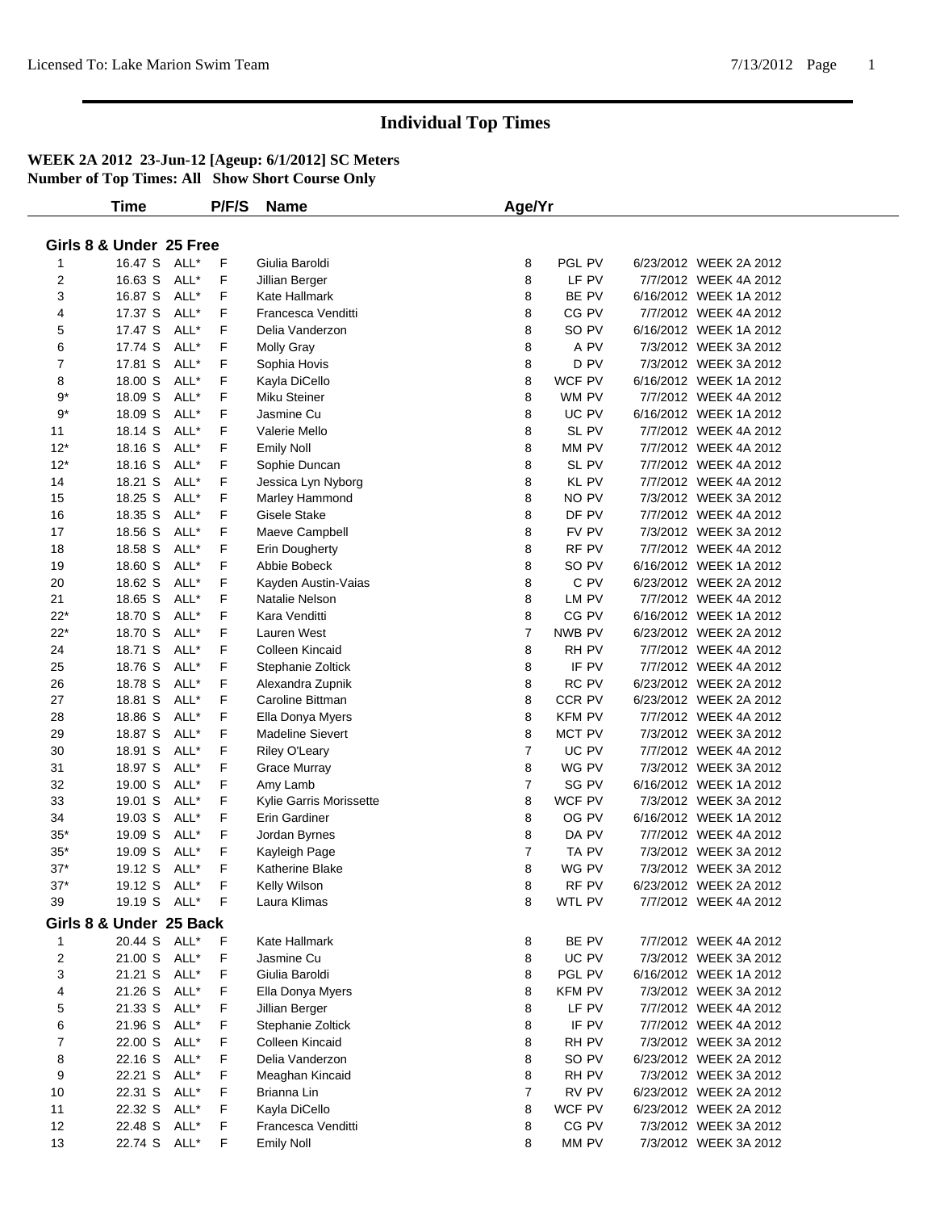# Individual Top Times

**WEEK 2A 2012 23-Jun-12 [Ageup: 6/1/2012] SC Meters**
**Number of Top Times: All Show Short Course Only**

## Girls 8 & Under 25 Free

| | Time | | P/F/S | Name | Age/Yr | Team | | Date | Meet |
|---|---|---|---|---|---|---|---|---|---|
| 1 | 16.47 S | ALL* | F | Giulia Baroldi | 8 | PGL | PV | 6/23/2012 | WEEK 2A 2012 |
| 2 | 16.63 S | ALL* | F | Jillian Berger | 8 | LF | PV | 7/7/2012 | WEEK 4A 2012 |
| 3 | 16.87 S | ALL* | F | Kate Hallmark | 8 | BE | PV | 6/16/2012 | WEEK 1A 2012 |
| 4 | 17.37 S | ALL* | F | Francesca Venditti | 8 | CG | PV | 7/7/2012 | WEEK 4A 2012 |
| 5 | 17.47 S | ALL* | F | Delia Vanderzon | 8 | SO | PV | 6/16/2012 | WEEK 1A 2012 |
| 6 | 17.74 S | ALL* | F | Molly Gray | 8 | A | PV | 7/3/2012 | WEEK 3A 2012 |
| 7 | 17.81 S | ALL* | F | Sophia Hovis | 8 | D | PV | 7/3/2012 | WEEK 3A 2012 |
| 8 | 18.00 S | ALL* | F | Kayla DiCello | 8 | WCF | PV | 6/16/2012 | WEEK 1A 2012 |
| 9* | 18.09 S | ALL* | F | Miku Steiner | 8 | WM | PV | 7/7/2012 | WEEK 4A 2012 |
| 9* | 18.09 S | ALL* | F | Jasmine Cu | 8 | UC | PV | 6/16/2012 | WEEK 1A 2012 |
| 11 | 18.14 S | ALL* | F | Valerie Mello | 8 | SL | PV | 7/7/2012 | WEEK 4A 2012 |
| 12* | 18.16 S | ALL* | F | Emily Noll | 8 | MM | PV | 7/7/2012 | WEEK 4A 2012 |
| 12* | 18.16 S | ALL* | F | Sophie Duncan | 8 | SL | PV | 7/7/2012 | WEEK 4A 2012 |
| 14 | 18.21 S | ALL* | F | Jessica Lyn Nyborg | 8 | KL | PV | 7/7/2012 | WEEK 4A 2012 |
| 15 | 18.25 S | ALL* | F | Marley Hammond | 8 | NO | PV | 7/3/2012 | WEEK 3A 2012 |
| 16 | 18.35 S | ALL* | F | Gisele Stake | 8 | DF | PV | 7/7/2012 | WEEK 4A 2012 |
| 17 | 18.56 S | ALL* | F | Maeve Campbell | 8 | FV | PV | 7/3/2012 | WEEK 3A 2012 |
| 18 | 18.58 S | ALL* | F | Erin Dougherty | 8 | RF | PV | 7/7/2012 | WEEK 4A 2012 |
| 19 | 18.60 S | ALL* | F | Abbie Bobeck | 8 | SO | PV | 6/16/2012 | WEEK 1A 2012 |
| 20 | 18.62 S | ALL* | F | Kayden Austin-Vaias | 8 | C | PV | 6/23/2012 | WEEK 2A 2012 |
| 21 | 18.65 S | ALL* | F | Natalie Nelson | 8 | LM | PV | 7/7/2012 | WEEK 4A 2012 |
| 22* | 18.70 S | ALL* | F | Kara Venditti | 8 | CG | PV | 6/16/2012 | WEEK 1A 2012 |
| 22* | 18.70 S | ALL* | F | Lauren West | 7 | NWB | PV | 6/23/2012 | WEEK 2A 2012 |
| 24 | 18.71 S | ALL* | F | Colleen Kincaid | 8 | RH | PV | 7/7/2012 | WEEK 4A 2012 |
| 25 | 18.76 S | ALL* | F | Stephanie Zoltick | 8 | IF | PV | 7/7/2012 | WEEK 4A 2012 |
| 26 | 18.78 S | ALL* | F | Alexandra Zupnik | 8 | RC | PV | 6/23/2012 | WEEK 2A 2012 |
| 27 | 18.81 S | ALL* | F | Caroline Bittman | 8 | CCR | PV | 6/23/2012 | WEEK 2A 2012 |
| 28 | 18.86 S | ALL* | F | Ella Donya Myers | 8 | KFM | PV | 7/7/2012 | WEEK 4A 2012 |
| 29 | 18.87 S | ALL* | F | Madeline Sievert | 8 | MCT | PV | 7/3/2012 | WEEK 3A 2012 |
| 30 | 18.91 S | ALL* | F | Riley O'Leary | 7 | UC | PV | 7/7/2012 | WEEK 4A 2012 |
| 31 | 18.97 S | ALL* | F | Grace Murray | 8 | WG | PV | 7/3/2012 | WEEK 3A 2012 |
| 32 | 19.00 S | ALL* | F | Amy Lamb | 7 | SG | PV | 6/16/2012 | WEEK 1A 2012 |
| 33 | 19.01 S | ALL* | F | Kylie Garris Morissette | 8 | WCF | PV | 7/3/2012 | WEEK 3A 2012 |
| 34 | 19.03 S | ALL* | F | Erin Gardiner | 8 | OG | PV | 6/16/2012 | WEEK 1A 2012 |
| 35* | 19.09 S | ALL* | F | Jordan Byrnes | 8 | DA | PV | 7/7/2012 | WEEK 4A 2012 |
| 35* | 19.09 S | ALL* | F | Kayleigh Page | 7 | TA | PV | 7/3/2012 | WEEK 3A 2012 |
| 37* | 19.12 S | ALL* | F | Katherine Blake | 8 | WG | PV | 7/3/2012 | WEEK 3A 2012 |
| 37* | 19.12 S | ALL* | F | Kelly Wilson | 8 | RF | PV | 6/23/2012 | WEEK 2A 2012 |
| 39 | 19.19 S | ALL* | F | Laura Klimas | 8 | WTL | PV | 7/7/2012 | WEEK 4A 2012 |

## Girls 8 & Under 25 Back

| | Time | | P/F/S | Name | Age/Yr | Team | | Date | Meet |
|---|---|---|---|---|---|---|---|---|---|
| 1 | 20.44 S | ALL* | F | Kate Hallmark | 8 | BE | PV | 7/7/2012 | WEEK 4A 2012 |
| 2 | 21.00 S | ALL* | F | Jasmine Cu | 8 | UC | PV | 7/3/2012 | WEEK 3A 2012 |
| 3 | 21.21 S | ALL* | F | Giulia Baroldi | 8 | PGL | PV | 6/16/2012 | WEEK 1A 2012 |
| 4 | 21.26 S | ALL* | F | Ella Donya Myers | 8 | KFM | PV | 7/3/2012 | WEEK 3A 2012 |
| 5 | 21.33 S | ALL* | F | Jillian Berger | 8 | LF | PV | 7/7/2012 | WEEK 4A 2012 |
| 6 | 21.96 S | ALL* | F | Stephanie Zoltick | 8 | IF | PV | 7/7/2012 | WEEK 4A 2012 |
| 7 | 22.00 S | ALL* | F | Colleen Kincaid | 8 | RH | PV | 7/3/2012 | WEEK 3A 2012 |
| 8 | 22.16 S | ALL* | F | Delia Vanderzon | 8 | SO | PV | 6/23/2012 | WEEK 2A 2012 |
| 9 | 22.21 S | ALL* | F | Meaghan Kincaid | 8 | RH | PV | 7/3/2012 | WEEK 3A 2012 |
| 10 | 22.31 S | ALL* | F | Brianna Lin | 7 | RV | PV | 6/23/2012 | WEEK 2A 2012 |
| 11 | 22.32 S | ALL* | F | Kayla DiCello | 8 | WCF | PV | 6/23/2012 | WEEK 2A 2012 |
| 12 | 22.48 S | ALL* | F | Francesca Venditti | 8 | CG | PV | 7/3/2012 | WEEK 3A 2012 |
| 13 | 22.74 S | ALL* | F | Emily Noll | 8 | MM | PV | 7/3/2012 | WEEK 3A 2012 |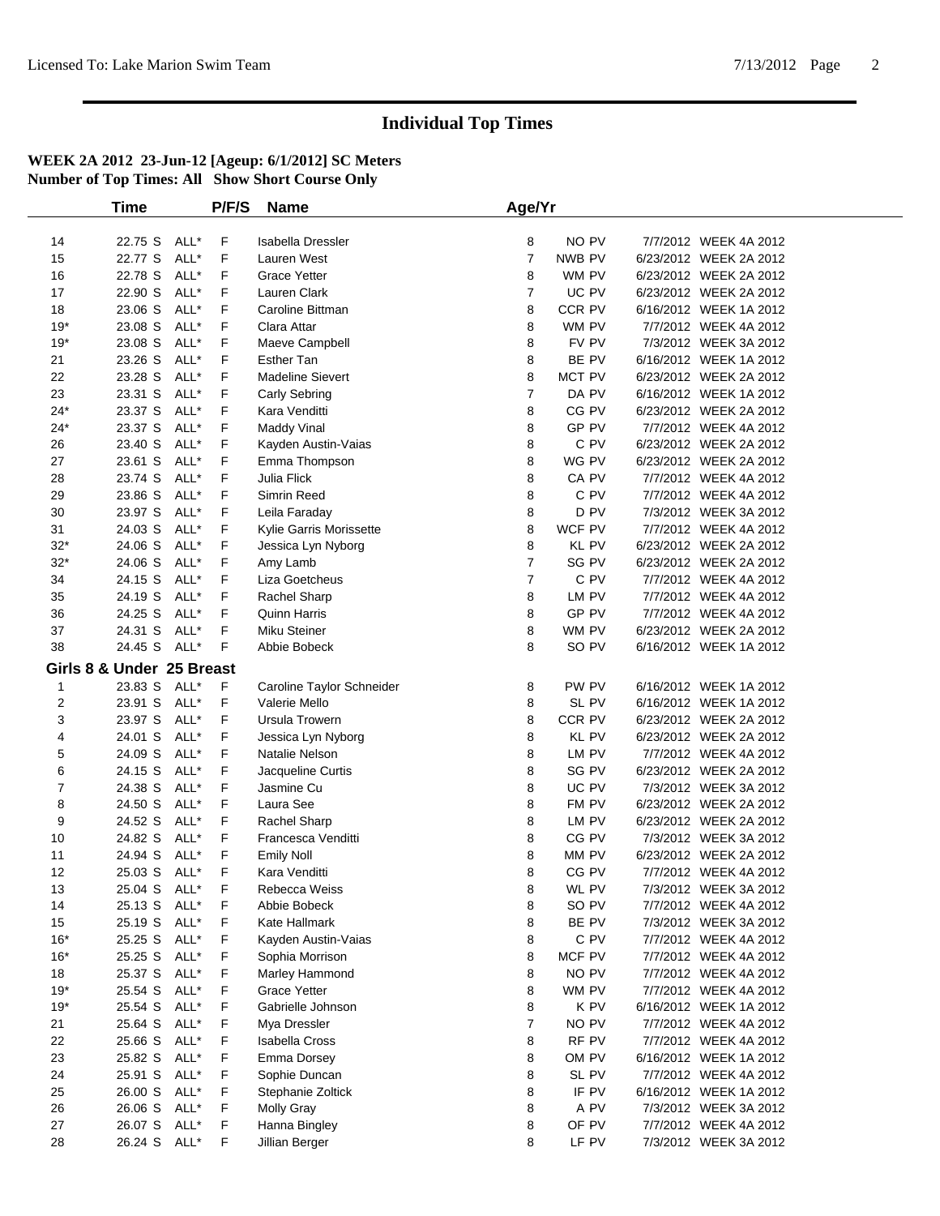# Individual Top Times

**WEEK 2A 2012 23-Jun-12 [Ageup: 6/1/2012] SC Meters**
**Number of Top Times: All Show Short Course Only**

| | Time | | P/F/S | Name | Age/Yr | | | |
|---|---|---|---|---|---|---|---|---|
| 14 | 22.75 S | ALL* | F | Isabella Dressler | 8 | NO PV | 7/7/2012 | WEEK 4A 2012 |
| 15 | 22.77 S | ALL* | F | Lauren West | 7 | NWB PV | 6/23/2012 | WEEK 2A 2012 |
| 16 | 22.78 S | ALL* | F | Grace Yetter | 8 | WM PV | 6/23/2012 | WEEK 2A 2012 |
| 17 | 22.90 S | ALL* | F | Lauren Clark | 7 | UC PV | 6/23/2012 | WEEK 2A 2012 |
| 18 | 23.06 S | ALL* | F | Caroline Bittman | 8 | CCR PV | 6/16/2012 | WEEK 1A 2012 |
| 19* | 23.08 S | ALL* | F | Clara Attar | 8 | WM PV | 7/7/2012 | WEEK 4A 2012 |
| 19* | 23.08 S | ALL* | F | Maeve Campbell | 8 | FV PV | 7/3/2012 | WEEK 3A 2012 |
| 21 | 23.26 S | ALL* | F | Esther Tan | 8 | BE PV | 6/16/2012 | WEEK 1A 2012 |
| 22 | 23.28 S | ALL* | F | Madeline Sievert | 8 | MCT PV | 6/23/2012 | WEEK 2A 2012 |
| 23 | 23.31 S | ALL* | F | Carly Sebring | 7 | DA PV | 6/16/2012 | WEEK 1A 2012 |
| 24* | 23.37 S | ALL* | F | Kara Venditti | 8 | CG PV | 6/23/2012 | WEEK 2A 2012 |
| 24* | 23.37 S | ALL* | F | Maddy Vinal | 8 | GP PV | 7/7/2012 | WEEK 4A 2012 |
| 26 | 23.40 S | ALL* | F | Kayden Austin-Vaias | 8 | C PV | 6/23/2012 | WEEK 2A 2012 |
| 27 | 23.61 S | ALL* | F | Emma Thompson | 8 | WG PV | 6/23/2012 | WEEK 2A 2012 |
| 28 | 23.74 S | ALL* | F | Julia Flick | 8 | CA PV | 7/7/2012 | WEEK 4A 2012 |
| 29 | 23.86 S | ALL* | F | Simrin Reed | 8 | C PV | 7/7/2012 | WEEK 4A 2012 |
| 30 | 23.97 S | ALL* | F | Leila Faraday | 8 | D PV | 7/3/2012 | WEEK 3A 2012 |
| 31 | 24.03 S | ALL* | F | Kylie Garris Morissette | 8 | WCF PV | 7/7/2012 | WEEK 4A 2012 |
| 32* | 24.06 S | ALL* | F | Jessica Lyn Nyborg | 8 | KL PV | 6/23/2012 | WEEK 2A 2012 |
| 32* | 24.06 S | ALL* | F | Amy Lamb | 7 | SG PV | 6/23/2012 | WEEK 2A 2012 |
| 34 | 24.15 S | ALL* | F | Liza Goetcheus | 7 | C PV | 7/7/2012 | WEEK 4A 2012 |
| 35 | 24.19 S | ALL* | F | Rachel Sharp | 8 | LM PV | 7/7/2012 | WEEK 4A 2012 |
| 36 | 24.25 S | ALL* | F | Quinn Harris | 8 | GP PV | 7/7/2012 | WEEK 4A 2012 |
| 37 | 24.31 S | ALL* | F | Miku Steiner | 8 | WM PV | 6/23/2012 | WEEK 2A 2012 |
| 38 | 24.45 S | ALL* | F | Abbie Bobeck | 8 | SO PV | 6/16/2012 | WEEK 1A 2012 |

**Girls 8 & Under 25 Breast**

| | Time | | P/F/S | Name | Age/Yr | | | |
|---|---|---|---|---|---|---|---|---|
| 1 | 23.83 S | ALL* | F | Caroline Taylor Schneider | 8 | PW PV | 6/16/2012 | WEEK 1A 2012 |
| 2 | 23.91 S | ALL* | F | Valerie Mello | 8 | SL PV | 6/16/2012 | WEEK 1A 2012 |
| 3 | 23.97 S | ALL* | F | Ursula Trowern | 8 | CCR PV | 6/23/2012 | WEEK 2A 2012 |
| 4 | 24.01 S | ALL* | F | Jessica Lyn Nyborg | 8 | KL PV | 6/23/2012 | WEEK 2A 2012 |
| 5 | 24.09 S | ALL* | F | Natalie Nelson | 8 | LM PV | 7/7/2012 | WEEK 4A 2012 |
| 6 | 24.15 S | ALL* | F | Jacqueline Curtis | 8 | SG PV | 6/23/2012 | WEEK 2A 2012 |
| 7 | 24.38 S | ALL* | F | Jasmine Cu | 8 | UC PV | 7/3/2012 | WEEK 3A 2012 |
| 8 | 24.50 S | ALL* | F | Laura See | 8 | FM PV | 6/23/2012 | WEEK 2A 2012 |
| 9 | 24.52 S | ALL* | F | Rachel Sharp | 8 | LM PV | 6/23/2012 | WEEK 2A 2012 |
| 10 | 24.82 S | ALL* | F | Francesca Venditti | 8 | CG PV | 7/3/2012 | WEEK 3A 2012 |
| 11 | 24.94 S | ALL* | F | Emily Noll | 8 | MM PV | 6/23/2012 | WEEK 2A 2012 |
| 12 | 25.03 S | ALL* | F | Kara Venditti | 8 | CG PV | 7/7/2012 | WEEK 4A 2012 |
| 13 | 25.04 S | ALL* | F | Rebecca Weiss | 8 | WL PV | 7/3/2012 | WEEK 3A 2012 |
| 14 | 25.13 S | ALL* | F | Abbie Bobeck | 8 | SO PV | 7/7/2012 | WEEK 4A 2012 |
| 15 | 25.19 S | ALL* | F | Kate Hallmark | 8 | BE PV | 7/3/2012 | WEEK 3A 2012 |
| 16* | 25.25 S | ALL* | F | Kayden Austin-Vaias | 8 | C PV | 7/7/2012 | WEEK 4A 2012 |
| 16* | 25.25 S | ALL* | F | Sophia Morrison | 8 | MCF PV | 7/7/2012 | WEEK 4A 2012 |
| 18 | 25.37 S | ALL* | F | Marley Hammond | 8 | NO PV | 7/7/2012 | WEEK 4A 2012 |
| 19* | 25.54 S | ALL* | F | Grace Yetter | 8 | WM PV | 7/7/2012 | WEEK 4A 2012 |
| 19* | 25.54 S | ALL* | F | Gabrielle Johnson | 8 | K PV | 6/16/2012 | WEEK 1A 2012 |
| 21 | 25.64 S | ALL* | F | Mya Dressler | 7 | NO PV | 7/7/2012 | WEEK 4A 2012 |
| 22 | 25.66 S | ALL* | F | Isabella Cross | 8 | RF PV | 7/7/2012 | WEEK 4A 2012 |
| 23 | 25.82 S | ALL* | F | Emma Dorsey | 8 | OM PV | 6/16/2012 | WEEK 1A 2012 |
| 24 | 25.91 S | ALL* | F | Sophie Duncan | 8 | SL PV | 7/7/2012 | WEEK 4A 2012 |
| 25 | 26.00 S | ALL* | F | Stephanie Zoltick | 8 | IF PV | 6/16/2012 | WEEK 1A 2012 |
| 26 | 26.06 S | ALL* | F | Molly Gray | 8 | A PV | 7/3/2012 | WEEK 3A 2012 |
| 27 | 26.07 S | ALL* | F | Hanna Bingley | 8 | OF PV | 7/7/2012 | WEEK 4A 2012 |
| 28 | 26.24 S | ALL* | F | Jillian Berger | 8 | LF PV | 7/3/2012 | WEEK 3A 2012 |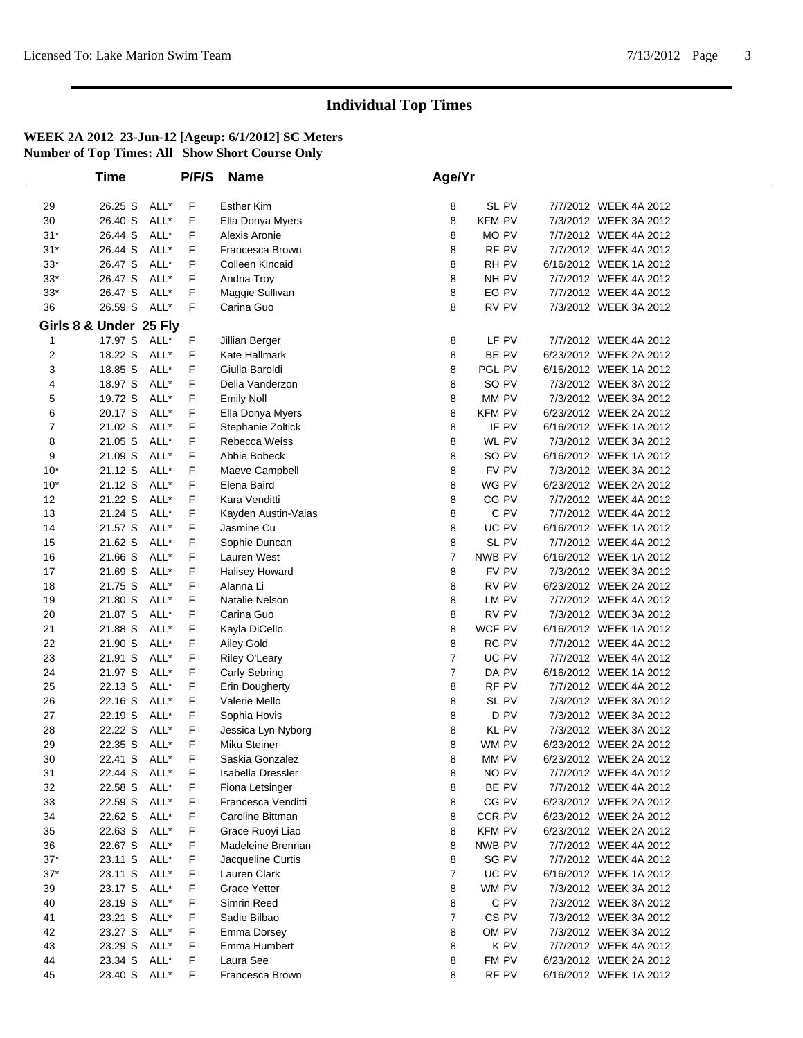# Individual Top Times

**WEEK 2A 2012 23-Jun-12 [Ageup: 6/1/2012] SC Meters**
**Number of Top Times: All Show Short Course Only**

| | Time | | P/F/S | Name | Age/Yr | | | |
|---|---|---|---|---|---|---|---|---|
| 29 | 26.25 S | ALL* | F | Esther Kim | 8 | SL PV | 7/7/2012 | WEEK 4A 2012 |
| 30 | 26.40 S | ALL* | F | Ella Donya Myers | 8 | KFM PV | 7/3/2012 | WEEK 3A 2012 |
| 31* | 26.44 S | ALL* | F | Alexis Aronie | 8 | MO PV | 7/7/2012 | WEEK 4A 2012 |
| 31* | 26.44 S | ALL* | F | Francesca Brown | 8 | RF PV | 7/7/2012 | WEEK 4A 2012 |
| 33* | 26.47 S | ALL* | F | Colleen Kincaid | 8 | RH PV | 6/16/2012 | WEEK 1A 2012 |
| 33* | 26.47 S | ALL* | F | Andria Troy | 8 | NH PV | 7/7/2012 | WEEK 4A 2012 |
| 33* | 26.47 S | ALL* | F | Maggie Sullivan | 8 | EG PV | 7/7/2012 | WEEK 4A 2012 |
| 36 | 26.59 S | ALL* | F | Carina Guo | 8 | RV PV | 7/3/2012 | WEEK 3A 2012 |

**Girls 8 & Under 25 Fly**

| | Time | | P/F/S | Name | Age/Yr | | | |
|---|---|---|---|---|---|---|---|---|
| 1 | 17.97 S | ALL* | F | Jillian Berger | 8 | LF PV | 7/7/2012 | WEEK 4A 2012 |
| 2 | 18.22 S | ALL* | F | Kate Hallmark | 8 | BE PV | 6/23/2012 | WEEK 2A 2012 |
| 3 | 18.85 S | ALL* | F | Giulia Baroldi | 8 | PGL PV | 6/16/2012 | WEEK 1A 2012 |
| 4 | 18.97 S | ALL* | F | Delia Vanderzon | 8 | SO PV | 7/3/2012 | WEEK 3A 2012 |
| 5 | 19.72 S | ALL* | F | Emily Noll | 8 | MM PV | 7/3/2012 | WEEK 3A 2012 |
| 6 | 20.17 S | ALL* | F | Ella Donya Myers | 8 | KFM PV | 6/23/2012 | WEEK 2A 2012 |
| 7 | 21.02 S | ALL* | F | Stephanie Zoltick | 8 | IF PV | 6/16/2012 | WEEK 1A 2012 |
| 8 | 21.05 S | ALL* | F | Rebecca Weiss | 8 | WL PV | 7/3/2012 | WEEK 3A 2012 |
| 9 | 21.09 S | ALL* | F | Abbie Bobeck | 8 | SO PV | 6/16/2012 | WEEK 1A 2012 |
| 10* | 21.12 S | ALL* | F | Maeve Campbell | 8 | FV PV | 7/3/2012 | WEEK 3A 2012 |
| 10* | 21.12 S | ALL* | F | Elena Baird | 8 | WG PV | 6/23/2012 | WEEK 2A 2012 |
| 12 | 21.22 S | ALL* | F | Kara Venditti | 8 | CG PV | 7/7/2012 | WEEK 4A 2012 |
| 13 | 21.24 S | ALL* | F | Kayden Austin-Vaias | 8 | C PV | 7/7/2012 | WEEK 4A 2012 |
| 14 | 21.57 S | ALL* | F | Jasmine Cu | 8 | UC PV | 6/16/2012 | WEEK 1A 2012 |
| 15 | 21.62 S | ALL* | F | Sophie Duncan | 8 | SL PV | 7/7/2012 | WEEK 4A 2012 |
| 16 | 21.66 S | ALL* | F | Lauren West | 7 | NWB PV | 6/16/2012 | WEEK 1A 2012 |
| 17 | 21.69 S | ALL* | F | Halisey Howard | 8 | FV PV | 7/3/2012 | WEEK 3A 2012 |
| 18 | 21.75 S | ALL* | F | Alanna Li | 8 | RV PV | 6/23/2012 | WEEK 2A 2012 |
| 19 | 21.80 S | ALL* | F | Natalie Nelson | 8 | LM PV | 7/7/2012 | WEEK 4A 2012 |
| 20 | 21.87 S | ALL* | F | Carina Guo | 8 | RV PV | 7/3/2012 | WEEK 3A 2012 |
| 21 | 21.88 S | ALL* | F | Kayla DiCello | 8 | WCF PV | 6/16/2012 | WEEK 1A 2012 |
| 22 | 21.90 S | ALL* | F | Ailey Gold | 8 | RC PV | 7/7/2012 | WEEK 4A 2012 |
| 23 | 21.91 S | ALL* | F | Riley O'Leary | 7 | UC PV | 7/7/2012 | WEEK 4A 2012 |
| 24 | 21.97 S | ALL* | F | Carly Sebring | 7 | DA PV | 6/16/2012 | WEEK 1A 2012 |
| 25 | 22.13 S | ALL* | F | Erin Dougherty | 8 | RF PV | 7/7/2012 | WEEK 4A 2012 |
| 26 | 22.16 S | ALL* | F | Valerie Mello | 8 | SL PV | 7/3/2012 | WEEK 3A 2012 |
| 27 | 22.19 S | ALL* | F | Sophia Hovis | 8 | D PV | 7/3/2012 | WEEK 3A 2012 |
| 28 | 22.22 S | ALL* | F | Jessica Lyn Nyborg | 8 | KL PV | 7/3/2012 | WEEK 3A 2012 |
| 29 | 22.35 S | ALL* | F | Miku Steiner | 8 | WM PV | 6/23/2012 | WEEK 2A 2012 |
| 30 | 22.41 S | ALL* | F | Saskia Gonzalez | 8 | MM PV | 6/23/2012 | WEEK 2A 2012 |
| 31 | 22.44 S | ALL* | F | Isabella Dressler | 8 | NO PV | 7/7/2012 | WEEK 4A 2012 |
| 32 | 22.58 S | ALL* | F | Fiona Letsinger | 8 | BE PV | 7/7/2012 | WEEK 4A 2012 |
| 33 | 22.59 S | ALL* | F | Francesca Venditti | 8 | CG PV | 6/23/2012 | WEEK 2A 2012 |
| 34 | 22.62 S | ALL* | F | Caroline Bittman | 8 | CCR PV | 6/23/2012 | WEEK 2A 2012 |
| 35 | 22.63 S | ALL* | F | Grace Ruoyi Liao | 8 | KFM PV | 6/23/2012 | WEEK 2A 2012 |
| 36 | 22.67 S | ALL* | F | Madeleine Brennan | 8 | NWB PV | 7/7/2012 | WEEK 4A 2012 |
| 37* | 23.11 S | ALL* | F | Jacqueline Curtis | 8 | SG PV | 7/7/2012 | WEEK 4A 2012 |
| 37* | 23.11 S | ALL* | F | Lauren Clark | 7 | UC PV | 6/16/2012 | WEEK 1A 2012 |
| 39 | 23.17 S | ALL* | F | Grace Yetter | 8 | WM PV | 7/3/2012 | WEEK 3A 2012 |
| 40 | 23.19 S | ALL* | F | Simrin Reed | 8 | C PV | 7/3/2012 | WEEK 3A 2012 |
| 41 | 23.21 S | ALL* | F | Sadie Bilbao | 7 | CS PV | 7/3/2012 | WEEK 3A 2012 |
| 42 | 23.27 S | ALL* | F | Emma Dorsey | 8 | OM PV | 7/3/2012 | WEEK 3A 2012 |
| 43 | 23.29 S | ALL* | F | Emma Humbert | 8 | K PV | 7/7/2012 | WEEK 4A 2012 |
| 44 | 23.34 S | ALL* | F | Laura See | 8 | FM PV | 6/23/2012 | WEEK 2A 2012 |
| 45 | 23.40 S | ALL* | F | Francesca Brown | 8 | RF PV | 6/16/2012 | WEEK 1A 2012 |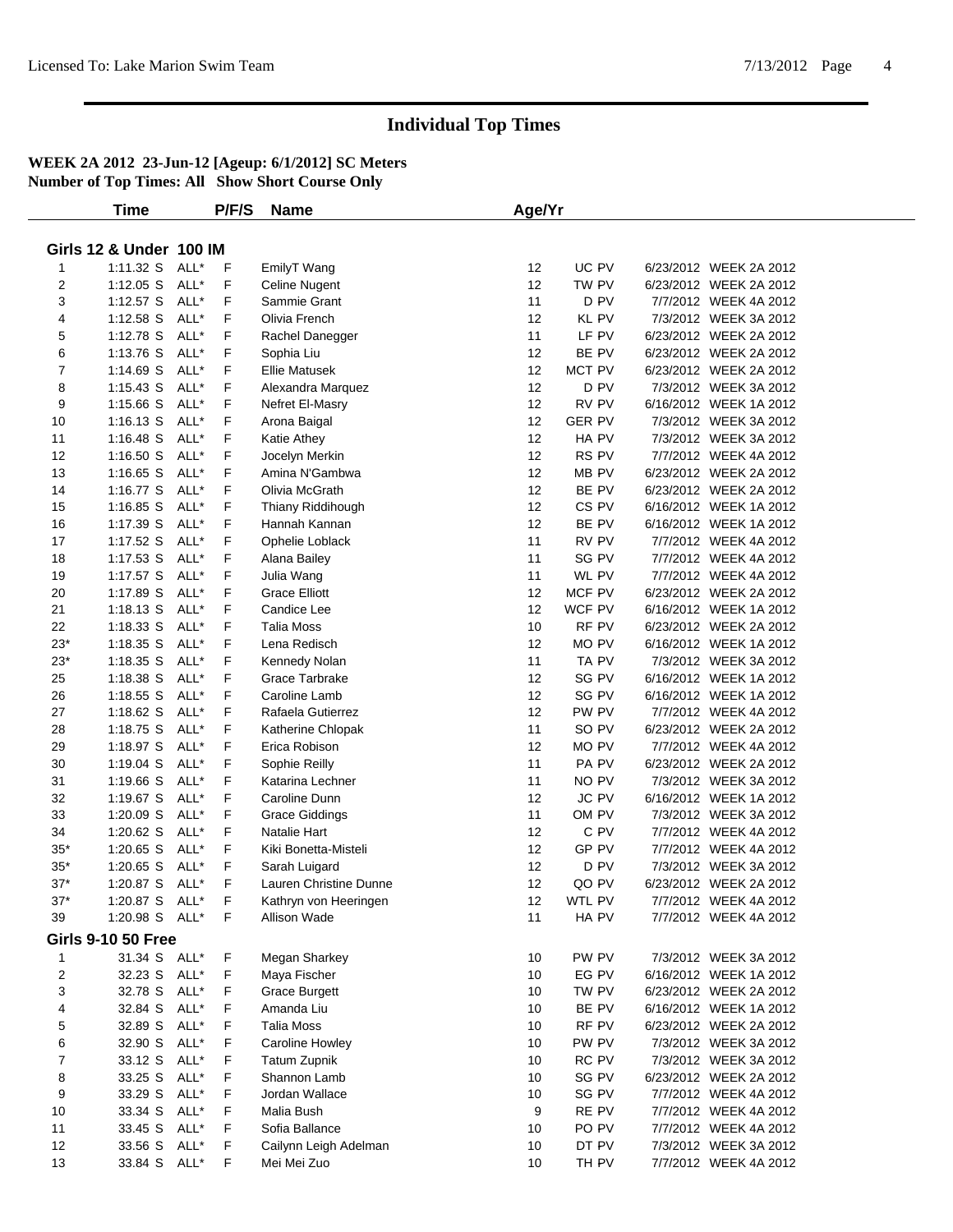# Individual Top Times

**WEEK 2A 2012 23-Jun-12 [Ageup: 6/1/2012] SC Meters**
**Number of Top Times: All Show Short Course Only**

### Girls 12 & Under 100 IM

| | Time | | P/F/S | Name | Age/Yr | | | |
|---|---|---|---|---|---|---|---|---|
| 1 | 1:11.32 S | ALL* | F | EmilyT Wang | 12 | UC PV | 6/23/2012 | WEEK 2A 2012 |
| 2 | 1:12.05 S | ALL* | F | Celine Nugent | 12 | TW PV | 6/23/2012 | WEEK 2A 2012 |
| 3 | 1:12.57 S | ALL* | F | Sammie Grant | 11 | D PV | 7/7/2012 | WEEK 4A 2012 |
| 4 | 1:12.58 S | ALL* | F | Olivia French | 12 | KL PV | 7/3/2012 | WEEK 3A 2012 |
| 5 | 1:12.78 S | ALL* | F | Rachel Danegger | 11 | LF PV | 6/23/2012 | WEEK 2A 2012 |
| 6 | 1:13.76 S | ALL* | F | Sophia Liu | 12 | BE PV | 6/23/2012 | WEEK 2A 2012 |
| 7 | 1:14.69 S | ALL* | F | Ellie Matusek | 12 | MCT PV | 6/23/2012 | WEEK 2A 2012 |
| 8 | 1:15.43 S | ALL* | F | Alexandra Marquez | 12 | D PV | 7/3/2012 | WEEK 3A 2012 |
| 9 | 1:15.66 S | ALL* | F | Nefret El-Masry | 12 | RV PV | 6/16/2012 | WEEK 1A 2012 |
| 10 | 1:16.13 S | ALL* | F | Arona Baigal | 12 | GER PV | 7/3/2012 | WEEK 3A 2012 |
| 11 | 1:16.48 S | ALL* | F | Katie Athey | 12 | HA PV | 7/3/2012 | WEEK 3A 2012 |
| 12 | 1:16.50 S | ALL* | F | Jocelyn Merkin | 12 | RS PV | 7/7/2012 | WEEK 4A 2012 |
| 13 | 1:16.65 S | ALL* | F | Amina N'Gambwa | 12 | MB PV | 6/23/2012 | WEEK 2A 2012 |
| 14 | 1:16.77 S | ALL* | F | Olivia McGrath | 12 | BE PV | 6/23/2012 | WEEK 2A 2012 |
| 15 | 1:16.85 S | ALL* | F | Thiany Riddihough | 12 | CS PV | 6/16/2012 | WEEK 1A 2012 |
| 16 | 1:17.39 S | ALL* | F | Hannah Kannan | 12 | BE PV | 6/16/2012 | WEEK 1A 2012 |
| 17 | 1:17.52 S | ALL* | F | Ophelie Loblack | 11 | RV PV | 7/7/2012 | WEEK 4A 2012 |
| 18 | 1:17.53 S | ALL* | F | Alana Bailey | 11 | SG PV | 7/7/2012 | WEEK 4A 2012 |
| 19 | 1:17.57 S | ALL* | F | Julia Wang | 11 | WL PV | 7/7/2012 | WEEK 4A 2012 |
| 20 | 1:17.89 S | ALL* | F | Grace Elliott | 12 | MCF PV | 6/23/2012 | WEEK 2A 2012 |
| 21 | 1:18.13 S | ALL* | F | Candice Lee | 12 | WCF PV | 6/16/2012 | WEEK 1A 2012 |
| 22 | 1:18.33 S | ALL* | F | Talia Moss | 10 | RF PV | 6/23/2012 | WEEK 2A 2012 |
| 23* | 1:18.35 S | ALL* | F | Lena Redisch | 12 | MO PV | 6/16/2012 | WEEK 1A 2012 |
| 23* | 1:18.35 S | ALL* | F | Kennedy Nolan | 11 | TA PV | 7/3/2012 | WEEK 3A 2012 |
| 25 | 1:18.38 S | ALL* | F | Grace Tarbrake | 12 | SG PV | 6/16/2012 | WEEK 1A 2012 |
| 26 | 1:18.55 S | ALL* | F | Caroline Lamb | 12 | SG PV | 6/16/2012 | WEEK 1A 2012 |
| 27 | 1:18.62 S | ALL* | F | Rafaela Gutierrez | 12 | PW PV | 7/7/2012 | WEEK 4A 2012 |
| 28 | 1:18.75 S | ALL* | F | Katherine Chlopak | 11 | SO PV | 6/23/2012 | WEEK 2A 2012 |
| 29 | 1:18.97 S | ALL* | F | Erica Robison | 12 | MO PV | 7/7/2012 | WEEK 4A 2012 |
| 30 | 1:19.04 S | ALL* | F | Sophie Reilly | 11 | PA PV | 6/23/2012 | WEEK 2A 2012 |
| 31 | 1:19.66 S | ALL* | F | Katarina Lechner | 11 | NO PV | 7/3/2012 | WEEK 3A 2012 |
| 32 | 1:19.67 S | ALL* | F | Caroline Dunn | 12 | JC PV | 6/16/2012 | WEEK 1A 2012 |
| 33 | 1:20.09 S | ALL* | F | Grace Giddings | 11 | OM PV | 7/3/2012 | WEEK 3A 2012 |
| 34 | 1:20.62 S | ALL* | F | Natalie Hart | 12 | C PV | 7/7/2012 | WEEK 4A 2012 |
| 35* | 1:20.65 S | ALL* | F | Kiki Bonetta-Misteli | 12 | GP PV | 7/7/2012 | WEEK 4A 2012 |
| 35* | 1:20.65 S | ALL* | F | Sarah Luigard | 12 | D PV | 7/3/2012 | WEEK 3A 2012 |
| 37* | 1:20.87 S | ALL* | F | Lauren Christine Dunne | 12 | QO PV | 6/23/2012 | WEEK 2A 2012 |
| 37* | 1:20.87 S | ALL* | F | Kathryn von Heeringen | 12 | WTL PV | 7/7/2012 | WEEK 4A 2012 |
| 39 | 1:20.98 S | ALL* | F | Allison Wade | 11 | HA PV | 7/7/2012 | WEEK 4A 2012 |

### Girls 9-10 50 Free

| | Time | | P/F/S | Name | Age/Yr | | | |
|---|---|---|---|---|---|---|---|---|
| 1 | 31.34 S | ALL* | F | Megan Sharkey | 10 | PW PV | 7/3/2012 | WEEK 3A 2012 |
| 2 | 32.23 S | ALL* | F | Maya Fischer | 10 | EG PV | 6/16/2012 | WEEK 1A 2012 |
| 3 | 32.78 S | ALL* | F | Grace Burgett | 10 | TW PV | 6/23/2012 | WEEK 2A 2012 |
| 4 | 32.84 S | ALL* | F | Amanda Liu | 10 | BE PV | 6/16/2012 | WEEK 1A 2012 |
| 5 | 32.89 S | ALL* | F | Talia Moss | 10 | RF PV | 6/23/2012 | WEEK 2A 2012 |
| 6 | 32.90 S | ALL* | F | Caroline Howley | 10 | PW PV | 7/3/2012 | WEEK 3A 2012 |
| 7 | 33.12 S | ALL* | F | Tatum Zupnik | 10 | RC PV | 7/3/2012 | WEEK 3A 2012 |
| 8 | 33.25 S | ALL* | F | Shannon Lamb | 10 | SG PV | 6/23/2012 | WEEK 2A 2012 |
| 9 | 33.29 S | ALL* | F | Jordan Wallace | 10 | SG PV | 7/7/2012 | WEEK 4A 2012 |
| 10 | 33.34 S | ALL* | F | Malia Bush | 9 | RE PV | 7/7/2012 | WEEK 4A 2012 |
| 11 | 33.45 S | ALL* | F | Sofia Ballance | 10 | PO PV | 7/7/2012 | WEEK 4A 2012 |
| 12 | 33.56 S | ALL* | F | Cailynn Leigh Adelman | 10 | DT PV | 7/3/2012 | WEEK 3A 2012 |
| 13 | 33.84 S | ALL* | F | Mei Mei Zuo | 10 | TH PV | 7/7/2012 | WEEK 4A 2012 |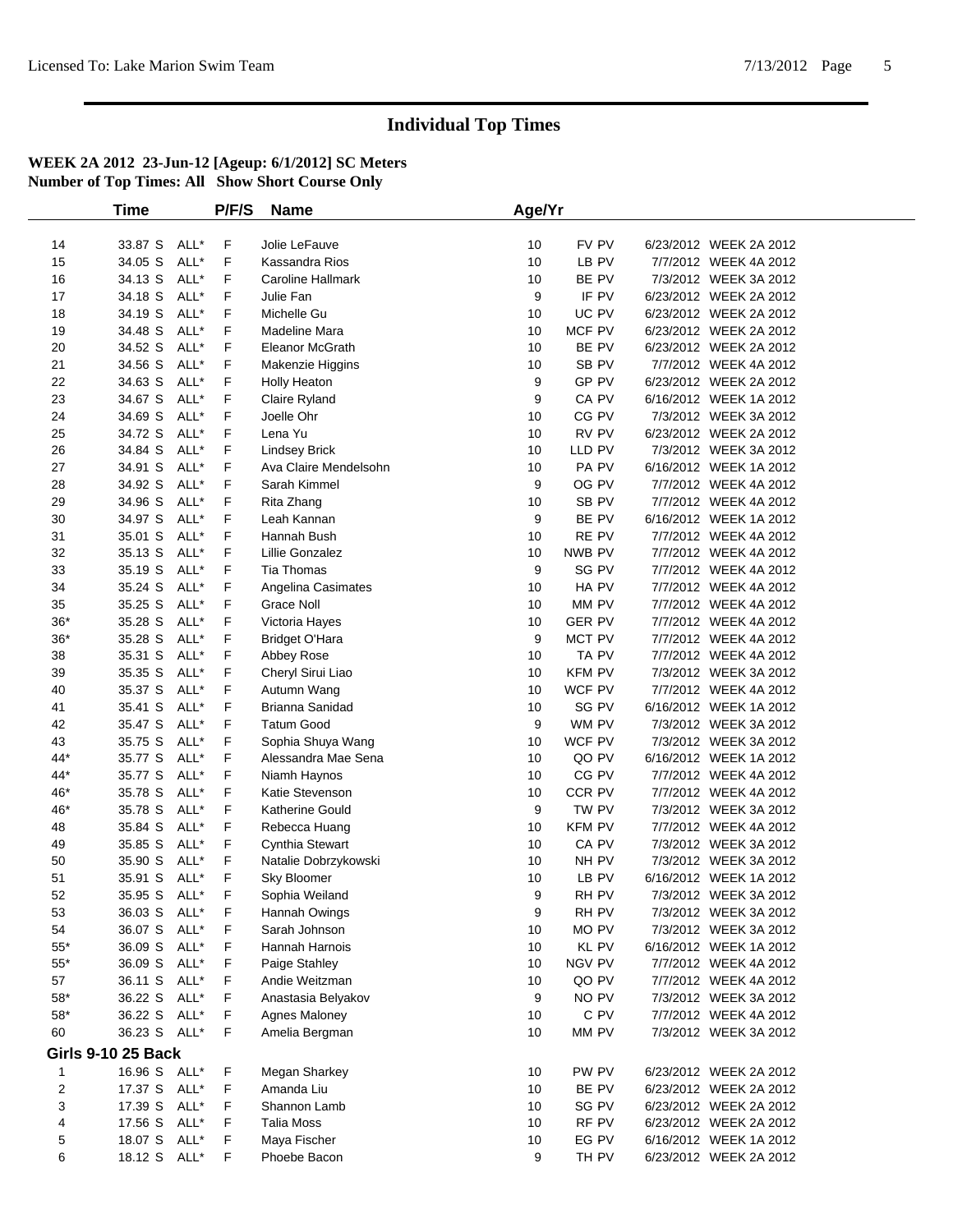# Individual Top Times

**WEEK 2A 2012 23-Jun-12 [Ageup: 6/1/2012] SC Meters**
**Number of Top Times: All Show Short Course Only**

| | Time | | P/F/S | Name | Age/Yr | | | |
|---|---|---|---|---|---|---|---|---|
| 14 | 33.87 S | ALL* | F | Jolie LeFauve | 10 | FV PV | 6/23/2012 | WEEK 2A 2012 |
| 15 | 34.05 S | ALL* | F | Kassandra Rios | 10 | LB PV | 7/7/2012 | WEEK 4A 2012 |
| 16 | 34.13 S | ALL* | F | Caroline Hallmark | 10 | BE PV | 7/3/2012 | WEEK 3A 2012 |
| 17 | 34.18 S | ALL* | F | Julie Fan | 9 | IF PV | 6/23/2012 | WEEK 2A 2012 |
| 18 | 34.19 S | ALL* | F | Michelle Gu | 10 | UC PV | 6/23/2012 | WEEK 2A 2012 |
| 19 | 34.48 S | ALL* | F | Madeline Mara | 10 | MCF PV | 6/23/2012 | WEEK 2A 2012 |
| 20 | 34.52 S | ALL* | F | Eleanor McGrath | 10 | BE PV | 6/23/2012 | WEEK 2A 2012 |
| 21 | 34.56 S | ALL* | F | Makenzie Higgins | 10 | SB PV | 7/7/2012 | WEEK 4A 2012 |
| 22 | 34.63 S | ALL* | F | Holly Heaton | 9 | GP PV | 6/23/2012 | WEEK 2A 2012 |
| 23 | 34.67 S | ALL* | F | Claire Ryland | 9 | CA PV | 6/16/2012 | WEEK 1A 2012 |
| 24 | 34.69 S | ALL* | F | Joelle Ohr | 10 | CG PV | 7/3/2012 | WEEK 3A 2012 |
| 25 | 34.72 S | ALL* | F | Lena Yu | 10 | RV PV | 6/23/2012 | WEEK 2A 2012 |
| 26 | 34.84 S | ALL* | F | Lindsey Brick | 10 | LLD PV | 7/3/2012 | WEEK 3A 2012 |
| 27 | 34.91 S | ALL* | F | Ava Claire Mendelsohn | 10 | PA PV | 6/16/2012 | WEEK 1A 2012 |
| 28 | 34.92 S | ALL* | F | Sarah Kimmel | 9 | OG PV | 7/7/2012 | WEEK 4A 2012 |
| 29 | 34.96 S | ALL* | F | Rita Zhang | 10 | SB PV | 7/7/2012 | WEEK 4A 2012 |
| 30 | 34.97 S | ALL* | F | Leah Kannan | 9 | BE PV | 6/16/2012 | WEEK 1A 2012 |
| 31 | 35.01 S | ALL* | F | Hannah Bush | 10 | RE PV | 7/7/2012 | WEEK 4A 2012 |
| 32 | 35.13 S | ALL* | F | Lillie Gonzalez | 10 | NWB PV | 7/7/2012 | WEEK 4A 2012 |
| 33 | 35.19 S | ALL* | F | Tia Thomas | 9 | SG PV | 7/7/2012 | WEEK 4A 2012 |
| 34 | 35.24 S | ALL* | F | Angelina Casimates | 10 | HA PV | 7/7/2012 | WEEK 4A 2012 |
| 35 | 35.25 S | ALL* | F | Grace Noll | 10 | MM PV | 7/7/2012 | WEEK 4A 2012 |
| 36* | 35.28 S | ALL* | F | Victoria Hayes | 10 | GER PV | 7/7/2012 | WEEK 4A 2012 |
| 36* | 35.28 S | ALL* | F | Bridget O'Hara | 9 | MCT PV | 7/7/2012 | WEEK 4A 2012 |
| 38 | 35.31 S | ALL* | F | Abbey Rose | 10 | TA PV | 7/7/2012 | WEEK 4A 2012 |
| 39 | 35.35 S | ALL* | F | Cheryl Sirui Liao | 10 | KFM PV | 7/3/2012 | WEEK 3A 2012 |
| 40 | 35.37 S | ALL* | F | Autumn Wang | 10 | WCF PV | 7/7/2012 | WEEK 4A 2012 |
| 41 | 35.41 S | ALL* | F | Brianna Sanidad | 10 | SG PV | 6/16/2012 | WEEK 1A 2012 |
| 42 | 35.47 S | ALL* | F | Tatum Good | 9 | WM PV | 7/3/2012 | WEEK 3A 2012 |
| 43 | 35.75 S | ALL* | F | Sophia Shuya Wang | 10 | WCF PV | 7/3/2012 | WEEK 3A 2012 |
| 44* | 35.77 S | ALL* | F | Alessandra Mae Sena | 10 | QO PV | 6/16/2012 | WEEK 1A 2012 |
| 44* | 35.77 S | ALL* | F | Niamh Haynos | 10 | CG PV | 7/7/2012 | WEEK 4A 2012 |
| 46* | 35.78 S | ALL* | F | Katie Stevenson | 10 | CCR PV | 7/7/2012 | WEEK 4A 2012 |
| 46* | 35.78 S | ALL* | F | Katherine Gould | 9 | TW PV | 7/3/2012 | WEEK 3A 2012 |
| 48 | 35.84 S | ALL* | F | Rebecca Huang | 10 | KFM PV | 7/7/2012 | WEEK 4A 2012 |
| 49 | 35.85 S | ALL* | F | Cynthia Stewart | 10 | CA PV | 7/3/2012 | WEEK 3A 2012 |
| 50 | 35.90 S | ALL* | F | Natalie Dobrzykowski | 10 | NH PV | 7/3/2012 | WEEK 3A 2012 |
| 51 | 35.91 S | ALL* | F | Sky Bloomer | 10 | LB PV | 6/16/2012 | WEEK 1A 2012 |
| 52 | 35.95 S | ALL* | F | Sophia Weiland | 9 | RH PV | 7/3/2012 | WEEK 3A 2012 |
| 53 | 36.03 S | ALL* | F | Hannah Owings | 9 | RH PV | 7/3/2012 | WEEK 3A 2012 |
| 54 | 36.07 S | ALL* | F | Sarah Johnson | 10 | MO PV | 7/3/2012 | WEEK 3A 2012 |
| 55* | 36.09 S | ALL* | F | Hannah Harnois | 10 | KL PV | 6/16/2012 | WEEK 1A 2012 |
| 55* | 36.09 S | ALL* | F | Paige Stahley | 10 | NGV PV | 7/7/2012 | WEEK 4A 2012 |
| 57 | 36.11 S | ALL* | F | Andie Weitzman | 10 | QO PV | 7/7/2012 | WEEK 4A 2012 |
| 58* | 36.22 S | ALL* | F | Anastasia Belyakov | 9 | NO PV | 7/3/2012 | WEEK 3A 2012 |
| 58* | 36.22 S | ALL* | F | Agnes Maloney | 10 | C PV | 7/7/2012 | WEEK 4A 2012 |
| 60 | 36.23 S | ALL* | F | Amelia Bergman | 10 | MM PV | 7/3/2012 | WEEK 3A 2012 |

**Girls 9-10 25 Back**

| | Time | | P/F/S | Name | Age/Yr | | | |
|---|---|---|---|---|---|---|---|---|
| 1 | 16.96 S | ALL* | F | Megan Sharkey | 10 | PW PV | 6/23/2012 | WEEK 2A 2012 |
| 2 | 17.37 S | ALL* | F | Amanda Liu | 10 | BE PV | 6/23/2012 | WEEK 2A 2012 |
| 3 | 17.39 S | ALL* | F | Shannon Lamb | 10 | SG PV | 6/23/2012 | WEEK 2A 2012 |
| 4 | 17.56 S | ALL* | F | Talia Moss | 10 | RF PV | 6/23/2012 | WEEK 2A 2012 |
| 5 | 18.07 S | ALL* | F | Maya Fischer | 10 | EG PV | 6/16/2012 | WEEK 1A 2012 |
| 6 | 18.12 S | ALL* | F | Phoebe Bacon | 9 | TH PV | 6/23/2012 | WEEK 2A 2012 |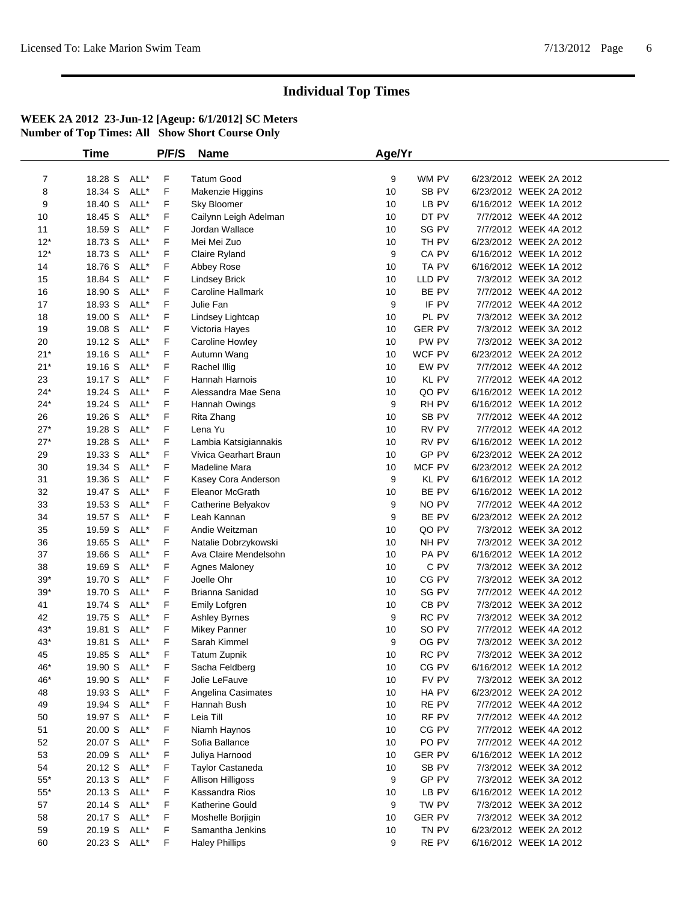# Individual Top Times

**WEEK 2A 2012 23-Jun-12 [Ageup: 6/1/2012] SC Meters**
**Number of Top Times: All Show Short Course Only**

| | Time | | P/F/S | Name | Age/Yr | | | |
|---|---|---|---|---|---|---|---|---|
| 7 | 18.28 S | ALL* | F | Tatum Good | 9 | WM PV | 6/23/2012 | WEEK 2A 2012 |
| 8 | 18.34 S | ALL* | F | Makenzie Higgins | 10 | SB PV | 6/23/2012 | WEEK 2A 2012 |
| 9 | 18.40 S | ALL* | F | Sky Bloomer | 10 | LB PV | 6/16/2012 | WEEK 1A 2012 |
| 10 | 18.45 S | ALL* | F | Cailynn Leigh Adelman | 10 | DT PV | 7/7/2012 | WEEK 4A 2012 |
| 11 | 18.59 S | ALL* | F | Jordan Wallace | 10 | SG PV | 7/7/2012 | WEEK 4A 2012 |
| 12* | 18.73 S | ALL* | F | Mei Mei Zuo | 10 | TH PV | 6/23/2012 | WEEK 2A 2012 |
| 12* | 18.73 S | ALL* | F | Claire Ryland | 9 | CA PV | 6/16/2012 | WEEK 1A 2012 |
| 14 | 18.76 S | ALL* | F | Abbey Rose | 10 | TA PV | 6/16/2012 | WEEK 1A 2012 |
| 15 | 18.84 S | ALL* | F | Lindsey Brick | 10 | LLD PV | 7/3/2012 | WEEK 3A 2012 |
| 16 | 18.90 S | ALL* | F | Caroline Hallmark | 10 | BE PV | 7/7/2012 | WEEK 4A 2012 |
| 17 | 18.93 S | ALL* | F | Julie Fan | 9 | IF PV | 7/7/2012 | WEEK 4A 2012 |
| 18 | 19.00 S | ALL* | F | Lindsey Lightcap | 10 | PL PV | 7/3/2012 | WEEK 3A 2012 |
| 19 | 19.08 S | ALL* | F | Victoria Hayes | 10 | GER PV | 7/3/2012 | WEEK 3A 2012 |
| 20 | 19.12 S | ALL* | F | Caroline Howley | 10 | PW PV | 7/3/2012 | WEEK 3A 2012 |
| 21* | 19.16 S | ALL* | F | Autumn Wang | 10 | WCF PV | 6/23/2012 | WEEK 2A 2012 |
| 21* | 19.16 S | ALL* | F | Rachel Illig | 10 | EW PV | 7/7/2012 | WEEK 4A 2012 |
| 23 | 19.17 S | ALL* | F | Hannah Harnois | 10 | KL PV | 7/7/2012 | WEEK 4A 2012 |
| 24* | 19.24 S | ALL* | F | Alessandra Mae Sena | 10 | QO PV | 6/16/2012 | WEEK 1A 2012 |
| 24* | 19.24 S | ALL* | F | Hannah Owings | 9 | RH PV | 6/16/2012 | WEEK 1A 2012 |
| 26 | 19.26 S | ALL* | F | Rita Zhang | 10 | SB PV | 7/7/2012 | WEEK 4A 2012 |
| 27* | 19.28 S | ALL* | F | Lena Yu | 10 | RV PV | 7/7/2012 | WEEK 4A 2012 |
| 27* | 19.28 S | ALL* | F | Lambia Katsigiannakis | 10 | RV PV | 6/16/2012 | WEEK 1A 2012 |
| 29 | 19.33 S | ALL* | F | Vivica Gearhart Braun | 10 | GP PV | 6/23/2012 | WEEK 2A 2012 |
| 30 | 19.34 S | ALL* | F | Madeline Mara | 10 | MCF PV | 6/23/2012 | WEEK 2A 2012 |
| 31 | 19.36 S | ALL* | F | Kasey Cora Anderson | 9 | KL PV | 6/16/2012 | WEEK 1A 2012 |
| 32 | 19.47 S | ALL* | F | Eleanor McGrath | 10 | BE PV | 6/16/2012 | WEEK 1A 2012 |
| 33 | 19.53 S | ALL* | F | Catherine Belyakov | 9 | NO PV | 7/7/2012 | WEEK 4A 2012 |
| 34 | 19.57 S | ALL* | F | Leah Kannan | 9 | BE PV | 6/23/2012 | WEEK 2A 2012 |
| 35 | 19.59 S | ALL* | F | Andie Weitzman | 10 | QO PV | 7/3/2012 | WEEK 3A 2012 |
| 36 | 19.65 S | ALL* | F | Natalie Dobrzykowski | 10 | NH PV | 7/3/2012 | WEEK 3A 2012 |
| 37 | 19.66 S | ALL* | F | Ava Claire Mendelsohn | 10 | PA PV | 6/16/2012 | WEEK 1A 2012 |
| 38 | 19.69 S | ALL* | F | Agnes Maloney | 10 | C PV | 7/3/2012 | WEEK 3A 2012 |
| 39* | 19.70 S | ALL* | F | Joelle Ohr | 10 | CG PV | 7/3/2012 | WEEK 3A 2012 |
| 39* | 19.70 S | ALL* | F | Brianna Sanidad | 10 | SG PV | 7/7/2012 | WEEK 4A 2012 |
| 41 | 19.74 S | ALL* | F | Emily Lofgren | 10 | CB PV | 7/3/2012 | WEEK 3A 2012 |
| 42 | 19.75 S | ALL* | F | Ashley Byrnes | 9 | RC PV | 7/3/2012 | WEEK 3A 2012 |
| 43* | 19.81 S | ALL* | F | Mikey Panner | 10 | SO PV | 7/7/2012 | WEEK 4A 2012 |
| 43* | 19.81 S | ALL* | F | Sarah Kimmel | 9 | OG PV | 7/3/2012 | WEEK 3A 2012 |
| 45 | 19.85 S | ALL* | F | Tatum Zupnik | 10 | RC PV | 7/3/2012 | WEEK 3A 2012 |
| 46* | 19.90 S | ALL* | F | Sacha Feldberg | 10 | CG PV | 6/16/2012 | WEEK 1A 2012 |
| 46* | 19.90 S | ALL* | F | Jolie LeFauve | 10 | FV PV | 7/3/2012 | WEEK 3A 2012 |
| 48 | 19.93 S | ALL* | F | Angelina Casimates | 10 | HA PV | 6/23/2012 | WEEK 2A 2012 |
| 49 | 19.94 S | ALL* | F | Hannah Bush | 10 | RE PV | 7/7/2012 | WEEK 4A 2012 |
| 50 | 19.97 S | ALL* | F | Leia Till | 10 | RF PV | 7/7/2012 | WEEK 4A 2012 |
| 51 | 20.00 S | ALL* | F | Niamh Haynos | 10 | CG PV | 7/7/2012 | WEEK 4A 2012 |
| 52 | 20.07 S | ALL* | F | Sofia Ballance | 10 | PO PV | 7/7/2012 | WEEK 4A 2012 |
| 53 | 20.09 S | ALL* | F | Juliya Harnood | 10 | GER PV | 6/16/2012 | WEEK 1A 2012 |
| 54 | 20.12 S | ALL* | F | Taylor Castaneda | 10 | SB PV | 7/3/2012 | WEEK 3A 2012 |
| 55* | 20.13 S | ALL* | F | Allison Hilligoss | 9 | GP PV | 7/3/2012 | WEEK 3A 2012 |
| 55* | 20.13 S | ALL* | F | Kassandra Rios | 10 | LB PV | 6/16/2012 | WEEK 1A 2012 |
| 57 | 20.14 S | ALL* | F | Katherine Gould | 9 | TW PV | 7/3/2012 | WEEK 3A 2012 |
| 58 | 20.17 S | ALL* | F | Moshelle Borjigin | 10 | GER PV | 7/3/2012 | WEEK 3A 2012 |
| 59 | 20.19 S | ALL* | F | Samantha Jenkins | 10 | TN PV | 6/23/2012 | WEEK 2A 2012 |
| 60 | 20.23 S | ALL* | F | Haley Phillips | 9 | RE PV | 6/16/2012 | WEEK 1A 2012 |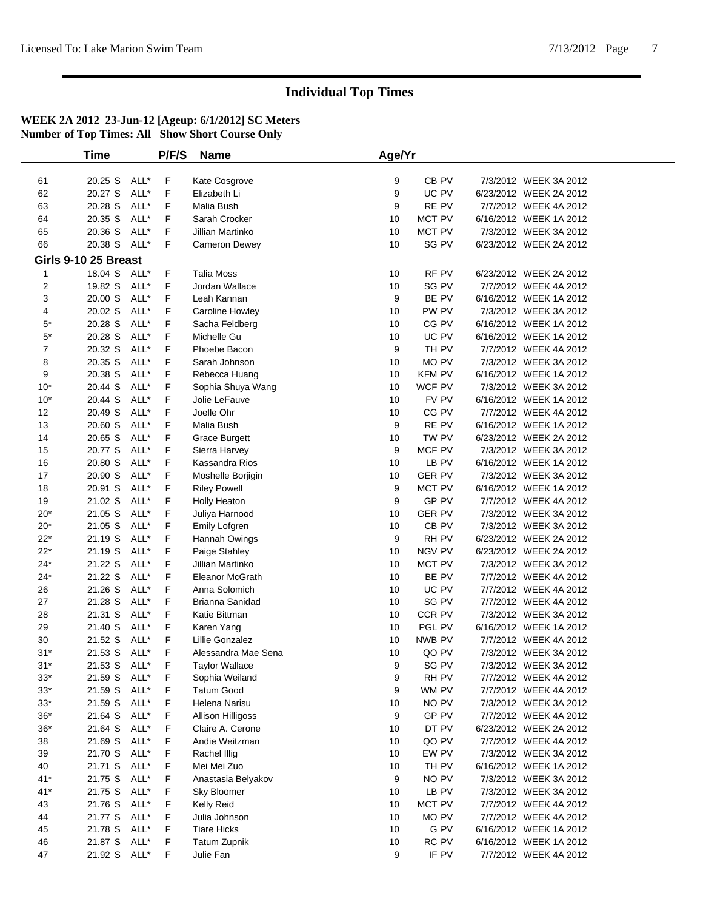# Individual Top Times

**WEEK 2A 2012 23-Jun-12 [Ageup: 6/1/2012] SC Meters**
**Number of Top Times: All Show Short Course Only**

| | Time | | P/F/S | Name | Age/Yr | | | |
|---|---|---|---|---|---|---|---|---|
| 61 | 20.25 S | ALL* | F | Kate Cosgrove | 9 | CB PV | 7/3/2012 | WEEK 3A 2012 |
| 62 | 20.27 S | ALL* | F | Elizabeth Li | 9 | UC PV | 6/23/2012 | WEEK 2A 2012 |
| 63 | 20.28 S | ALL* | F | Malia Bush | 9 | RE PV | 7/7/2012 | WEEK 4A 2012 |
| 64 | 20.35 S | ALL* | F | Sarah Crocker | 10 | MCT PV | 6/16/2012 | WEEK 1A 2012 |
| 65 | 20.36 S | ALL* | F | Jillian Martinko | 10 | MCT PV | 7/3/2012 | WEEK 3A 2012 |
| 66 | 20.38 S | ALL* | F | Cameron Dewey | 10 | SG PV | 6/23/2012 | WEEK 2A 2012 |
| **Girls 9-10 25 Breast** | | | | | | | | |
| 1 | 18.04 S | ALL* | F | Talia Moss | 10 | RF PV | 6/23/2012 | WEEK 2A 2012 |
| 2 | 19.82 S | ALL* | F | Jordan Wallace | 10 | SG PV | 7/7/2012 | WEEK 4A 2012 |
| 3 | 20.00 S | ALL* | F | Leah Kannan | 9 | BE PV | 6/16/2012 | WEEK 1A 2012 |
| 4 | 20.02 S | ALL* | F | Caroline Howley | 10 | PW PV | 7/3/2012 | WEEK 3A 2012 |
| 5* | 20.28 S | ALL* | F | Sacha Feldberg | 10 | CG PV | 6/16/2012 | WEEK 1A 2012 |
| 5* | 20.28 S | ALL* | F | Michelle Gu | 10 | UC PV | 6/16/2012 | WEEK 1A 2012 |
| 7 | 20.32 S | ALL* | F | Phoebe Bacon | 9 | TH PV | 7/7/2012 | WEEK 4A 2012 |
| 8 | 20.35 S | ALL* | F | Sarah Johnson | 10 | MO PV | 7/3/2012 | WEEK 3A 2012 |
| 9 | 20.38 S | ALL* | F | Rebecca Huang | 10 | KFM PV | 6/16/2012 | WEEK 1A 2012 |
| 10* | 20.44 S | ALL* | F | Sophia Shuya Wang | 10 | WCF PV | 7/3/2012 | WEEK 3A 2012 |
| 10* | 20.44 S | ALL* | F | Jolie LeFauve | 10 | FV PV | 6/16/2012 | WEEK 1A 2012 |
| 12 | 20.49 S | ALL* | F | Joelle Ohr | 10 | CG PV | 7/7/2012 | WEEK 4A 2012 |
| 13 | 20.60 S | ALL* | F | Malia Bush | 9 | RE PV | 6/16/2012 | WEEK 1A 2012 |
| 14 | 20.65 S | ALL* | F | Grace Burgett | 10 | TW PV | 6/23/2012 | WEEK 2A 2012 |
| 15 | 20.77 S | ALL* | F | Sierra Harvey | 9 | MCF PV | 7/3/2012 | WEEK 3A 2012 |
| 16 | 20.80 S | ALL* | F | Kassandra Rios | 10 | LB PV | 6/16/2012 | WEEK 1A 2012 |
| 17 | 20.90 S | ALL* | F | Moshelle Borjigin | 10 | GER PV | 7/3/2012 | WEEK 3A 2012 |
| 18 | 20.91 S | ALL* | F | Riley Powell | 9 | MCT PV | 6/16/2012 | WEEK 1A 2012 |
| 19 | 21.02 S | ALL* | F | Holly Heaton | 9 | GP PV | 7/7/2012 | WEEK 4A 2012 |
| 20* | 21.05 S | ALL* | F | Juliya Harnood | 10 | GER PV | 7/3/2012 | WEEK 3A 2012 |
| 20* | 21.05 S | ALL* | F | Emily Lofgren | 10 | CB PV | 7/3/2012 | WEEK 3A 2012 |
| 22* | 21.19 S | ALL* | F | Hannah Owings | 9 | RH PV | 6/23/2012 | WEEK 2A 2012 |
| 22* | 21.19 S | ALL* | F | Paige Stahley | 10 | NGV PV | 6/23/2012 | WEEK 2A 2012 |
| 24* | 21.22 S | ALL* | F | Jillian Martinko | 10 | MCT PV | 7/3/2012 | WEEK 3A 2012 |
| 24* | 21.22 S | ALL* | F | Eleanor McGrath | 10 | BE PV | 7/7/2012 | WEEK 4A 2012 |
| 26 | 21.26 S | ALL* | F | Anna Solomich | 10 | UC PV | 7/7/2012 | WEEK 4A 2012 |
| 27 | 21.28 S | ALL* | F | Brianna Sanidad | 10 | SG PV | 7/7/2012 | WEEK 4A 2012 |
| 28 | 21.31 S | ALL* | F | Katie Bittman | 10 | CCR PV | 7/3/2012 | WEEK 3A 2012 |
| 29 | 21.40 S | ALL* | F | Karen Yang | 10 | PGL PV | 6/16/2012 | WEEK 1A 2012 |
| 30 | 21.52 S | ALL* | F | Lillie Gonzalez | 10 | NWB PV | 7/7/2012 | WEEK 4A 2012 |
| 31* | 21.53 S | ALL* | F | Alessandra Mae Sena | 10 | QO PV | 7/3/2012 | WEEK 3A 2012 |
| 31* | 21.53 S | ALL* | F | Taylor Wallace | 9 | SG PV | 7/3/2012 | WEEK 3A 2012 |
| 33* | 21.59 S | ALL* | F | Sophia Weiland | 9 | RH PV | 7/7/2012 | WEEK 4A 2012 |
| 33* | 21.59 S | ALL* | F | Tatum Good | 9 | WM PV | 7/7/2012 | WEEK 4A 2012 |
| 33* | 21.59 S | ALL* | F | Helena Narisu | 10 | NO PV | 7/3/2012 | WEEK 3A 2012 |
| 36* | 21.64 S | ALL* | F | Allison Hilligoss | 9 | GP PV | 7/7/2012 | WEEK 4A 2012 |
| 36* | 21.64 S | ALL* | F | Claire A. Cerone | 10 | DT PV | 6/23/2012 | WEEK 2A 2012 |
| 38 | 21.69 S | ALL* | F | Andie Weitzman | 10 | QO PV | 7/7/2012 | WEEK 4A 2012 |
| 39 | 21.70 S | ALL* | F | Rachel Illig | 10 | EW PV | 7/3/2012 | WEEK 3A 2012 |
| 40 | 21.71 S | ALL* | F | Mei Mei Zuo | 10 | TH PV | 6/16/2012 | WEEK 1A 2012 |
| 41* | 21.75 S | ALL* | F | Anastasia Belyakov | 9 | NO PV | 7/3/2012 | WEEK 3A 2012 |
| 41* | 21.75 S | ALL* | F | Sky Bloomer | 10 | LB PV | 7/3/2012 | WEEK 3A 2012 |
| 43 | 21.76 S | ALL* | F | Kelly Reid | 10 | MCT PV | 7/7/2012 | WEEK 4A 2012 |
| 44 | 21.77 S | ALL* | F | Julia Johnson | 10 | MO PV | 7/7/2012 | WEEK 4A 2012 |
| 45 | 21.78 S | ALL* | F | Tiare Hicks | 10 | G PV | 6/16/2012 | WEEK 1A 2012 |
| 46 | 21.87 S | ALL* | F | Tatum Zupnik | 10 | RC PV | 6/16/2012 | WEEK 1A 2012 |
| 47 | 21.92 S | ALL* | F | Julie Fan | 9 | IF PV | 7/7/2012 | WEEK 4A 2012 |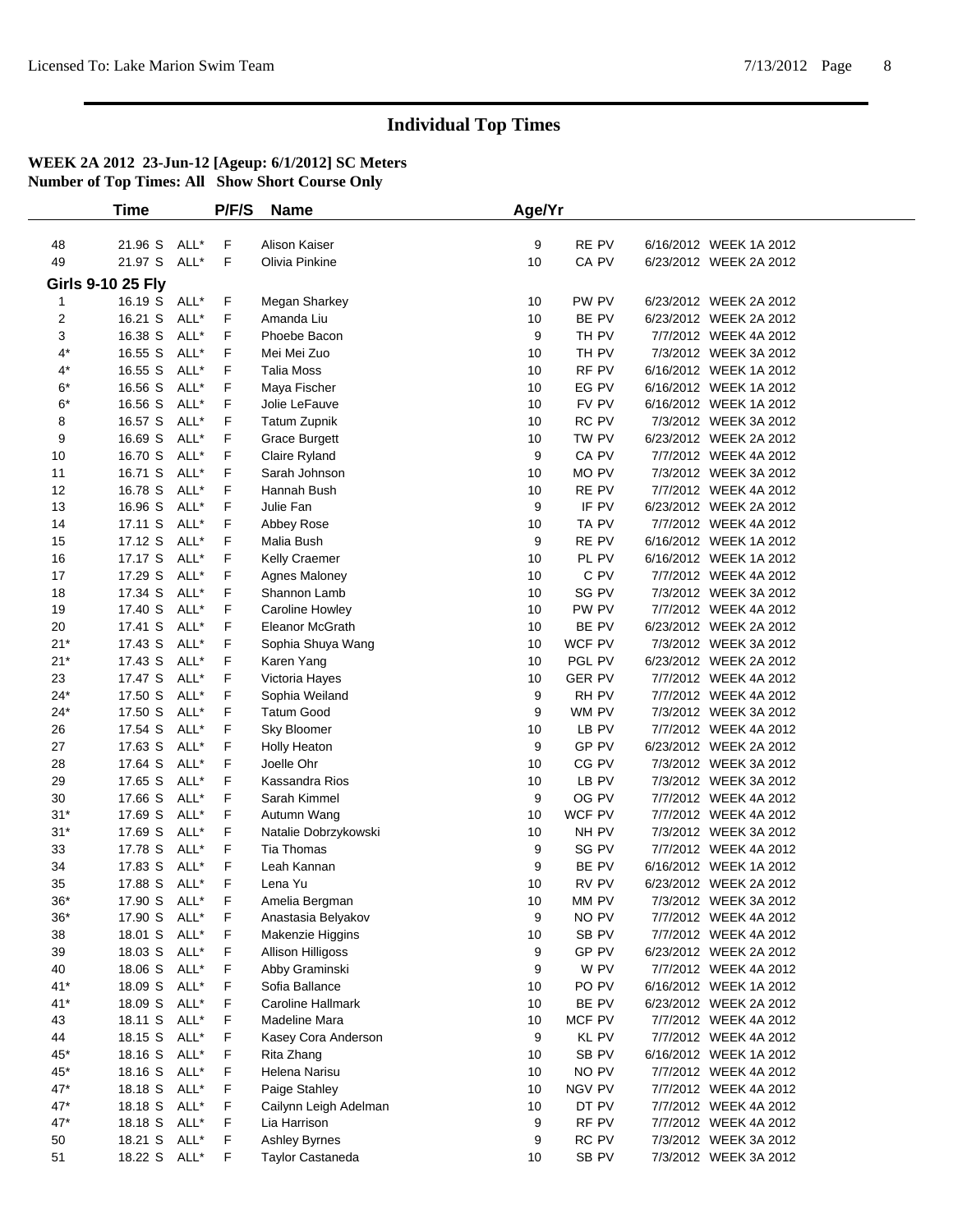# Individual Top Times

**WEEK 2A 2012 23-Jun-12 [Ageup: 6/1/2012] SC Meters**
**Number of Top Times: All Show Short Course Only**

| | Time | | P/F/S | Name | Age/Yr | | | |
|---|---|---|---|---|---|---|---|---|
| 48 | 21.96 S | ALL* | F | Alison Kaiser | 9 | RE PV | 6/16/2012 | WEEK 1A 2012 |
| 49 | 21.97 S | ALL* | F | Olivia Pinkine | 10 | CA PV | 6/23/2012 | WEEK 2A 2012 |
| **Girls 9-10 25 Fly** | | | | | | | | |
| 1 | 16.19 S | ALL* | F | Megan Sharkey | 10 | PW PV | 6/23/2012 | WEEK 2A 2012 |
| 2 | 16.21 S | ALL* | F | Amanda Liu | 10 | BE PV | 6/23/2012 | WEEK 2A 2012 |
| 3 | 16.38 S | ALL* | F | Phoebe Bacon | 9 | TH PV | 7/7/2012 | WEEK 4A 2012 |
| 4* | 16.55 S | ALL* | F | Mei Mei Zuo | 10 | TH PV | 7/3/2012 | WEEK 3A 2012 |
| 4* | 16.55 S | ALL* | F | Talia Moss | 10 | RF PV | 6/16/2012 | WEEK 1A 2012 |
| 6* | 16.56 S | ALL* | F | Maya Fischer | 10 | EG PV | 6/16/2012 | WEEK 1A 2012 |
| 6* | 16.56 S | ALL* | F | Jolie LeFauve | 10 | FV PV | 6/16/2012 | WEEK 1A 2012 |
| 8 | 16.57 S | ALL* | F | Tatum Zupnik | 10 | RC PV | 7/3/2012 | WEEK 3A 2012 |
| 9 | 16.69 S | ALL* | F | Grace Burgett | 10 | TW PV | 6/23/2012 | WEEK 2A 2012 |
| 10 | 16.70 S | ALL* | F | Claire Ryland | 9 | CA PV | 7/7/2012 | WEEK 4A 2012 |
| 11 | 16.71 S | ALL* | F | Sarah Johnson | 10 | MO PV | 7/3/2012 | WEEK 3A 2012 |
| 12 | 16.78 S | ALL* | F | Hannah Bush | 10 | RE PV | 7/7/2012 | WEEK 4A 2012 |
| 13 | 16.96 S | ALL* | F | Julie Fan | 9 | IF PV | 6/23/2012 | WEEK 2A 2012 |
| 14 | 17.11 S | ALL* | F | Abbey Rose | 10 | TA PV | 7/7/2012 | WEEK 4A 2012 |
| 15 | 17.12 S | ALL* | F | Malia Bush | 9 | RE PV | 6/16/2012 | WEEK 1A 2012 |
| 16 | 17.17 S | ALL* | F | Kelly Craemer | 10 | PL PV | 6/16/2012 | WEEK 1A 2012 |
| 17 | 17.29 S | ALL* | F | Agnes Maloney | 10 | C PV | 7/7/2012 | WEEK 4A 2012 |
| 18 | 17.34 S | ALL* | F | Shannon Lamb | 10 | SG PV | 7/3/2012 | WEEK 3A 2012 |
| 19 | 17.40 S | ALL* | F | Caroline Howley | 10 | PW PV | 7/7/2012 | WEEK 4A 2012 |
| 20 | 17.41 S | ALL* | F | Eleanor McGrath | 10 | BE PV | 6/23/2012 | WEEK 2A 2012 |
| 21* | 17.43 S | ALL* | F | Sophia Shuya Wang | 10 | WCF PV | 7/3/2012 | WEEK 3A 2012 |
| 21* | 17.43 S | ALL* | F | Karen Yang | 10 | PGL PV | 6/23/2012 | WEEK 2A 2012 |
| 23 | 17.47 S | ALL* | F | Victoria Hayes | 10 | GER PV | 7/7/2012 | WEEK 4A 2012 |
| 24* | 17.50 S | ALL* | F | Sophia Weiland | 9 | RH PV | 7/7/2012 | WEEK 4A 2012 |
| 24* | 17.50 S | ALL* | F | Tatum Good | 9 | WM PV | 7/3/2012 | WEEK 3A 2012 |
| 26 | 17.54 S | ALL* | F | Sky Bloomer | 10 | LB PV | 7/7/2012 | WEEK 4A 2012 |
| 27 | 17.63 S | ALL* | F | Holly Heaton | 9 | GP PV | 6/23/2012 | WEEK 2A 2012 |
| 28 | 17.64 S | ALL* | F | Joelle Ohr | 10 | CG PV | 7/3/2012 | WEEK 3A 2012 |
| 29 | 17.65 S | ALL* | F | Kassandra Rios | 10 | LB PV | 7/3/2012 | WEEK 3A 2012 |
| 30 | 17.66 S | ALL* | F | Sarah Kimmel | 9 | OG PV | 7/7/2012 | WEEK 4A 2012 |
| 31* | 17.69 S | ALL* | F | Autumn Wang | 10 | WCF PV | 7/7/2012 | WEEK 4A 2012 |
| 31* | 17.69 S | ALL* | F | Natalie Dobrzykowski | 10 | NH PV | 7/3/2012 | WEEK 3A 2012 |
| 33 | 17.78 S | ALL* | F | Tia Thomas | 9 | SG PV | 7/7/2012 | WEEK 4A 2012 |
| 34 | 17.83 S | ALL* | F | Leah Kannan | 9 | BE PV | 6/16/2012 | WEEK 1A 2012 |
| 35 | 17.88 S | ALL* | F | Lena Yu | 10 | RV PV | 6/23/2012 | WEEK 2A 2012 |
| 36* | 17.90 S | ALL* | F | Amelia Bergman | 10 | MM PV | 7/3/2012 | WEEK 3A 2012 |
| 36* | 17.90 S | ALL* | F | Anastasia Belyakov | 9 | NO PV | 7/7/2012 | WEEK 4A 2012 |
| 38 | 18.01 S | ALL* | F | Makenzie Higgins | 10 | SB PV | 7/7/2012 | WEEK 4A 2012 |
| 39 | 18.03 S | ALL* | F | Allison Hilligoss | 9 | GP PV | 6/23/2012 | WEEK 2A 2012 |
| 40 | 18.06 S | ALL* | F | Abby Graminski | 9 | W PV | 7/7/2012 | WEEK 4A 2012 |
| 41* | 18.09 S | ALL* | F | Sofia Ballance | 10 | PO PV | 6/16/2012 | WEEK 1A 2012 |
| 41* | 18.09 S | ALL* | F | Caroline Hallmark | 10 | BE PV | 6/23/2012 | WEEK 2A 2012 |
| 43 | 18.11 S | ALL* | F | Madeline Mara | 10 | MCF PV | 7/7/2012 | WEEK 4A 2012 |
| 44 | 18.15 S | ALL* | F | Kasey Cora Anderson | 9 | KL PV | 7/7/2012 | WEEK 4A 2012 |
| 45* | 18.16 S | ALL* | F | Rita Zhang | 10 | SB PV | 6/16/2012 | WEEK 1A 2012 |
| 45* | 18.16 S | ALL* | F | Helena Narisu | 10 | NO PV | 7/7/2012 | WEEK 4A 2012 |
| 47* | 18.18 S | ALL* | F | Paige Stahley | 10 | NGV PV | 7/7/2012 | WEEK 4A 2012 |
| 47* | 18.18 S | ALL* | F | Cailynn Leigh Adelman | 10 | DT PV | 7/7/2012 | WEEK 4A 2012 |
| 47* | 18.18 S | ALL* | F | Lia Harrison | 9 | RF PV | 7/7/2012 | WEEK 4A 2012 |
| 50 | 18.21 S | ALL* | F | Ashley Byrnes | 9 | RC PV | 7/3/2012 | WEEK 3A 2012 |
| 51 | 18.22 S | ALL* | F | Taylor Castaneda | 10 | SB PV | 7/3/2012 | WEEK 3A 2012 |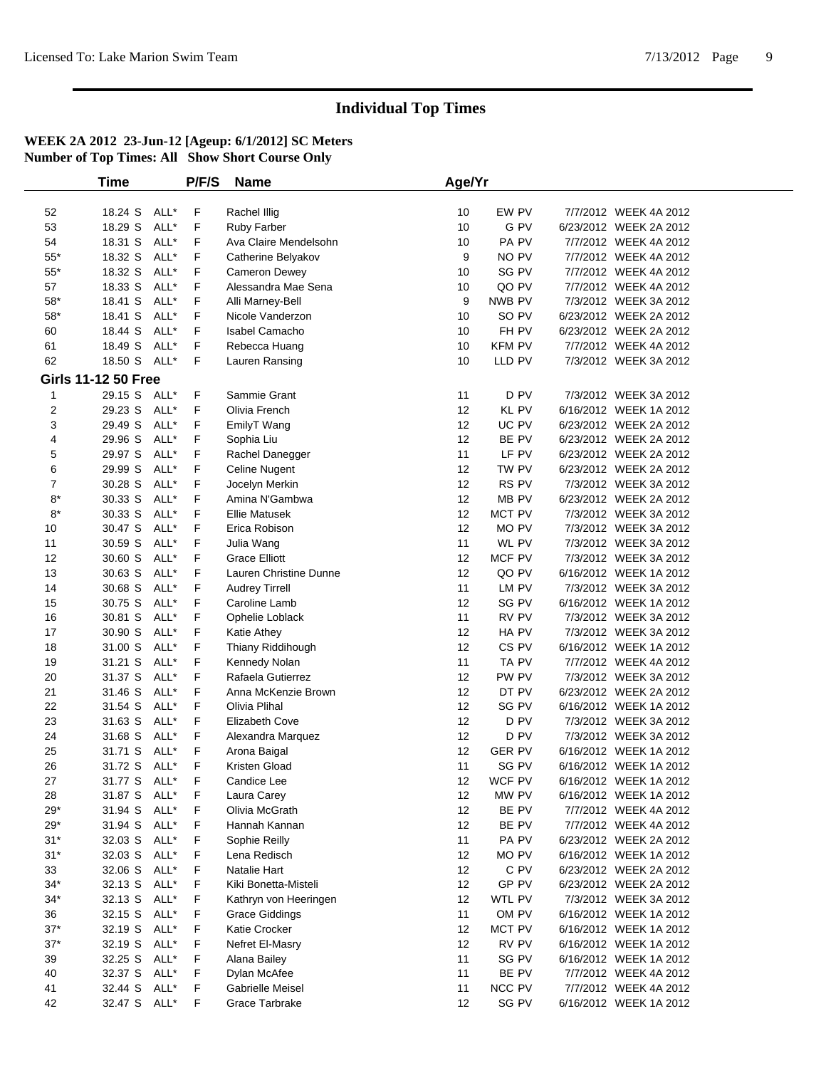# Individual Top Times

**WEEK 2A 2012 23-Jun-12 [Ageup: 6/1/2012] SC Meters**
**Number of Top Times: All Show Short Course Only**

| | Time | | P/F/S | Name | Age/Yr | | | |
|---|---|---|---|---|---|---|---|---|
| 52 | 18.24 S | ALL* | F | Rachel Illig | 10 | EW PV | 7/7/2012 | WEEK 4A 2012 |
| 53 | 18.29 S | ALL* | F | Ruby Farber | 10 | G PV | 6/23/2012 | WEEK 2A 2012 |
| 54 | 18.31 S | ALL* | F | Ava Claire Mendelsohn | 10 | PA PV | 7/7/2012 | WEEK 4A 2012 |
| 55* | 18.32 S | ALL* | F | Catherine Belyakov | 9 | NO PV | 7/7/2012 | WEEK 4A 2012 |
| 55* | 18.32 S | ALL* | F | Cameron Dewey | 10 | SG PV | 7/7/2012 | WEEK 4A 2012 |
| 57 | 18.33 S | ALL* | F | Alessandra Mae Sena | 10 | QO PV | 7/7/2012 | WEEK 4A 2012 |
| 58* | 18.41 S | ALL* | F | Alli Marney-Bell | 9 | NWB PV | 7/3/2012 | WEEK 3A 2012 |
| 58* | 18.41 S | ALL* | F | Nicole Vanderzon | 10 | SO PV | 6/23/2012 | WEEK 2A 2012 |
| 60 | 18.44 S | ALL* | F | Isabel Camacho | 10 | FH PV | 6/23/2012 | WEEK 2A 2012 |
| 61 | 18.49 S | ALL* | F | Rebecca Huang | 10 | KFM PV | 7/7/2012 | WEEK 4A 2012 |
| 62 | 18.50 S | ALL* | F | Lauren Ransing | 10 | LLD PV | 7/3/2012 | WEEK 3A 2012 |

**Girls 11-12 50 Free**

| | Time | | P/F/S | Name | Age/Yr | | | |
|---|---|---|---|---|---|---|---|---|
| 1 | 29.15 S | ALL* | F | Sammie Grant | 11 | D PV | 7/3/2012 | WEEK 3A 2012 |
| 2 | 29.23 S | ALL* | F | Olivia French | 12 | KL PV | 6/16/2012 | WEEK 1A 2012 |
| 3 | 29.49 S | ALL* | F | EmilyT Wang | 12 | UC PV | 6/23/2012 | WEEK 2A 2012 |
| 4 | 29.96 S | ALL* | F | Sophia Liu | 12 | BE PV | 6/23/2012 | WEEK 2A 2012 |
| 5 | 29.97 S | ALL* | F | Rachel Danegger | 11 | LF PV | 6/23/2012 | WEEK 2A 2012 |
| 6 | 29.99 S | ALL* | F | Celine Nugent | 12 | TW PV | 6/23/2012 | WEEK 2A 2012 |
| 7 | 30.28 S | ALL* | F | Jocelyn Merkin | 12 | RS PV | 7/3/2012 | WEEK 3A 2012 |
| 8* | 30.33 S | ALL* | F | Amina N'Gambwa | 12 | MB PV | 6/23/2012 | WEEK 2A 2012 |
| 8* | 30.33 S | ALL* | F | Ellie Matusek | 12 | MCT PV | 7/3/2012 | WEEK 3A 2012 |
| 10 | 30.47 S | ALL* | F | Erica Robison | 12 | MO PV | 7/3/2012 | WEEK 3A 2012 |
| 11 | 30.59 S | ALL* | F | Julia Wang | 11 | WL PV | 7/3/2012 | WEEK 3A 2012 |
| 12 | 30.60 S | ALL* | F | Grace Elliott | 12 | MCF PV | 7/3/2012 | WEEK 3A 2012 |
| 13 | 30.63 S | ALL* | F | Lauren Christine Dunne | 12 | QO PV | 6/16/2012 | WEEK 1A 2012 |
| 14 | 30.68 S | ALL* | F | Audrey Tirrell | 11 | LM PV | 7/3/2012 | WEEK 3A 2012 |
| 15 | 30.75 S | ALL* | F | Caroline Lamb | 12 | SG PV | 6/16/2012 | WEEK 1A 2012 |
| 16 | 30.81 S | ALL* | F | Ophelie Loblack | 11 | RV PV | 7/3/2012 | WEEK 3A 2012 |
| 17 | 30.90 S | ALL* | F | Katie Athey | 12 | HA PV | 7/3/2012 | WEEK 3A 2012 |
| 18 | 31.00 S | ALL* | F | Thiany Riddihough | 12 | CS PV | 6/16/2012 | WEEK 1A 2012 |
| 19 | 31.21 S | ALL* | F | Kennedy Nolan | 11 | TA PV | 7/7/2012 | WEEK 4A 2012 |
| 20 | 31.37 S | ALL* | F | Rafaela Gutierrez | 12 | PW PV | 7/3/2012 | WEEK 3A 2012 |
| 21 | 31.46 S | ALL* | F | Anna McKenzie Brown | 12 | DT PV | 6/23/2012 | WEEK 2A 2012 |
| 22 | 31.54 S | ALL* | F | Olivia Plihal | 12 | SG PV | 6/16/2012 | WEEK 1A 2012 |
| 23 | 31.63 S | ALL* | F | Elizabeth Cove | 12 | D PV | 7/3/2012 | WEEK 3A 2012 |
| 24 | 31.68 S | ALL* | F | Alexandra Marquez | 12 | D PV | 7/3/2012 | WEEK 3A 2012 |
| 25 | 31.71 S | ALL* | F | Arona Baigal | 12 | GER PV | 6/16/2012 | WEEK 1A 2012 |
| 26 | 31.72 S | ALL* | F | Kristen Gload | 11 | SG PV | 6/16/2012 | WEEK 1A 2012 |
| 27 | 31.77 S | ALL* | F | Candice Lee | 12 | WCF PV | 6/16/2012 | WEEK 1A 2012 |
| 28 | 31.87 S | ALL* | F | Laura Carey | 12 | MW PV | 6/16/2012 | WEEK 1A 2012 |
| 29* | 31.94 S | ALL* | F | Olivia McGrath | 12 | BE PV | 7/7/2012 | WEEK 4A 2012 |
| 29* | 31.94 S | ALL* | F | Hannah Kannan | 12 | BE PV | 7/7/2012 | WEEK 4A 2012 |
| 31* | 32.03 S | ALL* | F | Sophie Reilly | 11 | PA PV | 6/23/2012 | WEEK 2A 2012 |
| 31* | 32.03 S | ALL* | F | Lena Redisch | 12 | MO PV | 6/16/2012 | WEEK 1A 2012 |
| 33 | 32.06 S | ALL* | F | Natalie Hart | 12 | C PV | 6/23/2012 | WEEK 2A 2012 |
| 34* | 32.13 S | ALL* | F | Kiki Bonetta-Misteli | 12 | GP PV | 6/23/2012 | WEEK 2A 2012 |
| 34* | 32.13 S | ALL* | F | Kathryn von Heeringen | 12 | WTL PV | 7/3/2012 | WEEK 3A 2012 |
| 36 | 32.15 S | ALL* | F | Grace Giddings | 11 | OM PV | 6/16/2012 | WEEK 1A 2012 |
| 37* | 32.19 S | ALL* | F | Katie Crocker | 12 | MCT PV | 6/16/2012 | WEEK 1A 2012 |
| 37* | 32.19 S | ALL* | F | Nefret El-Masry | 12 | RV PV | 6/16/2012 | WEEK 1A 2012 |
| 39 | 32.25 S | ALL* | F | Alana Bailey | 11 | SG PV | 6/16/2012 | WEEK 1A 2012 |
| 40 | 32.37 S | ALL* | F | Dylan McAfee | 11 | BE PV | 7/7/2012 | WEEK 4A 2012 |
| 41 | 32.44 S | ALL* | F | Gabrielle Meisel | 11 | NCC PV | 7/7/2012 | WEEK 4A 2012 |
| 42 | 32.47 S | ALL* | F | Grace Tarbrake | 12 | SG PV | 6/16/2012 | WEEK 1A 2012 |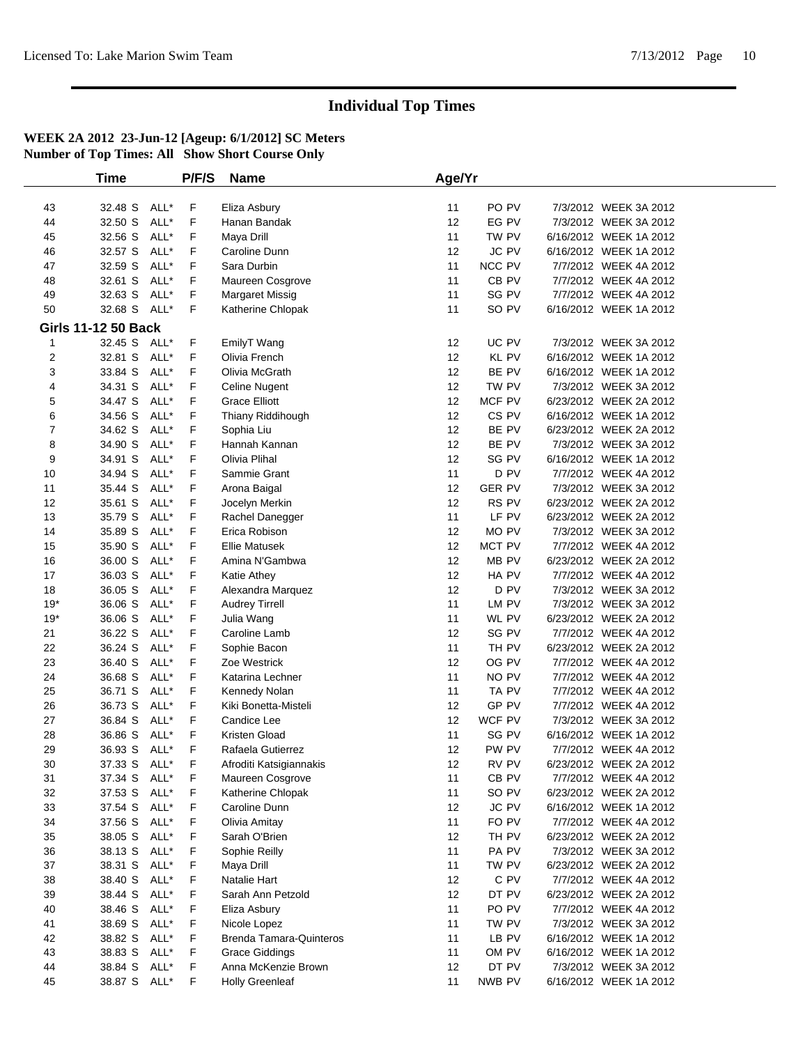# Individual Top Times

**WEEK 2A 2012 23-Jun-12 [Ageup: 6/1/2012] SC Meters**
**Number of Top Times: All Show Short Course Only**

| | Time | | P/F/S | Name | Age/Yr | | | |
|---|---|---|---|---|---|---|---|---|
| 43 | 32.48 S | ALL* | F | Eliza Asbury | 11 | PO PV | 7/3/2012 | WEEK 3A 2012 |
| 44 | 32.50 S | ALL* | F | Hanan Bandak | 12 | EG PV | 7/3/2012 | WEEK 3A 2012 |
| 45 | 32.56 S | ALL* | F | Maya Drill | 11 | TW PV | 6/16/2012 | WEEK 1A 2012 |
| 46 | 32.57 S | ALL* | F | Caroline Dunn | 12 | JC PV | 6/16/2012 | WEEK 1A 2012 |
| 47 | 32.59 S | ALL* | F | Sara Durbin | 11 | NCC PV | 7/7/2012 | WEEK 4A 2012 |
| 48 | 32.61 S | ALL* | F | Maureen Cosgrove | 11 | CB PV | 7/7/2012 | WEEK 4A 2012 |
| 49 | 32.63 S | ALL* | F | Margaret Missig | 11 | SG PV | 7/7/2012 | WEEK 4A 2012 |
| 50 | 32.68 S | ALL* | F | Katherine Chlopak | 11 | SO PV | 6/16/2012 | WEEK 1A 2012 |

**Girls 11-12 50 Back**

| | Time | | P/F/S | Name | Age/Yr | | | |
|---|---|---|---|---|---|---|---|---|
| 1 | 32.45 S | ALL* | F | EmilyT Wang | 12 | UC PV | 7/3/2012 | WEEK 3A 2012 |
| 2 | 32.81 S | ALL* | F | Olivia French | 12 | KL PV | 6/16/2012 | WEEK 1A 2012 |
| 3 | 33.84 S | ALL* | F | Olivia McGrath | 12 | BE PV | 6/16/2012 | WEEK 1A 2012 |
| 4 | 34.31 S | ALL* | F | Celine Nugent | 12 | TW PV | 7/3/2012 | WEEK 3A 2012 |
| 5 | 34.47 S | ALL* | F | Grace Elliott | 12 | MCF PV | 6/23/2012 | WEEK 2A 2012 |
| 6 | 34.56 S | ALL* | F | Thiany Riddihough | 12 | CS PV | 6/16/2012 | WEEK 1A 2012 |
| 7 | 34.62 S | ALL* | F | Sophia Liu | 12 | BE PV | 6/23/2012 | WEEK 2A 2012 |
| 8 | 34.90 S | ALL* | F | Hannah Kannan | 12 | BE PV | 7/3/2012 | WEEK 3A 2012 |
| 9 | 34.91 S | ALL* | F | Olivia Plihal | 12 | SG PV | 6/16/2012 | WEEK 1A 2012 |
| 10 | 34.94 S | ALL* | F | Sammie Grant | 11 | D PV | 7/7/2012 | WEEK 4A 2012 |
| 11 | 35.44 S | ALL* | F | Arona Baigal | 12 | GER PV | 7/3/2012 | WEEK 3A 2012 |
| 12 | 35.61 S | ALL* | F | Jocelyn Merkin | 12 | RS PV | 6/23/2012 | WEEK 2A 2012 |
| 13 | 35.79 S | ALL* | F | Rachel Danegger | 11 | LF PV | 6/23/2012 | WEEK 2A 2012 |
| 14 | 35.89 S | ALL* | F | Erica Robison | 12 | MO PV | 7/3/2012 | WEEK 3A 2012 |
| 15 | 35.90 S | ALL* | F | Ellie Matusek | 12 | MCT PV | 7/7/2012 | WEEK 4A 2012 |
| 16 | 36.00 S | ALL* | F | Amina N'Gambwa | 12 | MB PV | 6/23/2012 | WEEK 2A 2012 |
| 17 | 36.03 S | ALL* | F | Katie Athey | 12 | HA PV | 7/7/2012 | WEEK 4A 2012 |
| 18 | 36.05 S | ALL* | F | Alexandra Marquez | 12 | D PV | 7/3/2012 | WEEK 3A 2012 |
| 19* | 36.06 S | ALL* | F | Audrey Tirrell | 11 | LM PV | 7/3/2012 | WEEK 3A 2012 |
| 19* | 36.06 S | ALL* | F | Julia Wang | 11 | WL PV | 6/23/2012 | WEEK 2A 2012 |
| 21 | 36.22 S | ALL* | F | Caroline Lamb | 12 | SG PV | 7/7/2012 | WEEK 4A 2012 |
| 22 | 36.24 S | ALL* | F | Sophie Bacon | 11 | TH PV | 6/23/2012 | WEEK 2A 2012 |
| 23 | 36.40 S | ALL* | F | Zoe Westrick | 12 | OG PV | 7/7/2012 | WEEK 4A 2012 |
| 24 | 36.68 S | ALL* | F | Katarina Lechner | 11 | NO PV | 7/7/2012 | WEEK 4A 2012 |
| 25 | 36.71 S | ALL* | F | Kennedy Nolan | 11 | TA PV | 7/7/2012 | WEEK 4A 2012 |
| 26 | 36.73 S | ALL* | F | Kiki Bonetta-Misteli | 12 | GP PV | 7/7/2012 | WEEK 4A 2012 |
| 27 | 36.84 S | ALL* | F | Candice Lee | 12 | WCF PV | 7/3/2012 | WEEK 3A 2012 |
| 28 | 36.86 S | ALL* | F | Kristen Gload | 11 | SG PV | 6/16/2012 | WEEK 1A 2012 |
| 29 | 36.93 S | ALL* | F | Rafaela Gutierrez | 12 | PW PV | 7/7/2012 | WEEK 4A 2012 |
| 30 | 37.33 S | ALL* | F | Afroditi Katsigiannakis | 12 | RV PV | 6/23/2012 | WEEK 2A 2012 |
| 31 | 37.34 S | ALL* | F | Maureen Cosgrove | 11 | CB PV | 7/7/2012 | WEEK 4A 2012 |
| 32 | 37.53 S | ALL* | F | Katherine Chlopak | 11 | SO PV | 6/23/2012 | WEEK 2A 2012 |
| 33 | 37.54 S | ALL* | F | Caroline Dunn | 12 | JC PV | 6/16/2012 | WEEK 1A 2012 |
| 34 | 37.56 S | ALL* | F | Olivia Amitay | 11 | FO PV | 7/7/2012 | WEEK 4A 2012 |
| 35 | 38.05 S | ALL* | F | Sarah O'Brien | 12 | TH PV | 6/23/2012 | WEEK 2A 2012 |
| 36 | 38.13 S | ALL* | F | Sophie Reilly | 11 | PA PV | 7/3/2012 | WEEK 3A 2012 |
| 37 | 38.31 S | ALL* | F | Maya Drill | 11 | TW PV | 6/23/2012 | WEEK 2A 2012 |
| 38 | 38.40 S | ALL* | F | Natalie Hart | 12 | C PV | 7/7/2012 | WEEK 4A 2012 |
| 39 | 38.44 S | ALL* | F | Sarah Ann Petzold | 12 | DT PV | 6/23/2012 | WEEK 2A 2012 |
| 40 | 38.46 S | ALL* | F | Eliza Asbury | 11 | PO PV | 7/7/2012 | WEEK 4A 2012 |
| 41 | 38.69 S | ALL* | F | Nicole Lopez | 11 | TW PV | 7/3/2012 | WEEK 3A 2012 |
| 42 | 38.82 S | ALL* | F | Brenda Tamara-Quinteros | 11 | LB PV | 6/16/2012 | WEEK 1A 2012 |
| 43 | 38.83 S | ALL* | F | Grace Giddings | 11 | OM PV | 6/16/2012 | WEEK 1A 2012 |
| 44 | 38.84 S | ALL* | F | Anna McKenzie Brown | 12 | DT PV | 7/3/2012 | WEEK 3A 2012 |
| 45 | 38.87 S | ALL* | F | Holly Greenleaf | 11 | NWB PV | 6/16/2012 | WEEK 1A 2012 |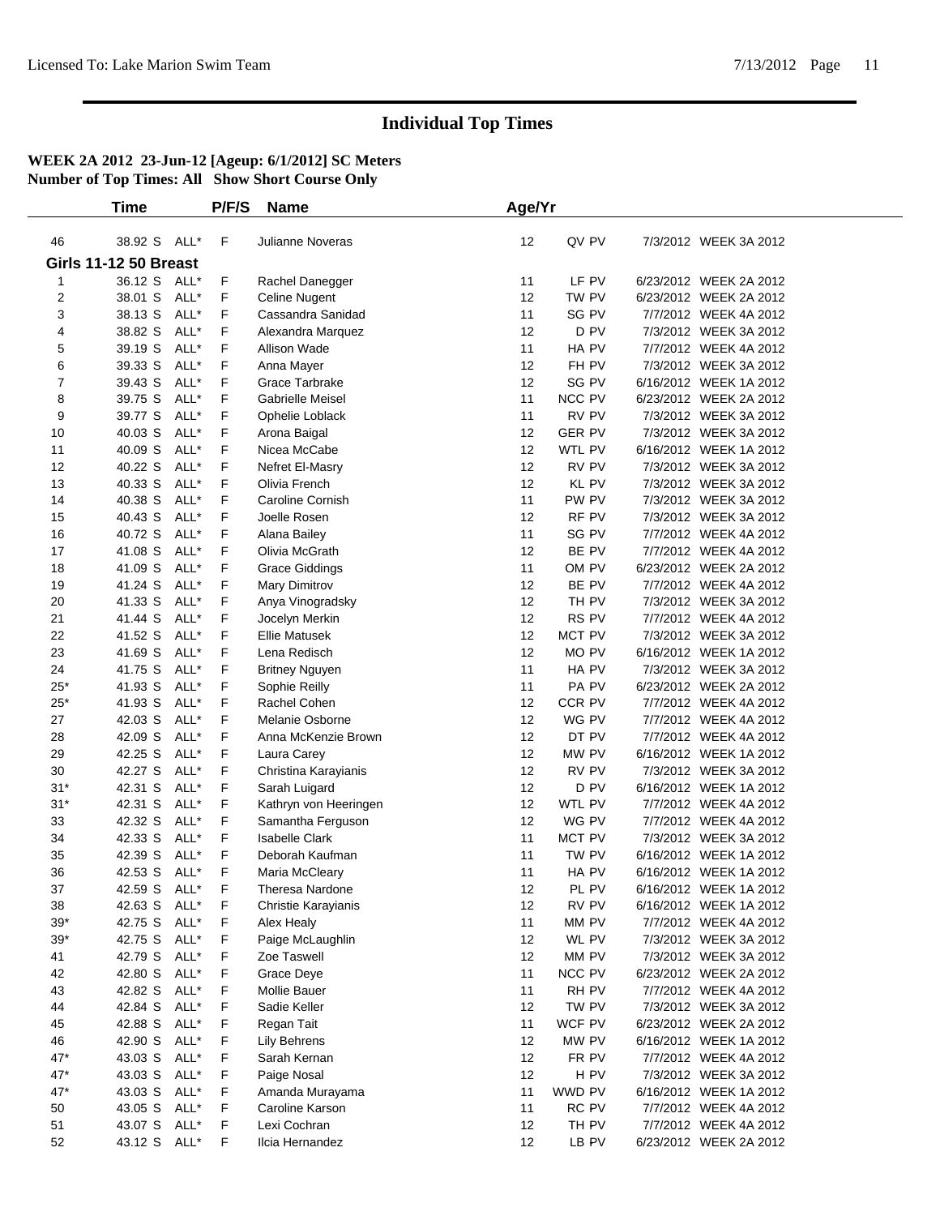# Individual Top Times

**WEEK 2A 2012 23-Jun-12 [Ageup: 6/1/2012] SC Meters**
**Number of Top Times: All Show Short Course Only**

| | Time | | P/F/S | Name | Age/Yr | | |
|---|---|---|---|---|---|---|---|
| 46 | 38.92 S | ALL* | F | Julianne Noveras | 12 | QV PV | 7/3/2012 WEEK 3A 2012 |

**Girls 11-12 50 Breast**

| | Time | | P/F/S | Name | Age/Yr | | |
|---|---|---|---|---|---|---|---|
| 1 | 36.12 S | ALL* | F | Rachel Danegger | 11 | LF PV | 6/23/2012 WEEK 2A 2012 |
| 2 | 38.01 S | ALL* | F | Celine Nugent | 12 | TW PV | 6/23/2012 WEEK 2A 2012 |
| 3 | 38.13 S | ALL* | F | Cassandra Sanidad | 11 | SG PV | 7/7/2012 WEEK 4A 2012 |
| 4 | 38.82 S | ALL* | F | Alexandra Marquez | 12 | D PV | 7/3/2012 WEEK 3A 2012 |
| 5 | 39.19 S | ALL* | F | Allison Wade | 11 | HA PV | 7/7/2012 WEEK 4A 2012 |
| 6 | 39.33 S | ALL* | F | Anna Mayer | 12 | FH PV | 7/3/2012 WEEK 3A 2012 |
| 7 | 39.43 S | ALL* | F | Grace Tarbrake | 12 | SG PV | 6/16/2012 WEEK 1A 2012 |
| 8 | 39.75 S | ALL* | F | Gabrielle Meisel | 11 | NCC PV | 6/23/2012 WEEK 2A 2012 |
| 9 | 39.77 S | ALL* | F | Ophelie Loblack | 11 | RV PV | 7/3/2012 WEEK 3A 2012 |
| 10 | 40.03 S | ALL* | F | Arona Baigal | 12 | GER PV | 7/3/2012 WEEK 3A 2012 |
| 11 | 40.09 S | ALL* | F | Nicea McCabe | 12 | WTL PV | 6/16/2012 WEEK 1A 2012 |
| 12 | 40.22 S | ALL* | F | Nefret El-Masry | 12 | RV PV | 7/3/2012 WEEK 3A 2012 |
| 13 | 40.33 S | ALL* | F | Olivia French | 12 | KL PV | 7/3/2012 WEEK 3A 2012 |
| 14 | 40.38 S | ALL* | F | Caroline Cornish | 11 | PW PV | 7/3/2012 WEEK 3A 2012 |
| 15 | 40.43 S | ALL* | F | Joelle Rosen | 12 | RF PV | 7/3/2012 WEEK 3A 2012 |
| 16 | 40.72 S | ALL* | F | Alana Bailey | 11 | SG PV | 7/7/2012 WEEK 4A 2012 |
| 17 | 41.08 S | ALL* | F | Olivia McGrath | 12 | BE PV | 7/7/2012 WEEK 4A 2012 |
| 18 | 41.09 S | ALL* | F | Grace Giddings | 11 | OM PV | 6/23/2012 WEEK 2A 2012 |
| 19 | 41.24 S | ALL* | F | Mary Dimitrov | 12 | BE PV | 7/7/2012 WEEK 4A 2012 |
| 20 | 41.33 S | ALL* | F | Anya Vinogradsky | 12 | TH PV | 7/3/2012 WEEK 3A 2012 |
| 21 | 41.44 S | ALL* | F | Jocelyn Merkin | 12 | RS PV | 7/7/2012 WEEK 4A 2012 |
| 22 | 41.52 S | ALL* | F | Ellie Matusek | 12 | MCT PV | 7/3/2012 WEEK 3A 2012 |
| 23 | 41.69 S | ALL* | F | Lena Redisch | 12 | MO PV | 6/16/2012 WEEK 1A 2012 |
| 24 | 41.75 S | ALL* | F | Britney Nguyen | 11 | HA PV | 7/3/2012 WEEK 3A 2012 |
| 25* | 41.93 S | ALL* | F | Sophie Reilly | 11 | PA PV | 6/23/2012 WEEK 2A 2012 |
| 25* | 41.93 S | ALL* | F | Rachel Cohen | 12 | CCR PV | 7/7/2012 WEEK 4A 2012 |
| 27 | 42.03 S | ALL* | F | Melanie Osborne | 12 | WG PV | 7/7/2012 WEEK 4A 2012 |
| 28 | 42.09 S | ALL* | F | Anna McKenzie Brown | 12 | DT PV | 7/7/2012 WEEK 4A 2012 |
| 29 | 42.25 S | ALL* | F | Laura Carey | 12 | MW PV | 6/16/2012 WEEK 1A 2012 |
| 30 | 42.27 S | ALL* | F | Christina Karayianis | 12 | RV PV | 7/3/2012 WEEK 3A 2012 |
| 31* | 42.31 S | ALL* | F | Sarah Luigard | 12 | D PV | 6/16/2012 WEEK 1A 2012 |
| 31* | 42.31 S | ALL* | F | Kathryn von Heeringen | 12 | WTL PV | 7/7/2012 WEEK 4A 2012 |
| 33 | 42.32 S | ALL* | F | Samantha Ferguson | 12 | WG PV | 7/7/2012 WEEK 4A 2012 |
| 34 | 42.33 S | ALL* | F | Isabelle Clark | 11 | MCT PV | 7/3/2012 WEEK 3A 2012 |
| 35 | 42.39 S | ALL* | F | Deborah Kaufman | 11 | TW PV | 6/16/2012 WEEK 1A 2012 |
| 36 | 42.53 S | ALL* | F | Maria McCleary | 11 | HA PV | 6/16/2012 WEEK 1A 2012 |
| 37 | 42.59 S | ALL* | F | Theresa Nardone | 12 | PL PV | 6/16/2012 WEEK 1A 2012 |
| 38 | 42.63 S | ALL* | F | Christie Karayianis | 12 | RV PV | 6/16/2012 WEEK 1A 2012 |
| 39* | 42.75 S | ALL* | F | Alex Healy | 11 | MM PV | 7/7/2012 WEEK 4A 2012 |
| 39* | 42.75 S | ALL* | F | Paige McLaughlin | 12 | WL PV | 7/3/2012 WEEK 3A 2012 |
| 41 | 42.79 S | ALL* | F | Zoe Taswell | 12 | MM PV | 7/3/2012 WEEK 3A 2012 |
| 42 | 42.80 S | ALL* | F | Grace Deye | 11 | NCC PV | 6/23/2012 WEEK 2A 2012 |
| 43 | 42.82 S | ALL* | F | Mollie Bauer | 11 | RH PV | 7/7/2012 WEEK 4A 2012 |
| 44 | 42.84 S | ALL* | F | Sadie Keller | 12 | TW PV | 7/3/2012 WEEK 3A 2012 |
| 45 | 42.88 S | ALL* | F | Regan Tait | 11 | WCF PV | 6/23/2012 WEEK 2A 2012 |
| 46 | 42.90 S | ALL* | F | Lily Behrens | 12 | MW PV | 6/16/2012 WEEK 1A 2012 |
| 47* | 43.03 S | ALL* | F | Sarah Kernan | 12 | FR PV | 7/7/2012 WEEK 4A 2012 |
| 47* | 43.03 S | ALL* | F | Paige Nosal | 12 | H PV | 7/3/2012 WEEK 3A 2012 |
| 47* | 43.03 S | ALL* | F | Amanda Murayama | 11 | WWD PV | 6/16/2012 WEEK 1A 2012 |
| 50 | 43.05 S | ALL* | F | Caroline Karson | 11 | RC PV | 7/7/2012 WEEK 4A 2012 |
| 51 | 43.07 S | ALL* | F | Lexi Cochran | 12 | TH PV | 7/7/2012 WEEK 4A 2012 |
| 52 | 43.12 S | ALL* | F | Ilcia Hernandez | 12 | LB PV | 6/23/2012 WEEK 2A 2012 |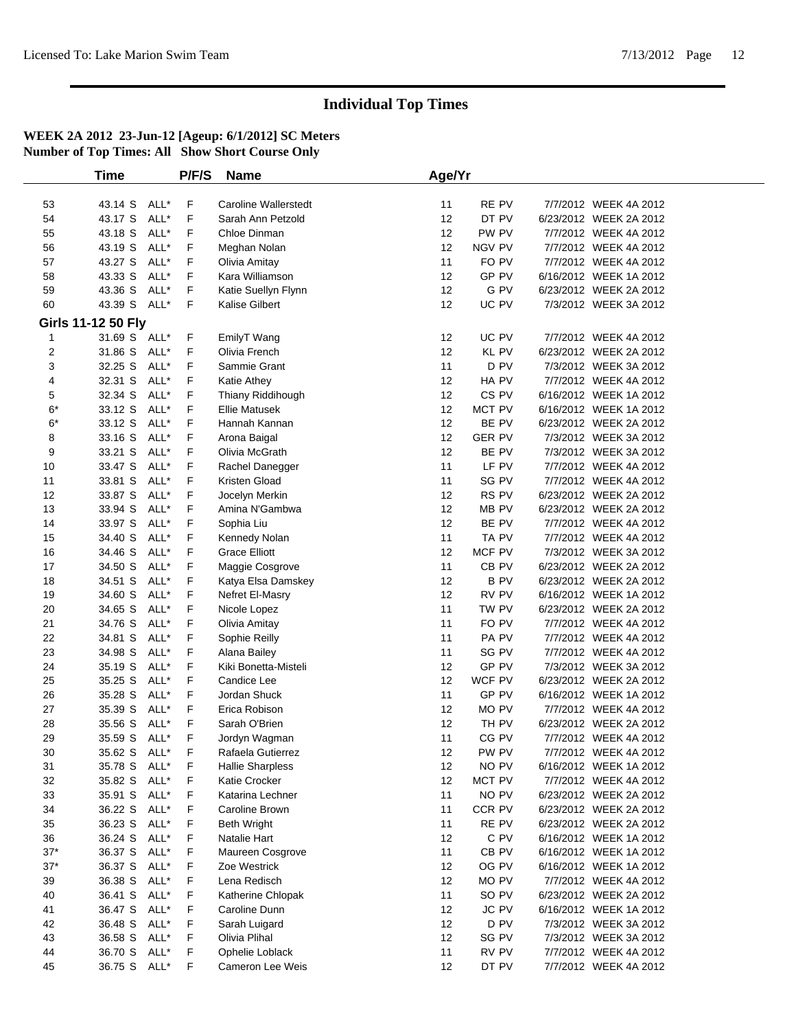# Individual Top Times

**WEEK 2A 2012 23-Jun-12 [Ageup: 6/1/2012] SC Meters**
**Number of Top Times: All Show Short Course Only**

| | Time | | P/F/S | Name | Age/Yr | | | |
|---|---|---|---|---|---|---|---|---|
| 53 | 43.14 S | ALL* | F | Caroline Wallerstedt | 11 | RE PV | 7/7/2012 | WEEK 4A 2012 |
| 54 | 43.17 S | ALL* | F | Sarah Ann Petzold | 12 | DT PV | 6/23/2012 | WEEK 2A 2012 |
| 55 | 43.18 S | ALL* | F | Chloe Dinman | 12 | PW PV | 7/7/2012 | WEEK 4A 2012 |
| 56 | 43.19 S | ALL* | F | Meghan Nolan | 12 | NGV PV | 7/7/2012 | WEEK 4A 2012 |
| 57 | 43.27 S | ALL* | F | Olivia Amitay | 11 | FO PV | 7/7/2012 | WEEK 4A 2012 |
| 58 | 43.33 S | ALL* | F | Kara Williamson | 12 | GP PV | 6/16/2012 | WEEK 1A 2012 |
| 59 | 43.36 S | ALL* | F | Katie Suellyn Flynn | 12 | G PV | 6/23/2012 | WEEK 2A 2012 |
| 60 | 43.39 S | ALL* | F | Kalise Gilbert | 12 | UC PV | 7/3/2012 | WEEK 3A 2012 |

**Girls 11-12 50 Fly**

| | Time | | P/F/S | Name | Age/Yr | | | |
|---|---|---|---|---|---|---|---|---|
| 1 | 31.69 S | ALL* | F | EmilyT Wang | 12 | UC PV | 7/7/2012 | WEEK 4A 2012 |
| 2 | 31.86 S | ALL* | F | Olivia French | 12 | KL PV | 6/23/2012 | WEEK 2A 2012 |
| 3 | 32.25 S | ALL* | F | Sammie Grant | 11 | D PV | 7/3/2012 | WEEK 3A 2012 |
| 4 | 32.31 S | ALL* | F | Katie Athey | 12 | HA PV | 7/7/2012 | WEEK 4A 2012 |
| 5 | 32.34 S | ALL* | F | Thiany Riddihough | 12 | CS PV | 6/16/2012 | WEEK 1A 2012 |
| 6* | 33.12 S | ALL* | F | Ellie Matusek | 12 | MCT PV | 6/16/2012 | WEEK 1A 2012 |
| 6* | 33.12 S | ALL* | F | Hannah Kannan | 12 | BE PV | 6/23/2012 | WEEK 2A 2012 |
| 8 | 33.16 S | ALL* | F | Arona Baigal | 12 | GER PV | 7/3/2012 | WEEK 3A 2012 |
| 9 | 33.21 S | ALL* | F | Olivia McGrath | 12 | BE PV | 7/3/2012 | WEEK 3A 2012 |
| 10 | 33.47 S | ALL* | F | Rachel Danegger | 11 | LF PV | 7/7/2012 | WEEK 4A 2012 |
| 11 | 33.81 S | ALL* | F | Kristen Gload | 11 | SG PV | 7/7/2012 | WEEK 4A 2012 |
| 12 | 33.87 S | ALL* | F | Jocelyn Merkin | 12 | RS PV | 6/23/2012 | WEEK 2A 2012 |
| 13 | 33.94 S | ALL* | F | Amina N'Gambwa | 12 | MB PV | 6/23/2012 | WEEK 2A 2012 |
| 14 | 33.97 S | ALL* | F | Sophia Liu | 12 | BE PV | 7/7/2012 | WEEK 4A 2012 |
| 15 | 34.40 S | ALL* | F | Kennedy Nolan | 11 | TA PV | 7/7/2012 | WEEK 4A 2012 |
| 16 | 34.46 S | ALL* | F | Grace Elliott | 12 | MCF PV | 7/3/2012 | WEEK 3A 2012 |
| 17 | 34.50 S | ALL* | F | Maggie Cosgrove | 11 | CB PV | 6/23/2012 | WEEK 2A 2012 |
| 18 | 34.51 S | ALL* | F | Katya Elsa Damskey | 12 | B PV | 6/23/2012 | WEEK 2A 2012 |
| 19 | 34.60 S | ALL* | F | Nefret El-Masry | 12 | RV PV | 6/16/2012 | WEEK 1A 2012 |
| 20 | 34.65 S | ALL* | F | Nicole Lopez | 11 | TW PV | 6/23/2012 | WEEK 2A 2012 |
| 21 | 34.76 S | ALL* | F | Olivia Amitay | 11 | FO PV | 7/7/2012 | WEEK 4A 2012 |
| 22 | 34.81 S | ALL* | F | Sophie Reilly | 11 | PA PV | 7/7/2012 | WEEK 4A 2012 |
| 23 | 34.98 S | ALL* | F | Alana Bailey | 11 | SG PV | 7/7/2012 | WEEK 4A 2012 |
| 24 | 35.19 S | ALL* | F | Kiki Bonetta-Misteli | 12 | GP PV | 7/3/2012 | WEEK 3A 2012 |
| 25 | 35.25 S | ALL* | F | Candice Lee | 12 | WCF PV | 6/23/2012 | WEEK 2A 2012 |
| 26 | 35.28 S | ALL* | F | Jordan Shuck | 11 | GP PV | 6/16/2012 | WEEK 1A 2012 |
| 27 | 35.39 S | ALL* | F | Erica Robison | 12 | MO PV | 7/7/2012 | WEEK 4A 2012 |
| 28 | 35.56 S | ALL* | F | Sarah O'Brien | 12 | TH PV | 6/23/2012 | WEEK 2A 2012 |
| 29 | 35.59 S | ALL* | F | Jordyn Wagman | 11 | CG PV | 7/7/2012 | WEEK 4A 2012 |
| 30 | 35.62 S | ALL* | F | Rafaela Gutierrez | 12 | PW PV | 7/7/2012 | WEEK 4A 2012 |
| 31 | 35.78 S | ALL* | F | Hallie Sharpless | 12 | NO PV | 6/16/2012 | WEEK 1A 2012 |
| 32 | 35.82 S | ALL* | F | Katie Crocker | 12 | MCT PV | 7/7/2012 | WEEK 4A 2012 |
| 33 | 35.91 S | ALL* | F | Katarina Lechner | 11 | NO PV | 6/23/2012 | WEEK 2A 2012 |
| 34 | 36.22 S | ALL* | F | Caroline Brown | 11 | CCR PV | 6/23/2012 | WEEK 2A 2012 |
| 35 | 36.23 S | ALL* | F | Beth Wright | 11 | RE PV | 6/23/2012 | WEEK 2A 2012 |
| 36 | 36.24 S | ALL* | F | Natalie Hart | 12 | C PV | 6/16/2012 | WEEK 1A 2012 |
| 37* | 36.37 S | ALL* | F | Maureen Cosgrove | 11 | CB PV | 6/16/2012 | WEEK 1A 2012 |
| 37* | 36.37 S | ALL* | F | Zoe Westrick | 12 | OG PV | 6/16/2012 | WEEK 1A 2012 |
| 39 | 36.38 S | ALL* | F | Lena Redisch | 12 | MO PV | 7/7/2012 | WEEK 4A 2012 |
| 40 | 36.41 S | ALL* | F | Katherine Chlopak | 11 | SO PV | 6/23/2012 | WEEK 2A 2012 |
| 41 | 36.47 S | ALL* | F | Caroline Dunn | 12 | JC PV | 6/16/2012 | WEEK 1A 2012 |
| 42 | 36.48 S | ALL* | F | Sarah Luigard | 12 | D PV | 7/3/2012 | WEEK 3A 2012 |
| 43 | 36.58 S | ALL* | F | Olivia Plihal | 12 | SG PV | 7/3/2012 | WEEK 3A 2012 |
| 44 | 36.70 S | ALL* | F | Ophelie Loblack | 11 | RV PV | 7/7/2012 | WEEK 4A 2012 |
| 45 | 36.75 S | ALL* | F | Cameron Lee Weis | 12 | DT PV | 7/7/2012 | WEEK 4A 2012 |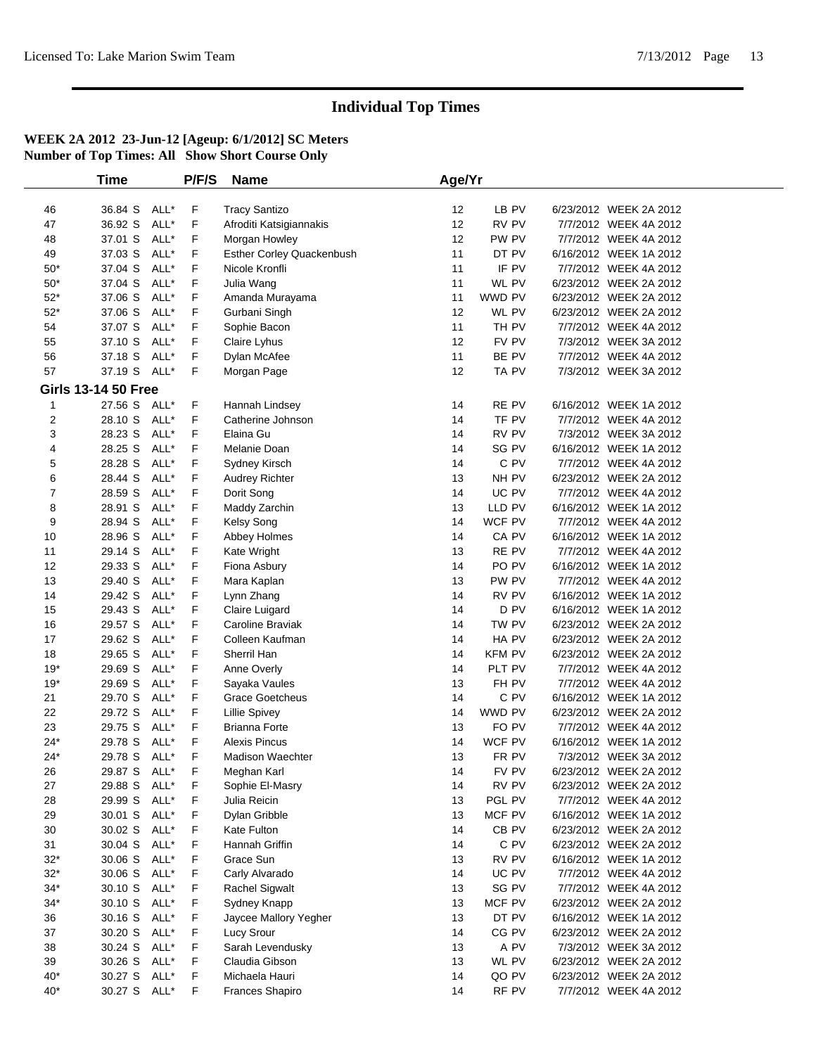# Individual Top Times

**WEEK 2A 2012 23-Jun-12 [Ageup: 6/1/2012] SC Meters**
**Number of Top Times: All Show Short Course Only**

| | Time | | P/F/S | Name | Age/Yr | | | |
|---|---|---|---|---|---|---|---|---|
| 46 | 36.84 S | ALL* | F | Tracy Santizo | 12 | LB PV | 6/23/2012 | WEEK 2A 2012 |
| 47 | 36.92 S | ALL* | F | Afroditi Katsigiannakis | 12 | RV PV | 7/7/2012 | WEEK 4A 2012 |
| 48 | 37.01 S | ALL* | F | Morgan Howley | 12 | PW PV | 7/7/2012 | WEEK 4A 2012 |
| 49 | 37.03 S | ALL* | F | Esther Corley Quackenbush | 11 | DT PV | 6/16/2012 | WEEK 1A 2012 |
| 50* | 37.04 S | ALL* | F | Nicole Kronfli | 11 | IF PV | 7/7/2012 | WEEK 4A 2012 |
| 50* | 37.04 S | ALL* | F | Julia Wang | 11 | WL PV | 6/23/2012 | WEEK 2A 2012 |
| 52* | 37.06 S | ALL* | F | Amanda Murayama | 11 | WWD PV | 6/23/2012 | WEEK 2A 2012 |
| 52* | 37.06 S | ALL* | F | Gurbani Singh | 12 | WL PV | 6/23/2012 | WEEK 2A 2012 |
| 54 | 37.07 S | ALL* | F | Sophie Bacon | 11 | TH PV | 7/7/2012 | WEEK 4A 2012 |
| 55 | 37.10 S | ALL* | F | Claire Lyhus | 12 | FV PV | 7/3/2012 | WEEK 3A 2012 |
| 56 | 37.18 S | ALL* | F | Dylan McAfee | 11 | BE PV | 7/7/2012 | WEEK 4A 2012 |
| 57 | 37.19 S | ALL* | F | Morgan Page | 12 | TA PV | 7/3/2012 | WEEK 3A 2012 |

**Girls 13-14 50 Free**

| | Time | | P/F/S | Name | Age/Yr | | | |
|---|---|---|---|---|---|---|---|---|
| 1 | 27.56 S | ALL* | F | Hannah Lindsey | 14 | RE PV | 6/16/2012 | WEEK 1A 2012 |
| 2 | 28.10 S | ALL* | F | Catherine Johnson | 14 | TF PV | 7/7/2012 | WEEK 4A 2012 |
| 3 | 28.23 S | ALL* | F | Elaina Gu | 14 | RV PV | 7/3/2012 | WEEK 3A 2012 |
| 4 | 28.25 S | ALL* | F | Melanie Doan | 14 | SG PV | 6/16/2012 | WEEK 1A 2012 |
| 5 | 28.28 S | ALL* | F | Sydney Kirsch | 14 | C PV | 7/7/2012 | WEEK 4A 2012 |
| 6 | 28.44 S | ALL* | F | Audrey Richter | 13 | NH PV | 6/23/2012 | WEEK 2A 2012 |
| 7 | 28.59 S | ALL* | F | Dorit Song | 14 | UC PV | 7/7/2012 | WEEK 4A 2012 |
| 8 | 28.91 S | ALL* | F | Maddy Zarchin | 13 | LLD PV | 6/16/2012 | WEEK 1A 2012 |
| 9 | 28.94 S | ALL* | F | Kelsy Song | 14 | WCF PV | 7/7/2012 | WEEK 4A 2012 |
| 10 | 28.96 S | ALL* | F | Abbey Holmes | 14 | CA PV | 6/16/2012 | WEEK 1A 2012 |
| 11 | 29.14 S | ALL* | F | Kate Wright | 13 | RE PV | 7/7/2012 | WEEK 4A 2012 |
| 12 | 29.33 S | ALL* | F | Fiona Asbury | 14 | PO PV | 6/16/2012 | WEEK 1A 2012 |
| 13 | 29.40 S | ALL* | F | Mara Kaplan | 13 | PW PV | 7/7/2012 | WEEK 4A 2012 |
| 14 | 29.42 S | ALL* | F | Lynn Zhang | 14 | RV PV | 6/16/2012 | WEEK 1A 2012 |
| 15 | 29.43 S | ALL* | F | Claire Luigard | 14 | D PV | 6/16/2012 | WEEK 1A 2012 |
| 16 | 29.57 S | ALL* | F | Caroline Braviak | 14 | TW PV | 6/23/2012 | WEEK 2A 2012 |
| 17 | 29.62 S | ALL* | F | Colleen Kaufman | 14 | HA PV | 6/23/2012 | WEEK 2A 2012 |
| 18 | 29.65 S | ALL* | F | Sherril Han | 14 | KFM PV | 6/23/2012 | WEEK 2A 2012 |
| 19* | 29.69 S | ALL* | F | Anne Overly | 14 | PLT PV | 7/7/2012 | WEEK 4A 2012 |
| 19* | 29.69 S | ALL* | F | Sayaka Vaules | 13 | FH PV | 7/7/2012 | WEEK 4A 2012 |
| 21 | 29.70 S | ALL* | F | Grace Goetcheus | 14 | C PV | 6/16/2012 | WEEK 1A 2012 |
| 22 | 29.72 S | ALL* | F | Lillie Spivey | 14 | WWD PV | 6/23/2012 | WEEK 2A 2012 |
| 23 | 29.75 S | ALL* | F | Brianna Forte | 13 | FO PV | 7/7/2012 | WEEK 4A 2012 |
| 24* | 29.78 S | ALL* | F | Alexis Pincus | 14 | WCF PV | 6/16/2012 | WEEK 1A 2012 |
| 24* | 29.78 S | ALL* | F | Madison Waechter | 13 | FR PV | 7/3/2012 | WEEK 3A 2012 |
| 26 | 29.87 S | ALL* | F | Meghan Karl | 14 | FV PV | 6/23/2012 | WEEK 2A 2012 |
| 27 | 29.88 S | ALL* | F | Sophie El-Masry | 14 | RV PV | 6/23/2012 | WEEK 2A 2012 |
| 28 | 29.99 S | ALL* | F | Julia Reicin | 13 | PGL PV | 7/7/2012 | WEEK 4A 2012 |
| 29 | 30.01 S | ALL* | F | Dylan Gribble | 13 | MCF PV | 6/16/2012 | WEEK 1A 2012 |
| 30 | 30.02 S | ALL* | F | Kate Fulton | 14 | CB PV | 6/23/2012 | WEEK 2A 2012 |
| 31 | 30.04 S | ALL* | F | Hannah Griffin | 14 | C PV | 6/23/2012 | WEEK 2A 2012 |
| 32* | 30.06 S | ALL* | F | Grace Sun | 13 | RV PV | 6/16/2012 | WEEK 1A 2012 |
| 32* | 30.06 S | ALL* | F | Carly Alvarado | 14 | UC PV | 7/7/2012 | WEEK 4A 2012 |
| 34* | 30.10 S | ALL* | F | Rachel Sigwalt | 13 | SG PV | 7/7/2012 | WEEK 4A 2012 |
| 34* | 30.10 S | ALL* | F | Sydney Knapp | 13 | MCF PV | 6/23/2012 | WEEK 2A 2012 |
| 36 | 30.16 S | ALL* | F | Jaycee Mallory Yegher | 13 | DT PV | 6/16/2012 | WEEK 1A 2012 |
| 37 | 30.20 S | ALL* | F | Lucy Srour | 14 | CG PV | 6/23/2012 | WEEK 2A 2012 |
| 38 | 30.24 S | ALL* | F | Sarah Levendusky | 13 | A PV | 7/3/2012 | WEEK 3A 2012 |
| 39 | 30.26 S | ALL* | F | Claudia Gibson | 13 | WL PV | 6/23/2012 | WEEK 2A 2012 |
| 40* | 30.27 S | ALL* | F | Michaela Hauri | 14 | QO PV | 6/23/2012 | WEEK 2A 2012 |
| 40* | 30.27 S | ALL* | F | Frances Shapiro | 14 | RF PV | 7/7/2012 | WEEK 4A 2012 |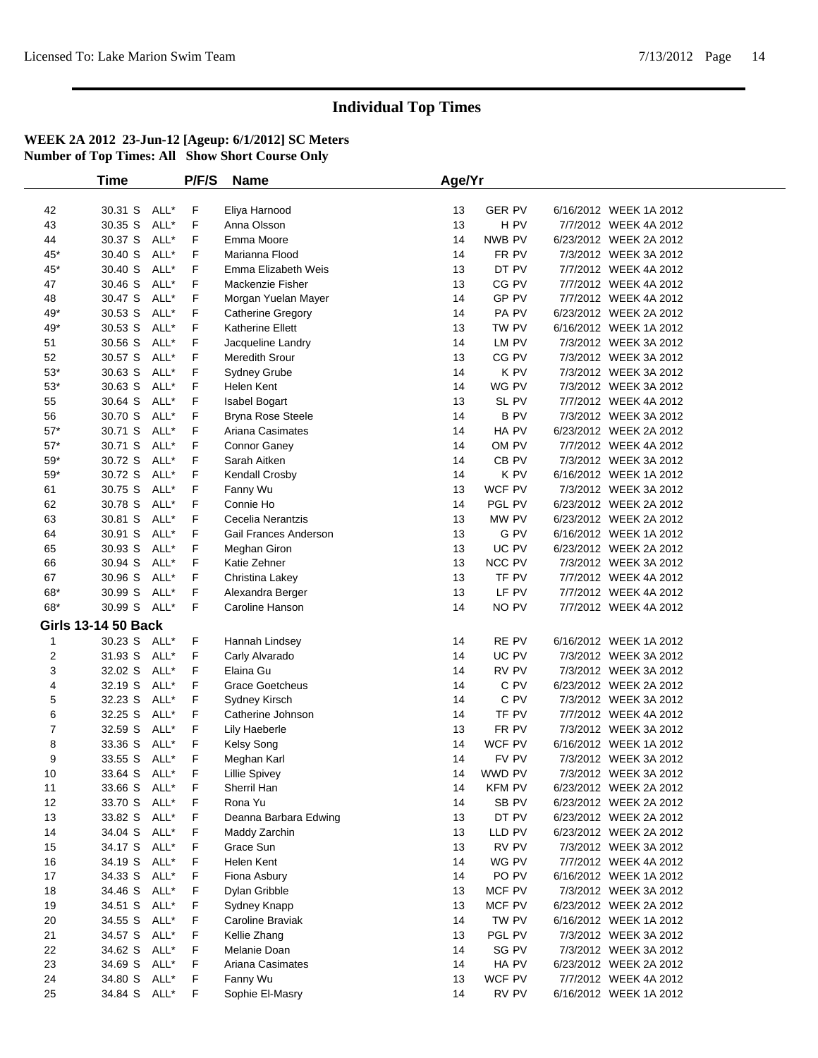# Individual Top Times

**WEEK 2A 2012 23-Jun-12 [Ageup: 6/1/2012] SC Meters**
**Number of Top Times: All Show Short Course Only**

| | Time | | P/F/S | Name | Age/Yr | | | |
|---|---|---|---|---|---|---|---|---|
| 42 | 30.31 S | ALL* | F | Eliya Harnood | 13 | GER PV | 6/16/2012 | WEEK 1A 2012 |
| 43 | 30.35 S | ALL* | F | Anna Olsson | 13 | H PV | 7/7/2012 | WEEK 4A 2012 |
| 44 | 30.37 S | ALL* | F | Emma Moore | 14 | NWB PV | 6/23/2012 | WEEK 2A 2012 |
| 45* | 30.40 S | ALL* | F | Marianna Flood | 14 | FR PV | 7/3/2012 | WEEK 3A 2012 |
| 45* | 30.40 S | ALL* | F | Emma Elizabeth Weis | 13 | DT PV | 7/7/2012 | WEEK 4A 2012 |
| 47 | 30.46 S | ALL* | F | Mackenzie Fisher | 13 | CG PV | 7/7/2012 | WEEK 4A 2012 |
| 48 | 30.47 S | ALL* | F | Morgan Yuelan Mayer | 14 | GP PV | 7/7/2012 | WEEK 4A 2012 |
| 49* | 30.53 S | ALL* | F | Catherine Gregory | 14 | PA PV | 6/23/2012 | WEEK 2A 2012 |
| 49* | 30.53 S | ALL* | F | Katherine Ellett | 13 | TW PV | 6/16/2012 | WEEK 1A 2012 |
| 51 | 30.56 S | ALL* | F | Jacqueline Landry | 14 | LM PV | 7/3/2012 | WEEK 3A 2012 |
| 52 | 30.57 S | ALL* | F | Meredith Srour | 13 | CG PV | 7/3/2012 | WEEK 3A 2012 |
| 53* | 30.63 S | ALL* | F | Sydney Grube | 14 | K PV | 7/3/2012 | WEEK 3A 2012 |
| 53* | 30.63 S | ALL* | F | Helen Kent | 14 | WG PV | 7/3/2012 | WEEK 3A 2012 |
| 55 | 30.64 S | ALL* | F | Isabel Bogart | 13 | SL PV | 7/7/2012 | WEEK 4A 2012 |
| 56 | 30.70 S | ALL* | F | Bryna Rose Steele | 14 | B PV | 7/3/2012 | WEEK 3A 2012 |
| 57* | 30.71 S | ALL* | F | Ariana Casimates | 14 | HA PV | 6/23/2012 | WEEK 2A 2012 |
| 57* | 30.71 S | ALL* | F | Connor Ganey | 14 | OM PV | 7/7/2012 | WEEK 4A 2012 |
| 59* | 30.72 S | ALL* | F | Sarah Aitken | 14 | CB PV | 7/3/2012 | WEEK 3A 2012 |
| 59* | 30.72 S | ALL* | F | Kendall Crosby | 14 | K PV | 6/16/2012 | WEEK 1A 2012 |
| 61 | 30.75 S | ALL* | F | Fanny Wu | 13 | WCF PV | 7/3/2012 | WEEK 3A 2012 |
| 62 | 30.78 S | ALL* | F | Connie Ho | 14 | PGL PV | 6/23/2012 | WEEK 2A 2012 |
| 63 | 30.81 S | ALL* | F | Cecelia Nerantzis | 13 | MW PV | 6/23/2012 | WEEK 2A 2012 |
| 64 | 30.91 S | ALL* | F | Gail Frances Anderson | 13 | G PV | 6/16/2012 | WEEK 1A 2012 |
| 65 | 30.93 S | ALL* | F | Meghan Giron | 13 | UC PV | 6/23/2012 | WEEK 2A 2012 |
| 66 | 30.94 S | ALL* | F | Katie Zehner | 13 | NCC PV | 7/3/2012 | WEEK 3A 2012 |
| 67 | 30.96 S | ALL* | F | Christina Lakey | 13 | TF PV | 7/7/2012 | WEEK 4A 2012 |
| 68* | 30.99 S | ALL* | F | Alexandra Berger | 13 | LF PV | 7/7/2012 | WEEK 4A 2012 |
| 68* | 30.99 S | ALL* | F | Caroline Hanson | 14 | NO PV | 7/7/2012 | WEEK 4A 2012 |
| **Girls 13-14 50 Back** | | | | | | | | |
| 1 | 30.23 S | ALL* | F | Hannah Lindsey | 14 | RE PV | 6/16/2012 | WEEK 1A 2012 |
| 2 | 31.93 S | ALL* | F | Carly Alvarado | 14 | UC PV | 7/3/2012 | WEEK 3A 2012 |
| 3 | 32.02 S | ALL* | F | Elaina Gu | 14 | RV PV | 7/3/2012 | WEEK 3A 2012 |
| 4 | 32.19 S | ALL* | F | Grace Goetcheus | 14 | C PV | 6/23/2012 | WEEK 2A 2012 |
| 5 | 32.23 S | ALL* | F | Sydney Kirsch | 14 | C PV | 7/3/2012 | WEEK 3A 2012 |
| 6 | 32.25 S | ALL* | F | Catherine Johnson | 14 | TF PV | 7/7/2012 | WEEK 4A 2012 |
| 7 | 32.59 S | ALL* | F | Lily Haeberle | 13 | FR PV | 7/3/2012 | WEEK 3A 2012 |
| 8 | 33.36 S | ALL* | F | Kelsy Song | 14 | WCF PV | 6/16/2012 | WEEK 1A 2012 |
| 9 | 33.55 S | ALL* | F | Meghan Karl | 14 | FV PV | 7/3/2012 | WEEK 3A 2012 |
| 10 | 33.64 S | ALL* | F | Lillie Spivey | 14 | WWD PV | 7/3/2012 | WEEK 3A 2012 |
| 11 | 33.66 S | ALL* | F | Sherril Han | 14 | KFM PV | 6/23/2012 | WEEK 2A 2012 |
| 12 | 33.70 S | ALL* | F | Rona Yu | 14 | SB PV | 6/23/2012 | WEEK 2A 2012 |
| 13 | 33.82 S | ALL* | F | Deanna Barbara Edwing | 13 | DT PV | 6/23/2012 | WEEK 2A 2012 |
| 14 | 34.04 S | ALL* | F | Maddy Zarchin | 13 | LLD PV | 6/23/2012 | WEEK 2A 2012 |
| 15 | 34.17 S | ALL* | F | Grace Sun | 13 | RV PV | 7/3/2012 | WEEK 3A 2012 |
| 16 | 34.19 S | ALL* | F | Helen Kent | 14 | WG PV | 7/7/2012 | WEEK 4A 2012 |
| 17 | 34.33 S | ALL* | F | Fiona Asbury | 14 | PO PV | 6/16/2012 | WEEK 1A 2012 |
| 18 | 34.46 S | ALL* | F | Dylan Gribble | 13 | MCF PV | 7/3/2012 | WEEK 3A 2012 |
| 19 | 34.51 S | ALL* | F | Sydney Knapp | 13 | MCF PV | 6/23/2012 | WEEK 2A 2012 |
| 20 | 34.55 S | ALL* | F | Caroline Braviak | 14 | TW PV | 6/16/2012 | WEEK 1A 2012 |
| 21 | 34.57 S | ALL* | F | Kellie Zhang | 13 | PGL PV | 7/3/2012 | WEEK 3A 2012 |
| 22 | 34.62 S | ALL* | F | Melanie Doan | 14 | SG PV | 7/3/2012 | WEEK 3A 2012 |
| 23 | 34.69 S | ALL* | F | Ariana Casimates | 14 | HA PV | 6/23/2012 | WEEK 2A 2012 |
| 24 | 34.80 S | ALL* | F | Fanny Wu | 13 | WCF PV | 7/7/2012 | WEEK 4A 2012 |
| 25 | 34.84 S | ALL* | F | Sophie El-Masry | 14 | RV PV | 6/16/2012 | WEEK 1A 2012 |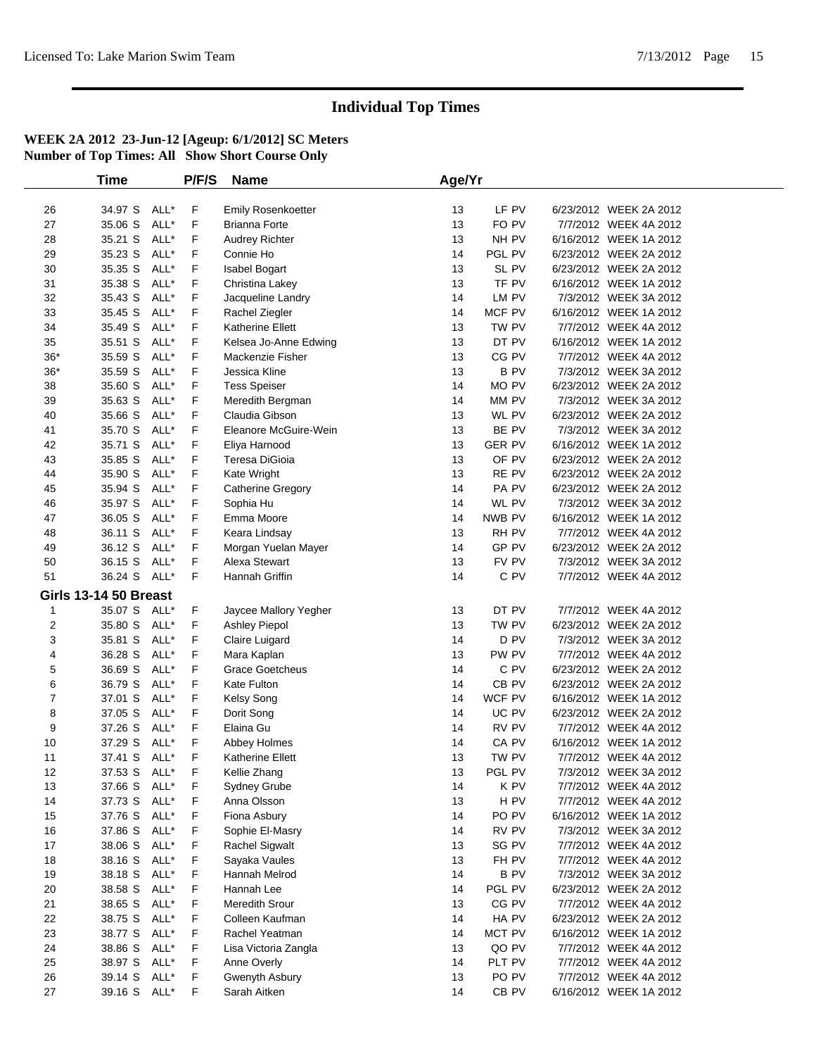# Individual Top Times

**WEEK 2A 2012 23-Jun-12 [Ageup: 6/1/2012] SC Meters**
**Number of Top Times: All Show Short Course Only**

| | Time | | P/F/S | Name | Age/Yr | | | |
|---|---|---|---|---|---|---|---|---|
| 26 | 34.97 S | ALL* | F | Emily Rosenkoetter | 13 | LF PV | 6/23/2012 | WEEK 2A 2012 |
| 27 | 35.06 S | ALL* | F | Brianna Forte | 13 | FO PV | 7/7/2012 | WEEK 4A 2012 |
| 28 | 35.21 S | ALL* | F | Audrey Richter | 13 | NH PV | 6/16/2012 | WEEK 1A 2012 |
| 29 | 35.23 S | ALL* | F | Connie Ho | 14 | PGL PV | 6/23/2012 | WEEK 2A 2012 |
| 30 | 35.35 S | ALL* | F | Isabel Bogart | 13 | SL PV | 6/23/2012 | WEEK 2A 2012 |
| 31 | 35.38 S | ALL* | F | Christina Lakey | 13 | TF PV | 6/16/2012 | WEEK 1A 2012 |
| 32 | 35.43 S | ALL* | F | Jacqueline Landry | 14 | LM PV | 7/3/2012 | WEEK 3A 2012 |
| 33 | 35.45 S | ALL* | F | Rachel Ziegler | 14 | MCF PV | 6/16/2012 | WEEK 1A 2012 |
| 34 | 35.49 S | ALL* | F | Katherine Ellett | 13 | TW PV | 7/7/2012 | WEEK 4A 2012 |
| 35 | 35.51 S | ALL* | F | Kelsea Jo-Anne Edwing | 13 | DT PV | 6/16/2012 | WEEK 1A 2012 |
| 36* | 35.59 S | ALL* | F | Mackenzie Fisher | 13 | CG PV | 7/7/2012 | WEEK 4A 2012 |
| 36* | 35.59 S | ALL* | F | Jessica Kline | 13 | B PV | 7/3/2012 | WEEK 3A 2012 |
| 38 | 35.60 S | ALL* | F | Tess Speiser | 14 | MO PV | 6/23/2012 | WEEK 2A 2012 |
| 39 | 35.63 S | ALL* | F | Meredith Bergman | 14 | MM PV | 7/3/2012 | WEEK 3A 2012 |
| 40 | 35.66 S | ALL* | F | Claudia Gibson | 13 | WL PV | 6/23/2012 | WEEK 2A 2012 |
| 41 | 35.70 S | ALL* | F | Eleanore McGuire-Wein | 13 | BE PV | 7/3/2012 | WEEK 3A 2012 |
| 42 | 35.71 S | ALL* | F | Eliya Harnood | 13 | GER PV | 6/16/2012 | WEEK 1A 2012 |
| 43 | 35.85 S | ALL* | F | Teresa DiGioia | 13 | OF PV | 6/23/2012 | WEEK 2A 2012 |
| 44 | 35.90 S | ALL* | F | Kate Wright | 13 | RE PV | 6/23/2012 | WEEK 2A 2012 |
| 45 | 35.94 S | ALL* | F | Catherine Gregory | 14 | PA PV | 6/23/2012 | WEEK 2A 2012 |
| 46 | 35.97 S | ALL* | F | Sophia Hu | 14 | WL PV | 7/3/2012 | WEEK 3A 2012 |
| 47 | 36.05 S | ALL* | F | Emma Moore | 14 | NWB PV | 6/16/2012 | WEEK 1A 2012 |
| 48 | 36.11 S | ALL* | F | Keara Lindsay | 13 | RH PV | 7/7/2012 | WEEK 4A 2012 |
| 49 | 36.12 S | ALL* | F | Morgan Yuelan Mayer | 14 | GP PV | 6/23/2012 | WEEK 2A 2012 |
| 50 | 36.15 S | ALL* | F | Alexa Stewart | 13 | FV PV | 7/3/2012 | WEEK 3A 2012 |
| 51 | 36.24 S | ALL* | F | Hannah Griffin | 14 | C PV | 7/7/2012 | WEEK 4A 2012 |
| **Girls 13-14 50 Breast** | | | | | | | | |
| 1 | 35.07 S | ALL* | F | Jaycee Mallory Yegher | 13 | DT PV | 7/7/2012 | WEEK 4A 2012 |
| 2 | 35.80 S | ALL* | F | Ashley Piepol | 13 | TW PV | 6/23/2012 | WEEK 2A 2012 |
| 3 | 35.81 S | ALL* | F | Claire Luigard | 14 | D PV | 7/3/2012 | WEEK 3A 2012 |
| 4 | 36.28 S | ALL* | F | Mara Kaplan | 13 | PW PV | 7/7/2012 | WEEK 4A 2012 |
| 5 | 36.69 S | ALL* | F | Grace Goetcheus | 14 | C PV | 6/23/2012 | WEEK 2A 2012 |
| 6 | 36.79 S | ALL* | F | Kate Fulton | 14 | CB PV | 6/23/2012 | WEEK 2A 2012 |
| 7 | 37.01 S | ALL* | F | Kelsy Song | 14 | WCF PV | 6/16/2012 | WEEK 1A 2012 |
| 8 | 37.05 S | ALL* | F | Dorit Song | 14 | UC PV | 6/23/2012 | WEEK 2A 2012 |
| 9 | 37.26 S | ALL* | F | Elaina Gu | 14 | RV PV | 7/7/2012 | WEEK 4A 2012 |
| 10 | 37.29 S | ALL* | F | Abbey Holmes | 14 | CA PV | 6/16/2012 | WEEK 1A 2012 |
| 11 | 37.41 S | ALL* | F | Katherine Ellett | 13 | TW PV | 7/7/2012 | WEEK 4A 2012 |
| 12 | 37.53 S | ALL* | F | Kellie Zhang | 13 | PGL PV | 7/3/2012 | WEEK 3A 2012 |
| 13 | 37.66 S | ALL* | F | Sydney Grube | 14 | K PV | 7/7/2012 | WEEK 4A 2012 |
| 14 | 37.73 S | ALL* | F | Anna Olsson | 13 | H PV | 7/7/2012 | WEEK 4A 2012 |
| 15 | 37.76 S | ALL* | F | Fiona Asbury | 14 | PO PV | 6/16/2012 | WEEK 1A 2012 |
| 16 | 37.86 S | ALL* | F | Sophie El-Masry | 14 | RV PV | 7/3/2012 | WEEK 3A 2012 |
| 17 | 38.06 S | ALL* | F | Rachel Sigwalt | 13 | SG PV | 7/7/2012 | WEEK 4A 2012 |
| 18 | 38.16 S | ALL* | F | Sayaka Vaules | 13 | FH PV | 7/7/2012 | WEEK 4A 2012 |
| 19 | 38.18 S | ALL* | F | Hannah Melrod | 14 | B PV | 7/3/2012 | WEEK 3A 2012 |
| 20 | 38.58 S | ALL* | F | Hannah Lee | 14 | PGL PV | 6/23/2012 | WEEK 2A 2012 |
| 21 | 38.65 S | ALL* | F | Meredith Srour | 13 | CG PV | 7/7/2012 | WEEK 4A 2012 |
| 22 | 38.75 S | ALL* | F | Colleen Kaufman | 14 | HA PV | 6/23/2012 | WEEK 2A 2012 |
| 23 | 38.77 S | ALL* | F | Rachel Yeatman | 14 | MCT PV | 6/16/2012 | WEEK 1A 2012 |
| 24 | 38.86 S | ALL* | F | Lisa Victoria Zangla | 13 | QO PV | 7/7/2012 | WEEK 4A 2012 |
| 25 | 38.97 S | ALL* | F | Anne Overly | 14 | PLT PV | 7/7/2012 | WEEK 4A 2012 |
| 26 | 39.14 S | ALL* | F | Gwenyth Asbury | 13 | PO PV | 7/7/2012 | WEEK 4A 2012 |
| 27 | 39.16 S | ALL* | F | Sarah Aitken | 14 | CB PV | 6/16/2012 | WEEK 1A 2012 |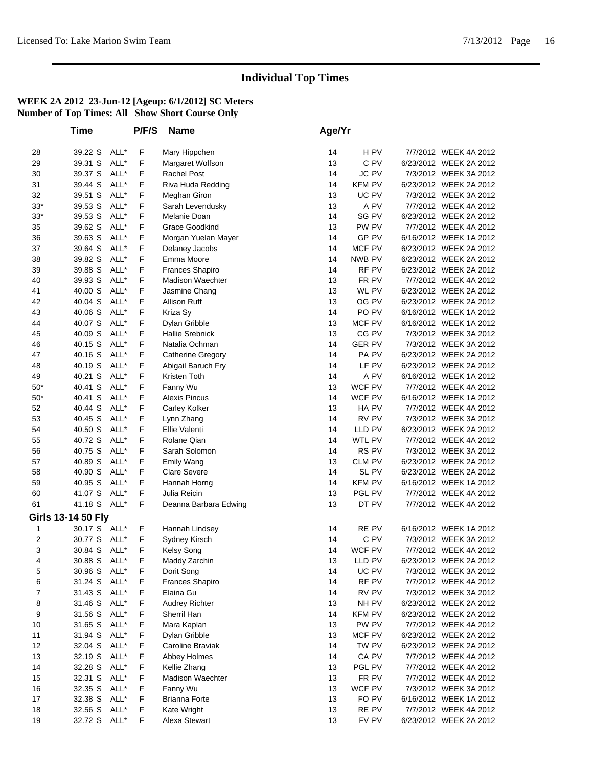Licensed To: Lake Marion Swim Team 7/13/2012 Page 16

# Individual Top Times

**WEEK 2A 2012 23-Jun-12 [Ageup: 6/1/2012] SC Meters**
**Number of Top Times: All Show Short Course Only**

| | Time | | P/F/S | Name | Age/Yr | | | |
|---|---|---|---|---|---|---|---|---|
| 28 | 39.22 S | ALL* | F | Mary Hippchen | 14 | H PV | 7/7/2012 | WEEK 4A 2012 |
| 29 | 39.31 S | ALL* | F | Margaret Wolfson | 13 | C PV | 6/23/2012 | WEEK 2A 2012 |
| 30 | 39.37 S | ALL* | F | Rachel Post | 14 | JC PV | 7/3/2012 | WEEK 3A 2012 |
| 31 | 39.44 S | ALL* | F | Riva Huda Redding | 14 | KFM PV | 6/23/2012 | WEEK 2A 2012 |
| 32 | 39.51 S | ALL* | F | Meghan Giron | 13 | UC PV | 7/3/2012 | WEEK 3A 2012 |
| 33* | 39.53 S | ALL* | F | Sarah Levendusky | 13 | A PV | 7/7/2012 | WEEK 4A 2012 |
| 33* | 39.53 S | ALL* | F | Melanie Doan | 14 | SG PV | 6/23/2012 | WEEK 2A 2012 |
| 35 | 39.62 S | ALL* | F | Grace Goodkind | 13 | PW PV | 7/7/2012 | WEEK 4A 2012 |
| 36 | 39.63 S | ALL* | F | Morgan Yuelan Mayer | 14 | GP PV | 6/16/2012 | WEEK 1A 2012 |
| 37 | 39.64 S | ALL* | F | Delaney Jacobs | 14 | MCF PV | 6/23/2012 | WEEK 2A 2012 |
| 38 | 39.82 S | ALL* | F | Emma Moore | 14 | NWB PV | 6/23/2012 | WEEK 2A 2012 |
| 39 | 39.88 S | ALL* | F | Frances Shapiro | 14 | RF PV | 6/23/2012 | WEEK 2A 2012 |
| 40 | 39.93 S | ALL* | F | Madison Waechter | 13 | FR PV | 7/7/2012 | WEEK 4A 2012 |
| 41 | 40.00 S | ALL* | F | Jasmine Chang | 13 | WL PV | 6/23/2012 | WEEK 2A 2012 |
| 42 | 40.04 S | ALL* | F | Allison Ruff | 13 | OG PV | 6/23/2012 | WEEK 2A 2012 |
| 43 | 40.06 S | ALL* | F | Kriza Sy | 14 | PO PV | 6/16/2012 | WEEK 1A 2012 |
| 44 | 40.07 S | ALL* | F | Dylan Gribble | 13 | MCF PV | 6/16/2012 | WEEK 1A 2012 |
| 45 | 40.09 S | ALL* | F | Hallie Srebnick | 13 | CG PV | 7/3/2012 | WEEK 3A 2012 |
| 46 | 40.15 S | ALL* | F | Natalia Ochman | 14 | GER PV | 7/3/2012 | WEEK 3A 2012 |
| 47 | 40.16 S | ALL* | F | Catherine Gregory | 14 | PA PV | 6/23/2012 | WEEK 2A 2012 |
| 48 | 40.19 S | ALL* | F | Abigail Baruch Fry | 14 | LF PV | 6/23/2012 | WEEK 2A 2012 |
| 49 | 40.21 S | ALL* | F | Kristen Toth | 14 | A PV | 6/16/2012 | WEEK 1A 2012 |
| 50* | 40.41 S | ALL* | F | Fanny Wu | 13 | WCF PV | 7/7/2012 | WEEK 4A 2012 |
| 50* | 40.41 S | ALL* | F | Alexis Pincus | 14 | WCF PV | 6/16/2012 | WEEK 1A 2012 |
| 52 | 40.44 S | ALL* | F | Carley Kolker | 13 | HA PV | 7/7/2012 | WEEK 4A 2012 |
| 53 | 40.45 S | ALL* | F | Lynn Zhang | 14 | RV PV | 7/3/2012 | WEEK 3A 2012 |
| 54 | 40.50 S | ALL* | F | Ellie Valenti | 14 | LLD PV | 6/23/2012 | WEEK 2A 2012 |
| 55 | 40.72 S | ALL* | F | Rolane Qian | 14 | WTL PV | 7/7/2012 | WEEK 4A 2012 |
| 56 | 40.75 S | ALL* | F | Sarah Solomon | 14 | RS PV | 7/3/2012 | WEEK 3A 2012 |
| 57 | 40.89 S | ALL* | F | Emily Wang | 13 | CLM PV | 6/23/2012 | WEEK 2A 2012 |
| 58 | 40.90 S | ALL* | F | Clare Severe | 14 | SL PV | 6/23/2012 | WEEK 2A 2012 |
| 59 | 40.95 S | ALL* | F | Hannah Horng | 14 | KFM PV | 6/16/2012 | WEEK 1A 2012 |
| 60 | 41.07 S | ALL* | F | Julia Reicin | 13 | PGL PV | 7/7/2012 | WEEK 4A 2012 |
| 61 | 41.18 S | ALL* | F | Deanna Barbara Edwing | 13 | DT PV | 7/7/2012 | WEEK 4A 2012 |

**Girls 13-14 50 Fly**

| | Time | | P/F/S | Name | Age/Yr | | | |
|---|---|---|---|---|---|---|---|---|
| 1 | 30.17 S | ALL* | F | Hannah Lindsey | 14 | RE PV | 6/16/2012 | WEEK 1A 2012 |
| 2 | 30.77 S | ALL* | F | Sydney Kirsch | 14 | C PV | 7/3/2012 | WEEK 3A 2012 |
| 3 | 30.84 S | ALL* | F | Kelsy Song | 14 | WCF PV | 7/7/2012 | WEEK 4A 2012 |
| 4 | 30.88 S | ALL* | F | Maddy Zarchin | 13 | LLD PV | 6/23/2012 | WEEK 2A 2012 |
| 5 | 30.96 S | ALL* | F | Dorit Song | 14 | UC PV | 7/3/2012 | WEEK 3A 2012 |
| 6 | 31.24 S | ALL* | F | Frances Shapiro | 14 | RF PV | 7/7/2012 | WEEK 4A 2012 |
| 7 | 31.43 S | ALL* | F | Elaina Gu | 14 | RV PV | 7/3/2012 | WEEK 3A 2012 |
| 8 | 31.46 S | ALL* | F | Audrey Richter | 13 | NH PV | 6/23/2012 | WEEK 2A 2012 |
| 9 | 31.56 S | ALL* | F | Sherril Han | 14 | KFM PV | 6/23/2012 | WEEK 2A 2012 |
| 10 | 31.65 S | ALL* | F | Mara Kaplan | 13 | PW PV | 7/7/2012 | WEEK 4A 2012 |
| 11 | 31.94 S | ALL* | F | Dylan Gribble | 13 | MCF PV | 6/23/2012 | WEEK 2A 2012 |
| 12 | 32.04 S | ALL* | F | Caroline Braviak | 14 | TW PV | 6/23/2012 | WEEK 2A 2012 |
| 13 | 32.19 S | ALL* | F | Abbey Holmes | 14 | CA PV | 7/7/2012 | WEEK 4A 2012 |
| 14 | 32.28 S | ALL* | F | Kellie Zhang | 13 | PGL PV | 7/7/2012 | WEEK 4A 2012 |
| 15 | 32.31 S | ALL* | F | Madison Waechter | 13 | FR PV | 7/7/2012 | WEEK 4A 2012 |
| 16 | 32.35 S | ALL* | F | Fanny Wu | 13 | WCF PV | 7/3/2012 | WEEK 3A 2012 |
| 17 | 32.38 S | ALL* | F | Brianna Forte | 13 | FO PV | 6/16/2012 | WEEK 1A 2012 |
| 18 | 32.56 S | ALL* | F | Kate Wright | 13 | RE PV | 7/7/2012 | WEEK 4A 2012 |
| 19 | 32.72 S | ALL* | F | Alexa Stewart | 13 | FV PV | 6/23/2012 | WEEK 2A 2012 |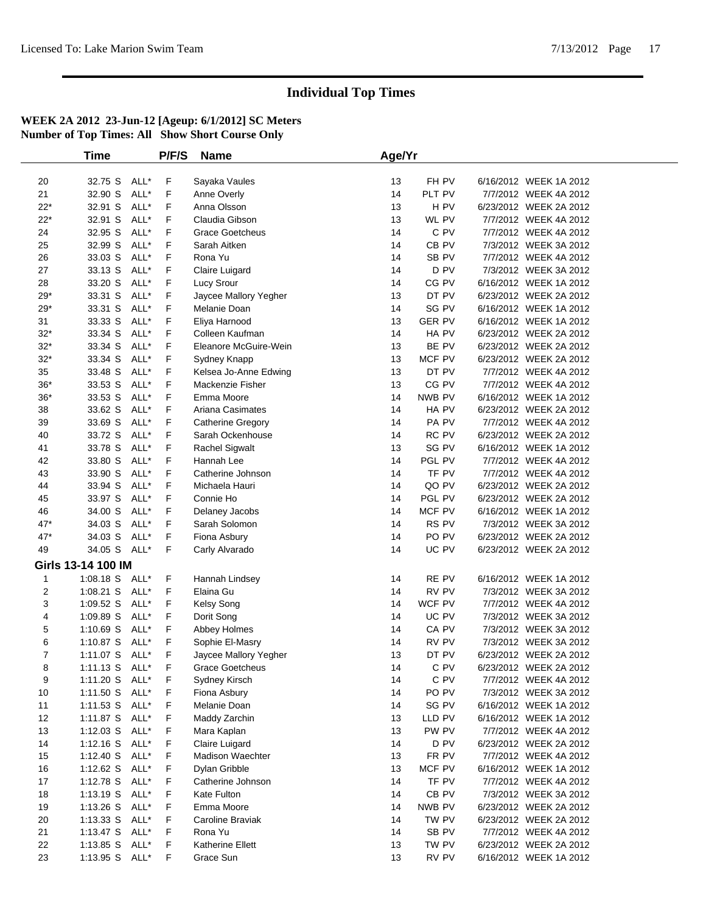# Individual Top Times

**WEEK 2A 2012 23-Jun-12 [Ageup: 6/1/2012] SC Meters**
**Number of Top Times: All Show Short Course Only**

| | Time | | P/F/S | Name | Age/Yr | | |
|---|---|---|---|---|---|---|---|
| 20 | 32.75 S | ALL* | F | Sayaka Vaules | 13 | FH PV | 6/16/2012 WEEK 1A 2012 |
| 21 | 32.90 S | ALL* | F | Anne Overly | 14 | PLT PV | 7/7/2012 WEEK 4A 2012 |
| 22* | 32.91 S | ALL* | F | Anna Olsson | 13 | H PV | 6/23/2012 WEEK 2A 2012 |
| 22* | 32.91 S | ALL* | F | Claudia Gibson | 13 | WL PV | 7/7/2012 WEEK 4A 2012 |
| 24 | 32.95 S | ALL* | F | Grace Goetcheus | 14 | C PV | 7/7/2012 WEEK 4A 2012 |
| 25 | 32.99 S | ALL* | F | Sarah Aitken | 14 | CB PV | 7/3/2012 WEEK 3A 2012 |
| 26 | 33.03 S | ALL* | F | Rona Yu | 14 | SB PV | 7/7/2012 WEEK 4A 2012 |
| 27 | 33.13 S | ALL* | F | Claire Luigard | 14 | D PV | 7/3/2012 WEEK 3A 2012 |
| 28 | 33.20 S | ALL* | F | Lucy Srour | 14 | CG PV | 6/16/2012 WEEK 1A 2012 |
| 29* | 33.31 S | ALL* | F | Jaycee Mallory Yegher | 13 | DT PV | 6/23/2012 WEEK 2A 2012 |
| 29* | 33.31 S | ALL* | F | Melanie Doan | 14 | SG PV | 6/16/2012 WEEK 1A 2012 |
| 31 | 33.33 S | ALL* | F | Eliya Harnood | 13 | GER PV | 6/16/2012 WEEK 1A 2012 |
| 32* | 33.34 S | ALL* | F | Colleen Kaufman | 14 | HA PV | 6/23/2012 WEEK 2A 2012 |
| 32* | 33.34 S | ALL* | F | Eleanore McGuire-Wein | 13 | BE PV | 6/23/2012 WEEK 2A 2012 |
| 32* | 33.34 S | ALL* | F | Sydney Knapp | 13 | MCF PV | 6/23/2012 WEEK 2A 2012 |
| 35 | 33.48 S | ALL* | F | Kelsea Jo-Anne Edwing | 13 | DT PV | 7/7/2012 WEEK 4A 2012 |
| 36* | 33.53 S | ALL* | F | Mackenzie Fisher | 13 | CG PV | 7/7/2012 WEEK 4A 2012 |
| 36* | 33.53 S | ALL* | F | Emma Moore | 14 | NWB PV | 6/16/2012 WEEK 1A 2012 |
| 38 | 33.62 S | ALL* | F | Ariana Casimates | 14 | HA PV | 6/23/2012 WEEK 2A 2012 |
| 39 | 33.69 S | ALL* | F | Catherine Gregory | 14 | PA PV | 7/7/2012 WEEK 4A 2012 |
| 40 | 33.72 S | ALL* | F | Sarah Ockenhouse | 14 | RC PV | 6/23/2012 WEEK 2A 2012 |
| 41 | 33.78 S | ALL* | F | Rachel Sigwalt | 13 | SG PV | 6/16/2012 WEEK 1A 2012 |
| 42 | 33.80 S | ALL* | F | Hannah Lee | 14 | PGL PV | 7/7/2012 WEEK 4A 2012 |
| 43 | 33.90 S | ALL* | F | Catherine Johnson | 14 | TF PV | 7/7/2012 WEEK 4A 2012 |
| 44 | 33.94 S | ALL* | F | Michaela Hauri | 14 | QO PV | 6/23/2012 WEEK 2A 2012 |
| 45 | 33.97 S | ALL* | F | Connie Ho | 14 | PGL PV | 6/23/2012 WEEK 2A 2012 |
| 46 | 34.00 S | ALL* | F | Delaney Jacobs | 14 | MCF PV | 6/16/2012 WEEK 1A 2012 |
| 47* | 34.03 S | ALL* | F | Sarah Solomon | 14 | RS PV | 7/3/2012 WEEK 3A 2012 |
| 47* | 34.03 S | ALL* | F | Fiona Asbury | 14 | PO PV | 6/23/2012 WEEK 2A 2012 |
| 49 | 34.05 S | ALL* | F | Carly Alvarado | 14 | UC PV | 6/23/2012 WEEK 2A 2012 |

## Girls 13-14 100 IM

| | Time | | P/F/S | Name | Age/Yr | | |
|---|---|---|---|---|---|---|---|
| 1 | 1:08.18 S | ALL* | F | Hannah Lindsey | 14 | RE PV | 6/16/2012 WEEK 1A 2012 |
| 2 | 1:08.21 S | ALL* | F | Elaina Gu | 14 | RV PV | 7/3/2012 WEEK 3A 2012 |
| 3 | 1:09.52 S | ALL* | F | Kelsy Song | 14 | WCF PV | 7/7/2012 WEEK 4A 2012 |
| 4 | 1:09.89 S | ALL* | F | Dorit Song | 14 | UC PV | 7/3/2012 WEEK 3A 2012 |
| 5 | 1:10.69 S | ALL* | F | Abbey Holmes | 14 | CA PV | 7/3/2012 WEEK 3A 2012 |
| 6 | 1:10.87 S | ALL* | F | Sophie El-Masry | 14 | RV PV | 7/3/2012 WEEK 3A 2012 |
| 7 | 1:11.07 S | ALL* | F | Jaycee Mallory Yegher | 13 | DT PV | 6/23/2012 WEEK 2A 2012 |
| 8 | 1:11.13 S | ALL* | F | Grace Goetcheus | 14 | C PV | 6/23/2012 WEEK 2A 2012 |
| 9 | 1:11.20 S | ALL* | F | Sydney Kirsch | 14 | C PV | 7/7/2012 WEEK 4A 2012 |
| 10 | 1:11.50 S | ALL* | F | Fiona Asbury | 14 | PO PV | 7/3/2012 WEEK 3A 2012 |
| 11 | 1:11.53 S | ALL* | F | Melanie Doan | 14 | SG PV | 6/16/2012 WEEK 1A 2012 |
| 12 | 1:11.87 S | ALL* | F | Maddy Zarchin | 13 | LLD PV | 6/16/2012 WEEK 1A 2012 |
| 13 | 1:12.03 S | ALL* | F | Mara Kaplan | 13 | PW PV | 7/7/2012 WEEK 4A 2012 |
| 14 | 1:12.16 S | ALL* | F | Claire Luigard | 14 | D PV | 6/23/2012 WEEK 2A 2012 |
| 15 | 1:12.40 S | ALL* | F | Madison Waechter | 13 | FR PV | 7/7/2012 WEEK 4A 2012 |
| 16 | 1:12.62 S | ALL* | F | Dylan Gribble | 13 | MCF PV | 6/16/2012 WEEK 1A 2012 |
| 17 | 1:12.78 S | ALL* | F | Catherine Johnson | 14 | TF PV | 7/7/2012 WEEK 4A 2012 |
| 18 | 1:13.19 S | ALL* | F | Kate Fulton | 14 | CB PV | 7/3/2012 WEEK 3A 2012 |
| 19 | 1:13.26 S | ALL* | F | Emma Moore | 14 | NWB PV | 6/23/2012 WEEK 2A 2012 |
| 20 | 1:13.33 S | ALL* | F | Caroline Braviak | 14 | TW PV | 6/23/2012 WEEK 2A 2012 |
| 21 | 1:13.47 S | ALL* | F | Rona Yu | 14 | SB PV | 7/7/2012 WEEK 4A 2012 |
| 22 | 1:13.85 S | ALL* | F | Katherine Ellett | 13 | TW PV | 6/23/2012 WEEK 2A 2012 |
| 23 | 1:13.95 S | ALL* | F | Grace Sun | 13 | RV PV | 6/16/2012 WEEK 1A 2012 |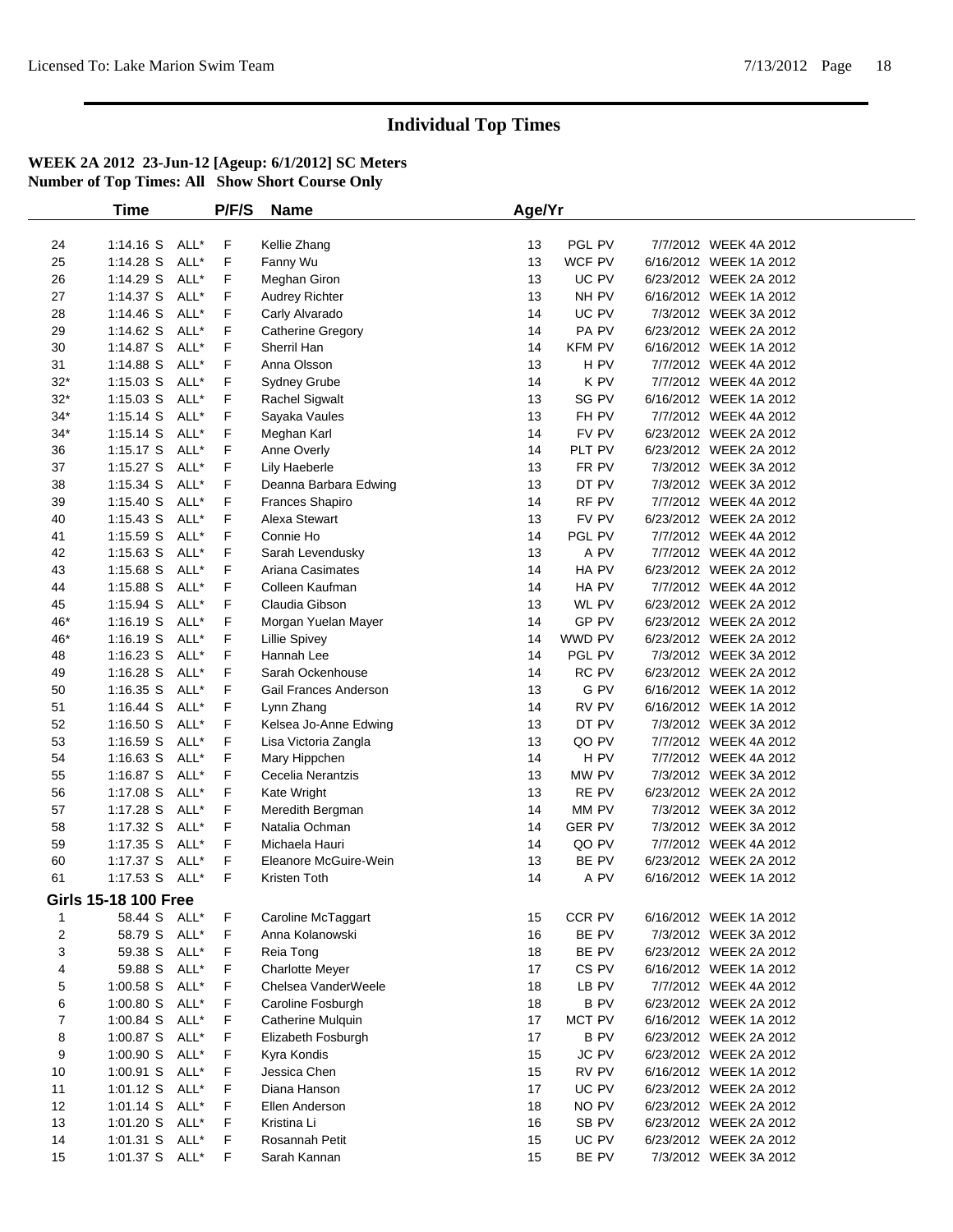# Individual Top Times

**WEEK 2A 2012 23-Jun-12 [Ageup: 6/1/2012] SC Meters**
**Number of Top Times: All Show Short Course Only**

| | Time | | P/F/S | Name | Age/Yr | | | |
|---|---|---|---|---|---|---|---|---|
| 24 | 1:14.16 S | ALL* | F | Kellie Zhang | 13 | PGL PV | 7/7/2012 | WEEK 4A 2012 |
| 25 | 1:14.28 S | ALL* | F | Fanny Wu | 13 | WCF PV | 6/16/2012 | WEEK 1A 2012 |
| 26 | 1:14.29 S | ALL* | F | Meghan Giron | 13 | UC PV | 6/23/2012 | WEEK 2A 2012 |
| 27 | 1:14.37 S | ALL* | F | Audrey Richter | 13 | NH PV | 6/16/2012 | WEEK 1A 2012 |
| 28 | 1:14.46 S | ALL* | F | Carly Alvarado | 14 | UC PV | 7/3/2012 | WEEK 3A 2012 |
| 29 | 1:14.62 S | ALL* | F | Catherine Gregory | 14 | PA PV | 6/23/2012 | WEEK 2A 2012 |
| 30 | 1:14.87 S | ALL* | F | Sherril Han | 14 | KFM PV | 6/16/2012 | WEEK 1A 2012 |
| 31 | 1:14.88 S | ALL* | F | Anna Olsson | 13 | H PV | 7/7/2012 | WEEK 4A 2012 |
| 32* | 1:15.03 S | ALL* | F | Sydney Grube | 14 | K PV | 7/7/2012 | WEEK 4A 2012 |
| 32* | 1:15.03 S | ALL* | F | Rachel Sigwalt | 13 | SG PV | 6/16/2012 | WEEK 1A 2012 |
| 34* | 1:15.14 S | ALL* | F | Sayaka Vaules | 13 | FH PV | 7/7/2012 | WEEK 4A 2012 |
| 34* | 1:15.14 S | ALL* | F | Meghan Karl | 14 | FV PV | 6/23/2012 | WEEK 2A 2012 |
| 36 | 1:15.17 S | ALL* | F | Anne Overly | 14 | PLT PV | 6/23/2012 | WEEK 2A 2012 |
| 37 | 1:15.27 S | ALL* | F | Lily Haeberle | 13 | FR PV | 7/3/2012 | WEEK 3A 2012 |
| 38 | 1:15.34 S | ALL* | F | Deanna Barbara Edwing | 13 | DT PV | 7/3/2012 | WEEK 3A 2012 |
| 39 | 1:15.40 S | ALL* | F | Frances Shapiro | 14 | RF PV | 7/7/2012 | WEEK 4A 2012 |
| 40 | 1:15.43 S | ALL* | F | Alexa Stewart | 13 | FV PV | 6/23/2012 | WEEK 2A 2012 |
| 41 | 1:15.59 S | ALL* | F | Connie Ho | 14 | PGL PV | 7/7/2012 | WEEK 4A 2012 |
| 42 | 1:15.63 S | ALL* | F | Sarah Levendusky | 13 | A PV | 7/7/2012 | WEEK 4A 2012 |
| 43 | 1:15.68 S | ALL* | F | Ariana Casimates | 14 | HA PV | 6/23/2012 | WEEK 2A 2012 |
| 44 | 1:15.88 S | ALL* | F | Colleen Kaufman | 14 | HA PV | 7/7/2012 | WEEK 4A 2012 |
| 45 | 1:15.94 S | ALL* | F | Claudia Gibson | 13 | WL PV | 6/23/2012 | WEEK 2A 2012 |
| 46* | 1:16.19 S | ALL* | F | Morgan Yuelan Mayer | 14 | GP PV | 6/23/2012 | WEEK 2A 2012 |
| 46* | 1:16.19 S | ALL* | F | Lillie Spivey | 14 | WWD PV | 6/23/2012 | WEEK 2A 2012 |
| 48 | 1:16.23 S | ALL* | F | Hannah Lee | 14 | PGL PV | 7/3/2012 | WEEK 3A 2012 |
| 49 | 1:16.28 S | ALL* | F | Sarah Ockenhouse | 14 | RC PV | 6/23/2012 | WEEK 2A 2012 |
| 50 | 1:16.35 S | ALL* | F | Gail Frances Anderson | 13 | G PV | 6/16/2012 | WEEK 1A 2012 |
| 51 | 1:16.44 S | ALL* | F | Lynn Zhang | 14 | RV PV | 6/16/2012 | WEEK 1A 2012 |
| 52 | 1:16.50 S | ALL* | F | Kelsea Jo-Anne Edwing | 13 | DT PV | 7/3/2012 | WEEK 3A 2012 |
| 53 | 1:16.59 S | ALL* | F | Lisa Victoria Zangla | 13 | QO PV | 7/7/2012 | WEEK 4A 2012 |
| 54 | 1:16.63 S | ALL* | F | Mary Hippchen | 14 | H PV | 7/7/2012 | WEEK 4A 2012 |
| 55 | 1:16.87 S | ALL* | F | Cecelia Nerantzis | 13 | MW PV | 7/3/2012 | WEEK 3A 2012 |
| 56 | 1:17.08 S | ALL* | F | Kate Wright | 13 | RE PV | 6/23/2012 | WEEK 2A 2012 |
| 57 | 1:17.28 S | ALL* | F | Meredith Bergman | 14 | MM PV | 7/3/2012 | WEEK 3A 2012 |
| 58 | 1:17.32 S | ALL* | F | Natalia Ochman | 14 | GER PV | 7/3/2012 | WEEK 3A 2012 |
| 59 | 1:17.35 S | ALL* | F | Michaela Hauri | 14 | QO PV | 7/7/2012 | WEEK 4A 2012 |
| 60 | 1:17.37 S | ALL* | F | Eleanore McGuire-Wein | 13 | BE PV | 6/23/2012 | WEEK 2A 2012 |
| 61 | 1:17.53 S | ALL* | F | Kristen Toth | 14 | A PV | 6/16/2012 | WEEK 1A 2012 |

**Girls 15-18 100 Free**

| | Time | | P/F/S | Name | Age/Yr | | | |
|---|---|---|---|---|---|---|---|---|
| 1 | 58.44 S | ALL* | F | Caroline McTaggart | 15 | CCR PV | 6/16/2012 | WEEK 1A 2012 |
| 2 | 58.79 S | ALL* | F | Anna Kolanowski | 16 | BE PV | 7/3/2012 | WEEK 3A 2012 |
| 3 | 59.38 S | ALL* | F | Reia Tong | 18 | BE PV | 6/23/2012 | WEEK 2A 2012 |
| 4 | 59.88 S | ALL* | F | Charlotte Meyer | 17 | CS PV | 6/16/2012 | WEEK 1A 2012 |
| 5 | 1:00.58 S | ALL* | F | Chelsea VanderWeele | 18 | LB PV | 7/7/2012 | WEEK 4A 2012 |
| 6 | 1:00.80 S | ALL* | F | Caroline Fosburgh | 18 | B PV | 6/23/2012 | WEEK 2A 2012 |
| 7 | 1:00.84 S | ALL* | F | Catherine Mulquin | 17 | MCT PV | 6/16/2012 | WEEK 1A 2012 |
| 8 | 1:00.87 S | ALL* | F | Elizabeth Fosburgh | 17 | B PV | 6/23/2012 | WEEK 2A 2012 |
| 9 | 1:00.90 S | ALL* | F | Kyra Kondis | 15 | JC PV | 6/23/2012 | WEEK 2A 2012 |
| 10 | 1:00.91 S | ALL* | F | Jessica Chen | 15 | RV PV | 6/16/2012 | WEEK 1A 2012 |
| 11 | 1:01.12 S | ALL* | F | Diana Hanson | 17 | UC PV | 6/23/2012 | WEEK 2A 2012 |
| 12 | 1:01.14 S | ALL* | F | Ellen Anderson | 18 | NO PV | 6/23/2012 | WEEK 2A 2012 |
| 13 | 1:01.20 S | ALL* | F | Kristina Li | 16 | SB PV | 6/23/2012 | WEEK 2A 2012 |
| 14 | 1:01.31 S | ALL* | F | Rosannah Petit | 15 | UC PV | 6/23/2012 | WEEK 2A 2012 |
| 15 | 1:01.37 S | ALL* | F | Sarah Kannan | 15 | BE PV | 7/3/2012 | WEEK 3A 2012 |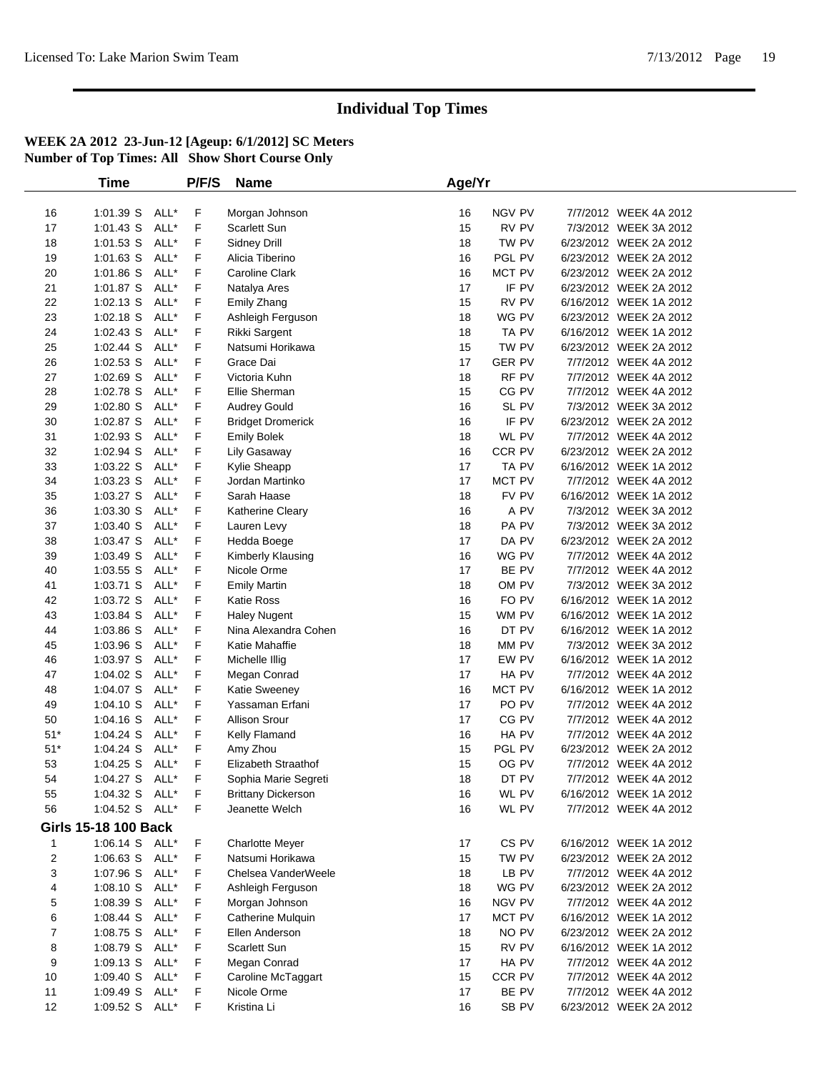# Individual Top Times

**WEEK 2A 2012 23-Jun-12 [Ageup: 6/1/2012] SC Meters**
**Number of Top Times: All Show Short Course Only**

| | Time | | P/F/S | Name | Age/Yr | | |
|---|---|---|---|---|---|---|---|
| 16 | 1:01.39 S | ALL* | F | Morgan Johnson | 16 | NGV PV | 7/7/2012 WEEK 4A 2012 |
| 17 | 1:01.43 S | ALL* | F | Scarlett Sun | 15 | RV PV | 7/3/2012 WEEK 3A 2012 |
| 18 | 1:01.53 S | ALL* | F | Sidney Drill | 18 | TW PV | 6/23/2012 WEEK 2A 2012 |
| 19 | 1:01.63 S | ALL* | F | Alicia Tiberino | 16 | PGL PV | 6/23/2012 WEEK 2A 2012 |
| 20 | 1:01.86 S | ALL* | F | Caroline Clark | 16 | MCT PV | 6/23/2012 WEEK 2A 2012 |
| 21 | 1:01.87 S | ALL* | F | Natalya Ares | 17 | IF PV | 6/23/2012 WEEK 2A 2012 |
| 22 | 1:02.13 S | ALL* | F | Emily Zhang | 15 | RV PV | 6/16/2012 WEEK 1A 2012 |
| 23 | 1:02.18 S | ALL* | F | Ashleigh Ferguson | 18 | WG PV | 6/23/2012 WEEK 2A 2012 |
| 24 | 1:02.43 S | ALL* | F | Rikki Sargent | 18 | TA PV | 6/16/2012 WEEK 1A 2012 |
| 25 | 1:02.44 S | ALL* | F | Natsumi Horikawa | 15 | TW PV | 6/23/2012 WEEK 2A 2012 |
| 26 | 1:02.53 S | ALL* | F | Grace Dai | 17 | GER PV | 7/7/2012 WEEK 4A 2012 |
| 27 | 1:02.69 S | ALL* | F | Victoria Kuhn | 18 | RF PV | 7/7/2012 WEEK 4A 2012 |
| 28 | 1:02.78 S | ALL* | F | Ellie Sherman | 15 | CG PV | 7/7/2012 WEEK 4A 2012 |
| 29 | 1:02.80 S | ALL* | F | Audrey Gould | 16 | SL PV | 7/3/2012 WEEK 3A 2012 |
| 30 | 1:02.87 S | ALL* | F | Bridget Dromerick | 16 | IF PV | 6/23/2012 WEEK 2A 2012 |
| 31 | 1:02.93 S | ALL* | F | Emily Bolek | 18 | WL PV | 7/7/2012 WEEK 4A 2012 |
| 32 | 1:02.94 S | ALL* | F | Lily Gasaway | 16 | CCR PV | 6/23/2012 WEEK 2A 2012 |
| 33 | 1:03.22 S | ALL* | F | Kylie Sheapp | 17 | TA PV | 6/16/2012 WEEK 1A 2012 |
| 34 | 1:03.23 S | ALL* | F | Jordan Martinko | 17 | MCT PV | 7/7/2012 WEEK 4A 2012 |
| 35 | 1:03.27 S | ALL* | F | Sarah Haase | 18 | FV PV | 6/16/2012 WEEK 1A 2012 |
| 36 | 1:03.30 S | ALL* | F | Katherine Cleary | 16 | A PV | 7/3/2012 WEEK 3A 2012 |
| 37 | 1:03.40 S | ALL* | F | Lauren Levy | 18 | PA PV | 7/3/2012 WEEK 3A 2012 |
| 38 | 1:03.47 S | ALL* | F | Hedda Boege | 17 | DA PV | 6/23/2012 WEEK 2A 2012 |
| 39 | 1:03.49 S | ALL* | F | Kimberly Klausing | 16 | WG PV | 7/7/2012 WEEK 4A 2012 |
| 40 | 1:03.55 S | ALL* | F | Nicole Orme | 17 | BE PV | 7/7/2012 WEEK 4A 2012 |
| 41 | 1:03.71 S | ALL* | F | Emily Martin | 18 | OM PV | 7/3/2012 WEEK 3A 2012 |
| 42 | 1:03.72 S | ALL* | F | Katie Ross | 16 | FO PV | 6/16/2012 WEEK 1A 2012 |
| 43 | 1:03.84 S | ALL* | F | Haley Nugent | 15 | WM PV | 6/16/2012 WEEK 1A 2012 |
| 44 | 1:03.86 S | ALL* | F | Nina Alexandra Cohen | 16 | DT PV | 6/16/2012 WEEK 1A 2012 |
| 45 | 1:03.96 S | ALL* | F | Katie Mahaffie | 18 | MM PV | 7/3/2012 WEEK 3A 2012 |
| 46 | 1:03.97 S | ALL* | F | Michelle Illig | 17 | EW PV | 6/16/2012 WEEK 1A 2012 |
| 47 | 1:04.02 S | ALL* | F | Megan Conrad | 17 | HA PV | 7/7/2012 WEEK 4A 2012 |
| 48 | 1:04.07 S | ALL* | F | Katie Sweeney | 16 | MCT PV | 6/16/2012 WEEK 1A 2012 |
| 49 | 1:04.10 S | ALL* | F | Yassaman Erfani | 17 | PO PV | 7/7/2012 WEEK 4A 2012 |
| 50 | 1:04.16 S | ALL* | F | Allison Srour | 17 | CG PV | 7/7/2012 WEEK 4A 2012 |
| 51* | 1:04.24 S | ALL* | F | Kelly Flamand | 16 | HA PV | 7/7/2012 WEEK 4A 2012 |
| 51* | 1:04.24 S | ALL* | F | Amy Zhou | 15 | PGL PV | 6/23/2012 WEEK 2A 2012 |
| 53 | 1:04.25 S | ALL* | F | Elizabeth Straathof | 15 | OG PV | 7/7/2012 WEEK 4A 2012 |
| 54 | 1:04.27 S | ALL* | F | Sophia Marie Segreti | 18 | DT PV | 7/7/2012 WEEK 4A 2012 |
| 55 | 1:04.32 S | ALL* | F | Brittany Dickerson | 16 | WL PV | 6/16/2012 WEEK 1A 2012 |
| 56 | 1:04.52 S | ALL* | F | Jeanette Welch | 16 | WL PV | 7/7/2012 WEEK 4A 2012 |

**Girls 15-18 100 Back**

| | Time | | P/F/S | Name | Age/Yr | | |
|---|---|---|---|---|---|---|---|
| 1 | 1:06.14 S | ALL* | F | Charlotte Meyer | 17 | CS PV | 6/16/2012 WEEK 1A 2012 |
| 2 | 1:06.63 S | ALL* | F | Natsumi Horikawa | 15 | TW PV | 6/23/2012 WEEK 2A 2012 |
| 3 | 1:07.96 S | ALL* | F | Chelsea VanderWeele | 18 | LB PV | 7/7/2012 WEEK 4A 2012 |
| 4 | 1:08.10 S | ALL* | F | Ashleigh Ferguson | 18 | WG PV | 6/23/2012 WEEK 2A 2012 |
| 5 | 1:08.39 S | ALL* | F | Morgan Johnson | 16 | NGV PV | 7/7/2012 WEEK 4A 2012 |
| 6 | 1:08.44 S | ALL* | F | Catherine Mulquin | 17 | MCT PV | 6/16/2012 WEEK 1A 2012 |
| 7 | 1:08.75 S | ALL* | F | Ellen Anderson | 18 | NO PV | 6/23/2012 WEEK 2A 2012 |
| 8 | 1:08.79 S | ALL* | F | Scarlett Sun | 15 | RV PV | 6/16/2012 WEEK 1A 2012 |
| 9 | 1:09.13 S | ALL* | F | Megan Conrad | 17 | HA PV | 7/7/2012 WEEK 4A 2012 |
| 10 | 1:09.40 S | ALL* | F | Caroline McTaggart | 15 | CCR PV | 7/7/2012 WEEK 4A 2012 |
| 11 | 1:09.49 S | ALL* | F | Nicole Orme | 17 | BE PV | 7/7/2012 WEEK 4A 2012 |
| 12 | 1:09.52 S | ALL* | F | Kristina Li | 16 | SB PV | 6/23/2012 WEEK 2A 2012 |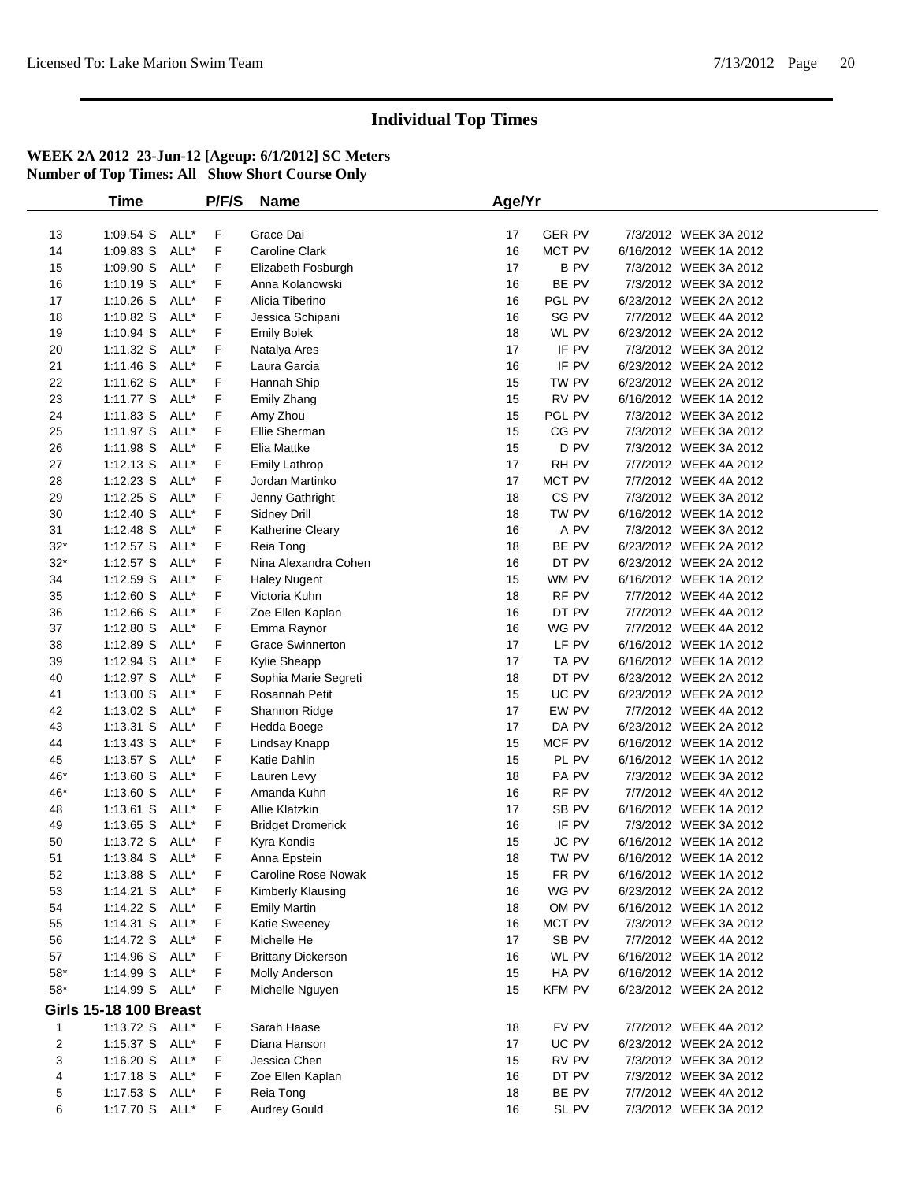# Individual Top Times

**WEEK 2A 2012 23-Jun-12 [Ageup: 6/1/2012] SC Meters**
**Number of Top Times: All Show Short Course Only**

| | Time | | P/F/S | Name | Age/Yr | | | |
|---|---|---|---|---|---|---|---|---|
| 13 | 1:09.54 S | ALL* | F | Grace Dai | 17 | GER PV | 7/3/2012 | WEEK 3A 2012 |
| 14 | 1:09.83 S | ALL* | F | Caroline Clark | 16 | MCT PV | 6/16/2012 | WEEK 1A 2012 |
| 15 | 1:09.90 S | ALL* | F | Elizabeth Fosburgh | 17 | B PV | 7/3/2012 | WEEK 3A 2012 |
| 16 | 1:10.19 S | ALL* | F | Anna Kolanowski | 16 | BE PV | 7/3/2012 | WEEK 3A 2012 |
| 17 | 1:10.26 S | ALL* | F | Alicia Tiberino | 16 | PGL PV | 6/23/2012 | WEEK 2A 2012 |
| 18 | 1:10.82 S | ALL* | F | Jessica Schipani | 16 | SG PV | 7/7/2012 | WEEK 4A 2012 |
| 19 | 1:10.94 S | ALL* | F | Emily Bolek | 18 | WL PV | 6/23/2012 | WEEK 2A 2012 |
| 20 | 1:11.32 S | ALL* | F | Natalya Ares | 17 | IF PV | 7/3/2012 | WEEK 3A 2012 |
| 21 | 1:11.46 S | ALL* | F | Laura Garcia | 16 | IF PV | 6/23/2012 | WEEK 2A 2012 |
| 22 | 1:11.62 S | ALL* | F | Hannah Ship | 15 | TW PV | 6/23/2012 | WEEK 2A 2012 |
| 23 | 1:11.77 S | ALL* | F | Emily Zhang | 15 | RV PV | 6/16/2012 | WEEK 1A 2012 |
| 24 | 1:11.83 S | ALL* | F | Amy Zhou | 15 | PGL PV | 7/3/2012 | WEEK 3A 2012 |
| 25 | 1:11.97 S | ALL* | F | Ellie Sherman | 15 | CG PV | 7/3/2012 | WEEK 3A 2012 |
| 26 | 1:11.98 S | ALL* | F | Elia Mattke | 15 | D PV | 7/3/2012 | WEEK 3A 2012 |
| 27 | 1:12.13 S | ALL* | F | Emily Lathrop | 17 | RH PV | 7/7/2012 | WEEK 4A 2012 |
| 28 | 1:12.23 S | ALL* | F | Jordan Martinko | 17 | MCT PV | 7/7/2012 | WEEK 4A 2012 |
| 29 | 1:12.25 S | ALL* | F | Jenny Gathright | 18 | CS PV | 7/3/2012 | WEEK 3A 2012 |
| 30 | 1:12.40 S | ALL* | F | Sidney Drill | 18 | TW PV | 6/16/2012 | WEEK 1A 2012 |
| 31 | 1:12.48 S | ALL* | F | Katherine Cleary | 16 | A PV | 7/3/2012 | WEEK 3A 2012 |
| 32* | 1:12.57 S | ALL* | F | Reia Tong | 18 | BE PV | 6/23/2012 | WEEK 2A 2012 |
| 32* | 1:12.57 S | ALL* | F | Nina Alexandra Cohen | 16 | DT PV | 6/23/2012 | WEEK 2A 2012 |
| 34 | 1:12.59 S | ALL* | F | Haley Nugent | 15 | WM PV | 6/16/2012 | WEEK 1A 2012 |
| 35 | 1:12.60 S | ALL* | F | Victoria Kuhn | 18 | RF PV | 7/7/2012 | WEEK 4A 2012 |
| 36 | 1:12.66 S | ALL* | F | Zoe Ellen Kaplan | 16 | DT PV | 7/7/2012 | WEEK 4A 2012 |
| 37 | 1:12.80 S | ALL* | F | Emma Raynor | 16 | WG PV | 7/7/2012 | WEEK 4A 2012 |
| 38 | 1:12.89 S | ALL* | F | Grace Swinnerton | 17 | LF PV | 6/16/2012 | WEEK 1A 2012 |
| 39 | 1:12.94 S | ALL* | F | Kylie Sheapp | 17 | TA PV | 6/16/2012 | WEEK 1A 2012 |
| 40 | 1:12.97 S | ALL* | F | Sophia Marie Segreti | 18 | DT PV | 6/23/2012 | WEEK 2A 2012 |
| 41 | 1:13.00 S | ALL* | F | Rosannah Petit | 15 | UC PV | 6/23/2012 | WEEK 2A 2012 |
| 42 | 1:13.02 S | ALL* | F | Shannon Ridge | 17 | EW PV | 7/7/2012 | WEEK 4A 2012 |
| 43 | 1:13.31 S | ALL* | F | Hedda Boege | 17 | DA PV | 6/23/2012 | WEEK 2A 2012 |
| 44 | 1:13.43 S | ALL* | F | Lindsay Knapp | 15 | MCF PV | 6/16/2012 | WEEK 1A 2012 |
| 45 | 1:13.57 S | ALL* | F | Katie Dahlin | 15 | PL PV | 6/16/2012 | WEEK 1A 2012 |
| 46* | 1:13.60 S | ALL* | F | Lauren Levy | 18 | PA PV | 7/3/2012 | WEEK 3A 2012 |
| 46* | 1:13.60 S | ALL* | F | Amanda Kuhn | 16 | RF PV | 7/7/2012 | WEEK 4A 2012 |
| 48 | 1:13.61 S | ALL* | F | Allie Klatzkin | 17 | SB PV | 6/16/2012 | WEEK 1A 2012 |
| 49 | 1:13.65 S | ALL* | F | Bridget Dromerick | 16 | IF PV | 7/3/2012 | WEEK 3A 2012 |
| 50 | 1:13.72 S | ALL* | F | Kyra Kondis | 15 | JC PV | 6/16/2012 | WEEK 1A 2012 |
| 51 | 1:13.84 S | ALL* | F | Anna Epstein | 18 | TW PV | 6/16/2012 | WEEK 1A 2012 |
| 52 | 1:13.88 S | ALL* | F | Caroline Rose Nowak | 15 | FR PV | 6/16/2012 | WEEK 1A 2012 |
| 53 | 1:14.21 S | ALL* | F | Kimberly Klausing | 16 | WG PV | 6/23/2012 | WEEK 2A 2012 |
| 54 | 1:14.22 S | ALL* | F | Emily Martin | 18 | OM PV | 6/16/2012 | WEEK 1A 2012 |
| 55 | 1:14.31 S | ALL* | F | Katie Sweeney | 16 | MCT PV | 7/3/2012 | WEEK 3A 2012 |
| 56 | 1:14.72 S | ALL* | F | Michelle He | 17 | SB PV | 7/7/2012 | WEEK 4A 2012 |
| 57 | 1:14.96 S | ALL* | F | Brittany Dickerson | 16 | WL PV | 6/16/2012 | WEEK 1A 2012 |
| 58* | 1:14.99 S | ALL* | F | Molly Anderson | 15 | HA PV | 6/16/2012 | WEEK 1A 2012 |
| 58* | 1:14.99 S | ALL* | F | Michelle Nguyen | 15 | KFM PV | 6/23/2012 | WEEK 2A 2012 |
| **Girls 15-18 100 Breast** | | | | | | | | |
| 1 | 1:13.72 S | ALL* | F | Sarah Haase | 18 | FV PV | 7/7/2012 | WEEK 4A 2012 |
| 2 | 1:15.37 S | ALL* | F | Diana Hanson | 17 | UC PV | 6/23/2012 | WEEK 2A 2012 |
| 3 | 1:16.20 S | ALL* | F | Jessica Chen | 15 | RV PV | 7/3/2012 | WEEK 3A 2012 |
| 4 | 1:17.18 S | ALL* | F | Zoe Ellen Kaplan | 16 | DT PV | 7/3/2012 | WEEK 3A 2012 |
| 5 | 1:17.53 S | ALL* | F | Reia Tong | 18 | BE PV | 7/7/2012 | WEEK 4A 2012 |
| 6 | 1:17.70 S | ALL* | F | Audrey Gould | 16 | SL PV | 7/3/2012 | WEEK 3A 2012 |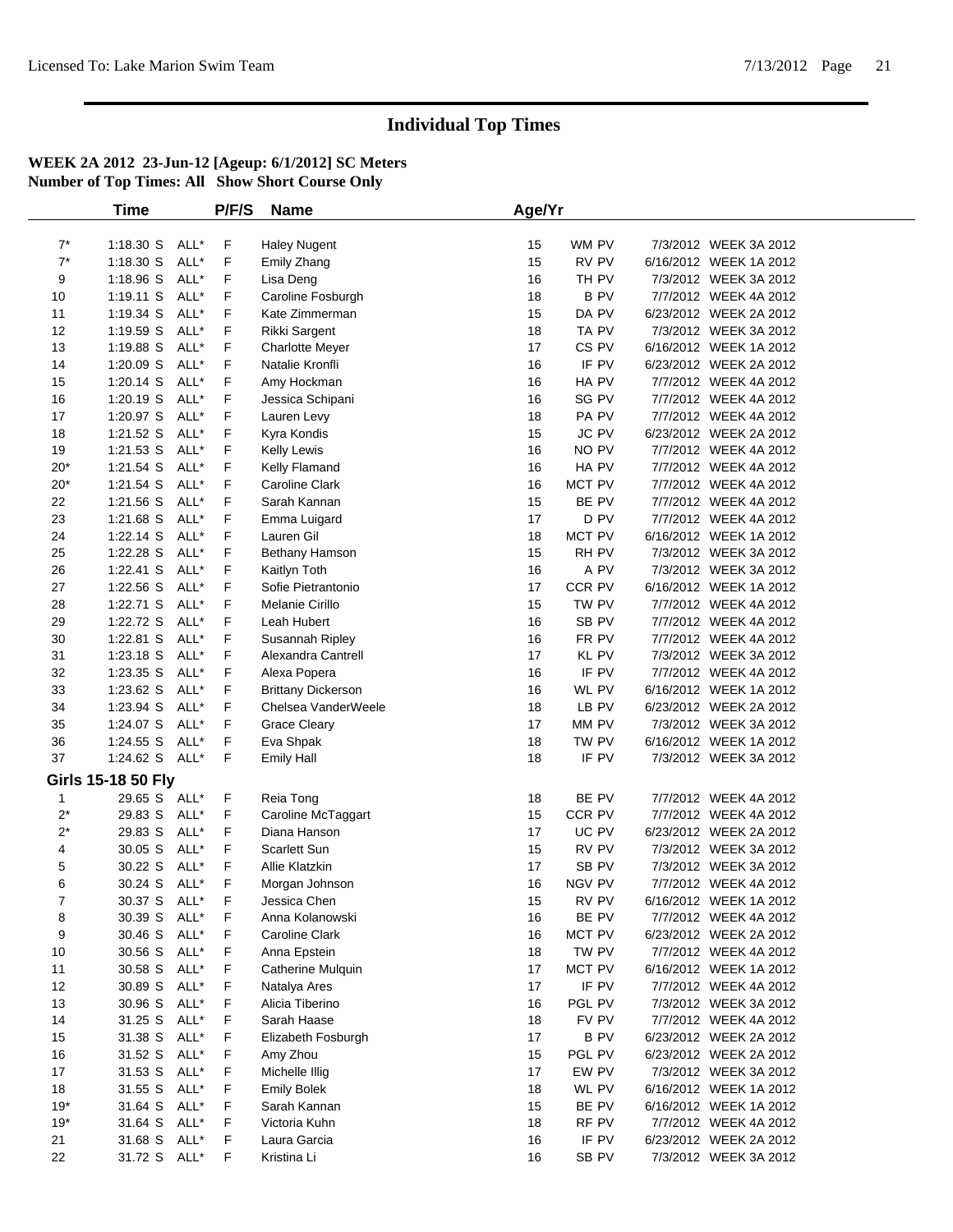# Individual Top Times

**WEEK 2A 2012 23-Jun-12 [Ageup: 6/1/2012] SC Meters**
**Number of Top Times: All Show Short Course Only**

| | Time | | P/F/S | Name | Age/Yr | | | |
|---|---|---|---|---|---|---|---|---|
| 7* | 1:18.30 S | ALL* | F | Haley Nugent | 15 | WM PV | 7/3/2012 | WEEK 3A 2012 |
| 7* | 1:18.30 S | ALL* | F | Emily Zhang | 15 | RV PV | 6/16/2012 | WEEK 1A 2012 |
| 9 | 1:18.96 S | ALL* | F | Lisa Deng | 16 | TH PV | 7/3/2012 | WEEK 3A 2012 |
| 10 | 1:19.11 S | ALL* | F | Caroline Fosburgh | 18 | B PV | 7/7/2012 | WEEK 4A 2012 |
| 11 | 1:19.34 S | ALL* | F | Kate Zimmerman | 15 | DA PV | 6/23/2012 | WEEK 2A 2012 |
| 12 | 1:19.59 S | ALL* | F | Rikki Sargent | 18 | TA PV | 7/3/2012 | WEEK 3A 2012 |
| 13 | 1:19.88 S | ALL* | F | Charlotte Meyer | 17 | CS PV | 6/16/2012 | WEEK 1A 2012 |
| 14 | 1:20.09 S | ALL* | F | Natalie Kronfli | 16 | IF PV | 6/23/2012 | WEEK 2A 2012 |
| 15 | 1:20.14 S | ALL* | F | Amy Hockman | 16 | HA PV | 7/7/2012 | WEEK 4A 2012 |
| 16 | 1:20.19 S | ALL* | F | Jessica Schipani | 16 | SG PV | 7/7/2012 | WEEK 4A 2012 |
| 17 | 1:20.97 S | ALL* | F | Lauren Levy | 18 | PA PV | 7/7/2012 | WEEK 4A 2012 |
| 18 | 1:21.52 S | ALL* | F | Kyra Kondis | 15 | JC PV | 6/23/2012 | WEEK 2A 2012 |
| 19 | 1:21.53 S | ALL* | F | Kelly Lewis | 16 | NO PV | 7/7/2012 | WEEK 4A 2012 |
| 20* | 1:21.54 S | ALL* | F | Kelly Flamand | 16 | HA PV | 7/7/2012 | WEEK 4A 2012 |
| 20* | 1:21.54 S | ALL* | F | Caroline Clark | 16 | MCT PV | 7/7/2012 | WEEK 4A 2012 |
| 22 | 1:21.56 S | ALL* | F | Sarah Kannan | 15 | BE PV | 7/7/2012 | WEEK 4A 2012 |
| 23 | 1:21.68 S | ALL* | F | Emma Luigard | 17 | D PV | 7/7/2012 | WEEK 4A 2012 |
| 24 | 1:22.14 S | ALL* | F | Lauren Gil | 18 | MCT PV | 6/16/2012 | WEEK 1A 2012 |
| 25 | 1:22.28 S | ALL* | F | Bethany Hamson | 15 | RH PV | 7/3/2012 | WEEK 3A 2012 |
| 26 | 1:22.41 S | ALL* | F | Kaitlyn Toth | 16 | A PV | 7/3/2012 | WEEK 3A 2012 |
| 27 | 1:22.56 S | ALL* | F | Sofie Pietrantonio | 17 | CCR PV | 6/16/2012 | WEEK 1A 2012 |
| 28 | 1:22.71 S | ALL* | F | Melanie Cirillo | 15 | TW PV | 7/7/2012 | WEEK 4A 2012 |
| 29 | 1:22.72 S | ALL* | F | Leah Hubert | 16 | SB PV | 7/7/2012 | WEEK 4A 2012 |
| 30 | 1:22.81 S | ALL* | F | Susannah Ripley | 16 | FR PV | 7/7/2012 | WEEK 4A 2012 |
| 31 | 1:23.18 S | ALL* | F | Alexandra Cantrell | 17 | KL PV | 7/3/2012 | WEEK 3A 2012 |
| 32 | 1:23.35 S | ALL* | F | Alexa Popera | 16 | IF PV | 7/7/2012 | WEEK 4A 2012 |
| 33 | 1:23.62 S | ALL* | F | Brittany Dickerson | 16 | WL PV | 6/16/2012 | WEEK 1A 2012 |
| 34 | 1:23.94 S | ALL* | F | Chelsea VanderWeele | 18 | LB PV | 6/23/2012 | WEEK 2A 2012 |
| 35 | 1:24.07 S | ALL* | F | Grace Cleary | 17 | MM PV | 7/3/2012 | WEEK 3A 2012 |
| 36 | 1:24.55 S | ALL* | F | Eva Shpak | 18 | TW PV | 6/16/2012 | WEEK 1A 2012 |
| 37 | 1:24.62 S | ALL* | F | Emily Hall | 18 | IF PV | 7/3/2012 | WEEK 3A 2012 |

**Girls 15-18 50 Fly**

| | Time | | P/F/S | Name | Age/Yr | | | |
|---|---|---|---|---|---|---|---|---|
| 1 | 29.65 S | ALL* | F | Reia Tong | 18 | BE PV | 7/7/2012 | WEEK 4A 2012 |
| 2* | 29.83 S | ALL* | F | Caroline McTaggart | 15 | CCR PV | 7/7/2012 | WEEK 4A 2012 |
| 2* | 29.83 S | ALL* | F | Diana Hanson | 17 | UC PV | 6/23/2012 | WEEK 2A 2012 |
| 4 | 30.05 S | ALL* | F | Scarlett Sun | 15 | RV PV | 7/3/2012 | WEEK 3A 2012 |
| 5 | 30.22 S | ALL* | F | Allie Klatzkin | 17 | SB PV | 7/3/2012 | WEEK 3A 2012 |
| 6 | 30.24 S | ALL* | F | Morgan Johnson | 16 | NGV PV | 7/7/2012 | WEEK 4A 2012 |
| 7 | 30.37 S | ALL* | F | Jessica Chen | 15 | RV PV | 6/16/2012 | WEEK 1A 2012 |
| 8 | 30.39 S | ALL* | F | Anna Kolanowski | 16 | BE PV | 7/7/2012 | WEEK 4A 2012 |
| 9 | 30.46 S | ALL* | F | Caroline Clark | 16 | MCT PV | 6/23/2012 | WEEK 2A 2012 |
| 10 | 30.56 S | ALL* | F | Anna Epstein | 18 | TW PV | 7/7/2012 | WEEK 4A 2012 |
| 11 | 30.58 S | ALL* | F | Catherine Mulquin | 17 | MCT PV | 6/16/2012 | WEEK 1A 2012 |
| 12 | 30.89 S | ALL* | F | Natalya Ares | 17 | IF PV | 7/7/2012 | WEEK 4A 2012 |
| 13 | 30.96 S | ALL* | F | Alicia Tiberino | 16 | PGL PV | 7/3/2012 | WEEK 3A 2012 |
| 14 | 31.25 S | ALL* | F | Sarah Haase | 18 | FV PV | 7/7/2012 | WEEK 4A 2012 |
| 15 | 31.38 S | ALL* | F | Elizabeth Fosburgh | 17 | B PV | 6/23/2012 | WEEK 2A 2012 |
| 16 | 31.52 S | ALL* | F | Amy Zhou | 15 | PGL PV | 6/23/2012 | WEEK 2A 2012 |
| 17 | 31.53 S | ALL* | F | Michelle Illig | 17 | EW PV | 7/3/2012 | WEEK 3A 2012 |
| 18 | 31.55 S | ALL* | F | Emily Bolek | 18 | WL PV | 6/16/2012 | WEEK 1A 2012 |
| 19* | 31.64 S | ALL* | F | Sarah Kannan | 15 | BE PV | 6/16/2012 | WEEK 1A 2012 |
| 19* | 31.64 S | ALL* | F | Victoria Kuhn | 18 | RF PV | 7/7/2012 | WEEK 4A 2012 |
| 21 | 31.68 S | ALL* | F | Laura Garcia | 16 | IF PV | 6/23/2012 | WEEK 2A 2012 |
| 22 | 31.72 S | ALL* | F | Kristina Li | 16 | SB PV | 7/3/2012 | WEEK 3A 2012 |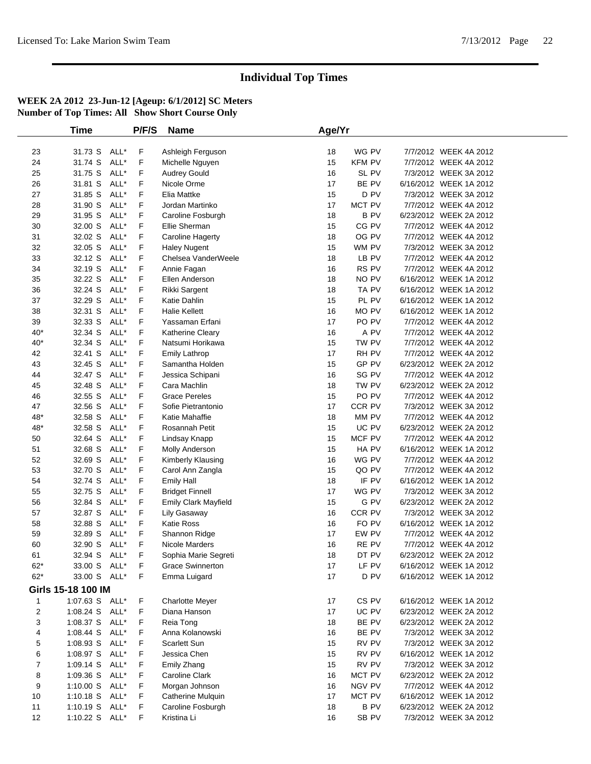# Individual Top Times

**WEEK 2A 2012 23-Jun-12 [Ageup: 6/1/2012] SC Meters**
**Number of Top Times: All Show Short Course Only**

| | Time | | P/F/S | Name | Age/Yr | | | |
|---|---|---|---|---|---|---|---|---|
| 23 | 31.73 S | ALL* | F | Ashleigh Ferguson | 18 | WG PV | 7/7/2012 | WEEK 4A 2012 |
| 24 | 31.74 S | ALL* | F | Michelle Nguyen | 15 | KFM PV | 7/7/2012 | WEEK 4A 2012 |
| 25 | 31.75 S | ALL* | F | Audrey Gould | 16 | SL PV | 7/3/2012 | WEEK 3A 2012 |
| 26 | 31.81 S | ALL* | F | Nicole Orme | 17 | BE PV | 6/16/2012 | WEEK 1A 2012 |
| 27 | 31.85 S | ALL* | F | Elia Mattke | 15 | D PV | 7/3/2012 | WEEK 3A 2012 |
| 28 | 31.90 S | ALL* | F | Jordan Martinko | 17 | MCT PV | 7/7/2012 | WEEK 4A 2012 |
| 29 | 31.95 S | ALL* | F | Caroline Fosburgh | 18 | B PV | 6/23/2012 | WEEK 2A 2012 |
| 30 | 32.00 S | ALL* | F | Ellie Sherman | 15 | CG PV | 7/7/2012 | WEEK 4A 2012 |
| 31 | 32.02 S | ALL* | F | Caroline Hagerty | 18 | OG PV | 7/7/2012 | WEEK 4A 2012 |
| 32 | 32.05 S | ALL* | F | Haley Nugent | 15 | WM PV | 7/3/2012 | WEEK 3A 2012 |
| 33 | 32.12 S | ALL* | F | Chelsea VanderWeele | 18 | LB PV | 7/7/2012 | WEEK 4A 2012 |
| 34 | 32.19 S | ALL* | F | Annie Fagan | 16 | RS PV | 7/7/2012 | WEEK 4A 2012 |
| 35 | 32.22 S | ALL* | F | Ellen Anderson | 18 | NO PV | 6/16/2012 | WEEK 1A 2012 |
| 36 | 32.24 S | ALL* | F | Rikki Sargent | 18 | TA PV | 6/16/2012 | WEEK 1A 2012 |
| 37 | 32.29 S | ALL* | F | Katie Dahlin | 15 | PL PV | 6/16/2012 | WEEK 1A 2012 |
| 38 | 32.31 S | ALL* | F | Halie Kellett | 16 | MO PV | 6/16/2012 | WEEK 1A 2012 |
| 39 | 32.33 S | ALL* | F | Yassaman Erfani | 17 | PO PV | 7/7/2012 | WEEK 4A 2012 |
| 40* | 32.34 S | ALL* | F | Katherine Cleary | 16 | A PV | 7/7/2012 | WEEK 4A 2012 |
| 40* | 32.34 S | ALL* | F | Natsumi Horikawa | 15 | TW PV | 7/7/2012 | WEEK 4A 2012 |
| 42 | 32.41 S | ALL* | F | Emily Lathrop | 17 | RH PV | 7/7/2012 | WEEK 4A 2012 |
| 43 | 32.45 S | ALL* | F | Samantha Holden | 15 | GP PV | 6/23/2012 | WEEK 2A 2012 |
| 44 | 32.47 S | ALL* | F | Jessica Schipani | 16 | SG PV | 7/7/2012 | WEEK 4A 2012 |
| 45 | 32.48 S | ALL* | F | Cara Machlin | 18 | TW PV | 6/23/2012 | WEEK 2A 2012 |
| 46 | 32.55 S | ALL* | F | Grace Pereles | 15 | PO PV | 7/7/2012 | WEEK 4A 2012 |
| 47 | 32.56 S | ALL* | F | Sofie Pietrantonio | 17 | CCR PV | 7/3/2012 | WEEK 3A 2012 |
| 48* | 32.58 S | ALL* | F | Katie Mahaffie | 18 | MM PV | 7/7/2012 | WEEK 4A 2012 |
| 48* | 32.58 S | ALL* | F | Rosannah Petit | 15 | UC PV | 6/23/2012 | WEEK 2A 2012 |
| 50 | 32.64 S | ALL* | F | Lindsay Knapp | 15 | MCF PV | 7/7/2012 | WEEK 4A 2012 |
| 51 | 32.68 S | ALL* | F | Molly Anderson | 15 | HA PV | 6/16/2012 | WEEK 1A 2012 |
| 52 | 32.69 S | ALL* | F | Kimberly Klausing | 16 | WG PV | 7/7/2012 | WEEK 4A 2012 |
| 53 | 32.70 S | ALL* | F | Carol Ann Zangla | 15 | QO PV | 7/7/2012 | WEEK 4A 2012 |
| 54 | 32.74 S | ALL* | F | Emily Hall | 18 | IF PV | 6/16/2012 | WEEK 1A 2012 |
| 55 | 32.75 S | ALL* | F | Bridget Finnell | 17 | WG PV | 7/3/2012 | WEEK 3A 2012 |
| 56 | 32.84 S | ALL* | F | Emily Clark Mayfield | 15 | G PV | 6/23/2012 | WEEK 2A 2012 |
| 57 | 32.87 S | ALL* | F | Lily Gasaway | 16 | CCR PV | 7/3/2012 | WEEK 3A 2012 |
| 58 | 32.88 S | ALL* | F | Katie Ross | 16 | FO PV | 6/16/2012 | WEEK 1A 2012 |
| 59 | 32.89 S | ALL* | F | Shannon Ridge | 17 | EW PV | 7/7/2012 | WEEK 4A 2012 |
| 60 | 32.90 S | ALL* | F | Nicole Marders | 16 | RE PV | 7/7/2012 | WEEK 4A 2012 |
| 61 | 32.94 S | ALL* | F | Sophia Marie Segreti | 18 | DT PV | 6/23/2012 | WEEK 2A 2012 |
| 62* | 33.00 S | ALL* | F | Grace Swinnerton | 17 | LF PV | 6/16/2012 | WEEK 1A 2012 |
| 62* | 33.00 S | ALL* | F | Emma Luigard | 17 | D PV | 6/16/2012 | WEEK 1A 2012 |

**Girls 15-18 100 IM**

| | Time | | P/F/S | Name | Age/Yr | | | |
|---|---|---|---|---|---|---|---|---|
| 1 | 1:07.63 S | ALL* | F | Charlotte Meyer | 17 | CS PV | 6/16/2012 | WEEK 1A 2012 |
| 2 | 1:08.24 S | ALL* | F | Diana Hanson | 17 | UC PV | 6/23/2012 | WEEK 2A 2012 |
| 3 | 1:08.37 S | ALL* | F | Reia Tong | 18 | BE PV | 6/23/2012 | WEEK 2A 2012 |
| 4 | 1:08.44 S | ALL* | F | Anna Kolanowski | 16 | BE PV | 7/3/2012 | WEEK 3A 2012 |
| 5 | 1:08.93 S | ALL* | F | Scarlett Sun | 15 | RV PV | 7/3/2012 | WEEK 3A 2012 |
| 6 | 1:08.97 S | ALL* | F | Jessica Chen | 15 | RV PV | 6/16/2012 | WEEK 1A 2012 |
| 7 | 1:09.14 S | ALL* | F | Emily Zhang | 15 | RV PV | 7/3/2012 | WEEK 3A 2012 |
| 8 | 1:09.36 S | ALL* | F | Caroline Clark | 16 | MCT PV | 6/23/2012 | WEEK 2A 2012 |
| 9 | 1:10.00 S | ALL* | F | Morgan Johnson | 16 | NGV PV | 7/7/2012 | WEEK 4A 2012 |
| 10 | 1:10.18 S | ALL* | F | Catherine Mulquin | 17 | MCT PV | 6/16/2012 | WEEK 1A 2012 |
| 11 | 1:10.19 S | ALL* | F | Caroline Fosburgh | 18 | B PV | 6/23/2012 | WEEK 2A 2012 |
| 12 | 1:10.22 S | ALL* | F | Kristina Li | 16 | SB PV | 7/3/2012 | WEEK 3A 2012 |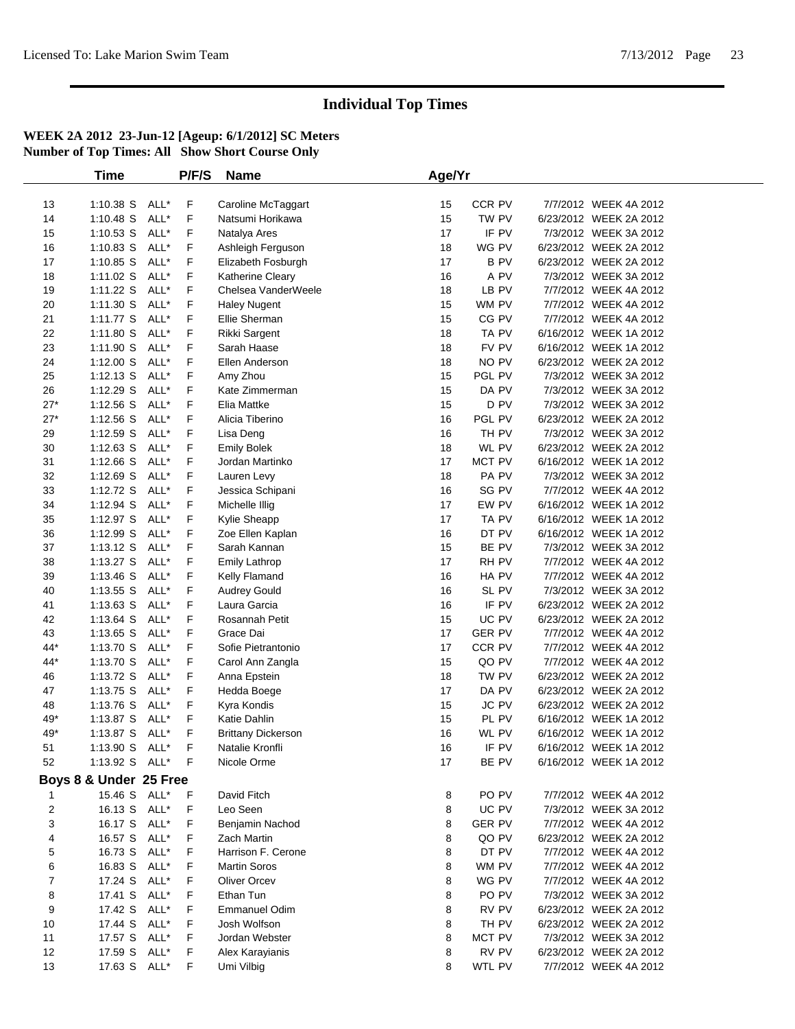# Individual Top Times

**WEEK 2A 2012 23-Jun-12 [Ageup: 6/1/2012] SC Meters**
**Number of Top Times: All Show Short Course Only**

| | Time | | P/F/S | Name | Age/Yr | | |
|---|---|---|---|---|---|---|---|
| 13 | 1:10.38 S | ALL* | F | Caroline McTaggart | 15 | CCR PV | 7/7/2012 WEEK 4A 2012 |
| 14 | 1:10.48 S | ALL* | F | Natsumi Horikawa | 15 | TW PV | 6/23/2012 WEEK 2A 2012 |
| 15 | 1:10.53 S | ALL* | F | Natalya Ares | 17 | IF PV | 7/3/2012 WEEK 3A 2012 |
| 16 | 1:10.83 S | ALL* | F | Ashleigh Ferguson | 18 | WG PV | 6/23/2012 WEEK 2A 2012 |
| 17 | 1:10.85 S | ALL* | F | Elizabeth Fosburgh | 17 | B PV | 6/23/2012 WEEK 2A 2012 |
| 18 | 1:11.02 S | ALL* | F | Katherine Cleary | 16 | A PV | 7/3/2012 WEEK 3A 2012 |
| 19 | 1:11.22 S | ALL* | F | Chelsea VanderWeele | 18 | LB PV | 7/7/2012 WEEK 4A 2012 |
| 20 | 1:11.30 S | ALL* | F | Haley Nugent | 15 | WM PV | 7/7/2012 WEEK 4A 2012 |
| 21 | 1:11.77 S | ALL* | F | Ellie Sherman | 15 | CG PV | 7/7/2012 WEEK 4A 2012 |
| 22 | 1:11.80 S | ALL* | F | Rikki Sargent | 18 | TA PV | 6/16/2012 WEEK 1A 2012 |
| 23 | 1:11.90 S | ALL* | F | Sarah Haase | 18 | FV PV | 6/16/2012 WEEK 1A 2012 |
| 24 | 1:12.00 S | ALL* | F | Ellen Anderson | 18 | NO PV | 6/23/2012 WEEK 2A 2012 |
| 25 | 1:12.13 S | ALL* | F | Amy Zhou | 15 | PGL PV | 7/3/2012 WEEK 3A 2012 |
| 26 | 1:12.29 S | ALL* | F | Kate Zimmerman | 15 | DA PV | 7/3/2012 WEEK 3A 2012 |
| 27* | 1:12.56 S | ALL* | F | Elia Mattke | 15 | D PV | 7/3/2012 WEEK 3A 2012 |
| 27* | 1:12.56 S | ALL* | F | Alicia Tiberino | 16 | PGL PV | 6/23/2012 WEEK 2A 2012 |
| 29 | 1:12.59 S | ALL* | F | Lisa Deng | 16 | TH PV | 7/3/2012 WEEK 3A 2012 |
| 30 | 1:12.63 S | ALL* | F | Emily Bolek | 18 | WL PV | 6/23/2012 WEEK 2A 2012 |
| 31 | 1:12.66 S | ALL* | F | Jordan Martinko | 17 | MCT PV | 6/16/2012 WEEK 1A 2012 |
| 32 | 1:12.69 S | ALL* | F | Lauren Levy | 18 | PA PV | 7/3/2012 WEEK 3A 2012 |
| 33 | 1:12.72 S | ALL* | F | Jessica Schipani | 16 | SG PV | 7/7/2012 WEEK 4A 2012 |
| 34 | 1:12.94 S | ALL* | F | Michelle Illig | 17 | EW PV | 6/16/2012 WEEK 1A 2012 |
| 35 | 1:12.97 S | ALL* | F | Kylie Sheapp | 17 | TA PV | 6/16/2012 WEEK 1A 2012 |
| 36 | 1:12.99 S | ALL* | F | Zoe Ellen Kaplan | 16 | DT PV | 6/16/2012 WEEK 1A 2012 |
| 37 | 1:13.12 S | ALL* | F | Sarah Kannan | 15 | BE PV | 7/3/2012 WEEK 3A 2012 |
| 38 | 1:13.27 S | ALL* | F | Emily Lathrop | 17 | RH PV | 7/7/2012 WEEK 4A 2012 |
| 39 | 1:13.46 S | ALL* | F | Kelly Flamand | 16 | HA PV | 7/7/2012 WEEK 4A 2012 |
| 40 | 1:13.55 S | ALL* | F | Audrey Gould | 16 | SL PV | 7/3/2012 WEEK 3A 2012 |
| 41 | 1:13.63 S | ALL* | F | Laura Garcia | 16 | IF PV | 6/23/2012 WEEK 2A 2012 |
| 42 | 1:13.64 S | ALL* | F | Rosannah Petit | 15 | UC PV | 6/23/2012 WEEK 2A 2012 |
| 43 | 1:13.65 S | ALL* | F | Grace Dai | 17 | GER PV | 7/7/2012 WEEK 4A 2012 |
| 44* | 1:13.70 S | ALL* | F | Sofie Pietrantonio | 17 | CCR PV | 7/7/2012 WEEK 4A 2012 |
| 44* | 1:13.70 S | ALL* | F | Carol Ann Zangla | 15 | QO PV | 7/7/2012 WEEK 4A 2012 |
| 46 | 1:13.72 S | ALL* | F | Anna Epstein | 18 | TW PV | 6/23/2012 WEEK 2A 2012 |
| 47 | 1:13.75 S | ALL* | F | Hedda Boege | 17 | DA PV | 6/23/2012 WEEK 2A 2012 |
| 48 | 1:13.76 S | ALL* | F | Kyra Kondis | 15 | JC PV | 6/23/2012 WEEK 2A 2012 |
| 49* | 1:13.87 S | ALL* | F | Katie Dahlin | 15 | PL PV | 6/16/2012 WEEK 1A 2012 |
| 49* | 1:13.87 S | ALL* | F | Brittany Dickerson | 16 | WL PV | 6/16/2012 WEEK 1A 2012 |
| 51 | 1:13.90 S | ALL* | F | Natalie Kronfli | 16 | IF PV | 6/16/2012 WEEK 1A 2012 |
| 52 | 1:13.92 S | ALL* | F | Nicole Orme | 17 | BE PV | 6/16/2012 WEEK 1A 2012 |

## Boys 8 & Under 25 Free

| | Time | | P/F/S | Name | Age/Yr | | |
|---|---|---|---|---|---|---|---|
| 1 | 15.46 S | ALL* | F | David Fitch | 8 | PO PV | 7/7/2012 WEEK 4A 2012 |
| 2 | 16.13 S | ALL* | F | Leo Seen | 8 | UC PV | 7/3/2012 WEEK 3A 2012 |
| 3 | 16.17 S | ALL* | F | Benjamin Nachod | 8 | GER PV | 7/7/2012 WEEK 4A 2012 |
| 4 | 16.57 S | ALL* | F | Zach Martin | 8 | QO PV | 6/23/2012 WEEK 2A 2012 |
| 5 | 16.73 S | ALL* | F | Harrison F. Cerone | 8 | DT PV | 7/7/2012 WEEK 4A 2012 |
| 6 | 16.83 S | ALL* | F | Martin Soros | 8 | WM PV | 7/7/2012 WEEK 4A 2012 |
| 7 | 17.24 S | ALL* | F | Oliver Orcev | 8 | WG PV | 7/7/2012 WEEK 4A 2012 |
| 8 | 17.41 S | ALL* | F | Ethan Tun | 8 | PO PV | 7/3/2012 WEEK 3A 2012 |
| 9 | 17.42 S | ALL* | F | Emmanuel Odim | 8 | RV PV | 6/23/2012 WEEK 2A 2012 |
| 10 | 17.44 S | ALL* | F | Josh Wolfson | 8 | TH PV | 6/23/2012 WEEK 2A 2012 |
| 11 | 17.57 S | ALL* | F | Jordan Webster | 8 | MCT PV | 7/3/2012 WEEK 3A 2012 |
| 12 | 17.59 S | ALL* | F | Alex Karayianis | 8 | RV PV | 6/23/2012 WEEK 2A 2012 |
| 13 | 17.63 S | ALL* | F | Umi Vilbig | 8 | WTL PV | 7/7/2012 WEEK 4A 2012 |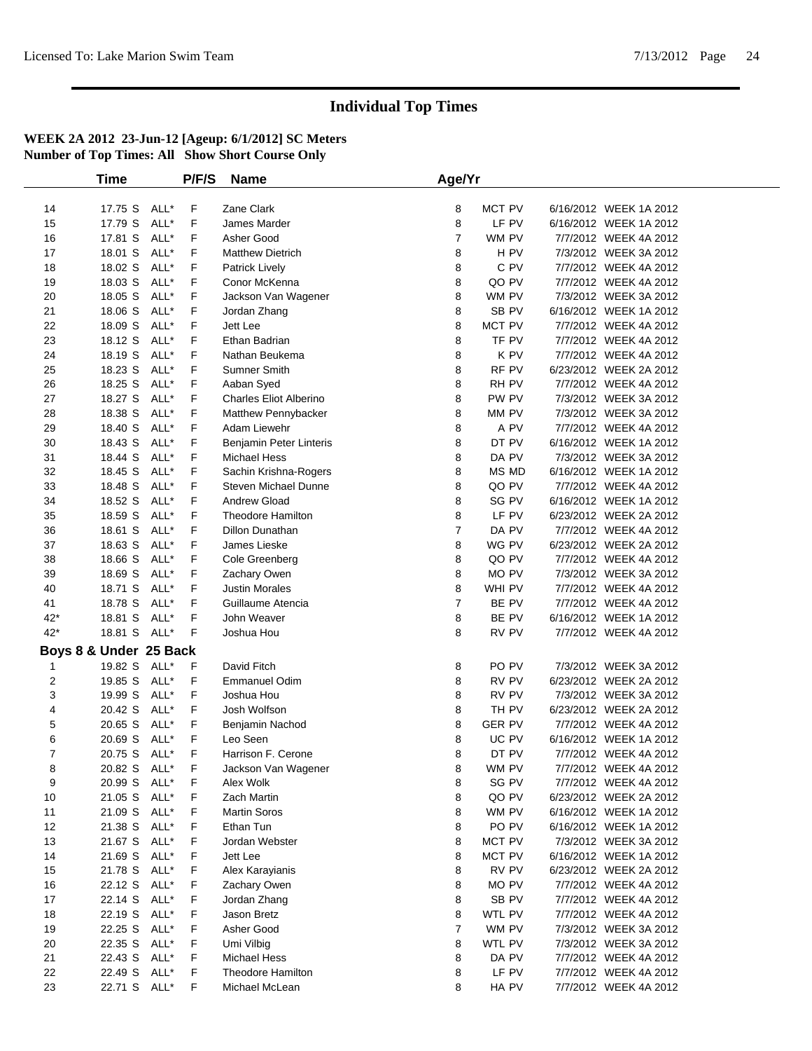# Individual Top Times

**WEEK 2A 2012 23-Jun-12 [Ageup: 6/1/2012] SC Meters**
**Number of Top Times: All Show Short Course Only**

| | Time | | P/F/S | Name | Age/Yr | | | |
|---|---|---|---|---|---|---|---|---|
| 14 | 17.75 S | ALL* | F | Zane Clark | 8 | MCT PV | 6/16/2012 | WEEK 1A 2012 |
| 15 | 17.79 S | ALL* | F | James Marder | 8 | LF PV | 6/16/2012 | WEEK 1A 2012 |
| 16 | 17.81 S | ALL* | F | Asher Good | 7 | WM PV | 7/7/2012 | WEEK 4A 2012 |
| 17 | 18.01 S | ALL* | F | Matthew Dietrich | 8 | H PV | 7/3/2012 | WEEK 3A 2012 |
| 18 | 18.02 S | ALL* | F | Patrick Lively | 8 | C PV | 7/7/2012 | WEEK 4A 2012 |
| 19 | 18.03 S | ALL* | F | Conor McKenna | 8 | QO PV | 7/7/2012 | WEEK 4A 2012 |
| 20 | 18.05 S | ALL* | F | Jackson Van Wagener | 8 | WM PV | 7/3/2012 | WEEK 3A 2012 |
| 21 | 18.06 S | ALL* | F | Jordan Zhang | 8 | SB PV | 6/16/2012 | WEEK 1A 2012 |
| 22 | 18.09 S | ALL* | F | Jett Lee | 8 | MCT PV | 7/7/2012 | WEEK 4A 2012 |
| 23 | 18.12 S | ALL* | F | Ethan Badrian | 8 | TF PV | 7/7/2012 | WEEK 4A 2012 |
| 24 | 18.19 S | ALL* | F | Nathan Beukema | 8 | K PV | 7/7/2012 | WEEK 4A 2012 |
| 25 | 18.23 S | ALL* | F | Sumner Smith | 8 | RF PV | 6/23/2012 | WEEK 2A 2012 |
| 26 | 18.25 S | ALL* | F | Aaban Syed | 8 | RH PV | 7/7/2012 | WEEK 4A 2012 |
| 27 | 18.27 S | ALL* | F | Charles Eliot Alberino | 8 | PW PV | 7/3/2012 | WEEK 3A 2012 |
| 28 | 18.38 S | ALL* | F | Matthew Pennybacker | 8 | MM PV | 7/3/2012 | WEEK 3A 2012 |
| 29 | 18.40 S | ALL* | F | Adam Liewehr | 8 | A PV | 7/7/2012 | WEEK 4A 2012 |
| 30 | 18.43 S | ALL* | F | Benjamin Peter Linteris | 8 | DT PV | 6/16/2012 | WEEK 1A 2012 |
| 31 | 18.44 S | ALL* | F | Michael Hess | 8 | DA PV | 7/3/2012 | WEEK 3A 2012 |
| 32 | 18.45 S | ALL* | F | Sachin Krishna-Rogers | 8 | MS MD | 6/16/2012 | WEEK 1A 2012 |
| 33 | 18.48 S | ALL* | F | Steven Michael Dunne | 8 | QO PV | 7/7/2012 | WEEK 4A 2012 |
| 34 | 18.52 S | ALL* | F | Andrew Gload | 8 | SG PV | 6/16/2012 | WEEK 1A 2012 |
| 35 | 18.59 S | ALL* | F | Theodore Hamilton | 8 | LF PV | 6/23/2012 | WEEK 2A 2012 |
| 36 | 18.61 S | ALL* | F | Dillon Dunathan | 7 | DA PV | 7/7/2012 | WEEK 4A 2012 |
| 37 | 18.63 S | ALL* | F | James Lieske | 8 | WG PV | 6/23/2012 | WEEK 2A 2012 |
| 38 | 18.66 S | ALL* | F | Cole Greenberg | 8 | QO PV | 7/7/2012 | WEEK 4A 2012 |
| 39 | 18.69 S | ALL* | F | Zachary Owen | 8 | MO PV | 7/3/2012 | WEEK 3A 2012 |
| 40 | 18.71 S | ALL* | F | Justin Morales | 8 | WHI PV | 7/7/2012 | WEEK 4A 2012 |
| 41 | 18.78 S | ALL* | F | Guillaume Atencia | 7 | BE PV | 7/7/2012 | WEEK 4A 2012 |
| 42* | 18.81 S | ALL* | F | John Weaver | 8 | BE PV | 6/16/2012 | WEEK 1A 2012 |
| 42* | 18.81 S | ALL* | F | Joshua Hou | 8 | RV PV | 7/7/2012 | WEEK 4A 2012 |

## Boys 8 & Under 25 Back

| | Time | | P/F/S | Name | Age/Yr | | | |
|---|---|---|---|---|---|---|---|---|
| 1 | 19.82 S | ALL* | F | David Fitch | 8 | PO PV | 7/3/2012 | WEEK 3A 2012 |
| 2 | 19.85 S | ALL* | F | Emmanuel Odim | 8 | RV PV | 6/23/2012 | WEEK 2A 2012 |
| 3 | 19.99 S | ALL* | F | Joshua Hou | 8 | RV PV | 7/3/2012 | WEEK 3A 2012 |
| 4 | 20.42 S | ALL* | F | Josh Wolfson | 8 | TH PV | 6/23/2012 | WEEK 2A 2012 |
| 5 | 20.65 S | ALL* | F | Benjamin Nachod | 8 | GER PV | 7/7/2012 | WEEK 4A 2012 |
| 6 | 20.69 S | ALL* | F | Leo Seen | 8 | UC PV | 6/16/2012 | WEEK 1A 2012 |
| 7 | 20.75 S | ALL* | F | Harrison F. Cerone | 8 | DT PV | 7/7/2012 | WEEK 4A 2012 |
| 8 | 20.82 S | ALL* | F | Jackson Van Wagener | 8 | WM PV | 7/7/2012 | WEEK 4A 2012 |
| 9 | 20.99 S | ALL* | F | Alex Wolk | 8 | SG PV | 7/7/2012 | WEEK 4A 2012 |
| 10 | 21.05 S | ALL* | F | Zach Martin | 8 | QO PV | 6/23/2012 | WEEK 2A 2012 |
| 11 | 21.09 S | ALL* | F | Martin Soros | 8 | WM PV | 6/16/2012 | WEEK 1A 2012 |
| 12 | 21.38 S | ALL* | F | Ethan Tun | 8 | PO PV | 6/16/2012 | WEEK 1A 2012 |
| 13 | 21.67 S | ALL* | F | Jordan Webster | 8 | MCT PV | 7/3/2012 | WEEK 3A 2012 |
| 14 | 21.69 S | ALL* | F | Jett Lee | 8 | MCT PV | 6/16/2012 | WEEK 1A 2012 |
| 15 | 21.78 S | ALL* | F | Alex Karayianis | 8 | RV PV | 6/23/2012 | WEEK 2A 2012 |
| 16 | 22.12 S | ALL* | F | Zachary Owen | 8 | MO PV | 7/7/2012 | WEEK 4A 2012 |
| 17 | 22.14 S | ALL* | F | Jordan Zhang | 8 | SB PV | 7/7/2012 | WEEK 4A 2012 |
| 18 | 22.19 S | ALL* | F | Jason Bretz | 8 | WTL PV | 7/7/2012 | WEEK 4A 2012 |
| 19 | 22.25 S | ALL* | F | Asher Good | 7 | WM PV | 7/3/2012 | WEEK 3A 2012 |
| 20 | 22.35 S | ALL* | F | Umi Vilbig | 8 | WTL PV | 7/3/2012 | WEEK 3A 2012 |
| 21 | 22.43 S | ALL* | F | Michael Hess | 8 | DA PV | 7/7/2012 | WEEK 4A 2012 |
| 22 | 22.49 S | ALL* | F | Theodore Hamilton | 8 | LF PV | 7/7/2012 | WEEK 4A 2012 |
| 23 | 22.71 S | ALL* | F | Michael McLean | 8 | HA PV | 7/7/2012 | WEEK 4A 2012 |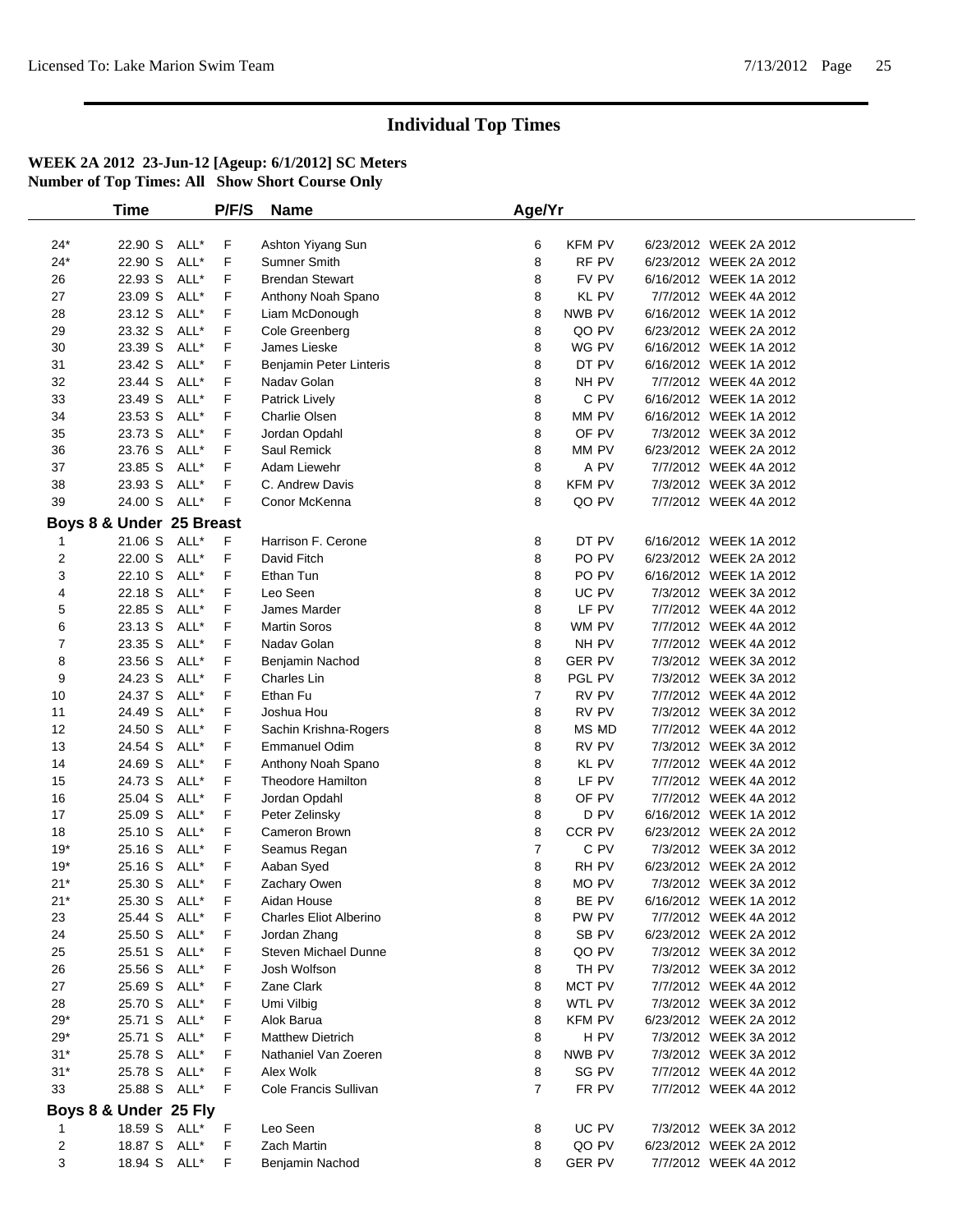# Individual Top Times

**WEEK 2A 2012 23-Jun-12 [Ageup: 6/1/2012] SC Meters**
**Number of Top Times: All Show Short Course Only**

| | Time | | P/F/S | Name | Age/Yr | | | |
|---|---|---|---|---|---|---|---|---|
| 24* | 22.90 S | ALL* | F | Ashton Yiyang Sun | 6 | KFM PV | 6/23/2012 | WEEK 2A 2012 |
| 24* | 22.90 S | ALL* | F | Sumner Smith | 8 | RF PV | 6/23/2012 | WEEK 2A 2012 |
| 26 | 22.93 S | ALL* | F | Brendan Stewart | 8 | FV PV | 6/16/2012 | WEEK 1A 2012 |
| 27 | 23.09 S | ALL* | F | Anthony Noah Spano | 8 | KL PV | 7/7/2012 | WEEK 4A 2012 |
| 28 | 23.12 S | ALL* | F | Liam McDonough | 8 | NWB PV | 6/16/2012 | WEEK 1A 2012 |
| 29 | 23.32 S | ALL* | F | Cole Greenberg | 8 | QO PV | 6/23/2012 | WEEK 2A 2012 |
| 30 | 23.39 S | ALL* | F | James Lieske | 8 | WG PV | 6/16/2012 | WEEK 1A 2012 |
| 31 | 23.42 S | ALL* | F | Benjamin Peter Linteris | 8 | DT PV | 6/16/2012 | WEEK 1A 2012 |
| 32 | 23.44 S | ALL* | F | Nadav Golan | 8 | NH PV | 7/7/2012 | WEEK 4A 2012 |
| 33 | 23.49 S | ALL* | F | Patrick Lively | 8 | C PV | 6/16/2012 | WEEK 1A 2012 |
| 34 | 23.53 S | ALL* | F | Charlie Olsen | 8 | MM PV | 6/16/2012 | WEEK 1A 2012 |
| 35 | 23.73 S | ALL* | F | Jordan Opdahl | 8 | OF PV | 7/3/2012 | WEEK 3A 2012 |
| 36 | 23.76 S | ALL* | F | Saul Remick | 8 | MM PV | 6/23/2012 | WEEK 2A 2012 |
| 37 | 23.85 S | ALL* | F | Adam Liewehr | 8 | A PV | 7/7/2012 | WEEK 4A 2012 |
| 38 | 23.93 S | ALL* | F | C. Andrew Davis | 8 | KFM PV | 7/3/2012 | WEEK 3A 2012 |
| 39 | 24.00 S | ALL* | F | Conor McKenna | 8 | QO PV | 7/7/2012 | WEEK 4A 2012 |
| **Boys 8 & Under 25 Breast** | | | | | | | | |
| 1 | 21.06 S | ALL* | F | Harrison F. Cerone | 8 | DT PV | 6/16/2012 | WEEK 1A 2012 |
| 2 | 22.00 S | ALL* | F | David Fitch | 8 | PO PV | 6/23/2012 | WEEK 2A 2012 |
| 3 | 22.10 S | ALL* | F | Ethan Tun | 8 | PO PV | 6/16/2012 | WEEK 1A 2012 |
| 4 | 22.18 S | ALL* | F | Leo Seen | 8 | UC PV | 7/3/2012 | WEEK 3A 2012 |
| 5 | 22.85 S | ALL* | F | James Marder | 8 | LF PV | 7/7/2012 | WEEK 4A 2012 |
| 6 | 23.13 S | ALL* | F | Martin Soros | 8 | WM PV | 7/7/2012 | WEEK 4A 2012 |
| 7 | 23.35 S | ALL* | F | Nadav Golan | 8 | NH PV | 7/7/2012 | WEEK 4A 2012 |
| 8 | 23.56 S | ALL* | F | Benjamin Nachod | 8 | GER PV | 7/3/2012 | WEEK 3A 2012 |
| 9 | 24.23 S | ALL* | F | Charles Lin | 8 | PGL PV | 7/3/2012 | WEEK 3A 2012 |
| 10 | 24.37 S | ALL* | F | Ethan Fu | 7 | RV PV | 7/7/2012 | WEEK 4A 2012 |
| 11 | 24.49 S | ALL* | F | Joshua Hou | 8 | RV PV | 7/3/2012 | WEEK 3A 2012 |
| 12 | 24.50 S | ALL* | F | Sachin Krishna-Rogers | 8 | MS MD | 7/7/2012 | WEEK 4A 2012 |
| 13 | 24.54 S | ALL* | F | Emmanuel Odim | 8 | RV PV | 7/3/2012 | WEEK 3A 2012 |
| 14 | 24.69 S | ALL* | F | Anthony Noah Spano | 8 | KL PV | 7/7/2012 | WEEK 4A 2012 |
| 15 | 24.73 S | ALL* | F | Theodore Hamilton | 8 | LF PV | 7/7/2012 | WEEK 4A 2012 |
| 16 | 25.04 S | ALL* | F | Jordan Opdahl | 8 | OF PV | 7/7/2012 | WEEK 4A 2012 |
| 17 | 25.09 S | ALL* | F | Peter Zelinsky | 8 | D PV | 6/16/2012 | WEEK 1A 2012 |
| 18 | 25.10 S | ALL* | F | Cameron Brown | 8 | CCR PV | 6/23/2012 | WEEK 2A 2012 |
| 19* | 25.16 S | ALL* | F | Seamus Regan | 7 | C PV | 7/3/2012 | WEEK 3A 2012 |
| 19* | 25.16 S | ALL* | F | Aaban Syed | 8 | RH PV | 6/23/2012 | WEEK 2A 2012 |
| 21* | 25.30 S | ALL* | F | Zachary Owen | 8 | MO PV | 7/3/2012 | WEEK 3A 2012 |
| 21* | 25.30 S | ALL* | F | Aidan House | 8 | BE PV | 6/16/2012 | WEEK 1A 2012 |
| 23 | 25.44 S | ALL* | F | Charles Eliot Alberino | 8 | PW PV | 7/7/2012 | WEEK 4A 2012 |
| 24 | 25.50 S | ALL* | F | Jordan Zhang | 8 | SB PV | 6/23/2012 | WEEK 2A 2012 |
| 25 | 25.51 S | ALL* | F | Steven Michael Dunne | 8 | QO PV | 7/3/2012 | WEEK 3A 2012 |
| 26 | 25.56 S | ALL* | F | Josh Wolfson | 8 | TH PV | 7/3/2012 | WEEK 3A 2012 |
| 27 | 25.69 S | ALL* | F | Zane Clark | 8 | MCT PV | 7/7/2012 | WEEK 4A 2012 |
| 28 | 25.70 S | ALL* | F | Umi Vilbig | 8 | WTL PV | 7/3/2012 | WEEK 3A 2012 |
| 29* | 25.71 S | ALL* | F | Alok Barua | 8 | KFM PV | 6/23/2012 | WEEK 2A 2012 |
| 29* | 25.71 S | ALL* | F | Matthew Dietrich | 8 | H PV | 7/3/2012 | WEEK 3A 2012 |
| 31* | 25.78 S | ALL* | F | Nathaniel Van Zoeren | 8 | NWB PV | 7/3/2012 | WEEK 3A 2012 |
| 31* | 25.78 S | ALL* | F | Alex Wolk | 8 | SG PV | 7/7/2012 | WEEK 4A 2012 |
| 33 | 25.88 S | ALL* | F | Cole Francis Sullivan | 7 | FR PV | 7/7/2012 | WEEK 4A 2012 |
| **Boys 8 & Under 25 Fly** | | | | | | | | |
| 1 | 18.59 S | ALL* | F | Leo Seen | 8 | UC PV | 7/3/2012 | WEEK 3A 2012 |
| 2 | 18.87 S | ALL* | F | Zach Martin | 8 | QO PV | 6/23/2012 | WEEK 2A 2012 |
| 3 | 18.94 S | ALL* | F | Benjamin Nachod | 8 | GER PV | 7/7/2012 | WEEK 4A 2012 |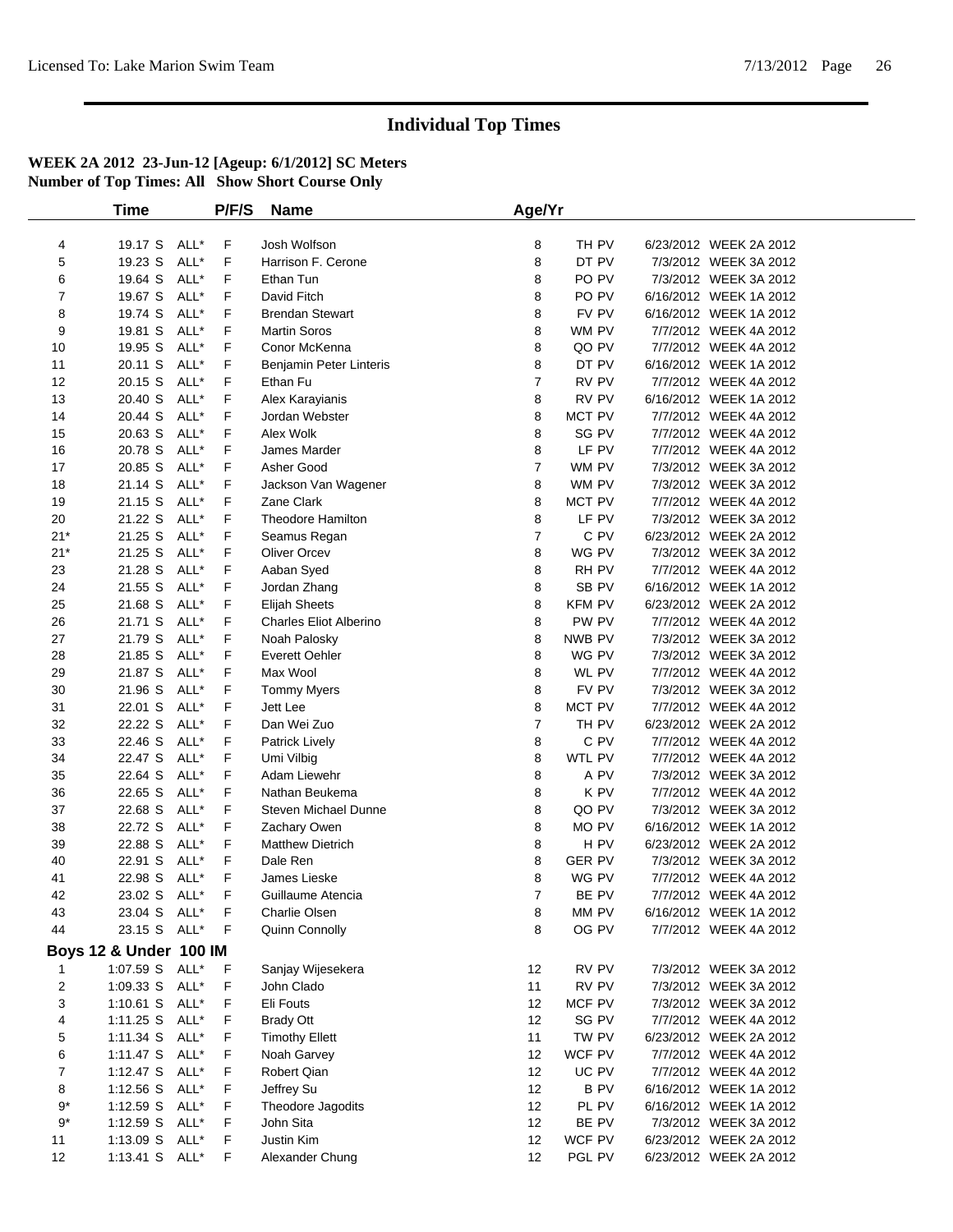# Individual Top Times

**WEEK 2A 2012 23-Jun-12 [Ageup: 6/1/2012] SC Meters**
**Number of Top Times: All Show Short Course Only**

| | Time | | P/F/S | Name | Age/Yr | | | |
|---|---|---|---|---|---|---|---|---|
| 4 | 19.17 S | ALL* | F | Josh Wolfson | 8 | TH PV | 6/23/2012 | WEEK 2A 2012 |
| 5 | 19.23 S | ALL* | F | Harrison F. Cerone | 8 | DT PV | 7/3/2012 | WEEK 3A 2012 |
| 6 | 19.64 S | ALL* | F | Ethan Tun | 8 | PO PV | 7/3/2012 | WEEK 3A 2012 |
| 7 | 19.67 S | ALL* | F | David Fitch | 8 | PO PV | 6/16/2012 | WEEK 1A 2012 |
| 8 | 19.74 S | ALL* | F | Brendan Stewart | 8 | FV PV | 6/16/2012 | WEEK 1A 2012 |
| 9 | 19.81 S | ALL* | F | Martin Soros | 8 | WM PV | 7/7/2012 | WEEK 4A 2012 |
| 10 | 19.95 S | ALL* | F | Conor McKenna | 8 | QO PV | 7/7/2012 | WEEK 4A 2012 |
| 11 | 20.11 S | ALL* | F | Benjamin Peter Linteris | 8 | DT PV | 6/16/2012 | WEEK 1A 2012 |
| 12 | 20.15 S | ALL* | F | Ethan Fu | 7 | RV PV | 7/7/2012 | WEEK 4A 2012 |
| 13 | 20.40 S | ALL* | F | Alex Karayianis | 8 | RV PV | 6/16/2012 | WEEK 1A 2012 |
| 14 | 20.44 S | ALL* | F | Jordan Webster | 8 | MCT PV | 7/7/2012 | WEEK 4A 2012 |
| 15 | 20.63 S | ALL* | F | Alex Wolk | 8 | SG PV | 7/7/2012 | WEEK 4A 2012 |
| 16 | 20.78 S | ALL* | F | James Marder | 8 | LF PV | 7/7/2012 | WEEK 4A 2012 |
| 17 | 20.85 S | ALL* | F | Asher Good | 7 | WM PV | 7/3/2012 | WEEK 3A 2012 |
| 18 | 21.14 S | ALL* | F | Jackson Van Wagener | 8 | WM PV | 7/3/2012 | WEEK 3A 2012 |
| 19 | 21.15 S | ALL* | F | Zane Clark | 8 | MCT PV | 7/7/2012 | WEEK 4A 2012 |
| 20 | 21.22 S | ALL* | F | Theodore Hamilton | 8 | LF PV | 7/3/2012 | WEEK 3A 2012 |
| 21* | 21.25 S | ALL* | F | Seamus Regan | 7 | C PV | 6/23/2012 | WEEK 2A 2012 |
| 21* | 21.25 S | ALL* | F | Oliver Orcev | 8 | WG PV | 7/3/2012 | WEEK 3A 2012 |
| 23 | 21.28 S | ALL* | F | Aaban Syed | 8 | RH PV | 7/7/2012 | WEEK 4A 2012 |
| 24 | 21.55 S | ALL* | F | Jordan Zhang | 8 | SB PV | 6/16/2012 | WEEK 1A 2012 |
| 25 | 21.68 S | ALL* | F | Elijah Sheets | 8 | KFM PV | 6/23/2012 | WEEK 2A 2012 |
| 26 | 21.71 S | ALL* | F | Charles Eliot Alberino | 8 | PW PV | 7/7/2012 | WEEK 4A 2012 |
| 27 | 21.79 S | ALL* | F | Noah Palosky | 8 | NWB PV | 7/3/2012 | WEEK 3A 2012 |
| 28 | 21.85 S | ALL* | F | Everett Oehler | 8 | WG PV | 7/3/2012 | WEEK 3A 2012 |
| 29 | 21.87 S | ALL* | F | Max Wool | 8 | WL PV | 7/7/2012 | WEEK 4A 2012 |
| 30 | 21.96 S | ALL* | F | Tommy Myers | 8 | FV PV | 7/3/2012 | WEEK 3A 2012 |
| 31 | 22.01 S | ALL* | F | Jett Lee | 8 | MCT PV | 7/7/2012 | WEEK 4A 2012 |
| 32 | 22.22 S | ALL* | F | Dan Wei Zuo | 7 | TH PV | 6/23/2012 | WEEK 2A 2012 |
| 33 | 22.46 S | ALL* | F | Patrick Lively | 8 | C PV | 7/7/2012 | WEEK 4A 2012 |
| 34 | 22.47 S | ALL* | F | Umi Vilbig | 8 | WTL PV | 7/7/2012 | WEEK 4A 2012 |
| 35 | 22.64 S | ALL* | F | Adam Liewehr | 8 | A PV | 7/3/2012 | WEEK 3A 2012 |
| 36 | 22.65 S | ALL* | F | Nathan Beukema | 8 | K PV | 7/7/2012 | WEEK 4A 2012 |
| 37 | 22.68 S | ALL* | F | Steven Michael Dunne | 8 | QO PV | 7/3/2012 | WEEK 3A 2012 |
| 38 | 22.72 S | ALL* | F | Zachary Owen | 8 | MO PV | 6/16/2012 | WEEK 1A 2012 |
| 39 | 22.88 S | ALL* | F | Matthew Dietrich | 8 | H PV | 6/23/2012 | WEEK 2A 2012 |
| 40 | 22.91 S | ALL* | F | Dale Ren | 8 | GER PV | 7/3/2012 | WEEK 3A 2012 |
| 41 | 22.98 S | ALL* | F | James Lieske | 8 | WG PV | 7/7/2012 | WEEK 4A 2012 |
| 42 | 23.02 S | ALL* | F | Guillaume Atencia | 7 | BE PV | 7/7/2012 | WEEK 4A 2012 |
| 43 | 23.04 S | ALL* | F | Charlie Olsen | 8 | MM PV | 6/16/2012 | WEEK 1A 2012 |
| 44 | 23.15 S | ALL* | F | Quinn Connolly | 8 | OG PV | 7/7/2012 | WEEK 4A 2012 |

**Boys 12 & Under 100 IM**

| | Time | | P/F/S | Name | Age/Yr | | | |
|---|---|---|---|---|---|---|---|---|
| 1 | 1:07.59 S | ALL* | F | Sanjay Wijesekera | 12 | RV PV | 7/3/2012 | WEEK 3A 2012 |
| 2 | 1:09.33 S | ALL* | F | John Clado | 11 | RV PV | 7/3/2012 | WEEK 3A 2012 |
| 3 | 1:10.61 S | ALL* | F | Eli Fouts | 12 | MCF PV | 7/3/2012 | WEEK 3A 2012 |
| 4 | 1:11.25 S | ALL* | F | Brady Ott | 12 | SG PV | 7/7/2012 | WEEK 4A 2012 |
| 5 | 1:11.34 S | ALL* | F | Timothy Ellett | 11 | TW PV | 6/23/2012 | WEEK 2A 2012 |
| 6 | 1:11.47 S | ALL* | F | Noah Garvey | 12 | WCF PV | 7/7/2012 | WEEK 4A 2012 |
| 7 | 1:12.47 S | ALL* | F | Robert Qian | 12 | UC PV | 7/7/2012 | WEEK 4A 2012 |
| 8 | 1:12.56 S | ALL* | F | Jeffrey Su | 12 | B PV | 6/16/2012 | WEEK 1A 2012 |
| 9* | 1:12.59 S | ALL* | F | Theodore Jagodits | 12 | PL PV | 6/16/2012 | WEEK 1A 2012 |
| 9* | 1:12.59 S | ALL* | F | John Sita | 12 | BE PV | 7/3/2012 | WEEK 3A 2012 |
| 11 | 1:13.09 S | ALL* | F | Justin Kim | 12 | WCF PV | 6/23/2012 | WEEK 2A 2012 |
| 12 | 1:13.41 S | ALL* | F | Alexander Chung | 12 | PGL PV | 6/23/2012 | WEEK 2A 2012 |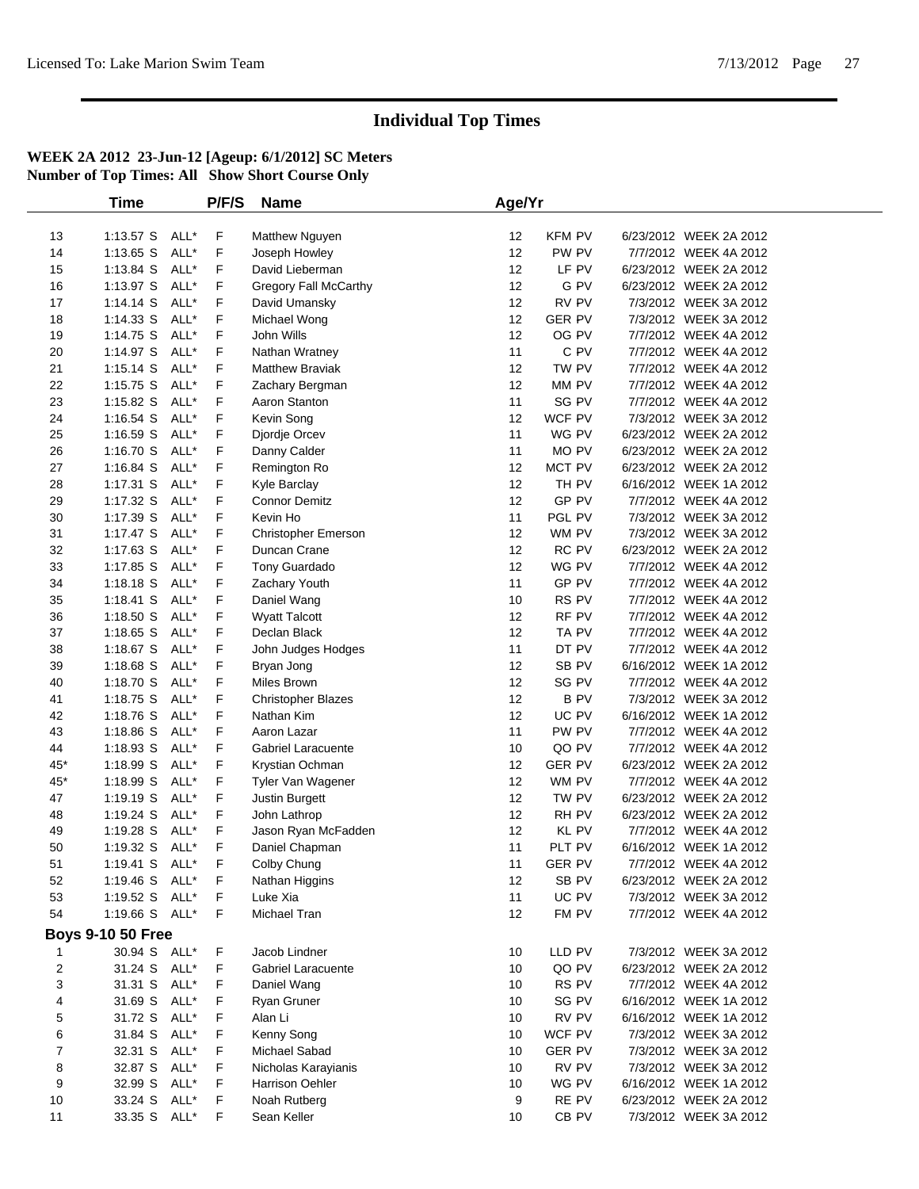# Individual Top Times

**WEEK 2A 2012 23-Jun-12 [Ageup: 6/1/2012] SC Meters**
**Number of Top Times: All Show Short Course Only**

| | Time | | P/F/S | Name | Age/Yr | | | |
|---|---|---|---|---|---|---|---|---|
| 13 | 1:13.57 S | ALL* | F | Matthew Nguyen | 12 | KFM PV | 6/23/2012 | WEEK 2A 2012 |
| 14 | 1:13.65 S | ALL* | F | Joseph Howley | 12 | PW PV | 7/7/2012 | WEEK 4A 2012 |
| 15 | 1:13.84 S | ALL* | F | David Lieberman | 12 | LF PV | 6/23/2012 | WEEK 2A 2012 |
| 16 | 1:13.97 S | ALL* | F | Gregory Fall McCarthy | 12 | G PV | 6/23/2012 | WEEK 2A 2012 |
| 17 | 1:14.14 S | ALL* | F | David Umansky | 12 | RV PV | 7/3/2012 | WEEK 3A 2012 |
| 18 | 1:14.33 S | ALL* | F | Michael Wong | 12 | GER PV | 7/3/2012 | WEEK 3A 2012 |
| 19 | 1:14.75 S | ALL* | F | John Wills | 12 | OG PV | 7/7/2012 | WEEK 4A 2012 |
| 20 | 1:14.97 S | ALL* | F | Nathan Wratney | 11 | C PV | 7/7/2012 | WEEK 4A 2012 |
| 21 | 1:15.14 S | ALL* | F | Matthew Braviak | 12 | TW PV | 7/7/2012 | WEEK 4A 2012 |
| 22 | 1:15.75 S | ALL* | F | Zachary Bergman | 12 | MM PV | 7/7/2012 | WEEK 4A 2012 |
| 23 | 1:15.82 S | ALL* | F | Aaron Stanton | 11 | SG PV | 7/7/2012 | WEEK 4A 2012 |
| 24 | 1:16.54 S | ALL* | F | Kevin Song | 12 | WCF PV | 7/3/2012 | WEEK 3A 2012 |
| 25 | 1:16.59 S | ALL* | F | Djordje Orcev | 11 | WG PV | 6/23/2012 | WEEK 2A 2012 |
| 26 | 1:16.70 S | ALL* | F | Danny Calder | 11 | MO PV | 6/23/2012 | WEEK 2A 2012 |
| 27 | 1:16.84 S | ALL* | F | Remington Ro | 12 | MCT PV | 6/23/2012 | WEEK 2A 2012 |
| 28 | 1:17.31 S | ALL* | F | Kyle Barclay | 12 | TH PV | 6/16/2012 | WEEK 1A 2012 |
| 29 | 1:17.32 S | ALL* | F | Connor Demitz | 12 | GP PV | 7/7/2012 | WEEK 4A 2012 |
| 30 | 1:17.39 S | ALL* | F | Kevin Ho | 11 | PGL PV | 7/3/2012 | WEEK 3A 2012 |
| 31 | 1:17.47 S | ALL* | F | Christopher Emerson | 12 | WM PV | 7/3/2012 | WEEK 3A 2012 |
| 32 | 1:17.63 S | ALL* | F | Duncan Crane | 12 | RC PV | 6/23/2012 | WEEK 2A 2012 |
| 33 | 1:17.85 S | ALL* | F | Tony Guardado | 12 | WG PV | 7/7/2012 | WEEK 4A 2012 |
| 34 | 1:18.18 S | ALL* | F | Zachary Youth | 11 | GP PV | 7/7/2012 | WEEK 4A 2012 |
| 35 | 1:18.41 S | ALL* | F | Daniel Wang | 10 | RS PV | 7/7/2012 | WEEK 4A 2012 |
| 36 | 1:18.50 S | ALL* | F | Wyatt Talcott | 12 | RF PV | 7/7/2012 | WEEK 4A 2012 |
| 37 | 1:18.65 S | ALL* | F | Declan Black | 12 | TA PV | 7/7/2012 | WEEK 4A 2012 |
| 38 | 1:18.67 S | ALL* | F | John Judges Hodges | 11 | DT PV | 7/7/2012 | WEEK 4A 2012 |
| 39 | 1:18.68 S | ALL* | F | Bryan Jong | 12 | SB PV | 6/16/2012 | WEEK 1A 2012 |
| 40 | 1:18.70 S | ALL* | F | Miles Brown | 12 | SG PV | 7/7/2012 | WEEK 4A 2012 |
| 41 | 1:18.75 S | ALL* | F | Christopher Blazes | 12 | B PV | 7/3/2012 | WEEK 3A 2012 |
| 42 | 1:18.76 S | ALL* | F | Nathan Kim | 12 | UC PV | 6/16/2012 | WEEK 1A 2012 |
| 43 | 1:18.86 S | ALL* | F | Aaron Lazar | 11 | PW PV | 7/7/2012 | WEEK 4A 2012 |
| 44 | 1:18.93 S | ALL* | F | Gabriel Laracuente | 10 | QO PV | 7/7/2012 | WEEK 4A 2012 |
| 45* | 1:18.99 S | ALL* | F | Krystian Ochman | 12 | GER PV | 6/23/2012 | WEEK 2A 2012 |
| 45* | 1:18.99 S | ALL* | F | Tyler Van Wagener | 12 | WM PV | 7/7/2012 | WEEK 4A 2012 |
| 47 | 1:19.19 S | ALL* | F | Justin Burgett | 12 | TW PV | 6/23/2012 | WEEK 2A 2012 |
| 48 | 1:19.24 S | ALL* | F | John Lathrop | 12 | RH PV | 6/23/2012 | WEEK 2A 2012 |
| 49 | 1:19.28 S | ALL* | F | Jason Ryan McFadden | 12 | KL PV | 7/7/2012 | WEEK 4A 2012 |
| 50 | 1:19.32 S | ALL* | F | Daniel Chapman | 11 | PLT PV | 6/16/2012 | WEEK 1A 2012 |
| 51 | 1:19.41 S | ALL* | F | Colby Chung | 11 | GER PV | 7/7/2012 | WEEK 4A 2012 |
| 52 | 1:19.46 S | ALL* | F | Nathan Higgins | 12 | SB PV | 6/23/2012 | WEEK 2A 2012 |
| 53 | 1:19.52 S | ALL* | F | Luke Xia | 11 | UC PV | 7/3/2012 | WEEK 3A 2012 |
| 54 | 1:19.66 S | ALL* | F | Michael Tran | 12 | FM PV | 7/7/2012 | WEEK 4A 2012 |
| **Boys 9-10 50 Free** | | | | | | | | |
| 1 | 30.94 S | ALL* | F | Jacob Lindner | 10 | LLD PV | 7/3/2012 | WEEK 3A 2012 |
| 2 | 31.24 S | ALL* | F | Gabriel Laracuente | 10 | QO PV | 6/23/2012 | WEEK 2A 2012 |
| 3 | 31.31 S | ALL* | F | Daniel Wang | 10 | RS PV | 7/7/2012 | WEEK 4A 2012 |
| 4 | 31.69 S | ALL* | F | Ryan Gruner | 10 | SG PV | 6/16/2012 | WEEK 1A 2012 |
| 5 | 31.72 S | ALL* | F | Alan Li | 10 | RV PV | 6/16/2012 | WEEK 1A 2012 |
| 6 | 31.84 S | ALL* | F | Kenny Song | 10 | WCF PV | 7/3/2012 | WEEK 3A 2012 |
| 7 | 32.31 S | ALL* | F | Michael Sabad | 10 | GER PV | 7/3/2012 | WEEK 3A 2012 |
| 8 | 32.87 S | ALL* | F | Nicholas Karayianis | 10 | RV PV | 7/3/2012 | WEEK 3A 2012 |
| 9 | 32.99 S | ALL* | F | Harrison Oehler | 10 | WG PV | 6/16/2012 | WEEK 1A 2012 |
| 10 | 33.24 S | ALL* | F | Noah Rutberg | 9 | RE PV | 6/23/2012 | WEEK 2A 2012 |
| 11 | 33.35 S | ALL* | F | Sean Keller | 10 | CB PV | 7/3/2012 | WEEK 3A 2012 |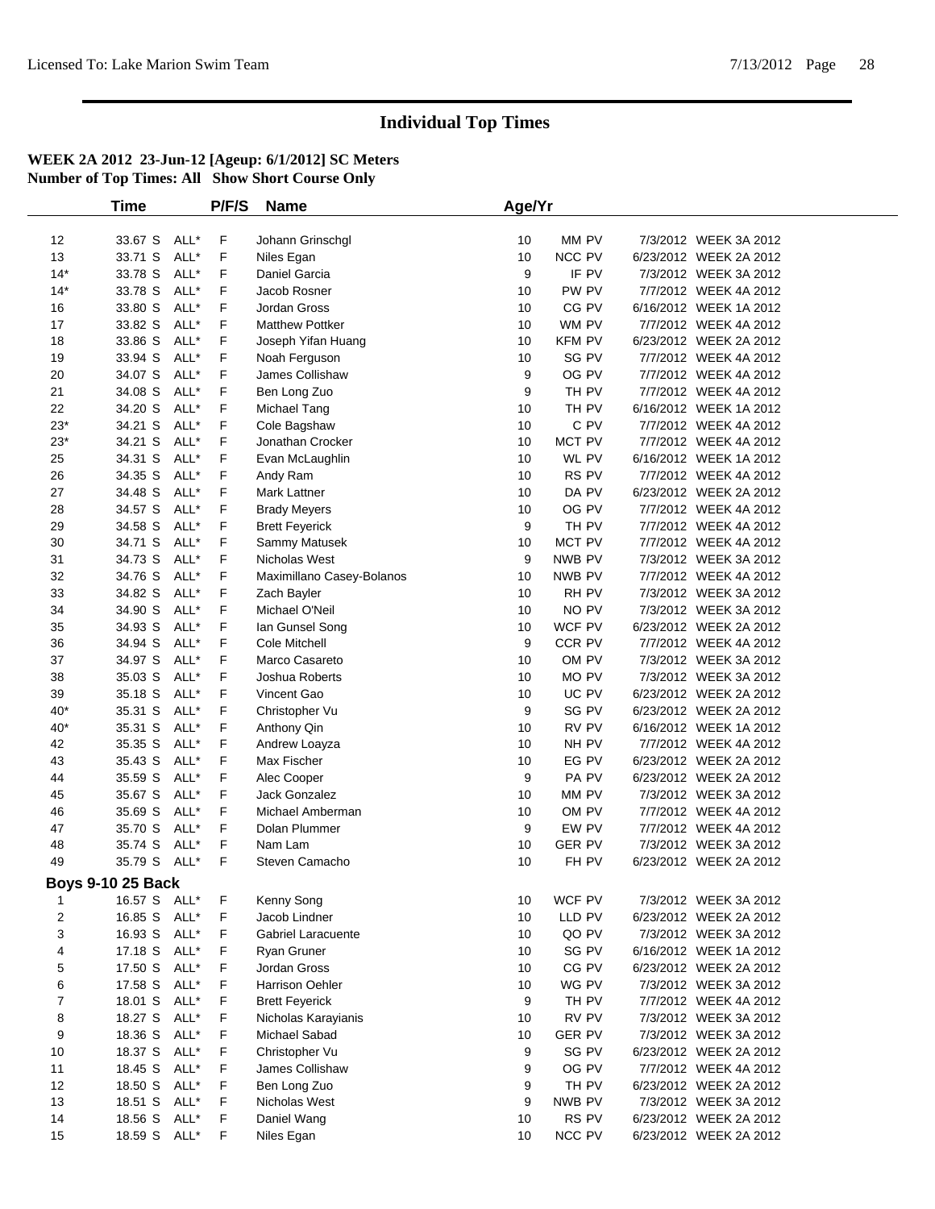# Individual Top Times

**WEEK 2A 2012 23-Jun-12 [Ageup: 6/1/2012] SC Meters**
**Number of Top Times: All Show Short Course Only**

| | Time | | P/F/S | Name | Age/Yr | | |
|---|---|---|---|---|---|---|---|
| 12 | 33.67 S | ALL* | F | Johann Grinschgl | 10 | MM PV | 7/3/2012 WEEK 3A 2012 |
| 13 | 33.71 S | ALL* | F | Niles Egan | 10 | NCC PV | 6/23/2012 WEEK 2A 2012 |
| 14* | 33.78 S | ALL* | F | Daniel Garcia | 9 | IF PV | 7/3/2012 WEEK 3A 2012 |
| 14* | 33.78 S | ALL* | F | Jacob Rosner | 10 | PW PV | 7/7/2012 WEEK 4A 2012 |
| 16 | 33.80 S | ALL* | F | Jordan Gross | 10 | CG PV | 6/16/2012 WEEK 1A 2012 |
| 17 | 33.82 S | ALL* | F | Matthew Pottker | 10 | WM PV | 7/7/2012 WEEK 4A 2012 |
| 18 | 33.86 S | ALL* | F | Joseph Yifan Huang | 10 | KFM PV | 6/23/2012 WEEK 2A 2012 |
| 19 | 33.94 S | ALL* | F | Noah Ferguson | 10 | SG PV | 7/7/2012 WEEK 4A 2012 |
| 20 | 34.07 S | ALL* | F | James Collishaw | 9 | OG PV | 7/7/2012 WEEK 4A 2012 |
| 21 | 34.08 S | ALL* | F | Ben Long Zuo | 9 | TH PV | 7/7/2012 WEEK 4A 2012 |
| 22 | 34.20 S | ALL* | F | Michael Tang | 10 | TH PV | 6/16/2012 WEEK 1A 2012 |
| 23* | 34.21 S | ALL* | F | Cole Bagshaw | 10 | C PV | 7/7/2012 WEEK 4A 2012 |
| 23* | 34.21 S | ALL* | F | Jonathan Crocker | 10 | MCT PV | 7/7/2012 WEEK 4A 2012 |
| 25 | 34.31 S | ALL* | F | Evan McLaughlin | 10 | WL PV | 6/16/2012 WEEK 1A 2012 |
| 26 | 34.35 S | ALL* | F | Andy Ram | 10 | RS PV | 7/7/2012 WEEK 4A 2012 |
| 27 | 34.48 S | ALL* | F | Mark Lattner | 10 | DA PV | 6/23/2012 WEEK 2A 2012 |
| 28 | 34.57 S | ALL* | F | Brady Meyers | 10 | OG PV | 7/7/2012 WEEK 4A 2012 |
| 29 | 34.58 S | ALL* | F | Brett Feyerick | 9 | TH PV | 7/7/2012 WEEK 4A 2012 |
| 30 | 34.71 S | ALL* | F | Sammy Matusek | 10 | MCT PV | 7/7/2012 WEEK 4A 2012 |
| 31 | 34.73 S | ALL* | F | Nicholas West | 9 | NWB PV | 7/3/2012 WEEK 3A 2012 |
| 32 | 34.76 S | ALL* | F | Maximillano Casey-Bolanos | 10 | NWB PV | 7/7/2012 WEEK 4A 2012 |
| 33 | 34.82 S | ALL* | F | Zach Bayler | 10 | RH PV | 7/3/2012 WEEK 3A 2012 |
| 34 | 34.90 S | ALL* | F | Michael O'Neil | 10 | NO PV | 7/3/2012 WEEK 3A 2012 |
| 35 | 34.93 S | ALL* | F | Ian Gunsel Song | 10 | WCF PV | 6/23/2012 WEEK 2A 2012 |
| 36 | 34.94 S | ALL* | F | Cole Mitchell | 9 | CCR PV | 7/7/2012 WEEK 4A 2012 |
| 37 | 34.97 S | ALL* | F | Marco Casareto | 10 | OM PV | 7/3/2012 WEEK 3A 2012 |
| 38 | 35.03 S | ALL* | F | Joshua Roberts | 10 | MO PV | 7/3/2012 WEEK 3A 2012 |
| 39 | 35.18 S | ALL* | F | Vincent Gao | 10 | UC PV | 6/23/2012 WEEK 2A 2012 |
| 40* | 35.31 S | ALL* | F | Christopher Vu | 9 | SG PV | 6/23/2012 WEEK 2A 2012 |
| 40* | 35.31 S | ALL* | F | Anthony Qin | 10 | RV PV | 6/16/2012 WEEK 1A 2012 |
| 42 | 35.35 S | ALL* | F | Andrew Loayza | 10 | NH PV | 7/7/2012 WEEK 4A 2012 |
| 43 | 35.43 S | ALL* | F | Max Fischer | 10 | EG PV | 6/23/2012 WEEK 2A 2012 |
| 44 | 35.59 S | ALL* | F | Alec Cooper | 9 | PA PV | 6/23/2012 WEEK 2A 2012 |
| 45 | 35.67 S | ALL* | F | Jack Gonzalez | 10 | MM PV | 7/3/2012 WEEK 3A 2012 |
| 46 | 35.69 S | ALL* | F | Michael Amberman | 10 | OM PV | 7/7/2012 WEEK 4A 2012 |
| 47 | 35.70 S | ALL* | F | Dolan Plummer | 9 | EW PV | 7/7/2012 WEEK 4A 2012 |
| 48 | 35.74 S | ALL* | F | Nam Lam | 10 | GER PV | 7/3/2012 WEEK 3A 2012 |
| 49 | 35.79 S | ALL* | F | Steven Camacho | 10 | FH PV | 6/23/2012 WEEK 2A 2012 |

**Boys 9-10 25 Back**

| | Time | | P/F/S | Name | Age/Yr | | |
|---|---|---|---|---|---|---|---|
| 1 | 16.57 S | ALL* | F | Kenny Song | 10 | WCF PV | 7/3/2012 WEEK 3A 2012 |
| 2 | 16.85 S | ALL* | F | Jacob Lindner | 10 | LLD PV | 6/23/2012 WEEK 2A 2012 |
| 3 | 16.93 S | ALL* | F | Gabriel Laracuente | 10 | QO PV | 7/3/2012 WEEK 3A 2012 |
| 4 | 17.18 S | ALL* | F | Ryan Gruner | 10 | SG PV | 6/16/2012 WEEK 1A 2012 |
| 5 | 17.50 S | ALL* | F | Jordan Gross | 10 | CG PV | 6/23/2012 WEEK 2A 2012 |
| 6 | 17.58 S | ALL* | F | Harrison Oehler | 10 | WG PV | 7/3/2012 WEEK 3A 2012 |
| 7 | 18.01 S | ALL* | F | Brett Feyerick | 9 | TH PV | 7/7/2012 WEEK 4A 2012 |
| 8 | 18.27 S | ALL* | F | Nicholas Karayianis | 10 | RV PV | 7/3/2012 WEEK 3A 2012 |
| 9 | 18.36 S | ALL* | F | Michael Sabad | 10 | GER PV | 7/3/2012 WEEK 3A 2012 |
| 10 | 18.37 S | ALL* | F | Christopher Vu | 9 | SG PV | 6/23/2012 WEEK 2A 2012 |
| 11 | 18.45 S | ALL* | F | James Collishaw | 9 | OG PV | 7/7/2012 WEEK 4A 2012 |
| 12 | 18.50 S | ALL* | F | Ben Long Zuo | 9 | TH PV | 6/23/2012 WEEK 2A 2012 |
| 13 | 18.51 S | ALL* | F | Nicholas West | 9 | NWB PV | 7/3/2012 WEEK 3A 2012 |
| 14 | 18.56 S | ALL* | F | Daniel Wang | 10 | RS PV | 6/23/2012 WEEK 2A 2012 |
| 15 | 18.59 S | ALL* | F | Niles Egan | 10 | NCC PV | 6/23/2012 WEEK 2A 2012 |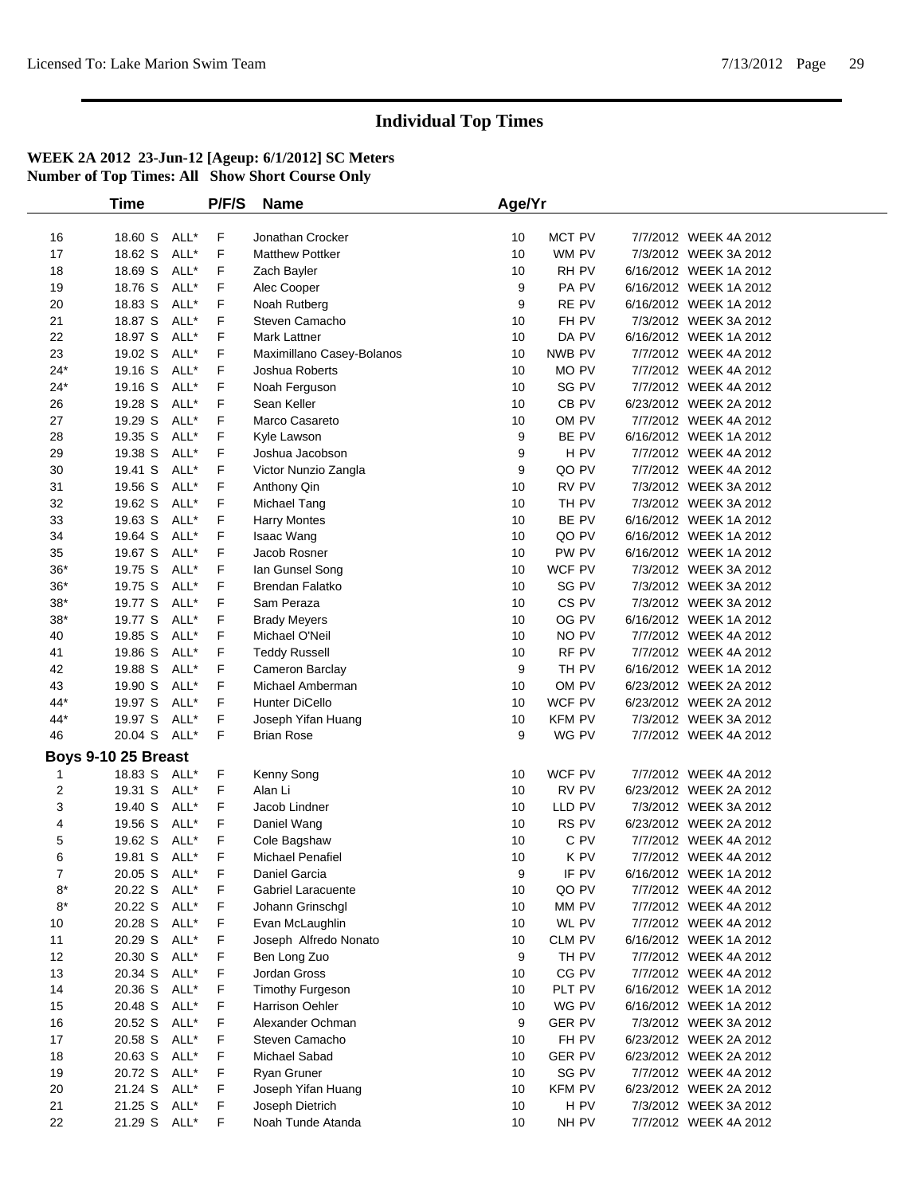# Individual Top Times

**WEEK 2A 2012 23-Jun-12 [Ageup: 6/1/2012] SC Meters**
**Number of Top Times: All Show Short Course Only**

| | Time | | P/F/S | Name | Age/Yr | | |
|---|---|---|---|---|---|---|---|
| 16 | 18.60 S | ALL* | F | Jonathan Crocker | 10 | MCT PV | 7/7/2012 WEEK 4A 2012 |
| 17 | 18.62 S | ALL* | F | Matthew Pottker | 10 | WM PV | 7/3/2012 WEEK 3A 2012 |
| 18 | 18.69 S | ALL* | F | Zach Bayler | 10 | RH PV | 6/16/2012 WEEK 1A 2012 |
| 19 | 18.76 S | ALL* | F | Alec Cooper | 9 | PA PV | 6/16/2012 WEEK 1A 2012 |
| 20 | 18.83 S | ALL* | F | Noah Rutberg | 9 | RE PV | 6/16/2012 WEEK 1A 2012 |
| 21 | 18.87 S | ALL* | F | Steven Camacho | 10 | FH PV | 7/3/2012 WEEK 3A 2012 |
| 22 | 18.97 S | ALL* | F | Mark Lattner | 10 | DA PV | 6/16/2012 WEEK 1A 2012 |
| 23 | 19.02 S | ALL* | F | Maximillano Casey-Bolanos | 10 | NWB PV | 7/7/2012 WEEK 4A 2012 |
| 24* | 19.16 S | ALL* | F | Joshua Roberts | 10 | MO PV | 7/7/2012 WEEK 4A 2012 |
| 24* | 19.16 S | ALL* | F | Noah Ferguson | 10 | SG PV | 7/7/2012 WEEK 4A 2012 |
| 26 | 19.28 S | ALL* | F | Sean Keller | 10 | CB PV | 6/23/2012 WEEK 2A 2012 |
| 27 | 19.29 S | ALL* | F | Marco Casareto | 10 | OM PV | 7/7/2012 WEEK 4A 2012 |
| 28 | 19.35 S | ALL* | F | Kyle Lawson | 9 | BE PV | 6/16/2012 WEEK 1A 2012 |
| 29 | 19.38 S | ALL* | F | Joshua Jacobson | 9 | H PV | 7/7/2012 WEEK 4A 2012 |
| 30 | 19.41 S | ALL* | F | Victor Nunzio Zangla | 9 | QO PV | 7/7/2012 WEEK 4A 2012 |
| 31 | 19.56 S | ALL* | F | Anthony Qin | 10 | RV PV | 7/3/2012 WEEK 3A 2012 |
| 32 | 19.62 S | ALL* | F | Michael Tang | 10 | TH PV | 7/3/2012 WEEK 3A 2012 |
| 33 | 19.63 S | ALL* | F | Harry Montes | 10 | BE PV | 6/16/2012 WEEK 1A 2012 |
| 34 | 19.64 S | ALL* | F | Isaac Wang | 10 | QO PV | 6/16/2012 WEEK 1A 2012 |
| 35 | 19.67 S | ALL* | F | Jacob Rosner | 10 | PW PV | 6/16/2012 WEEK 1A 2012 |
| 36* | 19.75 S | ALL* | F | Ian Gunsel Song | 10 | WCF PV | 7/3/2012 WEEK 3A 2012 |
| 36* | 19.75 S | ALL* | F | Brendan Falatko | 10 | SG PV | 7/3/2012 WEEK 3A 2012 |
| 38* | 19.77 S | ALL* | F | Sam Peraza | 10 | CS PV | 7/3/2012 WEEK 3A 2012 |
| 38* | 19.77 S | ALL* | F | Brady Meyers | 10 | OG PV | 6/16/2012 WEEK 1A 2012 |
| 40 | 19.85 S | ALL* | F | Michael O'Neil | 10 | NO PV | 7/7/2012 WEEK 4A 2012 |
| 41 | 19.86 S | ALL* | F | Teddy Russell | 10 | RF PV | 7/7/2012 WEEK 4A 2012 |
| 42 | 19.88 S | ALL* | F | Cameron Barclay | 9 | TH PV | 6/16/2012 WEEK 1A 2012 |
| 43 | 19.90 S | ALL* | F | Michael Amberman | 10 | OM PV | 6/23/2012 WEEK 2A 2012 |
| 44* | 19.97 S | ALL* | F | Hunter DiCello | 10 | WCF PV | 6/23/2012 WEEK 2A 2012 |
| 44* | 19.97 S | ALL* | F | Joseph Yifan Huang | 10 | KFM PV | 7/3/2012 WEEK 3A 2012 |
| 46 | 20.04 S | ALL* | F | Brian Rose | 9 | WG PV | 7/7/2012 WEEK 4A 2012 |

## Boys 9-10 25 Breast

| | Time | | P/F/S | Name | Age/Yr | | |
|---|---|---|---|---|---|---|---|
| 1 | 18.83 S | ALL* | F | Kenny Song | 10 | WCF PV | 7/7/2012 WEEK 4A 2012 |
| 2 | 19.31 S | ALL* | F | Alan Li | 10 | RV PV | 6/23/2012 WEEK 2A 2012 |
| 3 | 19.40 S | ALL* | F | Jacob Lindner | 10 | LLD PV | 7/3/2012 WEEK 3A 2012 |
| 4 | 19.56 S | ALL* | F | Daniel Wang | 10 | RS PV | 6/23/2012 WEEK 2A 2012 |
| 5 | 19.62 S | ALL* | F | Cole Bagshaw | 10 | C PV | 7/7/2012 WEEK 4A 2012 |
| 6 | 19.81 S | ALL* | F | Michael Penafiel | 10 | K PV | 7/7/2012 WEEK 4A 2012 |
| 7 | 20.05 S | ALL* | F | Daniel Garcia | 9 | IF PV | 6/16/2012 WEEK 1A 2012 |
| 8* | 20.22 S | ALL* | F | Gabriel Laracuente | 10 | QO PV | 7/7/2012 WEEK 4A 2012 |
| 8* | 20.22 S | ALL* | F | Johann Grinschgl | 10 | MM PV | 7/7/2012 WEEK 4A 2012 |
| 10 | 20.28 S | ALL* | F | Evan McLaughlin | 10 | WL PV | 7/7/2012 WEEK 4A 2012 |
| 11 | 20.29 S | ALL* | F | Joseph Alfredo Nonato | 10 | CLM PV | 6/16/2012 WEEK 1A 2012 |
| 12 | 20.30 S | ALL* | F | Ben Long Zuo | 9 | TH PV | 7/7/2012 WEEK 4A 2012 |
| 13 | 20.34 S | ALL* | F | Jordan Gross | 10 | CG PV | 7/7/2012 WEEK 4A 2012 |
| 14 | 20.36 S | ALL* | F | Timothy Furgeson | 10 | PLT PV | 6/16/2012 WEEK 1A 2012 |
| 15 | 20.48 S | ALL* | F | Harrison Oehler | 10 | WG PV | 6/16/2012 WEEK 1A 2012 |
| 16 | 20.52 S | ALL* | F | Alexander Ochman | 9 | GER PV | 7/3/2012 WEEK 3A 2012 |
| 17 | 20.58 S | ALL* | F | Steven Camacho | 10 | FH PV | 6/23/2012 WEEK 2A 2012 |
| 18 | 20.63 S | ALL* | F | Michael Sabad | 10 | GER PV | 6/23/2012 WEEK 2A 2012 |
| 19 | 20.72 S | ALL* | F | Ryan Gruner | 10 | SG PV | 7/7/2012 WEEK 4A 2012 |
| 20 | 21.24 S | ALL* | F | Joseph Yifan Huang | 10 | KFM PV | 6/23/2012 WEEK 2A 2012 |
| 21 | 21.25 S | ALL* | F | Joseph Dietrich | 10 | H PV | 7/3/2012 WEEK 3A 2012 |
| 22 | 21.29 S | ALL* | F | Noah Tunde Atanda | 10 | NH PV | 7/7/2012 WEEK 4A 2012 |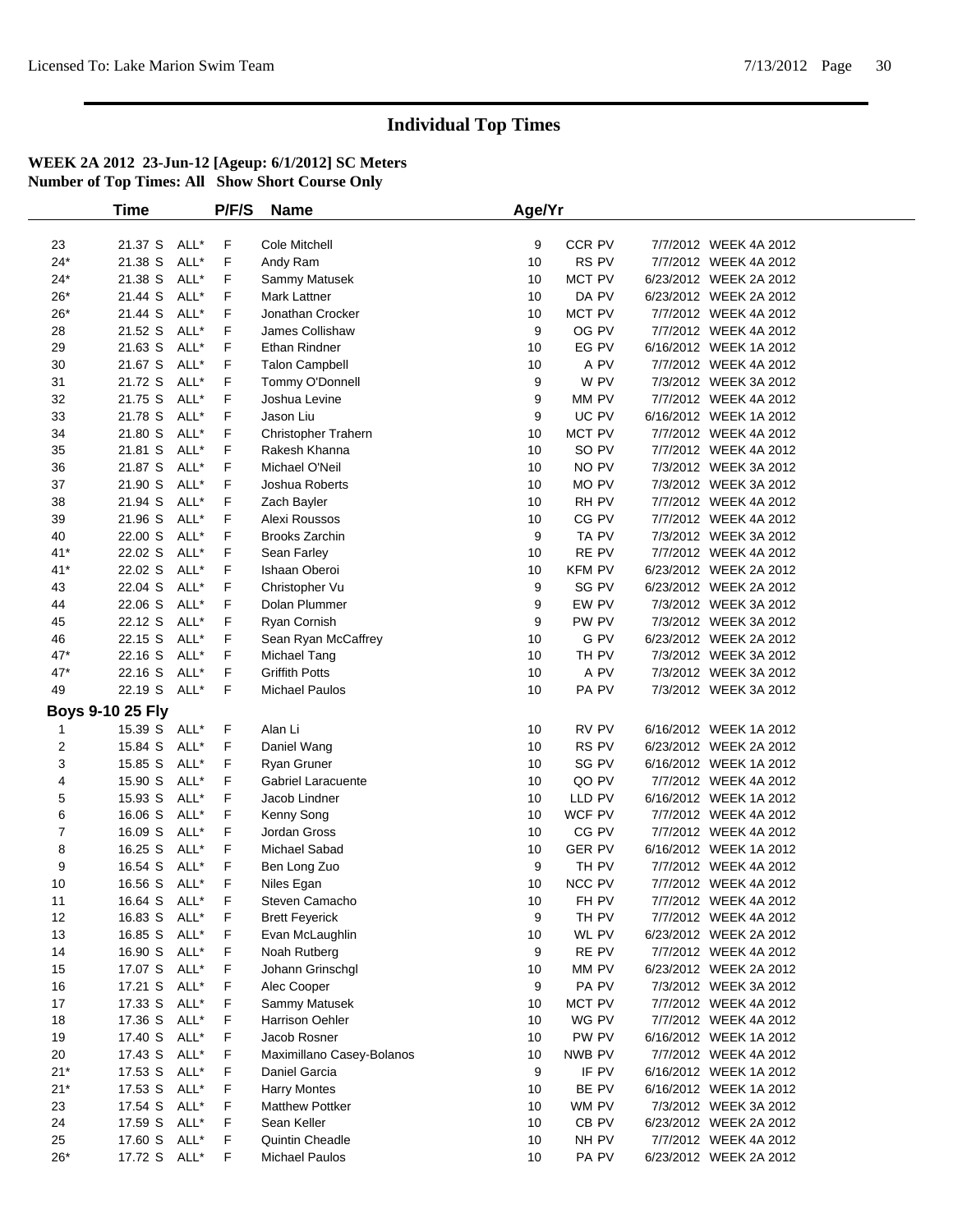# Individual Top Times

**WEEK 2A 2012 23-Jun-12 [Ageup: 6/1/2012] SC Meters**
**Number of Top Times: All Show Short Course Only**

| | Time | | P/F/S | Name | Age/Yr | | | |
|---|---|---|---|---|---|---|---|---|
| 23 | 21.37 S | ALL* | F | Cole Mitchell | 9 | CCR PV | 7/7/2012 | WEEK 4A 2012 |
| 24* | 21.38 S | ALL* | F | Andy Ram | 10 | RS PV | 7/7/2012 | WEEK 4A 2012 |
| 24* | 21.38 S | ALL* | F | Sammy Matusek | 10 | MCT PV | 6/23/2012 | WEEK 2A 2012 |
| 26* | 21.44 S | ALL* | F | Mark Lattner | 10 | DA PV | 6/23/2012 | WEEK 2A 2012 |
| 26* | 21.44 S | ALL* | F | Jonathan Crocker | 10 | MCT PV | 7/7/2012 | WEEK 4A 2012 |
| 28 | 21.52 S | ALL* | F | James Collishaw | 9 | OG PV | 7/7/2012 | WEEK 4A 2012 |
| 29 | 21.63 S | ALL* | F | Ethan Rindner | 10 | EG PV | 6/16/2012 | WEEK 1A 2012 |
| 30 | 21.67 S | ALL* | F | Talon Campbell | 10 | A PV | 7/7/2012 | WEEK 4A 2012 |
| 31 | 21.72 S | ALL* | F | Tommy O'Donnell | 9 | W PV | 7/3/2012 | WEEK 3A 2012 |
| 32 | 21.75 S | ALL* | F | Joshua Levine | 9 | MM PV | 7/7/2012 | WEEK 4A 2012 |
| 33 | 21.78 S | ALL* | F | Jason Liu | 9 | UC PV | 6/16/2012 | WEEK 1A 2012 |
| 34 | 21.80 S | ALL* | F | Christopher Trahern | 10 | MCT PV | 7/7/2012 | WEEK 4A 2012 |
| 35 | 21.81 S | ALL* | F | Rakesh Khanna | 10 | SO PV | 7/7/2012 | WEEK 4A 2012 |
| 36 | 21.87 S | ALL* | F | Michael O'Neil | 10 | NO PV | 7/3/2012 | WEEK 3A 2012 |
| 37 | 21.90 S | ALL* | F | Joshua Roberts | 10 | MO PV | 7/3/2012 | WEEK 3A 2012 |
| 38 | 21.94 S | ALL* | F | Zach Bayler | 10 | RH PV | 7/7/2012 | WEEK 4A 2012 |
| 39 | 21.96 S | ALL* | F | Alexi Roussos | 10 | CG PV | 7/7/2012 | WEEK 4A 2012 |
| 40 | 22.00 S | ALL* | F | Brooks Zarchin | 9 | TA PV | 7/3/2012 | WEEK 3A 2012 |
| 41* | 22.02 S | ALL* | F | Sean Farley | 10 | RE PV | 7/7/2012 | WEEK 4A 2012 |
| 41* | 22.02 S | ALL* | F | Ishaan Oberoi | 10 | KFM PV | 6/23/2012 | WEEK 2A 2012 |
| 43 | 22.04 S | ALL* | F | Christopher Vu | 9 | SG PV | 6/23/2012 | WEEK 2A 2012 |
| 44 | 22.06 S | ALL* | F | Dolan Plummer | 9 | EW PV | 7/3/2012 | WEEK 3A 2012 |
| 45 | 22.12 S | ALL* | F | Ryan Cornish | 9 | PW PV | 7/3/2012 | WEEK 3A 2012 |
| 46 | 22.15 S | ALL* | F | Sean Ryan McCaffrey | 10 | G PV | 6/23/2012 | WEEK 2A 2012 |
| 47* | 22.16 S | ALL* | F | Michael Tang | 10 | TH PV | 7/3/2012 | WEEK 3A 2012 |
| 47* | 22.16 S | ALL* | F | Griffith Potts | 10 | A PV | 7/3/2012 | WEEK 3A 2012 |
| 49 | 22.19 S | ALL* | F | Michael Paulos | 10 | PA PV | 7/3/2012 | WEEK 3A 2012 |
| **Boys 9-10 25 Fly** | | | | | | | | |
| 1 | 15.39 S | ALL* | F | Alan Li | 10 | RV PV | 6/16/2012 | WEEK 1A 2012 |
| 2 | 15.84 S | ALL* | F | Daniel Wang | 10 | RS PV | 6/23/2012 | WEEK 2A 2012 |
| 3 | 15.85 S | ALL* | F | Ryan Gruner | 10 | SG PV | 6/16/2012 | WEEK 1A 2012 |
| 4 | 15.90 S | ALL* | F | Gabriel Laracuente | 10 | QO PV | 7/7/2012 | WEEK 4A 2012 |
| 5 | 15.93 S | ALL* | F | Jacob Lindner | 10 | LLD PV | 6/16/2012 | WEEK 1A 2012 |
| 6 | 16.06 S | ALL* | F | Kenny Song | 10 | WCF PV | 7/7/2012 | WEEK 4A 2012 |
| 7 | 16.09 S | ALL* | F | Jordan Gross | 10 | CG PV | 7/7/2012 | WEEK 4A 2012 |
| 8 | 16.25 S | ALL* | F | Michael Sabad | 10 | GER PV | 6/16/2012 | WEEK 1A 2012 |
| 9 | 16.54 S | ALL* | F | Ben Long Zuo | 9 | TH PV | 7/7/2012 | WEEK 4A 2012 |
| 10 | 16.56 S | ALL* | F | Niles Egan | 10 | NCC PV | 7/7/2012 | WEEK 4A 2012 |
| 11 | 16.64 S | ALL* | F | Steven Camacho | 10 | FH PV | 7/7/2012 | WEEK 4A 2012 |
| 12 | 16.83 S | ALL* | F | Brett Feyerick | 9 | TH PV | 7/7/2012 | WEEK 4A 2012 |
| 13 | 16.85 S | ALL* | F | Evan McLaughlin | 10 | WL PV | 6/23/2012 | WEEK 2A 2012 |
| 14 | 16.90 S | ALL* | F | Noah Rutberg | 9 | RE PV | 7/7/2012 | WEEK 4A 2012 |
| 15 | 17.07 S | ALL* | F | Johann Grinschgl | 10 | MM PV | 6/23/2012 | WEEK 2A 2012 |
| 16 | 17.21 S | ALL* | F | Alec Cooper | 9 | PA PV | 7/3/2012 | WEEK 3A 2012 |
| 17 | 17.33 S | ALL* | F | Sammy Matusek | 10 | MCT PV | 7/7/2012 | WEEK 4A 2012 |
| 18 | 17.36 S | ALL* | F | Harrison Oehler | 10 | WG PV | 7/7/2012 | WEEK 4A 2012 |
| 19 | 17.40 S | ALL* | F | Jacob Rosner | 10 | PW PV | 6/16/2012 | WEEK 1A 2012 |
| 20 | 17.43 S | ALL* | F | Maximillano Casey-Bolanos | 10 | NWB PV | 7/7/2012 | WEEK 4A 2012 |
| 21* | 17.53 S | ALL* | F | Daniel Garcia | 9 | IF PV | 6/16/2012 | WEEK 1A 2012 |
| 21* | 17.53 S | ALL* | F | Harry Montes | 10 | BE PV | 6/16/2012 | WEEK 1A 2012 |
| 23 | 17.54 S | ALL* | F | Matthew Pottker | 10 | WM PV | 7/3/2012 | WEEK 3A 2012 |
| 24 | 17.59 S | ALL* | F | Sean Keller | 10 | CB PV | 6/23/2012 | WEEK 2A 2012 |
| 25 | 17.60 S | ALL* | F | Quintin Cheadle | 10 | NH PV | 7/7/2012 | WEEK 4A 2012 |
| 26* | 17.72 S | ALL* | F | Michael Paulos | 10 | PA PV | 6/23/2012 | WEEK 2A 2012 |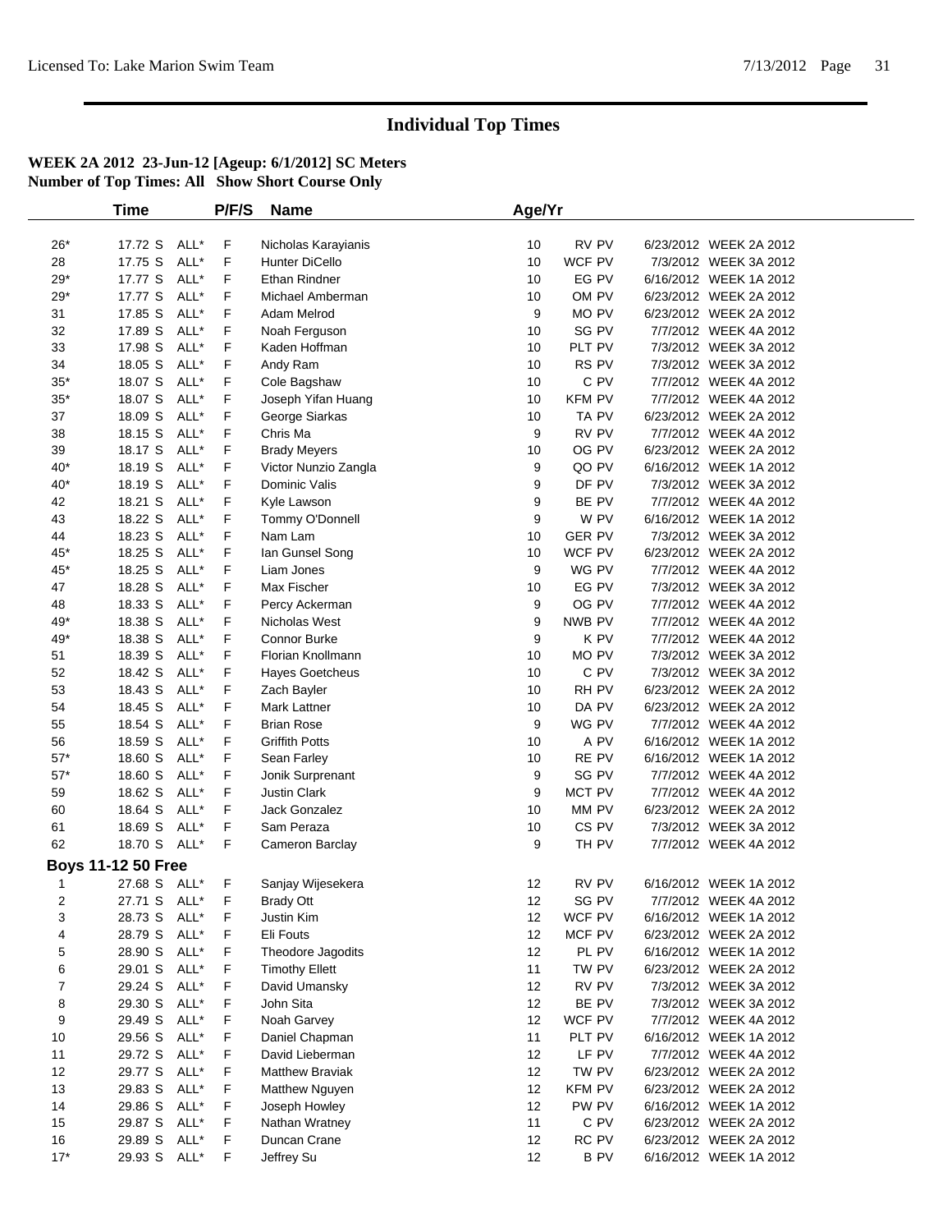# Individual Top Times

**WEEK 2A 2012 23-Jun-12 [Ageup: 6/1/2012] SC Meters**
**Number of Top Times: All Show Short Course Only**

| | Time | | P/F/S | Name | Age/Yr | | | |
|---|---|---|---|---|---|---|---|---|
| 26* | 17.72 S | ALL* | F | Nicholas Karayianis | 10 | RV PV | 6/23/2012 | WEEK 2A 2012 |
| 28 | 17.75 S | ALL* | F | Hunter DiCello | 10 | WCF PV | 7/3/2012 | WEEK 3A 2012 |
| 29* | 17.77 S | ALL* | F | Ethan Rindner | 10 | EG PV | 6/16/2012 | WEEK 1A 2012 |
| 29* | 17.77 S | ALL* | F | Michael Amberman | 10 | OM PV | 6/23/2012 | WEEK 2A 2012 |
| 31 | 17.85 S | ALL* | F | Adam Melrod | 9 | MO PV | 6/23/2012 | WEEK 2A 2012 |
| 32 | 17.89 S | ALL* | F | Noah Ferguson | 10 | SG PV | 7/7/2012 | WEEK 4A 2012 |
| 33 | 17.98 S | ALL* | F | Kaden Hoffman | 10 | PLT PV | 7/3/2012 | WEEK 3A 2012 |
| 34 | 18.05 S | ALL* | F | Andy Ram | 10 | RS PV | 7/3/2012 | WEEK 3A 2012 |
| 35* | 18.07 S | ALL* | F | Cole Bagshaw | 10 | C PV | 7/7/2012 | WEEK 4A 2012 |
| 35* | 18.07 S | ALL* | F | Joseph Yifan Huang | 10 | KFM PV | 7/7/2012 | WEEK 4A 2012 |
| 37 | 18.09 S | ALL* | F | George Siarkas | 10 | TA PV | 6/23/2012 | WEEK 2A 2012 |
| 38 | 18.15 S | ALL* | F | Chris Ma | 9 | RV PV | 7/7/2012 | WEEK 4A 2012 |
| 39 | 18.17 S | ALL* | F | Brady Meyers | 10 | OG PV | 6/23/2012 | WEEK 2A 2012 |
| 40* | 18.19 S | ALL* | F | Victor Nunzio Zangla | 9 | QO PV | 6/16/2012 | WEEK 1A 2012 |
| 40* | 18.19 S | ALL* | F | Dominic Valis | 9 | DF PV | 7/3/2012 | WEEK 3A 2012 |
| 42 | 18.21 S | ALL* | F | Kyle Lawson | 9 | BE PV | 7/7/2012 | WEEK 4A 2012 |
| 43 | 18.22 S | ALL* | F | Tommy O'Donnell | 9 | W PV | 6/16/2012 | WEEK 1A 2012 |
| 44 | 18.23 S | ALL* | F | Nam Lam | 10 | GER PV | 7/3/2012 | WEEK 3A 2012 |
| 45* | 18.25 S | ALL* | F | Ian Gunsel Song | 10 | WCF PV | 6/23/2012 | WEEK 2A 2012 |
| 45* | 18.25 S | ALL* | F | Liam Jones | 9 | WG PV | 7/7/2012 | WEEK 4A 2012 |
| 47 | 18.28 S | ALL* | F | Max Fischer | 10 | EG PV | 7/3/2012 | WEEK 3A 2012 |
| 48 | 18.33 S | ALL* | F | Percy Ackerman | 9 | OG PV | 7/7/2012 | WEEK 4A 2012 |
| 49* | 18.38 S | ALL* | F | Nicholas West | 9 | NWB PV | 7/7/2012 | WEEK 4A 2012 |
| 49* | 18.38 S | ALL* | F | Connor Burke | 9 | K PV | 7/7/2012 | WEEK 4A 2012 |
| 51 | 18.39 S | ALL* | F | Florian Knollmann | 10 | MO PV | 7/3/2012 | WEEK 3A 2012 |
| 52 | 18.42 S | ALL* | F | Hayes Goetcheus | 10 | C PV | 7/3/2012 | WEEK 3A 2012 |
| 53 | 18.43 S | ALL* | F | Zach Bayler | 10 | RH PV | 6/23/2012 | WEEK 2A 2012 |
| 54 | 18.45 S | ALL* | F | Mark Lattner | 10 | DA PV | 6/23/2012 | WEEK 2A 2012 |
| 55 | 18.54 S | ALL* | F | Brian Rose | 9 | WG PV | 7/7/2012 | WEEK 4A 2012 |
| 56 | 18.59 S | ALL* | F | Griffith Potts | 10 | A PV | 6/16/2012 | WEEK 1A 2012 |
| 57* | 18.60 S | ALL* | F | Sean Farley | 10 | RE PV | 6/16/2012 | WEEK 1A 2012 |
| 57* | 18.60 S | ALL* | F | Jonik Surprenant | 9 | SG PV | 7/7/2012 | WEEK 4A 2012 |
| 59 | 18.62 S | ALL* | F | Justin Clark | 9 | MCT PV | 7/7/2012 | WEEK 4A 2012 |
| 60 | 18.64 S | ALL* | F | Jack Gonzalez | 10 | MM PV | 6/23/2012 | WEEK 2A 2012 |
| 61 | 18.69 S | ALL* | F | Sam Peraza | 10 | CS PV | 7/3/2012 | WEEK 3A 2012 |
| 62 | 18.70 S | ALL* | F | Cameron Barclay | 9 | TH PV | 7/7/2012 | WEEK 4A 2012 |

**Boys 11-12 50 Free**

| | Time | | P/F/S | Name | Age/Yr | | | |
|---|---|---|---|---|---|---|---|---|
| 1 | 27.68 S | ALL* | F | Sanjay Wijesekera | 12 | RV PV | 6/16/2012 | WEEK 1A 2012 |
| 2 | 27.71 S | ALL* | F | Brady Ott | 12 | SG PV | 7/7/2012 | WEEK 4A 2012 |
| 3 | 28.73 S | ALL* | F | Justin Kim | 12 | WCF PV | 6/16/2012 | WEEK 1A 2012 |
| 4 | 28.79 S | ALL* | F | Eli Fouts | 12 | MCF PV | 6/23/2012 | WEEK 2A 2012 |
| 5 | 28.90 S | ALL* | F | Theodore Jagodits | 12 | PL PV | 6/16/2012 | WEEK 1A 2012 |
| 6 | 29.01 S | ALL* | F | Timothy Ellett | 11 | TW PV | 6/23/2012 | WEEK 2A 2012 |
| 7 | 29.24 S | ALL* | F | David Umansky | 12 | RV PV | 7/3/2012 | WEEK 3A 2012 |
| 8 | 29.30 S | ALL* | F | John Sita | 12 | BE PV | 7/3/2012 | WEEK 3A 2012 |
| 9 | 29.49 S | ALL* | F | Noah Garvey | 12 | WCF PV | 7/7/2012 | WEEK 4A 2012 |
| 10 | 29.56 S | ALL* | F | Daniel Chapman | 11 | PLT PV | 6/16/2012 | WEEK 1A 2012 |
| 11 | 29.72 S | ALL* | F | David Lieberman | 12 | LF PV | 7/7/2012 | WEEK 4A 2012 |
| 12 | 29.77 S | ALL* | F | Matthew Braviak | 12 | TW PV | 6/23/2012 | WEEK 2A 2012 |
| 13 | 29.83 S | ALL* | F | Matthew Nguyen | 12 | KFM PV | 6/23/2012 | WEEK 2A 2012 |
| 14 | 29.86 S | ALL* | F | Joseph Howley | 12 | PW PV | 6/16/2012 | WEEK 1A 2012 |
| 15 | 29.87 S | ALL* | F | Nathan Wratney | 11 | C PV | 6/23/2012 | WEEK 2A 2012 |
| 16 | 29.89 S | ALL* | F | Duncan Crane | 12 | RC PV | 6/23/2012 | WEEK 2A 2012 |
| 17* | 29.93 S | ALL* | F | Jeffrey Su | 12 | B PV | 6/16/2012 | WEEK 1A 2012 |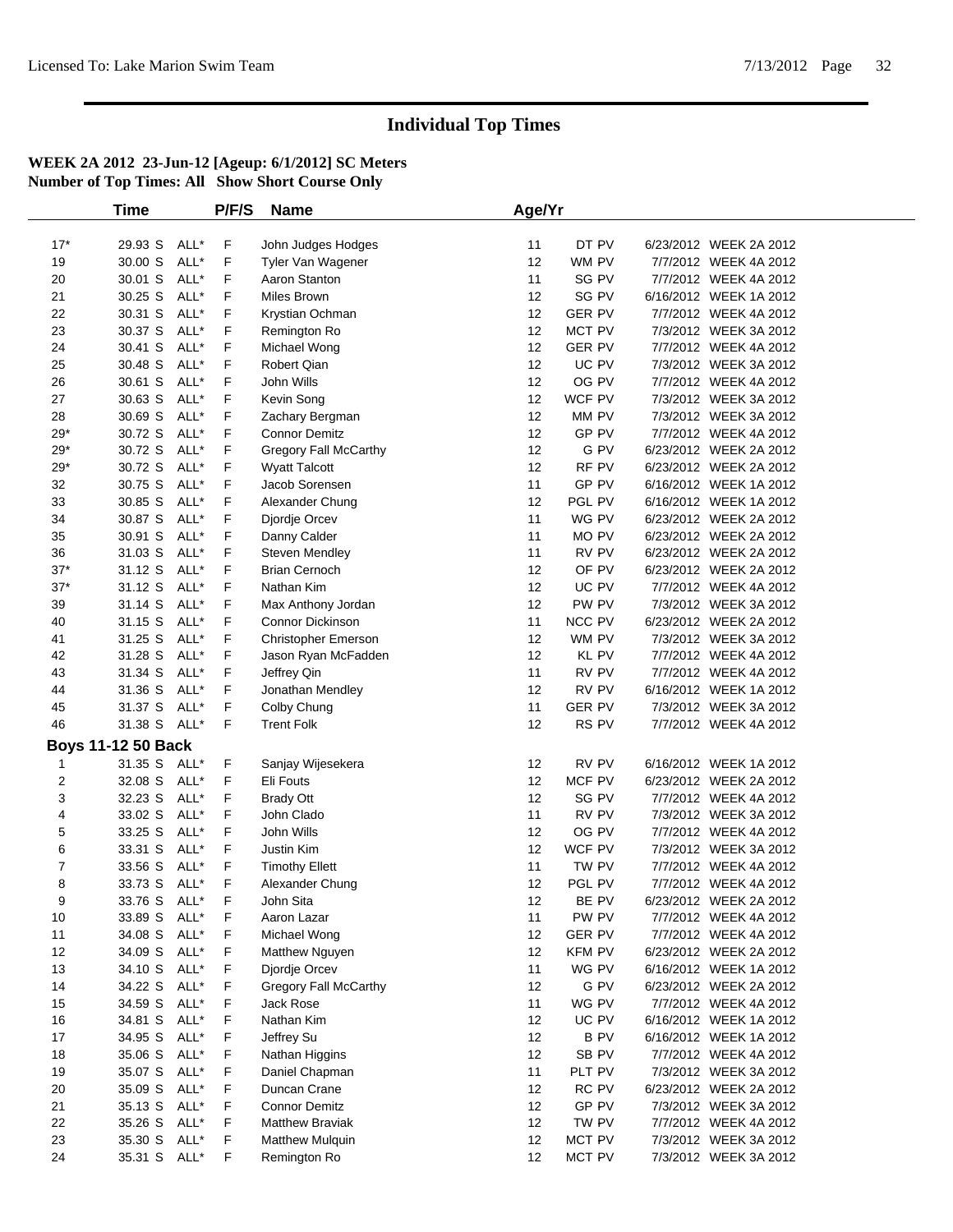# Individual Top Times

**WEEK 2A 2012 23-Jun-12 [Ageup: 6/1/2012] SC Meters**
**Number of Top Times: All Show Short Course Only**

| | Time | | P/F/S | Name | Age/Yr | | | |
|---|---|---|---|---|---|---|---|---|
| 17* | 29.93 S | ALL* | F | John Judges Hodges | 11 | DT PV | 6/23/2012 | WEEK 2A 2012 |
| 19 | 30.00 S | ALL* | F | Tyler Van Wagener | 12 | WM PV | 7/7/2012 | WEEK 4A 2012 |
| 20 | 30.01 S | ALL* | F | Aaron Stanton | 11 | SG PV | 7/7/2012 | WEEK 4A 2012 |
| 21 | 30.25 S | ALL* | F | Miles Brown | 12 | SG PV | 6/16/2012 | WEEK 1A 2012 |
| 22 | 30.31 S | ALL* | F | Krystian Ochman | 12 | GER PV | 7/7/2012 | WEEK 4A 2012 |
| 23 | 30.37 S | ALL* | F | Remington Ro | 12 | MCT PV | 7/3/2012 | WEEK 3A 2012 |
| 24 | 30.41 S | ALL* | F | Michael Wong | 12 | GER PV | 7/7/2012 | WEEK 4A 2012 |
| 25 | 30.48 S | ALL* | F | Robert Qian | 12 | UC PV | 7/3/2012 | WEEK 3A 2012 |
| 26 | 30.61 S | ALL* | F | John Wills | 12 | OG PV | 7/7/2012 | WEEK 4A 2012 |
| 27 | 30.63 S | ALL* | F | Kevin Song | 12 | WCF PV | 7/3/2012 | WEEK 3A 2012 |
| 28 | 30.69 S | ALL* | F | Zachary Bergman | 12 | MM PV | 7/3/2012 | WEEK 3A 2012 |
| 29* | 30.72 S | ALL* | F | Connor Demitz | 12 | GP PV | 7/7/2012 | WEEK 4A 2012 |
| 29* | 30.72 S | ALL* | F | Gregory Fall McCarthy | 12 | G PV | 6/23/2012 | WEEK 2A 2012 |
| 29* | 30.72 S | ALL* | F | Wyatt Talcott | 12 | RF PV | 6/23/2012 | WEEK 2A 2012 |
| 32 | 30.75 S | ALL* | F | Jacob Sorensen | 11 | GP PV | 6/16/2012 | WEEK 1A 2012 |
| 33 | 30.85 S | ALL* | F | Alexander Chung | 12 | PGL PV | 6/16/2012 | WEEK 1A 2012 |
| 34 | 30.87 S | ALL* | F | Djordje Orcev | 11 | WG PV | 6/23/2012 | WEEK 2A 2012 |
| 35 | 30.91 S | ALL* | F | Danny Calder | 11 | MO PV | 6/23/2012 | WEEK 2A 2012 |
| 36 | 31.03 S | ALL* | F | Steven Mendley | 11 | RV PV | 6/23/2012 | WEEK 2A 2012 |
| 37* | 31.12 S | ALL* | F | Brian Cernoch | 12 | OF PV | 6/23/2012 | WEEK 2A 2012 |
| 37* | 31.12 S | ALL* | F | Nathan Kim | 12 | UC PV | 7/7/2012 | WEEK 4A 2012 |
| 39 | 31.14 S | ALL* | F | Max Anthony Jordan | 12 | PW PV | 7/3/2012 | WEEK 3A 2012 |
| 40 | 31.15 S | ALL* | F | Connor Dickinson | 11 | NCC PV | 6/23/2012 | WEEK 2A 2012 |
| 41 | 31.25 S | ALL* | F | Christopher Emerson | 12 | WM PV | 7/3/2012 | WEEK 3A 2012 |
| 42 | 31.28 S | ALL* | F | Jason Ryan McFadden | 12 | KL PV | 7/7/2012 | WEEK 4A 2012 |
| 43 | 31.34 S | ALL* | F | Jeffrey Qin | 11 | RV PV | 7/7/2012 | WEEK 4A 2012 |
| 44 | 31.36 S | ALL* | F | Jonathan Mendley | 12 | RV PV | 6/16/2012 | WEEK 1A 2012 |
| 45 | 31.37 S | ALL* | F | Colby Chung | 11 | GER PV | 7/3/2012 | WEEK 3A 2012 |
| 46 | 31.38 S | ALL* | F | Trent Folk | 12 | RS PV | 7/7/2012 | WEEK 4A 2012 |
| **Boys 11-12 50 Back** | | | | | | | | |
| 1 | 31.35 S | ALL* | F | Sanjay Wijesekera | 12 | RV PV | 6/16/2012 | WEEK 1A 2012 |
| 2 | 32.08 S | ALL* | F | Eli Fouts | 12 | MCF PV | 6/23/2012 | WEEK 2A 2012 |
| 3 | 32.23 S | ALL* | F | Brady Ott | 12 | SG PV | 7/7/2012 | WEEK 4A 2012 |
| 4 | 33.02 S | ALL* | F | John Clado | 11 | RV PV | 7/3/2012 | WEEK 3A 2012 |
| 5 | 33.25 S | ALL* | F | John Wills | 12 | OG PV | 7/7/2012 | WEEK 4A 2012 |
| 6 | 33.31 S | ALL* | F | Justin Kim | 12 | WCF PV | 7/3/2012 | WEEK 3A 2012 |
| 7 | 33.56 S | ALL* | F | Timothy Ellett | 11 | TW PV | 7/7/2012 | WEEK 4A 2012 |
| 8 | 33.73 S | ALL* | F | Alexander Chung | 12 | PGL PV | 7/7/2012 | WEEK 4A 2012 |
| 9 | 33.76 S | ALL* | F | John Sita | 12 | BE PV | 6/23/2012 | WEEK 2A 2012 |
| 10 | 33.89 S | ALL* | F | Aaron Lazar | 11 | PW PV | 7/7/2012 | WEEK 4A 2012 |
| 11 | 34.08 S | ALL* | F | Michael Wong | 12 | GER PV | 7/7/2012 | WEEK 4A 2012 |
| 12 | 34.09 S | ALL* | F | Matthew Nguyen | 12 | KFM PV | 6/23/2012 | WEEK 2A 2012 |
| 13 | 34.10 S | ALL* | F | Djordje Orcev | 11 | WG PV | 6/16/2012 | WEEK 1A 2012 |
| 14 | 34.22 S | ALL* | F | Gregory Fall McCarthy | 12 | G PV | 6/23/2012 | WEEK 2A 2012 |
| 15 | 34.59 S | ALL* | F | Jack Rose | 11 | WG PV | 7/7/2012 | WEEK 4A 2012 |
| 16 | 34.81 S | ALL* | F | Nathan Kim | 12 | UC PV | 6/16/2012 | WEEK 1A 2012 |
| 17 | 34.95 S | ALL* | F | Jeffrey Su | 12 | B PV | 6/16/2012 | WEEK 1A 2012 |
| 18 | 35.06 S | ALL* | F | Nathan Higgins | 12 | SB PV | 7/7/2012 | WEEK 4A 2012 |
| 19 | 35.07 S | ALL* | F | Daniel Chapman | 11 | PLT PV | 7/3/2012 | WEEK 3A 2012 |
| 20 | 35.09 S | ALL* | F | Duncan Crane | 12 | RC PV | 6/23/2012 | WEEK 2A 2012 |
| 21 | 35.13 S | ALL* | F | Connor Demitz | 12 | GP PV | 7/3/2012 | WEEK 3A 2012 |
| 22 | 35.26 S | ALL* | F | Matthew Braviak | 12 | TW PV | 7/7/2012 | WEEK 4A 2012 |
| 23 | 35.30 S | ALL* | F | Matthew Mulquin | 12 | MCT PV | 7/3/2012 | WEEK 3A 2012 |
| 24 | 35.31 S | ALL* | F | Remington Ro | 12 | MCT PV | 7/3/2012 | WEEK 3A 2012 |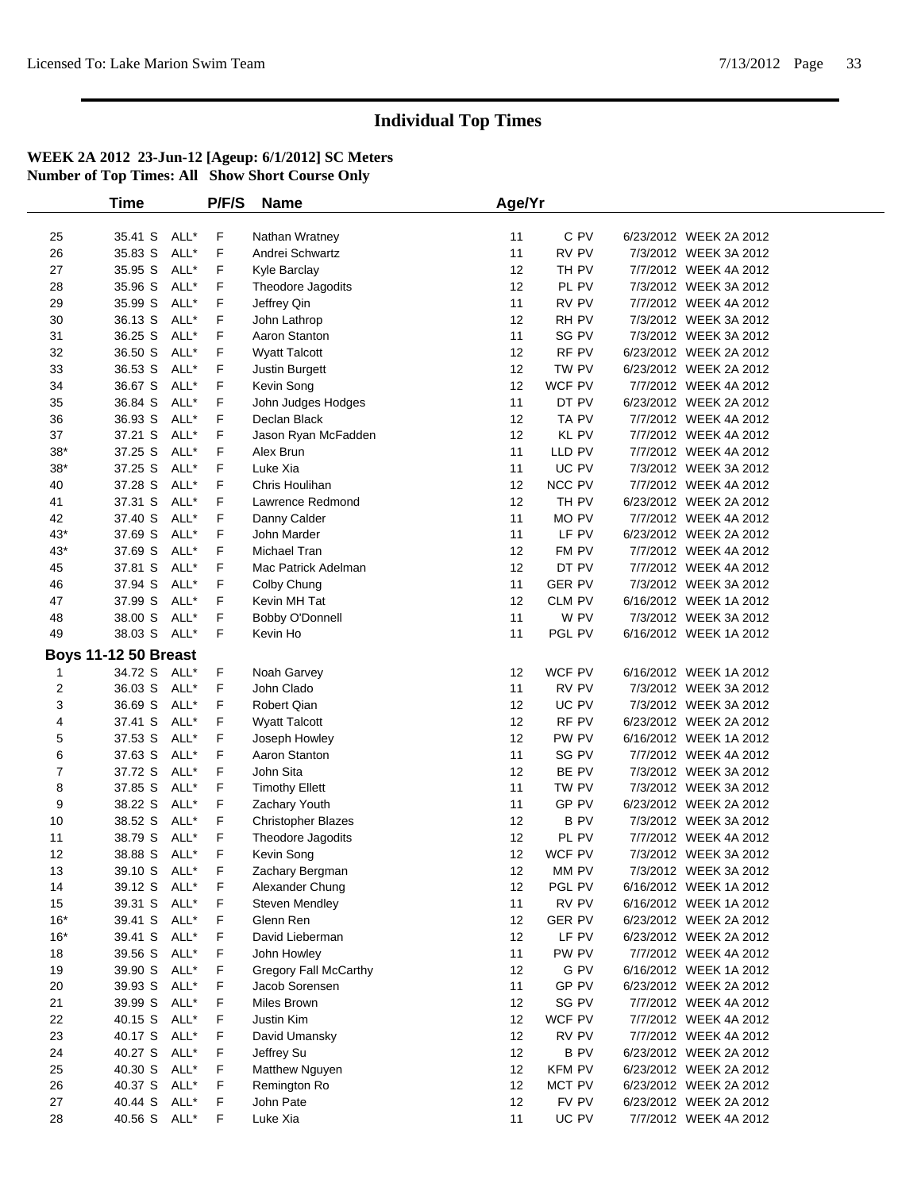# Individual Top Times

**WEEK 2A 2012 23-Jun-12 [Ageup: 6/1/2012] SC Meters**
**Number of Top Times: All Show Short Course Only**

| | Time | | P/F/S | Name | Age/Yr | | | |
|---|---|---|---|---|---|---|---|---|
| 25 | 35.41 S | ALL* | F | Nathan Wratney | 11 | C PV | 6/23/2012 | WEEK 2A 2012 |
| 26 | 35.83 S | ALL* | F | Andrei Schwartz | 11 | RV PV | 7/3/2012 | WEEK 3A 2012 |
| 27 | 35.95 S | ALL* | F | Kyle Barclay | 12 | TH PV | 7/7/2012 | WEEK 4A 2012 |
| 28 | 35.96 S | ALL* | F | Theodore Jagodits | 12 | PL PV | 7/3/2012 | WEEK 3A 2012 |
| 29 | 35.99 S | ALL* | F | Jeffrey Qin | 11 | RV PV | 7/7/2012 | WEEK 4A 2012 |
| 30 | 36.13 S | ALL* | F | John Lathrop | 12 | RH PV | 7/3/2012 | WEEK 3A 2012 |
| 31 | 36.25 S | ALL* | F | Aaron Stanton | 11 | SG PV | 7/3/2012 | WEEK 3A 2012 |
| 32 | 36.50 S | ALL* | F | Wyatt Talcott | 12 | RF PV | 6/23/2012 | WEEK 2A 2012 |
| 33 | 36.53 S | ALL* | F | Justin Burgett | 12 | TW PV | 6/23/2012 | WEEK 2A 2012 |
| 34 | 36.67 S | ALL* | F | Kevin Song | 12 | WCF PV | 7/7/2012 | WEEK 4A 2012 |
| 35 | 36.84 S | ALL* | F | John Judges Hodges | 11 | DT PV | 6/23/2012 | WEEK 2A 2012 |
| 36 | 36.93 S | ALL* | F | Declan Black | 12 | TA PV | 7/7/2012 | WEEK 4A 2012 |
| 37 | 37.21 S | ALL* | F | Jason Ryan McFadden | 12 | KL PV | 7/7/2012 | WEEK 4A 2012 |
| 38* | 37.25 S | ALL* | F | Alex Brun | 11 | LLD PV | 7/7/2012 | WEEK 4A 2012 |
| 38* | 37.25 S | ALL* | F | Luke Xia | 11 | UC PV | 7/3/2012 | WEEK 3A 2012 |
| 40 | 37.28 S | ALL* | F | Chris Houlihan | 12 | NCC PV | 7/7/2012 | WEEK 4A 2012 |
| 41 | 37.31 S | ALL* | F | Lawrence Redmond | 12 | TH PV | 6/23/2012 | WEEK 2A 2012 |
| 42 | 37.40 S | ALL* | F | Danny Calder | 11 | MO PV | 7/7/2012 | WEEK 4A 2012 |
| 43* | 37.69 S | ALL* | F | John Marder | 11 | LF PV | 6/23/2012 | WEEK 2A 2012 |
| 43* | 37.69 S | ALL* | F | Michael Tran | 12 | FM PV | 7/7/2012 | WEEK 4A 2012 |
| 45 | 37.81 S | ALL* | F | Mac Patrick Adelman | 12 | DT PV | 7/7/2012 | WEEK 4A 2012 |
| 46 | 37.94 S | ALL* | F | Colby Chung | 11 | GER PV | 7/3/2012 | WEEK 3A 2012 |
| 47 | 37.99 S | ALL* | F | Kevin MH Tat | 12 | CLM PV | 6/16/2012 | WEEK 1A 2012 |
| 48 | 38.00 S | ALL* | F | Bobby O'Donnell | 11 | W PV | 7/3/2012 | WEEK 3A 2012 |
| 49 | 38.03 S | ALL* | F | Kevin Ho | 11 | PGL PV | 6/16/2012 | WEEK 1A 2012 |
| **Boys 11-12 50 Breast** | | | | | | | | |
| 1 | 34.72 S | ALL* | F | Noah Garvey | 12 | WCF PV | 6/16/2012 | WEEK 1A 2012 |
| 2 | 36.03 S | ALL* | F | John Clado | 11 | RV PV | 7/3/2012 | WEEK 3A 2012 |
| 3 | 36.69 S | ALL* | F | Robert Qian | 12 | UC PV | 7/3/2012 | WEEK 3A 2012 |
| 4 | 37.41 S | ALL* | F | Wyatt Talcott | 12 | RF PV | 6/23/2012 | WEEK 2A 2012 |
| 5 | 37.53 S | ALL* | F | Joseph Howley | 12 | PW PV | 6/16/2012 | WEEK 1A 2012 |
| 6 | 37.63 S | ALL* | F | Aaron Stanton | 11 | SG PV | 7/7/2012 | WEEK 4A 2012 |
| 7 | 37.72 S | ALL* | F | John Sita | 12 | BE PV | 7/3/2012 | WEEK 3A 2012 |
| 8 | 37.85 S | ALL* | F | Timothy Ellett | 11 | TW PV | 7/3/2012 | WEEK 3A 2012 |
| 9 | 38.22 S | ALL* | F | Zachary Youth | 11 | GP PV | 6/23/2012 | WEEK 2A 2012 |
| 10 | 38.52 S | ALL* | F | Christopher Blazes | 12 | B PV | 7/3/2012 | WEEK 3A 2012 |
| 11 | 38.79 S | ALL* | F | Theodore Jagodits | 12 | PL PV | 7/7/2012 | WEEK 4A 2012 |
| 12 | 38.88 S | ALL* | F | Kevin Song | 12 | WCF PV | 7/3/2012 | WEEK 3A 2012 |
| 13 | 39.10 S | ALL* | F | Zachary Bergman | 12 | MM PV | 7/3/2012 | WEEK 3A 2012 |
| 14 | 39.12 S | ALL* | F | Alexander Chung | 12 | PGL PV | 6/16/2012 | WEEK 1A 2012 |
| 15 | 39.31 S | ALL* | F | Steven Mendley | 11 | RV PV | 6/16/2012 | WEEK 1A 2012 |
| 16* | 39.41 S | ALL* | F | Glenn Ren | 12 | GER PV | 6/23/2012 | WEEK 2A 2012 |
| 16* | 39.41 S | ALL* | F | David Lieberman | 12 | LF PV | 6/23/2012 | WEEK 2A 2012 |
| 18 | 39.56 S | ALL* | F | John Howley | 11 | PW PV | 7/7/2012 | WEEK 4A 2012 |
| 19 | 39.90 S | ALL* | F | Gregory Fall McCarthy | 12 | G PV | 6/16/2012 | WEEK 1A 2012 |
| 20 | 39.93 S | ALL* | F | Jacob Sorensen | 11 | GP PV | 6/23/2012 | WEEK 2A 2012 |
| 21 | 39.99 S | ALL* | F | Miles Brown | 12 | SG PV | 7/7/2012 | WEEK 4A 2012 |
| 22 | 40.15 S | ALL* | F | Justin Kim | 12 | WCF PV | 7/7/2012 | WEEK 4A 2012 |
| 23 | 40.17 S | ALL* | F | David Umansky | 12 | RV PV | 7/7/2012 | WEEK 4A 2012 |
| 24 | 40.27 S | ALL* | F | Jeffrey Su | 12 | B PV | 6/23/2012 | WEEK 2A 2012 |
| 25 | 40.30 S | ALL* | F | Matthew Nguyen | 12 | KFM PV | 6/23/2012 | WEEK 2A 2012 |
| 26 | 40.37 S | ALL* | F | Remington Ro | 12 | MCT PV | 6/23/2012 | WEEK 2A 2012 |
| 27 | 40.44 S | ALL* | F | John Pate | 12 | FV PV | 6/23/2012 | WEEK 2A 2012 |
| 28 | 40.56 S | ALL* | F | Luke Xia | 11 | UC PV | 7/7/2012 | WEEK 4A 2012 |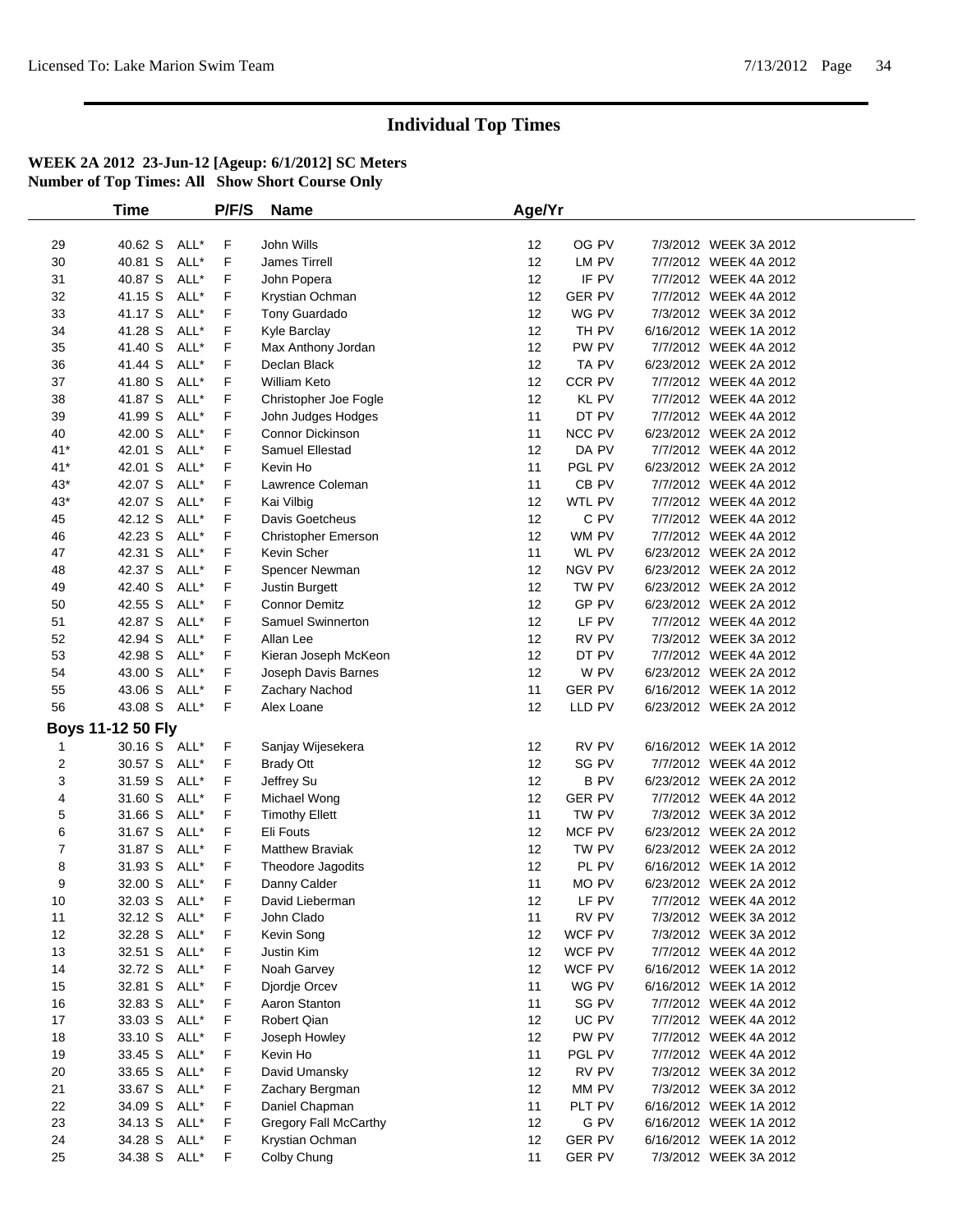# Individual Top Times

**WEEK 2A 2012 23-Jun-12 [Ageup: 6/1/2012] SC Meters**
**Number of Top Times: All Show Short Course Only**

| | Time | | P/F/S | Name | Age/Yr | | | |
|---|---|---|---|---|---|---|---|---|
| 29 | 40.62 S | ALL* | F | John Wills | 12 | OG PV | 7/3/2012 | WEEK 3A 2012 |
| 30 | 40.81 S | ALL* | F | James Tirrell | 12 | LM PV | 7/7/2012 | WEEK 4A 2012 |
| 31 | 40.87 S | ALL* | F | John Popera | 12 | IF PV | 7/7/2012 | WEEK 4A 2012 |
| 32 | 41.15 S | ALL* | F | Krystian Ochman | 12 | GER PV | 7/7/2012 | WEEK 4A 2012 |
| 33 | 41.17 S | ALL* | F | Tony Guardado | 12 | WG PV | 7/3/2012 | WEEK 3A 2012 |
| 34 | 41.28 S | ALL* | F | Kyle Barclay | 12 | TH PV | 6/16/2012 | WEEK 1A 2012 |
| 35 | 41.40 S | ALL* | F | Max Anthony Jordan | 12 | PW PV | 7/7/2012 | WEEK 4A 2012 |
| 36 | 41.44 S | ALL* | F | Declan Black | 12 | TA PV | 6/23/2012 | WEEK 2A 2012 |
| 37 | 41.80 S | ALL* | F | William Keto | 12 | CCR PV | 7/7/2012 | WEEK 4A 2012 |
| 38 | 41.87 S | ALL* | F | Christopher Joe Fogle | 12 | KL PV | 7/7/2012 | WEEK 4A 2012 |
| 39 | 41.99 S | ALL* | F | John Judges Hodges | 11 | DT PV | 7/7/2012 | WEEK 4A 2012 |
| 40 | 42.00 S | ALL* | F | Connor Dickinson | 11 | NCC PV | 6/23/2012 | WEEK 2A 2012 |
| 41* | 42.01 S | ALL* | F | Samuel Ellestad | 12 | DA PV | 7/7/2012 | WEEK 4A 2012 |
| 41* | 42.01 S | ALL* | F | Kevin Ho | 11 | PGL PV | 6/23/2012 | WEEK 2A 2012 |
| 43* | 42.07 S | ALL* | F | Lawrence Coleman | 11 | CB PV | 7/7/2012 | WEEK 4A 2012 |
| 43* | 42.07 S | ALL* | F | Kai Vilbig | 12 | WTL PV | 7/7/2012 | WEEK 4A 2012 |
| 45 | 42.12 S | ALL* | F | Davis Goetcheus | 12 | C PV | 7/7/2012 | WEEK 4A 2012 |
| 46 | 42.23 S | ALL* | F | Christopher Emerson | 12 | WM PV | 7/7/2012 | WEEK 4A 2012 |
| 47 | 42.31 S | ALL* | F | Kevin Scher | 11 | WL PV | 6/23/2012 | WEEK 2A 2012 |
| 48 | 42.37 S | ALL* | F | Spencer Newman | 12 | NGV PV | 6/23/2012 | WEEK 2A 2012 |
| 49 | 42.40 S | ALL* | F | Justin Burgett | 12 | TW PV | 6/23/2012 | WEEK 2A 2012 |
| 50 | 42.55 S | ALL* | F | Connor Demitz | 12 | GP PV | 6/23/2012 | WEEK 2A 2012 |
| 51 | 42.87 S | ALL* | F | Samuel Swinnerton | 12 | LF PV | 7/7/2012 | WEEK 4A 2012 |
| 52 | 42.94 S | ALL* | F | Allan Lee | 12 | RV PV | 7/3/2012 | WEEK 3A 2012 |
| 53 | 42.98 S | ALL* | F | Kieran Joseph McKeon | 12 | DT PV | 7/7/2012 | WEEK 4A 2012 |
| 54 | 43.00 S | ALL* | F | Joseph Davis Barnes | 12 | W PV | 6/23/2012 | WEEK 2A 2012 |
| 55 | 43.06 S | ALL* | F | Zachary Nachod | 11 | GER PV | 6/16/2012 | WEEK 1A 2012 |
| 56 | 43.08 S | ALL* | F | Alex Loane | 12 | LLD PV | 6/23/2012 | WEEK 2A 2012 |

**Boys 11-12 50 Fly**

| | Time | | P/F/S | Name | Age/Yr | | | |
|---|---|---|---|---|---|---|---|---|
| 1 | 30.16 S | ALL* | F | Sanjay Wijesekera | 12 | RV PV | 6/16/2012 | WEEK 1A 2012 |
| 2 | 30.57 S | ALL* | F | Brady Ott | 12 | SG PV | 7/7/2012 | WEEK 4A 2012 |
| 3 | 31.59 S | ALL* | F | Jeffrey Su | 12 | B PV | 6/23/2012 | WEEK 2A 2012 |
| 4 | 31.60 S | ALL* | F | Michael Wong | 12 | GER PV | 7/7/2012 | WEEK 4A 2012 |
| 5 | 31.66 S | ALL* | F | Timothy Ellett | 11 | TW PV | 7/3/2012 | WEEK 3A 2012 |
| 6 | 31.67 S | ALL* | F | Eli Fouts | 12 | MCF PV | 6/23/2012 | WEEK 2A 2012 |
| 7 | 31.87 S | ALL* | F | Matthew Braviak | 12 | TW PV | 6/23/2012 | WEEK 2A 2012 |
| 8 | 31.93 S | ALL* | F | Theodore Jagodits | 12 | PL PV | 6/16/2012 | WEEK 1A 2012 |
| 9 | 32.00 S | ALL* | F | Danny Calder | 11 | MO PV | 6/23/2012 | WEEK 2A 2012 |
| 10 | 32.03 S | ALL* | F | David Lieberman | 12 | LF PV | 7/7/2012 | WEEK 4A 2012 |
| 11 | 32.12 S | ALL* | F | John Clado | 11 | RV PV | 7/3/2012 | WEEK 3A 2012 |
| 12 | 32.28 S | ALL* | F | Kevin Song | 12 | WCF PV | 7/3/2012 | WEEK 3A 2012 |
| 13 | 32.51 S | ALL* | F | Justin Kim | 12 | WCF PV | 7/7/2012 | WEEK 4A 2012 |
| 14 | 32.72 S | ALL* | F | Noah Garvey | 12 | WCF PV | 6/16/2012 | WEEK 1A 2012 |
| 15 | 32.81 S | ALL* | F | Djordje Orcev | 11 | WG PV | 6/16/2012 | WEEK 1A 2012 |
| 16 | 32.83 S | ALL* | F | Aaron Stanton | 11 | SG PV | 7/7/2012 | WEEK 4A 2012 |
| 17 | 33.03 S | ALL* | F | Robert Qian | 12 | UC PV | 7/7/2012 | WEEK 4A 2012 |
| 18 | 33.10 S | ALL* | F | Joseph Howley | 12 | PW PV | 7/7/2012 | WEEK 4A 2012 |
| 19 | 33.45 S | ALL* | F | Kevin Ho | 11 | PGL PV | 7/7/2012 | WEEK 4A 2012 |
| 20 | 33.65 S | ALL* | F | David Umansky | 12 | RV PV | 7/3/2012 | WEEK 3A 2012 |
| 21 | 33.67 S | ALL* | F | Zachary Bergman | 12 | MM PV | 7/3/2012 | WEEK 3A 2012 |
| 22 | 34.09 S | ALL* | F | Daniel Chapman | 11 | PLT PV | 6/16/2012 | WEEK 1A 2012 |
| 23 | 34.13 S | ALL* | F | Gregory Fall McCarthy | 12 | G PV | 6/16/2012 | WEEK 1A 2012 |
| 24 | 34.28 S | ALL* | F | Krystian Ochman | 12 | GER PV | 6/16/2012 | WEEK 1A 2012 |
| 25 | 34.38 S | ALL* | F | Colby Chung | 11 | GER PV | 7/3/2012 | WEEK 3A 2012 |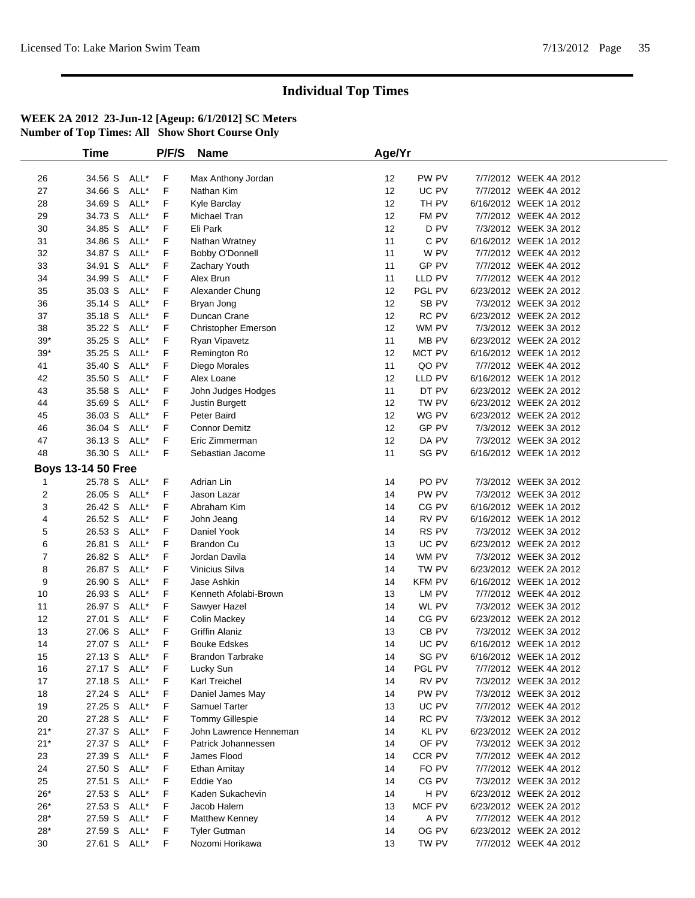# Individual Top Times

**WEEK 2A 2012 23-Jun-12 [Ageup: 6/1/2012] SC Meters**
**Number of Top Times: All Show Short Course Only**

| | Time | | P/F/S | Name | Age/Yr | | | |
|---|---|---|---|---|---|---|---|---|
| 26 | 34.56 S | ALL* | F | Max Anthony Jordan | 12 | PW PV | 7/7/2012 | WEEK 4A 2012 |
| 27 | 34.66 S | ALL* | F | Nathan Kim | 12 | UC PV | 7/7/2012 | WEEK 4A 2012 |
| 28 | 34.69 S | ALL* | F | Kyle Barclay | 12 | TH PV | 6/16/2012 | WEEK 1A 2012 |
| 29 | 34.73 S | ALL* | F | Michael Tran | 12 | FM PV | 7/7/2012 | WEEK 4A 2012 |
| 30 | 34.85 S | ALL* | F | Eli Park | 12 | D PV | 7/3/2012 | WEEK 3A 2012 |
| 31 | 34.86 S | ALL* | F | Nathan Wratney | 11 | C PV | 6/16/2012 | WEEK 1A 2012 |
| 32 | 34.87 S | ALL* | F | Bobby O'Donnell | 11 | W PV | 7/7/2012 | WEEK 4A 2012 |
| 33 | 34.91 S | ALL* | F | Zachary Youth | 11 | GP PV | 7/7/2012 | WEEK 4A 2012 |
| 34 | 34.99 S | ALL* | F | Alex Brun | 11 | LLD PV | 7/7/2012 | WEEK 4A 2012 |
| 35 | 35.03 S | ALL* | F | Alexander Chung | 12 | PGL PV | 6/23/2012 | WEEK 2A 2012 |
| 36 | 35.14 S | ALL* | F | Bryan Jong | 12 | SB PV | 7/3/2012 | WEEK 3A 2012 |
| 37 | 35.18 S | ALL* | F | Duncan Crane | 12 | RC PV | 6/23/2012 | WEEK 2A 2012 |
| 38 | 35.22 S | ALL* | F | Christopher Emerson | 12 | WM PV | 7/3/2012 | WEEK 3A 2012 |
| 39* | 35.25 S | ALL* | F | Ryan Vipavetz | 11 | MB PV | 6/23/2012 | WEEK 2A 2012 |
| 39* | 35.25 S | ALL* | F | Remington Ro | 12 | MCT PV | 6/16/2012 | WEEK 1A 2012 |
| 41 | 35.40 S | ALL* | F | Diego Morales | 11 | QO PV | 7/7/2012 | WEEK 4A 2012 |
| 42 | 35.50 S | ALL* | F | Alex Loane | 12 | LLD PV | 6/16/2012 | WEEK 1A 2012 |
| 43 | 35.58 S | ALL* | F | John Judges Hodges | 11 | DT PV | 6/23/2012 | WEEK 2A 2012 |
| 44 | 35.69 S | ALL* | F | Justin Burgett | 12 | TW PV | 6/23/2012 | WEEK 2A 2012 |
| 45 | 36.03 S | ALL* | F | Peter Baird | 12 | WG PV | 6/23/2012 | WEEK 2A 2012 |
| 46 | 36.04 S | ALL* | F | Connor Demitz | 12 | GP PV | 7/3/2012 | WEEK 3A 2012 |
| 47 | 36.13 S | ALL* | F | Eric Zimmerman | 12 | DA PV | 7/3/2012 | WEEK 3A 2012 |
| 48 | 36.30 S | ALL* | F | Sebastian Jacome | 11 | SG PV | 6/16/2012 | WEEK 1A 2012 |

**Boys 13-14 50 Free**

| | Time | | P/F/S | Name | Age/Yr | | | |
|---|---|---|---|---|---|---|---|---|
| 1 | 25.78 S | ALL* | F | Adrian Lin | 14 | PO PV | 7/3/2012 | WEEK 3A 2012 |
| 2 | 26.05 S | ALL* | F | Jason Lazar | 14 | PW PV | 7/3/2012 | WEEK 3A 2012 |
| 3 | 26.42 S | ALL* | F | Abraham Kim | 14 | CG PV | 6/16/2012 | WEEK 1A 2012 |
| 4 | 26.52 S | ALL* | F | John Jeang | 14 | RV PV | 6/16/2012 | WEEK 1A 2012 |
| 5 | 26.53 S | ALL* | F | Daniel Yook | 14 | RS PV | 7/3/2012 | WEEK 3A 2012 |
| 6 | 26.81 S | ALL* | F | Brandon Cu | 13 | UC PV | 6/23/2012 | WEEK 2A 2012 |
| 7 | 26.82 S | ALL* | F | Jordan Davila | 14 | WM PV | 7/3/2012 | WEEK 3A 2012 |
| 8 | 26.87 S | ALL* | F | Vinicius Silva | 14 | TW PV | 6/23/2012 | WEEK 2A 2012 |
| 9 | 26.90 S | ALL* | F | Jase Ashkin | 14 | KFM PV | 6/16/2012 | WEEK 1A 2012 |
| 10 | 26.93 S | ALL* | F | Kenneth Afolabi-Brown | 13 | LM PV | 7/7/2012 | WEEK 4A 2012 |
| 11 | 26.97 S | ALL* | F | Sawyer Hazel | 14 | WL PV | 7/3/2012 | WEEK 3A 2012 |
| 12 | 27.01 S | ALL* | F | Colin Mackey | 14 | CG PV | 6/23/2012 | WEEK 2A 2012 |
| 13 | 27.06 S | ALL* | F | Griffin Alaniz | 13 | CB PV | 7/3/2012 | WEEK 3A 2012 |
| 14 | 27.07 S | ALL* | F | Bouke Edskes | 14 | UC PV | 6/16/2012 | WEEK 1A 2012 |
| 15 | 27.13 S | ALL* | F | Brandon Tarbrake | 14 | SG PV | 6/16/2012 | WEEK 1A 2012 |
| 16 | 27.17 S | ALL* | F | Lucky Sun | 14 | PGL PV | 7/7/2012 | WEEK 4A 2012 |
| 17 | 27.18 S | ALL* | F | Karl Treichel | 14 | RV PV | 7/3/2012 | WEEK 3A 2012 |
| 18 | 27.24 S | ALL* | F | Daniel James May | 14 | PW PV | 7/3/2012 | WEEK 3A 2012 |
| 19 | 27.25 S | ALL* | F | Samuel Tarter | 13 | UC PV | 7/7/2012 | WEEK 4A 2012 |
| 20 | 27.28 S | ALL* | F | Tommy Gillespie | 14 | RC PV | 7/3/2012 | WEEK 3A 2012 |
| 21* | 27.37 S | ALL* | F | John Lawrence Henneman | 14 | KL PV | 6/23/2012 | WEEK 2A 2012 |
| 21* | 27.37 S | ALL* | F | Patrick Johannessen | 14 | OF PV | 7/3/2012 | WEEK 3A 2012 |
| 23 | 27.39 S | ALL* | F | James Flood | 14 | CCR PV | 7/7/2012 | WEEK 4A 2012 |
| 24 | 27.50 S | ALL* | F | Ethan Amitay | 14 | FO PV | 7/7/2012 | WEEK 4A 2012 |
| 25 | 27.51 S | ALL* | F | Eddie Yao | 14 | CG PV | 7/3/2012 | WEEK 3A 2012 |
| 26* | 27.53 S | ALL* | F | Kaden Sukachevin | 14 | H PV | 6/23/2012 | WEEK 2A 2012 |
| 26* | 27.53 S | ALL* | F | Jacob Halem | 13 | MCF PV | 6/23/2012 | WEEK 2A 2012 |
| 28* | 27.59 S | ALL* | F | Matthew Kenney | 14 | A PV | 7/7/2012 | WEEK 4A 2012 |
| 28* | 27.59 S | ALL* | F | Tyler Gutman | 14 | OG PV | 6/23/2012 | WEEK 2A 2012 |
| 30 | 27.61 S | ALL* | F | Nozomi Horikawa | 13 | TW PV | 7/7/2012 | WEEK 4A 2012 |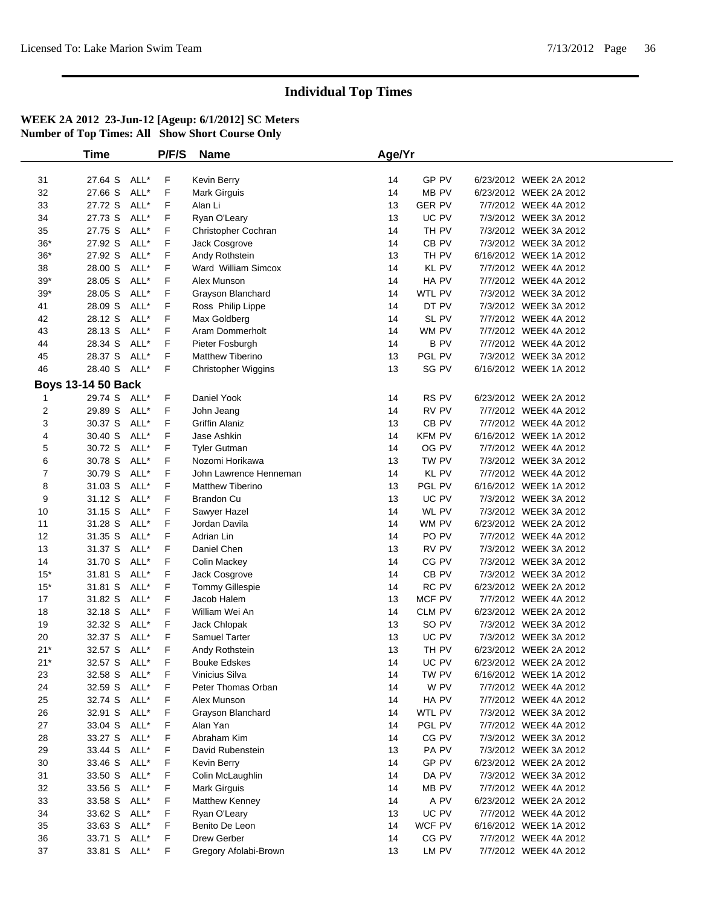# Individual Top Times

**WEEK 2A 2012 23-Jun-12 [Ageup: 6/1/2012] SC Meters**
**Number of Top Times: All Show Short Course Only**

| | Time | | P/F/S | Name | Age/Yr | | | |
|---|---|---|---|---|---|---|---|---|
| 31 | 27.64 S | ALL* | F | Kevin Berry | 14 | GP PV | 6/23/2012 | WEEK 2A 2012 |
| 32 | 27.66 S | ALL* | F | Mark Girguis | 14 | MB PV | 6/23/2012 | WEEK 2A 2012 |
| 33 | 27.72 S | ALL* | F | Alan Li | 13 | GER PV | 7/7/2012 | WEEK 4A 2012 |
| 34 | 27.73 S | ALL* | F | Ryan O'Leary | 13 | UC PV | 7/3/2012 | WEEK 3A 2012 |
| 35 | 27.75 S | ALL* | F | Christopher Cochran | 14 | TH PV | 7/3/2012 | WEEK 3A 2012 |
| 36* | 27.92 S | ALL* | F | Jack Cosgrove | 14 | CB PV | 7/3/2012 | WEEK 3A 2012 |
| 36* | 27.92 S | ALL* | F | Andy Rothstein | 13 | TH PV | 6/16/2012 | WEEK 1A 2012 |
| 38 | 28.00 S | ALL* | F | Ward William Simcox | 14 | KL PV | 7/7/2012 | WEEK 4A 2012 |
| 39* | 28.05 S | ALL* | F | Alex Munson | 14 | HA PV | 7/7/2012 | WEEK 4A 2012 |
| 39* | 28.05 S | ALL* | F | Grayson Blanchard | 14 | WTL PV | 7/3/2012 | WEEK 3A 2012 |
| 41 | 28.09 S | ALL* | F | Ross Philip Lippe | 14 | DT PV | 7/3/2012 | WEEK 3A 2012 |
| 42 | 28.12 S | ALL* | F | Max Goldberg | 14 | SL PV | 7/7/2012 | WEEK 4A 2012 |
| 43 | 28.13 S | ALL* | F | Aram Dommerholt | 14 | WM PV | 7/7/2012 | WEEK 4A 2012 |
| 44 | 28.34 S | ALL* | F | Pieter Fosburgh | 14 | B PV | 7/7/2012 | WEEK 4A 2012 |
| 45 | 28.37 S | ALL* | F | Matthew Tiberino | 13 | PGL PV | 7/3/2012 | WEEK 3A 2012 |
| 46 | 28.40 S | ALL* | F | Christopher Wiggins | 13 | SG PV | 6/16/2012 | WEEK 1A 2012 |
| **Boys 13-14 50 Back** | | | | | | | | |
| 1 | 29.74 S | ALL* | F | Daniel Yook | 14 | RS PV | 6/23/2012 | WEEK 2A 2012 |
| 2 | 29.89 S | ALL* | F | John Jeang | 14 | RV PV | 7/7/2012 | WEEK 4A 2012 |
| 3 | 30.37 S | ALL* | F | Griffin Alaniz | 13 | CB PV | 7/7/2012 | WEEK 4A 2012 |
| 4 | 30.40 S | ALL* | F | Jase Ashkin | 14 | KFM PV | 6/16/2012 | WEEK 1A 2012 |
| 5 | 30.72 S | ALL* | F | Tyler Gutman | 14 | OG PV | 7/7/2012 | WEEK 4A 2012 |
| 6 | 30.78 S | ALL* | F | Nozomi Horikawa | 13 | TW PV | 7/3/2012 | WEEK 3A 2012 |
| 7 | 30.79 S | ALL* | F | John Lawrence Henneman | 14 | KL PV | 7/7/2012 | WEEK 4A 2012 |
| 8 | 31.03 S | ALL* | F | Matthew Tiberino | 13 | PGL PV | 6/16/2012 | WEEK 1A 2012 |
| 9 | 31.12 S | ALL* | F | Brandon Cu | 13 | UC PV | 7/3/2012 | WEEK 3A 2012 |
| 10 | 31.15 S | ALL* | F | Sawyer Hazel | 14 | WL PV | 7/3/2012 | WEEK 3A 2012 |
| 11 | 31.28 S | ALL* | F | Jordan Davila | 14 | WM PV | 6/23/2012 | WEEK 2A 2012 |
| 12 | 31.35 S | ALL* | F | Adrian Lin | 14 | PO PV | 7/7/2012 | WEEK 4A 2012 |
| 13 | 31.37 S | ALL* | F | Daniel Chen | 13 | RV PV | 7/3/2012 | WEEK 3A 2012 |
| 14 | 31.70 S | ALL* | F | Colin Mackey | 14 | CG PV | 7/3/2012 | WEEK 3A 2012 |
| 15* | 31.81 S | ALL* | F | Jack Cosgrove | 14 | CB PV | 7/3/2012 | WEEK 3A 2012 |
| 15* | 31.81 S | ALL* | F | Tommy Gillespie | 14 | RC PV | 6/23/2012 | WEEK 2A 2012 |
| 17 | 31.82 S | ALL* | F | Jacob Halem | 13 | MCF PV | 7/7/2012 | WEEK 4A 2012 |
| 18 | 32.18 S | ALL* | F | William Wei An | 14 | CLM PV | 6/23/2012 | WEEK 2A 2012 |
| 19 | 32.32 S | ALL* | F | Jack Chlopak | 13 | SO PV | 7/3/2012 | WEEK 3A 2012 |
| 20 | 32.37 S | ALL* | F | Samuel Tarter | 13 | UC PV | 7/3/2012 | WEEK 3A 2012 |
| 21* | 32.57 S | ALL* | F | Andy Rothstein | 13 | TH PV | 6/23/2012 | WEEK 2A 2012 |
| 21* | 32.57 S | ALL* | F | Bouke Edskes | 14 | UC PV | 6/23/2012 | WEEK 2A 2012 |
| 23 | 32.58 S | ALL* | F | Vinicius Silva | 14 | TW PV | 6/16/2012 | WEEK 1A 2012 |
| 24 | 32.59 S | ALL* | F | Peter Thomas Orban | 14 | W PV | 7/7/2012 | WEEK 4A 2012 |
| 25 | 32.74 S | ALL* | F | Alex Munson | 14 | HA PV | 7/7/2012 | WEEK 4A 2012 |
| 26 | 32.91 S | ALL* | F | Grayson Blanchard | 14 | WTL PV | 7/3/2012 | WEEK 3A 2012 |
| 27 | 33.04 S | ALL* | F | Alan Yan | 14 | PGL PV | 7/7/2012 | WEEK 4A 2012 |
| 28 | 33.27 S | ALL* | F | Abraham Kim | 14 | CG PV | 7/3/2012 | WEEK 3A 2012 |
| 29 | 33.44 S | ALL* | F | David Rubenstein | 13 | PA PV | 7/3/2012 | WEEK 3A 2012 |
| 30 | 33.46 S | ALL* | F | Kevin Berry | 14 | GP PV | 6/23/2012 | WEEK 2A 2012 |
| 31 | 33.50 S | ALL* | F | Colin McLaughlin | 14 | DA PV | 7/3/2012 | WEEK 3A 2012 |
| 32 | 33.56 S | ALL* | F | Mark Girguis | 14 | MB PV | 7/7/2012 | WEEK 4A 2012 |
| 33 | 33.58 S | ALL* | F | Matthew Kenney | 14 | A PV | 6/23/2012 | WEEK 2A 2012 |
| 34 | 33.62 S | ALL* | F | Ryan O'Leary | 13 | UC PV | 7/7/2012 | WEEK 4A 2012 |
| 35 | 33.63 S | ALL* | F | Benito De Leon | 14 | WCF PV | 6/16/2012 | WEEK 1A 2012 |
| 36 | 33.71 S | ALL* | F | Drew Gerber | 14 | CG PV | 7/7/2012 | WEEK 4A 2012 |
| 37 | 33.81 S | ALL* | F | Gregory Afolabi-Brown | 13 | LM PV | 7/7/2012 | WEEK 4A 2012 |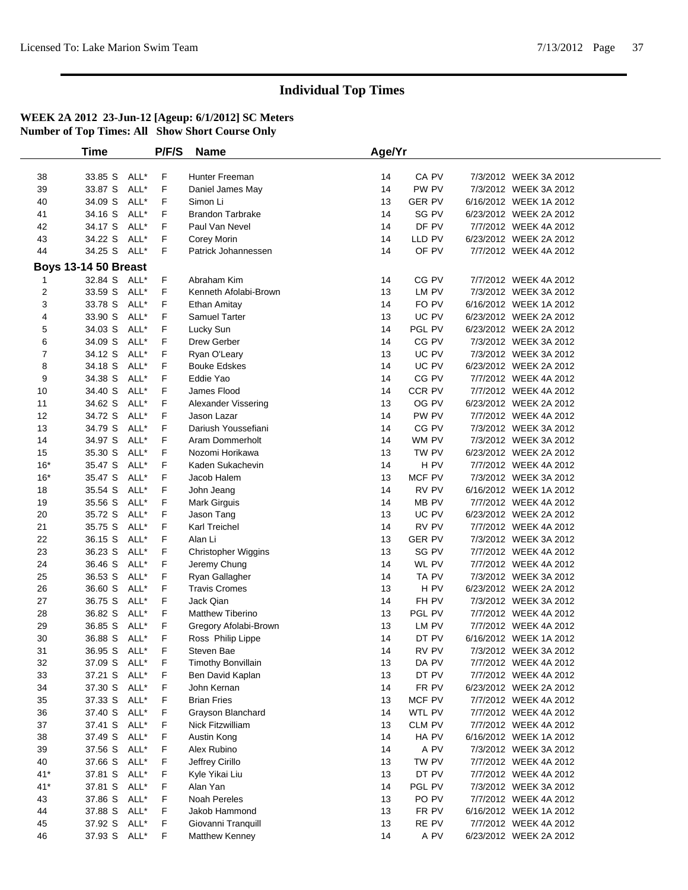# Individual Top Times

**WEEK 2A 2012 23-Jun-12 [Ageup: 6/1/2012] SC Meters**
**Number of Top Times: All Show Short Course Only**

| | Time | | P/F/S | Name | Age/Yr | | | |
|---|---|---|---|---|---|---|---|---|
| 38 | 33.85 S | ALL* | F | Hunter Freeman | 14 | CA PV | 7/3/2012 | WEEK 3A 2012 |
| 39 | 33.87 S | ALL* | F | Daniel James May | 14 | PW PV | 7/3/2012 | WEEK 3A 2012 |
| 40 | 34.09 S | ALL* | F | Simon Li | 13 | GER PV | 6/16/2012 | WEEK 1A 2012 |
| 41 | 34.16 S | ALL* | F | Brandon Tarbrake | 14 | SG PV | 6/23/2012 | WEEK 2A 2012 |
| 42 | 34.17 S | ALL* | F | Paul Van Nevel | 14 | DF PV | 7/7/2012 | WEEK 4A 2012 |
| 43 | 34.22 S | ALL* | F | Corey Morin | 14 | LLD PV | 6/23/2012 | WEEK 2A 2012 |
| 44 | 34.25 S | ALL* | F | Patrick Johannessen | 14 | OF PV | 7/7/2012 | WEEK 4A 2012 |
| **Boys 13-14 50 Breast** | | | | | | | | |
| 1 | 32.84 S | ALL* | F | Abraham Kim | 14 | CG PV | 7/7/2012 | WEEK 4A 2012 |
| 2 | 33.59 S | ALL* | F | Kenneth Afolabi-Brown | 13 | LM PV | 7/3/2012 | WEEK 3A 2012 |
| 3 | 33.78 S | ALL* | F | Ethan Amitay | 14 | FO PV | 6/16/2012 | WEEK 1A 2012 |
| 4 | 33.90 S | ALL* | F | Samuel Tarter | 13 | UC PV | 6/23/2012 | WEEK 2A 2012 |
| 5 | 34.03 S | ALL* | F | Lucky Sun | 14 | PGL PV | 6/23/2012 | WEEK 2A 2012 |
| 6 | 34.09 S | ALL* | F | Drew Gerber | 14 | CG PV | 7/3/2012 | WEEK 3A 2012 |
| 7 | 34.12 S | ALL* | F | Ryan O'Leary | 13 | UC PV | 7/3/2012 | WEEK 3A 2012 |
| 8 | 34.18 S | ALL* | F | Bouke Edskes | 14 | UC PV | 6/23/2012 | WEEK 2A 2012 |
| 9 | 34.38 S | ALL* | F | Eddie Yao | 14 | CG PV | 7/7/2012 | WEEK 4A 2012 |
| 10 | 34.40 S | ALL* | F | James Flood | 14 | CCR PV | 7/7/2012 | WEEK 4A 2012 |
| 11 | 34.62 S | ALL* | F | Alexander Vissering | 13 | OG PV | 6/23/2012 | WEEK 2A 2012 |
| 12 | 34.72 S | ALL* | F | Jason Lazar | 14 | PW PV | 7/7/2012 | WEEK 4A 2012 |
| 13 | 34.79 S | ALL* | F | Dariush Youssefiani | 14 | CG PV | 7/3/2012 | WEEK 3A 2012 |
| 14 | 34.97 S | ALL* | F | Aram Dommerholt | 14 | WM PV | 7/3/2012 | WEEK 3A 2012 |
| 15 | 35.30 S | ALL* | F | Nozomi Horikawa | 13 | TW PV | 6/23/2012 | WEEK 2A 2012 |
| 16* | 35.47 S | ALL* | F | Kaden Sukachevin | 14 | H PV | 7/7/2012 | WEEK 4A 2012 |
| 16* | 35.47 S | ALL* | F | Jacob Halem | 13 | MCF PV | 7/3/2012 | WEEK 3A 2012 |
| 18 | 35.54 S | ALL* | F | John Jeang | 14 | RV PV | 6/16/2012 | WEEK 1A 2012 |
| 19 | 35.56 S | ALL* | F | Mark Girguis | 14 | MB PV | 7/7/2012 | WEEK 4A 2012 |
| 20 | 35.72 S | ALL* | F | Jason Tang | 13 | UC PV | 6/23/2012 | WEEK 2A 2012 |
| 21 | 35.75 S | ALL* | F | Karl Treichel | 14 | RV PV | 7/7/2012 | WEEK 4A 2012 |
| 22 | 36.15 S | ALL* | F | Alan Li | 13 | GER PV | 7/3/2012 | WEEK 3A 2012 |
| 23 | 36.23 S | ALL* | F | Christopher Wiggins | 13 | SG PV | 7/7/2012 | WEEK 4A 2012 |
| 24 | 36.46 S | ALL* | F | Jeremy Chung | 14 | WL PV | 7/7/2012 | WEEK 4A 2012 |
| 25 | 36.53 S | ALL* | F | Ryan Gallagher | 14 | TA PV | 7/3/2012 | WEEK 3A 2012 |
| 26 | 36.60 S | ALL* | F | Travis Cromes | 13 | H PV | 6/23/2012 | WEEK 2A 2012 |
| 27 | 36.75 S | ALL* | F | Jack Qian | 14 | FH PV | 7/3/2012 | WEEK 3A 2012 |
| 28 | 36.82 S | ALL* | F | Matthew Tiberino | 13 | PGL PV | 7/7/2012 | WEEK 4A 2012 |
| 29 | 36.85 S | ALL* | F | Gregory Afolabi-Brown | 13 | LM PV | 7/7/2012 | WEEK 4A 2012 |
| 30 | 36.88 S | ALL* | F | Ross Philip Lippe | 14 | DT PV | 6/16/2012 | WEEK 1A 2012 |
| 31 | 36.95 S | ALL* | F | Steven Bae | 14 | RV PV | 7/3/2012 | WEEK 3A 2012 |
| 32 | 37.09 S | ALL* | F | Timothy Bonvillain | 13 | DA PV | 7/7/2012 | WEEK 4A 2012 |
| 33 | 37.21 S | ALL* | F | Ben David Kaplan | 13 | DT PV | 7/7/2012 | WEEK 4A 2012 |
| 34 | 37.30 S | ALL* | F | John Kernan | 14 | FR PV | 6/23/2012 | WEEK 2A 2012 |
| 35 | 37.33 S | ALL* | F | Brian Fries | 13 | MCF PV | 7/7/2012 | WEEK 4A 2012 |
| 36 | 37.40 S | ALL* | F | Grayson Blanchard | 14 | WTL PV | 7/7/2012 | WEEK 4A 2012 |
| 37 | 37.41 S | ALL* | F | Nick Fitzwilliam | 13 | CLM PV | 7/7/2012 | WEEK 4A 2012 |
| 38 | 37.49 S | ALL* | F | Austin Kong | 14 | HA PV | 6/16/2012 | WEEK 1A 2012 |
| 39 | 37.56 S | ALL* | F | Alex Rubino | 14 | A PV | 7/3/2012 | WEEK 3A 2012 |
| 40 | 37.66 S | ALL* | F | Jeffrey Cirillo | 13 | TW PV | 7/7/2012 | WEEK 4A 2012 |
| 41* | 37.81 S | ALL* | F | Kyle Yikai Liu | 13 | DT PV | 7/7/2012 | WEEK 4A 2012 |
| 41* | 37.81 S | ALL* | F | Alan Yan | 14 | PGL PV | 7/3/2012 | WEEK 3A 2012 |
| 43 | 37.86 S | ALL* | F | Noah Pereles | 13 | PO PV | 7/7/2012 | WEEK 4A 2012 |
| 44 | 37.88 S | ALL* | F | Jakob Hammond | 13 | FR PV | 6/16/2012 | WEEK 1A 2012 |
| 45 | 37.92 S | ALL* | F | Giovanni Tranquill | 13 | RE PV | 7/7/2012 | WEEK 4A 2012 |
| 46 | 37.93 S | ALL* | F | Matthew Kenney | 14 | A PV | 6/23/2012 | WEEK 2A 2012 |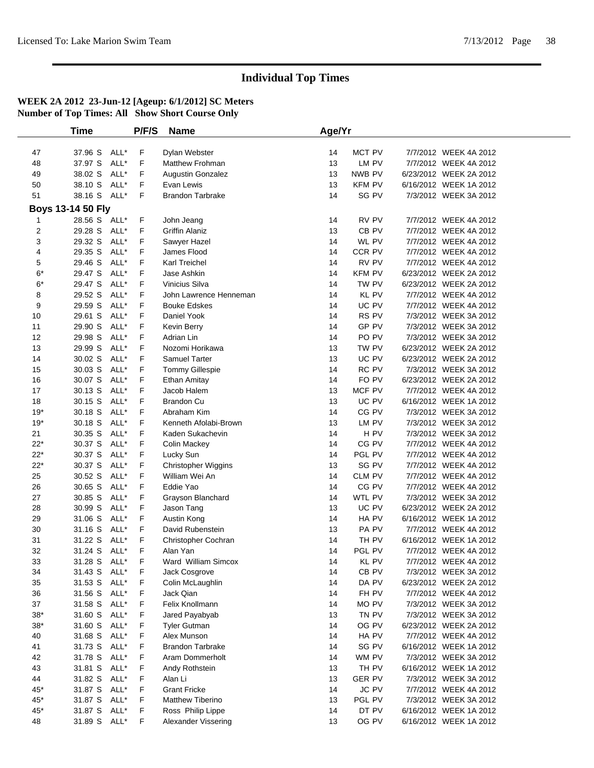# Individual Top Times

**WEEK 2A 2012 23-Jun-12 [Ageup: 6/1/2012] SC Meters**
**Number of Top Times: All Show Short Course Only**

| | Time | | P/F/S | Name | Age/Yr | | | |
|---|---|---|---|---|---|---|---|---|
| 47 | 37.96 S | ALL* | F | Dylan Webster | 14 | MCT PV | 7/7/2012 | WEEK 4A 2012 |
| 48 | 37.97 S | ALL* | F | Matthew Frohman | 13 | LM PV | 7/7/2012 | WEEK 4A 2012 |
| 49 | 38.02 S | ALL* | F | Augustin Gonzalez | 13 | NWB PV | 6/23/2012 | WEEK 2A 2012 |
| 50 | 38.10 S | ALL* | F | Evan Lewis | 13 | KFM PV | 6/16/2012 | WEEK 1A 2012 |
| 51 | 38.16 S | ALL* | F | Brandon Tarbrake | 14 | SG PV | 7/3/2012 | WEEK 3A 2012 |

**Boys 13-14 50 Fly**

| | Time | | P/F/S | Name | Age/Yr | | | |
|---|---|---|---|---|---|---|---|---|
| 1 | 28.56 S | ALL* | F | John Jeang | 14 | RV PV | 7/7/2012 | WEEK 4A 2012 |
| 2 | 29.28 S | ALL* | F | Griffin Alaniz | 13 | CB PV | 7/7/2012 | WEEK 4A 2012 |
| 3 | 29.32 S | ALL* | F | Sawyer Hazel | 14 | WL PV | 7/7/2012 | WEEK 4A 2012 |
| 4 | 29.35 S | ALL* | F | James Flood | 14 | CCR PV | 7/7/2012 | WEEK 4A 2012 |
| 5 | 29.46 S | ALL* | F | Karl Treichel | 14 | RV PV | 7/7/2012 | WEEK 4A 2012 |
| 6* | 29.47 S | ALL* | F | Jase Ashkin | 14 | KFM PV | 6/23/2012 | WEEK 2A 2012 |
| 6* | 29.47 S | ALL* | F | Vinicius Silva | 14 | TW PV | 6/23/2012 | WEEK 2A 2012 |
| 8 | 29.52 S | ALL* | F | John Lawrence Henneman | 14 | KL PV | 7/7/2012 | WEEK 4A 2012 |
| 9 | 29.59 S | ALL* | F | Bouke Edskes | 14 | UC PV | 7/7/2012 | WEEK 4A 2012 |
| 10 | 29.61 S | ALL* | F | Daniel Yook | 14 | RS PV | 7/3/2012 | WEEK 3A 2012 |
| 11 | 29.90 S | ALL* | F | Kevin Berry | 14 | GP PV | 7/3/2012 | WEEK 3A 2012 |
| 12 | 29.98 S | ALL* | F | Adrian Lin | 14 | PO PV | 7/3/2012 | WEEK 3A 2012 |
| 13 | 29.99 S | ALL* | F | Nozomi Horikawa | 13 | TW PV | 6/23/2012 | WEEK 2A 2012 |
| 14 | 30.02 S | ALL* | F | Samuel Tarter | 13 | UC PV | 6/23/2012 | WEEK 2A 2012 |
| 15 | 30.03 S | ALL* | F | Tommy Gillespie | 14 | RC PV | 7/3/2012 | WEEK 3A 2012 |
| 16 | 30.07 S | ALL* | F | Ethan Amitay | 14 | FO PV | 6/23/2012 | WEEK 2A 2012 |
| 17 | 30.13 S | ALL* | F | Jacob Halem | 13 | MCF PV | 7/7/2012 | WEEK 4A 2012 |
| 18 | 30.15 S | ALL* | F | Brandon Cu | 13 | UC PV | 6/16/2012 | WEEK 1A 2012 |
| 19* | 30.18 S | ALL* | F | Abraham Kim | 14 | CG PV | 7/3/2012 | WEEK 3A 2012 |
| 19* | 30.18 S | ALL* | F | Kenneth Afolabi-Brown | 13 | LM PV | 7/3/2012 | WEEK 3A 2012 |
| 21 | 30.35 S | ALL* | F | Kaden Sukachevin | 14 | H PV | 7/3/2012 | WEEK 3A 2012 |
| 22* | 30.37 S | ALL* | F | Colin Mackey | 14 | CG PV | 7/7/2012 | WEEK 4A 2012 |
| 22* | 30.37 S | ALL* | F | Lucky Sun | 14 | PGL PV | 7/7/2012 | WEEK 4A 2012 |
| 22* | 30.37 S | ALL* | F | Christopher Wiggins | 13 | SG PV | 7/7/2012 | WEEK 4A 2012 |
| 25 | 30.52 S | ALL* | F | William Wei An | 14 | CLM PV | 7/7/2012 | WEEK 4A 2012 |
| 26 | 30.65 S | ALL* | F | Eddie Yao | 14 | CG PV | 7/7/2012 | WEEK 4A 2012 |
| 27 | 30.85 S | ALL* | F | Grayson Blanchard | 14 | WTL PV | 7/3/2012 | WEEK 3A 2012 |
| 28 | 30.99 S | ALL* | F | Jason Tang | 13 | UC PV | 6/23/2012 | WEEK 2A 2012 |
| 29 | 31.06 S | ALL* | F | Austin Kong | 14 | HA PV | 6/16/2012 | WEEK 1A 2012 |
| 30 | 31.16 S | ALL* | F | David Rubenstein | 13 | PA PV | 7/7/2012 | WEEK 4A 2012 |
| 31 | 31.22 S | ALL* | F | Christopher Cochran | 14 | TH PV | 6/16/2012 | WEEK 1A 2012 |
| 32 | 31.24 S | ALL* | F | Alan Yan | 14 | PGL PV | 7/7/2012 | WEEK 4A 2012 |
| 33 | 31.28 S | ALL* | F | Ward William Simcox | 14 | KL PV | 7/7/2012 | WEEK 4A 2012 |
| 34 | 31.43 S | ALL* | F | Jack Cosgrove | 14 | CB PV | 7/3/2012 | WEEK 3A 2012 |
| 35 | 31.53 S | ALL* | F | Colin McLaughlin | 14 | DA PV | 6/23/2012 | WEEK 2A 2012 |
| 36 | 31.56 S | ALL* | F | Jack Qian | 14 | FH PV | 7/7/2012 | WEEK 4A 2012 |
| 37 | 31.58 S | ALL* | F | Felix Knollmann | 14 | MO PV | 7/3/2012 | WEEK 3A 2012 |
| 38* | 31.60 S | ALL* | F | Jared Payabyab | 13 | TN PV | 7/3/2012 | WEEK 3A 2012 |
| 38* | 31.60 S | ALL* | F | Tyler Gutman | 14 | OG PV | 6/23/2012 | WEEK 2A 2012 |
| 40 | 31.68 S | ALL* | F | Alex Munson | 14 | HA PV | 7/7/2012 | WEEK 4A 2012 |
| 41 | 31.73 S | ALL* | F | Brandon Tarbrake | 14 | SG PV | 6/16/2012 | WEEK 1A 2012 |
| 42 | 31.78 S | ALL* | F | Aram Dommerholt | 14 | WM PV | 7/3/2012 | WEEK 3A 2012 |
| 43 | 31.81 S | ALL* | F | Andy Rothstein | 13 | TH PV | 6/16/2012 | WEEK 1A 2012 |
| 44 | 31.82 S | ALL* | F | Alan Li | 13 | GER PV | 7/3/2012 | WEEK 3A 2012 |
| 45* | 31.87 S | ALL* | F | Grant Fricke | 14 | JC PV | 7/7/2012 | WEEK 4A 2012 |
| 45* | 31.87 S | ALL* | F | Matthew Tiberino | 13 | PGL PV | 7/3/2012 | WEEK 3A 2012 |
| 45* | 31.87 S | ALL* | F | Ross Philip Lippe | 14 | DT PV | 6/16/2012 | WEEK 1A 2012 |
| 48 | 31.89 S | ALL* | F | Alexander Vissering | 13 | OG PV | 6/16/2012 | WEEK 1A 2012 |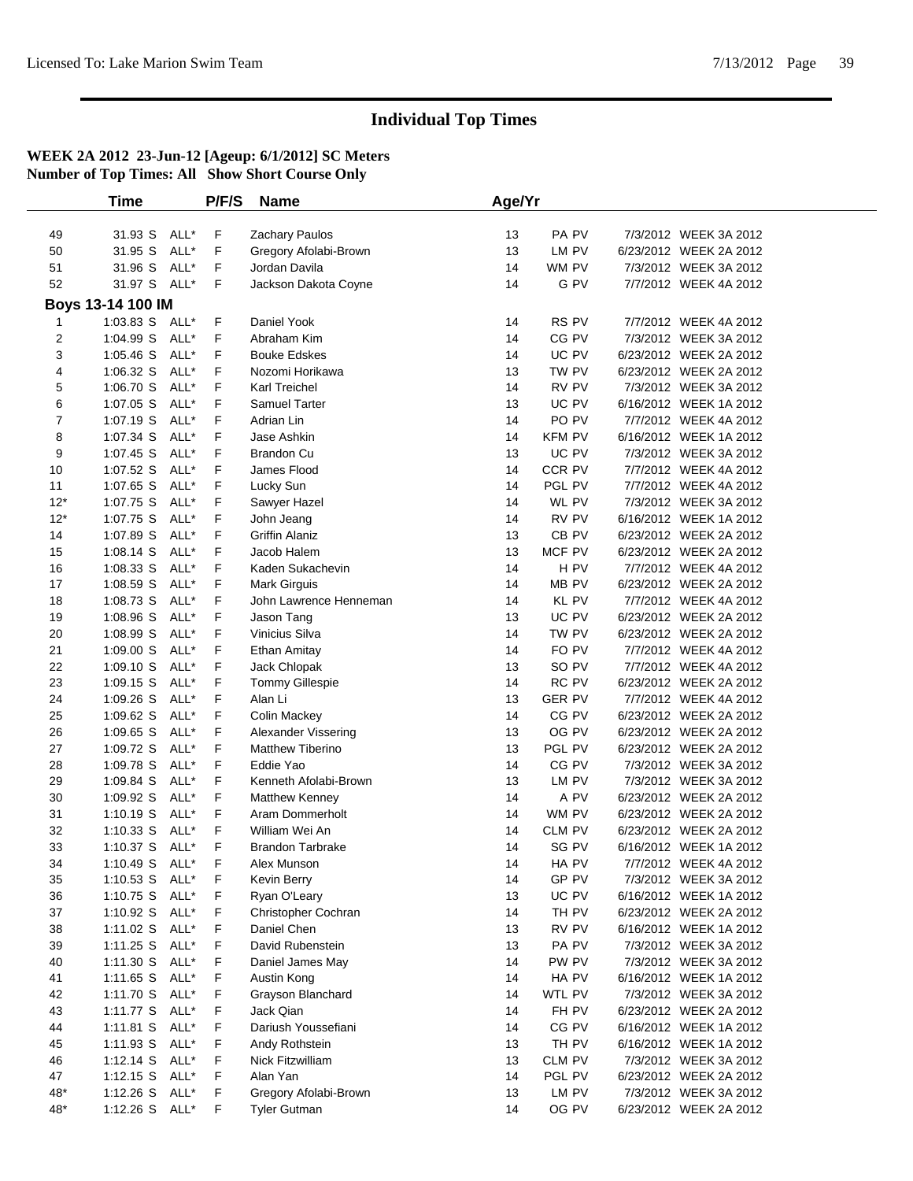# Individual Top Times

**WEEK 2A 2012 23-Jun-12 [Ageup: 6/1/2012] SC Meters**
**Number of Top Times: All Show Short Course Only**

| | Time | | P/F/S | Name | Age/Yr | | | |
|---|---|---|---|---|---|---|---|---|
| 49 | 31.93 S | ALL* | F | Zachary Paulos | 13 | PA PV | 7/3/2012 | WEEK 3A 2012 |
| 50 | 31.95 S | ALL* | F | Gregory Afolabi-Brown | 13 | LM PV | 6/23/2012 | WEEK 2A 2012 |
| 51 | 31.96 S | ALL* | F | Jordan Davila | 14 | WM PV | 7/3/2012 | WEEK 3A 2012 |
| 52 | 31.97 S | ALL* | F | Jackson Dakota Coyne | 14 | G PV | 7/7/2012 | WEEK 4A 2012 |

**Boys 13-14 100 IM**

| | Time | | P/F/S | Name | Age/Yr | | | |
|---|---|---|---|---|---|---|---|---|
| 1 | 1:03.83 S | ALL* | F | Daniel Yook | 14 | RS PV | 7/7/2012 | WEEK 4A 2012 |
| 2 | 1:04.99 S | ALL* | F | Abraham Kim | 14 | CG PV | 7/3/2012 | WEEK 3A 2012 |
| 3 | 1:05.46 S | ALL* | F | Bouke Edskes | 14 | UC PV | 6/23/2012 | WEEK 2A 2012 |
| 4 | 1:06.32 S | ALL* | F | Nozomi Horikawa | 13 | TW PV | 6/23/2012 | WEEK 2A 2012 |
| 5 | 1:06.70 S | ALL* | F | Karl Treichel | 14 | RV PV | 7/3/2012 | WEEK 3A 2012 |
| 6 | 1:07.05 S | ALL* | F | Samuel Tarter | 13 | UC PV | 6/16/2012 | WEEK 1A 2012 |
| 7 | 1:07.19 S | ALL* | F | Adrian Lin | 14 | PO PV | 7/7/2012 | WEEK 4A 2012 |
| 8 | 1:07.34 S | ALL* | F | Jase Ashkin | 14 | KFM PV | 6/16/2012 | WEEK 1A 2012 |
| 9 | 1:07.45 S | ALL* | F | Brandon Cu | 13 | UC PV | 7/3/2012 | WEEK 3A 2012 |
| 10 | 1:07.52 S | ALL* | F | James Flood | 14 | CCR PV | 7/7/2012 | WEEK 4A 2012 |
| 11 | 1:07.65 S | ALL* | F | Lucky Sun | 14 | PGL PV | 7/7/2012 | WEEK 4A 2012 |
| 12* | 1:07.75 S | ALL* | F | Sawyer Hazel | 14 | WL PV | 7/3/2012 | WEEK 3A 2012 |
| 12* | 1:07.75 S | ALL* | F | John Jeang | 14 | RV PV | 6/16/2012 | WEEK 1A 2012 |
| 14 | 1:07.89 S | ALL* | F | Griffin Alaniz | 13 | CB PV | 6/23/2012 | WEEK 2A 2012 |
| 15 | 1:08.14 S | ALL* | F | Jacob Halem | 13 | MCF PV | 6/23/2012 | WEEK 2A 2012 |
| 16 | 1:08.33 S | ALL* | F | Kaden Sukachevin | 14 | H PV | 7/7/2012 | WEEK 4A 2012 |
| 17 | 1:08.59 S | ALL* | F | Mark Girguis | 14 | MB PV | 6/23/2012 | WEEK 2A 2012 |
| 18 | 1:08.73 S | ALL* | F | John Lawrence Henneman | 14 | KL PV | 7/7/2012 | WEEK 4A 2012 |
| 19 | 1:08.96 S | ALL* | F | Jason Tang | 13 | UC PV | 6/23/2012 | WEEK 2A 2012 |
| 20 | 1:08.99 S | ALL* | F | Vinicius Silva | 14 | TW PV | 6/23/2012 | WEEK 2A 2012 |
| 21 | 1:09.00 S | ALL* | F | Ethan Amitay | 14 | FO PV | 7/7/2012 | WEEK 4A 2012 |
| 22 | 1:09.10 S | ALL* | F | Jack Chlopak | 13 | SO PV | 7/7/2012 | WEEK 4A 2012 |
| 23 | 1:09.15 S | ALL* | F | Tommy Gillespie | 14 | RC PV | 6/23/2012 | WEEK 2A 2012 |
| 24 | 1:09.26 S | ALL* | F | Alan Li | 13 | GER PV | 7/7/2012 | WEEK 4A 2012 |
| 25 | 1:09.62 S | ALL* | F | Colin Mackey | 14 | CG PV | 6/23/2012 | WEEK 2A 2012 |
| 26 | 1:09.65 S | ALL* | F | Alexander Vissering | 13 | OG PV | 6/23/2012 | WEEK 2A 2012 |
| 27 | 1:09.72 S | ALL* | F | Matthew Tiberino | 13 | PGL PV | 6/23/2012 | WEEK 2A 2012 |
| 28 | 1:09.78 S | ALL* | F | Eddie Yao | 14 | CG PV | 7/3/2012 | WEEK 3A 2012 |
| 29 | 1:09.84 S | ALL* | F | Kenneth Afolabi-Brown | 13 | LM PV | 7/3/2012 | WEEK 3A 2012 |
| 30 | 1:09.92 S | ALL* | F | Matthew Kenney | 14 | A PV | 6/23/2012 | WEEK 2A 2012 |
| 31 | 1:10.19 S | ALL* | F | Aram Dommerholt | 14 | WM PV | 6/23/2012 | WEEK 2A 2012 |
| 32 | 1:10.33 S | ALL* | F | William Wei An | 14 | CLM PV | 6/23/2012 | WEEK 2A 2012 |
| 33 | 1:10.37 S | ALL* | F | Brandon Tarbrake | 14 | SG PV | 6/16/2012 | WEEK 1A 2012 |
| 34 | 1:10.49 S | ALL* | F | Alex Munson | 14 | HA PV | 7/7/2012 | WEEK 4A 2012 |
| 35 | 1:10.53 S | ALL* | F | Kevin Berry | 14 | GP PV | 7/3/2012 | WEEK 3A 2012 |
| 36 | 1:10.75 S | ALL* | F | Ryan O'Leary | 13 | UC PV | 6/16/2012 | WEEK 1A 2012 |
| 37 | 1:10.92 S | ALL* | F | Christopher Cochran | 14 | TH PV | 6/23/2012 | WEEK 2A 2012 |
| 38 | 1:11.02 S | ALL* | F | Daniel Chen | 13 | RV PV | 6/16/2012 | WEEK 1A 2012 |
| 39 | 1:11.25 S | ALL* | F | David Rubenstein | 13 | PA PV | 7/3/2012 | WEEK 3A 2012 |
| 40 | 1:11.30 S | ALL* | F | Daniel James May | 14 | PW PV | 7/3/2012 | WEEK 3A 2012 |
| 41 | 1:11.65 S | ALL* | F | Austin Kong | 14 | HA PV | 6/16/2012 | WEEK 1A 2012 |
| 42 | 1:11.70 S | ALL* | F | Grayson Blanchard | 14 | WTL PV | 7/3/2012 | WEEK 3A 2012 |
| 43 | 1:11.77 S | ALL* | F | Jack Qian | 14 | FH PV | 6/23/2012 | WEEK 2A 2012 |
| 44 | 1:11.81 S | ALL* | F | Dariush Youssefiani | 14 | CG PV | 6/16/2012 | WEEK 1A 2012 |
| 45 | 1:11.93 S | ALL* | F | Andy Rothstein | 13 | TH PV | 6/16/2012 | WEEK 1A 2012 |
| 46 | 1:12.14 S | ALL* | F | Nick Fitzwilliam | 13 | CLM PV | 7/3/2012 | WEEK 3A 2012 |
| 47 | 1:12.15 S | ALL* | F | Alan Yan | 14 | PGL PV | 6/23/2012 | WEEK 2A 2012 |
| 48* | 1:12.26 S | ALL* | F | Gregory Afolabi-Brown | 13 | LM PV | 7/3/2012 | WEEK 3A 2012 |
| 48* | 1:12.26 S | ALL* | F | Tyler Gutman | 14 | OG PV | 6/23/2012 | WEEK 2A 2012 |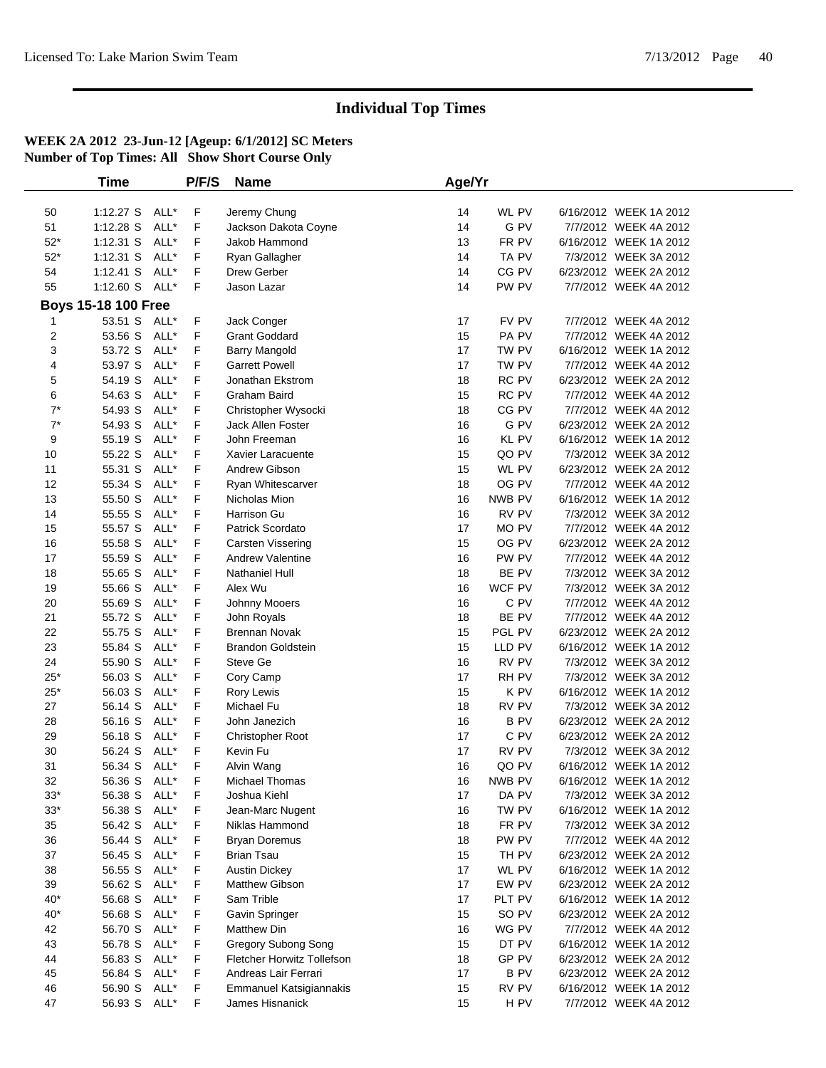# Individual Top Times

**WEEK 2A 2012 23-Jun-12 [Ageup: 6/1/2012] SC Meters**
**Number of Top Times: All Show Short Course Only**

| | Time | | P/F/S | Name | Age/Yr | | | |
|---|---|---|---|---|---|---|---|---|
| 50 | 1:12.27 S | ALL* | F | Jeremy Chung | 14 | WL PV | 6/16/2012 | WEEK 1A 2012 |
| 51 | 1:12.28 S | ALL* | F | Jackson Dakota Coyne | 14 | G PV | 7/7/2012 | WEEK 4A 2012 |
| 52* | 1:12.31 S | ALL* | F | Jakob Hammond | 13 | FR PV | 6/16/2012 | WEEK 1A 2012 |
| 52* | 1:12.31 S | ALL* | F | Ryan Gallagher | 14 | TA PV | 7/3/2012 | WEEK 3A 2012 |
| 54 | 1:12.41 S | ALL* | F | Drew Gerber | 14 | CG PV | 6/23/2012 | WEEK 2A 2012 |
| 55 | 1:12.60 S | ALL* | F | Jason Lazar | 14 | PW PV | 7/7/2012 | WEEK 4A 2012 |
| **Boys 15-18 100 Free** | | | | | | | | |
| 1 | 53.51 S | ALL* | F | Jack Conger | 17 | FV PV | 7/7/2012 | WEEK 4A 2012 |
| 2 | 53.56 S | ALL* | F | Grant Goddard | 15 | PA PV | 7/7/2012 | WEEK 4A 2012 |
| 3 | 53.72 S | ALL* | F | Barry Mangold | 17 | TW PV | 6/16/2012 | WEEK 1A 2012 |
| 4 | 53.97 S | ALL* | F | Garrett Powell | 17 | TW PV | 7/7/2012 | WEEK 4A 2012 |
| 5 | 54.19 S | ALL* | F | Jonathan Ekstrom | 18 | RC PV | 6/23/2012 | WEEK 2A 2012 |
| 6 | 54.63 S | ALL* | F | Graham Baird | 15 | RC PV | 7/7/2012 | WEEK 4A 2012 |
| 7* | 54.93 S | ALL* | F | Christopher Wysocki | 18 | CG PV | 7/7/2012 | WEEK 4A 2012 |
| 7* | 54.93 S | ALL* | F | Jack Allen Foster | 16 | G PV | 6/23/2012 | WEEK 2A 2012 |
| 9 | 55.19 S | ALL* | F | John Freeman | 16 | KL PV | 6/16/2012 | WEEK 1A 2012 |
| 10 | 55.22 S | ALL* | F | Xavier Laracuente | 15 | QO PV | 7/3/2012 | WEEK 3A 2012 |
| 11 | 55.31 S | ALL* | F | Andrew Gibson | 15 | WL PV | 6/23/2012 | WEEK 2A 2012 |
| 12 | 55.34 S | ALL* | F | Ryan Whitescarver | 18 | OG PV | 7/7/2012 | WEEK 4A 2012 |
| 13 | 55.50 S | ALL* | F | Nicholas Mion | 16 | NWB PV | 6/16/2012 | WEEK 1A 2012 |
| 14 | 55.55 S | ALL* | F | Harrison Gu | 16 | RV PV | 7/3/2012 | WEEK 3A 2012 |
| 15 | 55.57 S | ALL* | F | Patrick Scordato | 17 | MO PV | 7/7/2012 | WEEK 4A 2012 |
| 16 | 55.58 S | ALL* | F | Carsten Vissering | 15 | OG PV | 6/23/2012 | WEEK 2A 2012 |
| 17 | 55.59 S | ALL* | F | Andrew Valentine | 16 | PW PV | 7/7/2012 | WEEK 4A 2012 |
| 18 | 55.65 S | ALL* | F | Nathaniel Hull | 18 | BE PV | 7/3/2012 | WEEK 3A 2012 |
| 19 | 55.66 S | ALL* | F | Alex Wu | 16 | WCF PV | 7/3/2012 | WEEK 3A 2012 |
| 20 | 55.69 S | ALL* | F | Johnny Mooers | 16 | C PV | 7/7/2012 | WEEK 4A 2012 |
| 21 | 55.72 S | ALL* | F | John Royals | 18 | BE PV | 7/7/2012 | WEEK 4A 2012 |
| 22 | 55.75 S | ALL* | F | Brennan Novak | 15 | PGL PV | 6/23/2012 | WEEK 2A 2012 |
| 23 | 55.84 S | ALL* | F | Brandon Goldstein | 15 | LLD PV | 6/16/2012 | WEEK 1A 2012 |
| 24 | 55.90 S | ALL* | F | Steve Ge | 16 | RV PV | 7/3/2012 | WEEK 3A 2012 |
| 25* | 56.03 S | ALL* | F | Cory Camp | 17 | RH PV | 7/3/2012 | WEEK 3A 2012 |
| 25* | 56.03 S | ALL* | F | Rory Lewis | 15 | K PV | 6/16/2012 | WEEK 1A 2012 |
| 27 | 56.14 S | ALL* | F | Michael Fu | 18 | RV PV | 7/3/2012 | WEEK 3A 2012 |
| 28 | 56.16 S | ALL* | F | John Janezich | 16 | B PV | 6/23/2012 | WEEK 2A 2012 |
| 29 | 56.18 S | ALL* | F | Christopher Root | 17 | C PV | 6/23/2012 | WEEK 2A 2012 |
| 30 | 56.24 S | ALL* | F | Kevin Fu | 17 | RV PV | 7/3/2012 | WEEK 3A 2012 |
| 31 | 56.34 S | ALL* | F | Alvin Wang | 16 | QO PV | 6/16/2012 | WEEK 1A 2012 |
| 32 | 56.36 S | ALL* | F | Michael Thomas | 16 | NWB PV | 6/16/2012 | WEEK 1A 2012 |
| 33* | 56.38 S | ALL* | F | Joshua Kiehl | 17 | DA PV | 7/3/2012 | WEEK 3A 2012 |
| 33* | 56.38 S | ALL* | F | Jean-Marc Nugent | 16 | TW PV | 6/16/2012 | WEEK 1A 2012 |
| 35 | 56.42 S | ALL* | F | Niklas Hammond | 18 | FR PV | 7/3/2012 | WEEK 3A 2012 |
| 36 | 56.44 S | ALL* | F | Bryan Doremus | 18 | PW PV | 7/7/2012 | WEEK 4A 2012 |
| 37 | 56.45 S | ALL* | F | Brian Tsau | 15 | TH PV | 6/23/2012 | WEEK 2A 2012 |
| 38 | 56.55 S | ALL* | F | Austin Dickey | 17 | WL PV | 6/16/2012 | WEEK 1A 2012 |
| 39 | 56.62 S | ALL* | F | Matthew Gibson | 17 | EW PV | 6/23/2012 | WEEK 2A 2012 |
| 40* | 56.68 S | ALL* | F | Sam Trible | 17 | PLT PV | 6/16/2012 | WEEK 1A 2012 |
| 40* | 56.68 S | ALL* | F | Gavin Springer | 15 | SO PV | 6/23/2012 | WEEK 2A 2012 |
| 42 | 56.70 S | ALL* | F | Matthew Din | 16 | WG PV | 7/7/2012 | WEEK 4A 2012 |
| 43 | 56.78 S | ALL* | F | Gregory Subong Song | 15 | DT PV | 6/16/2012 | WEEK 1A 2012 |
| 44 | 56.83 S | ALL* | F | Fletcher Horwitz Tollefson | 18 | GP PV | 6/23/2012 | WEEK 2A 2012 |
| 45 | 56.84 S | ALL* | F | Andreas Lair Ferrari | 17 | B PV | 6/23/2012 | WEEK 2A 2012 |
| 46 | 56.90 S | ALL* | F | Emmanuel Katsigiannakis | 15 | RV PV | 6/16/2012 | WEEK 1A 2012 |
| 47 | 56.93 S | ALL* | F | James Hisnanick | 15 | H PV | 7/7/2012 | WEEK 4A 2012 |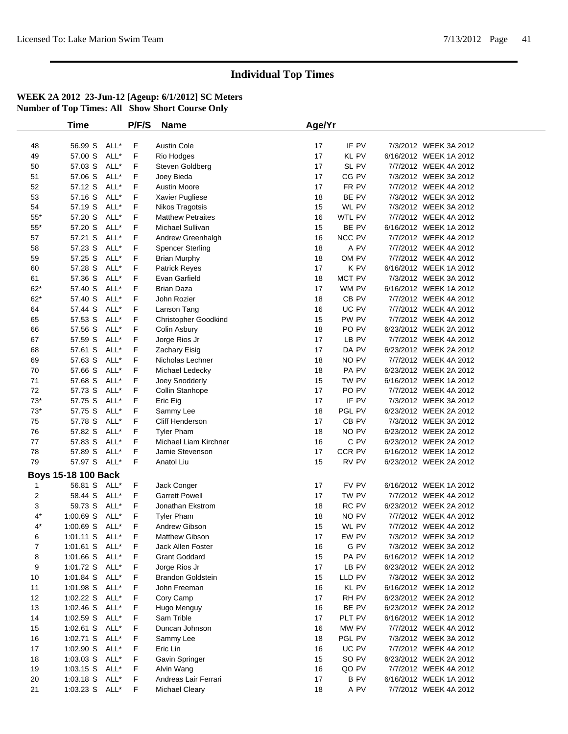# Individual Top Times

**WEEK 2A 2012 23-Jun-12 [Ageup: 6/1/2012] SC Meters**
**Number of Top Times: All Show Short Course Only**

| | Time | | P/F/S | Name | Age/Yr | | |
|---|---|---|---|---|---|---|---|
| 48 | 56.99 S | ALL* | F | Austin Cole | 17 | IF PV | 7/3/2012 WEEK 3A 2012 |
| 49 | 57.00 S | ALL* | F | Rio Hodges | 17 | KL PV | 6/16/2012 WEEK 1A 2012 |
| 50 | 57.03 S | ALL* | F | Steven Goldberg | 17 | SL PV | 7/7/2012 WEEK 4A 2012 |
| 51 | 57.06 S | ALL* | F | Joey Bieda | 17 | CG PV | 7/3/2012 WEEK 3A 2012 |
| 52 | 57.12 S | ALL* | F | Austin Moore | 17 | FR PV | 7/7/2012 WEEK 4A 2012 |
| 53 | 57.16 S | ALL* | F | Xavier Pugliese | 18 | BE PV | 7/3/2012 WEEK 3A 2012 |
| 54 | 57.19 S | ALL* | F | Nikos Tragotsis | 15 | WL PV | 7/3/2012 WEEK 3A 2012 |
| 55* | 57.20 S | ALL* | F | Matthew Petraites | 16 | WTL PV | 7/7/2012 WEEK 4A 2012 |
| 55* | 57.20 S | ALL* | F | Michael Sullivan | 15 | BE PV | 6/16/2012 WEEK 1A 2012 |
| 57 | 57.21 S | ALL* | F | Andrew Greenhalgh | 16 | NCC PV | 7/7/2012 WEEK 4A 2012 |
| 58 | 57.23 S | ALL* | F | Spencer Sterling | 18 | A PV | 7/7/2012 WEEK 4A 2012 |
| 59 | 57.25 S | ALL* | F | Brian Murphy | 18 | OM PV | 7/7/2012 WEEK 4A 2012 |
| 60 | 57.28 S | ALL* | F | Patrick Reyes | 17 | K PV | 6/16/2012 WEEK 1A 2012 |
| 61 | 57.36 S | ALL* | F | Evan Garfield | 18 | MCT PV | 7/3/2012 WEEK 3A 2012 |
| 62* | 57.40 S | ALL* | F | Brian Daza | 17 | WM PV | 6/16/2012 WEEK 1A 2012 |
| 62* | 57.40 S | ALL* | F | John Rozier | 18 | CB PV | 7/7/2012 WEEK 4A 2012 |
| 64 | 57.44 S | ALL* | F | Lanson Tang | 16 | UC PV | 7/7/2012 WEEK 4A 2012 |
| 65 | 57.53 S | ALL* | F | Christopher Goodkind | 15 | PW PV | 7/7/2012 WEEK 4A 2012 |
| 66 | 57.56 S | ALL* | F | Colin Asbury | 18 | PO PV | 6/23/2012 WEEK 2A 2012 |
| 67 | 57.59 S | ALL* | F | Jorge Rios Jr | 17 | LB PV | 7/7/2012 WEEK 4A 2012 |
| 68 | 57.61 S | ALL* | F | Zachary Eisig | 17 | DA PV | 6/23/2012 WEEK 2A 2012 |
| 69 | 57.63 S | ALL* | F | Nicholas Lechner | 18 | NO PV | 7/7/2012 WEEK 4A 2012 |
| 70 | 57.66 S | ALL* | F | Michael Ledecky | 18 | PA PV | 6/23/2012 WEEK 2A 2012 |
| 71 | 57.68 S | ALL* | F | Joey Snodderly | 15 | TW PV | 6/16/2012 WEEK 1A 2012 |
| 72 | 57.73 S | ALL* | F | Collin Stanhope | 17 | PO PV | 7/7/2012 WEEK 4A 2012 |
| 73* | 57.75 S | ALL* | F | Eric Eig | 17 | IF PV | 7/3/2012 WEEK 3A 2012 |
| 73* | 57.75 S | ALL* | F | Sammy Lee | 18 | PGL PV | 6/23/2012 WEEK 2A 2012 |
| 75 | 57.78 S | ALL* | F | Cliff Henderson | 17 | CB PV | 7/3/2012 WEEK 3A 2012 |
| 76 | 57.82 S | ALL* | F | Tyler Pham | 18 | NO PV | 6/23/2012 WEEK 2A 2012 |
| 77 | 57.83 S | ALL* | F | Michael Liam Kirchner | 16 | C PV | 6/23/2012 WEEK 2A 2012 |
| 78 | 57.89 S | ALL* | F | Jamie Stevenson | 17 | CCR PV | 6/16/2012 WEEK 1A 2012 |
| 79 | 57.97 S | ALL* | F | Anatol Liu | 15 | RV PV | 6/23/2012 WEEK 2A 2012 |

**Boys 15-18 100 Back**

| | Time | | P/F/S | Name | Age/Yr | | |
|---|---|---|---|---|---|---|---|
| 1 | 56.81 S | ALL* | F | Jack Conger | 17 | FV PV | 6/16/2012 WEEK 1A 2012 |
| 2 | 58.44 S | ALL* | F | Garrett Powell | 17 | TW PV | 7/7/2012 WEEK 4A 2012 |
| 3 | 59.73 S | ALL* | F | Jonathan Ekstrom | 18 | RC PV | 6/23/2012 WEEK 2A 2012 |
| 4* | 1:00.69 S | ALL* | F | Tyler Pham | 18 | NO PV | 7/7/2012 WEEK 4A 2012 |
| 4* | 1:00.69 S | ALL* | F | Andrew Gibson | 15 | WL PV | 7/7/2012 WEEK 4A 2012 |
| 6 | 1:01.11 S | ALL* | F | Matthew Gibson | 17 | EW PV | 7/3/2012 WEEK 3A 2012 |
| 7 | 1:01.61 S | ALL* | F | Jack Allen Foster | 16 | G PV | 7/3/2012 WEEK 3A 2012 |
| 8 | 1:01.66 S | ALL* | F | Grant Goddard | 15 | PA PV | 6/16/2012 WEEK 1A 2012 |
| 9 | 1:01.72 S | ALL* | F | Jorge Rios Jr | 17 | LB PV | 6/23/2012 WEEK 2A 2012 |
| 10 | 1:01.84 S | ALL* | F | Brandon Goldstein | 15 | LLD PV | 7/3/2012 WEEK 3A 2012 |
| 11 | 1:01.98 S | ALL* | F | John Freeman | 16 | KL PV | 6/16/2012 WEEK 1A 2012 |
| 12 | 1:02.22 S | ALL* | F | Cory Camp | 17 | RH PV | 6/23/2012 WEEK 2A 2012 |
| 13 | 1:02.46 S | ALL* | F | Hugo Menguy | 16 | BE PV | 6/23/2012 WEEK 2A 2012 |
| 14 | 1:02.59 S | ALL* | F | Sam Trible | 17 | PLT PV | 6/16/2012 WEEK 1A 2012 |
| 15 | 1:02.61 S | ALL* | F | Duncan Johnson | 16 | MW PV | 7/7/2012 WEEK 4A 2012 |
| 16 | 1:02.71 S | ALL* | F | Sammy Lee | 18 | PGL PV | 7/3/2012 WEEK 3A 2012 |
| 17 | 1:02.90 S | ALL* | F | Eric Lin | 16 | UC PV | 7/7/2012 WEEK 4A 2012 |
| 18 | 1:03.03 S | ALL* | F | Gavin Springer | 15 | SO PV | 6/23/2012 WEEK 2A 2012 |
| 19 | 1:03.15 S | ALL* | F | Alvin Wang | 16 | QO PV | 7/7/2012 WEEK 4A 2012 |
| 20 | 1:03.18 S | ALL* | F | Andreas Lair Ferrari | 17 | B PV | 6/16/2012 WEEK 1A 2012 |
| 21 | 1:03.23 S | ALL* | F | Michael Cleary | 18 | A PV | 7/7/2012 WEEK 4A 2012 |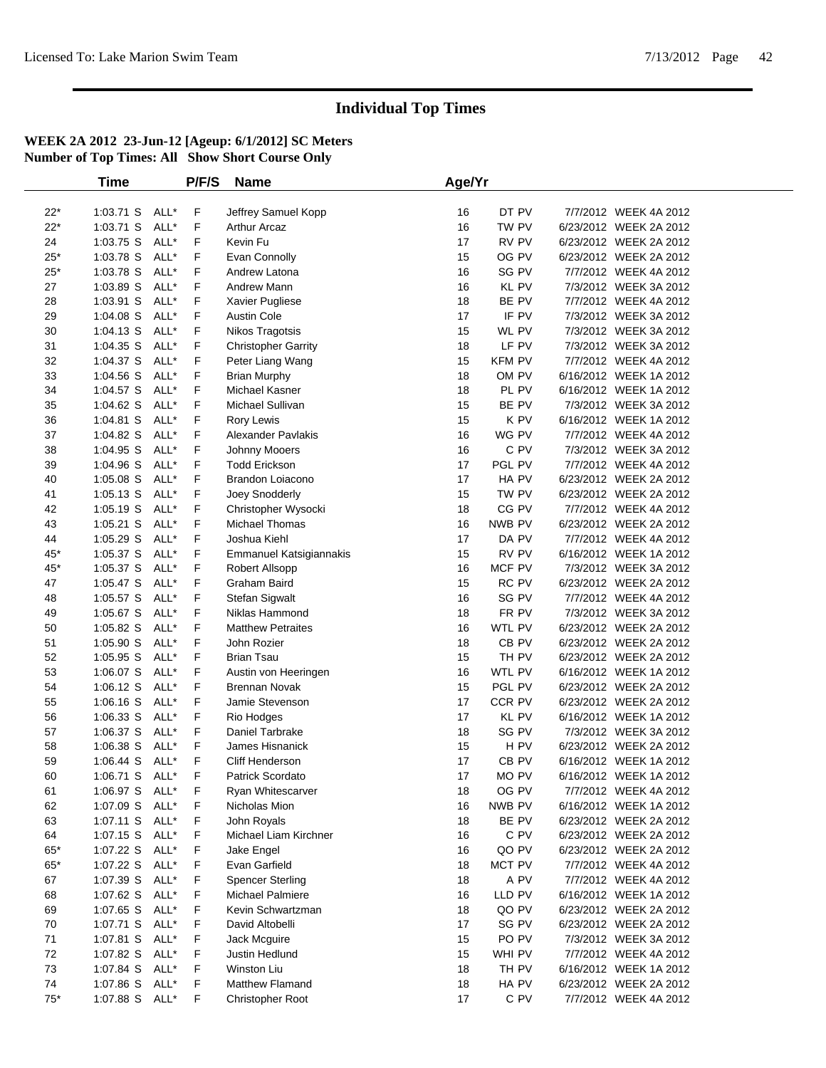# Individual Top Times

**WEEK 2A 2012 23-Jun-12 [Ageup: 6/1/2012] SC Meters**
**Number of Top Times: All Show Short Course Only**

| | Time | | P/F/S | Name | Age/Yr | | | |
|---|---|---|---|---|---|---|---|---|
| 22* | 1:03.71 S | ALL* | F | Jeffrey Samuel Kopp | 16 | DT PV | 7/7/2012 | WEEK 4A 2012 |
| 22* | 1:03.71 S | ALL* | F | Arthur Arcaz | 16 | TW PV | 6/23/2012 | WEEK 2A 2012 |
| 24 | 1:03.75 S | ALL* | F | Kevin Fu | 17 | RV PV | 6/23/2012 | WEEK 2A 2012 |
| 25* | 1:03.78 S | ALL* | F | Evan Connolly | 15 | OG PV | 6/23/2012 | WEEK 2A 2012 |
| 25* | 1:03.78 S | ALL* | F | Andrew Latona | 16 | SG PV | 7/7/2012 | WEEK 4A 2012 |
| 27 | 1:03.89 S | ALL* | F | Andrew Mann | 16 | KL PV | 7/3/2012 | WEEK 3A 2012 |
| 28 | 1:03.91 S | ALL* | F | Xavier Pugliese | 18 | BE PV | 7/7/2012 | WEEK 4A 2012 |
| 29 | 1:04.08 S | ALL* | F | Austin Cole | 17 | IF PV | 7/3/2012 | WEEK 3A 2012 |
| 30 | 1:04.13 S | ALL* | F | Nikos Tragotsis | 15 | WL PV | 7/3/2012 | WEEK 3A 2012 |
| 31 | 1:04.35 S | ALL* | F | Christopher Garrity | 18 | LF PV | 7/3/2012 | WEEK 3A 2012 |
| 32 | 1:04.37 S | ALL* | F | Peter Liang Wang | 15 | KFM PV | 7/7/2012 | WEEK 4A 2012 |
| 33 | 1:04.56 S | ALL* | F | Brian Murphy | 18 | OM PV | 6/16/2012 | WEEK 1A 2012 |
| 34 | 1:04.57 S | ALL* | F | Michael Kasner | 18 | PL PV | 6/16/2012 | WEEK 1A 2012 |
| 35 | 1:04.62 S | ALL* | F | Michael Sullivan | 15 | BE PV | 7/3/2012 | WEEK 3A 2012 |
| 36 | 1:04.81 S | ALL* | F | Rory Lewis | 15 | K PV | 6/16/2012 | WEEK 1A 2012 |
| 37 | 1:04.82 S | ALL* | F | Alexander Pavlakis | 16 | WG PV | 7/7/2012 | WEEK 4A 2012 |
| 38 | 1:04.95 S | ALL* | F | Johnny Mooers | 16 | C PV | 7/3/2012 | WEEK 3A 2012 |
| 39 | 1:04.96 S | ALL* | F | Todd Erickson | 17 | PGL PV | 7/7/2012 | WEEK 4A 2012 |
| 40 | 1:05.08 S | ALL* | F | Brandon Loiacono | 17 | HA PV | 6/23/2012 | WEEK 2A 2012 |
| 41 | 1:05.13 S | ALL* | F | Joey Snodderly | 15 | TW PV | 6/23/2012 | WEEK 2A 2012 |
| 42 | 1:05.19 S | ALL* | F | Christopher Wysocki | 18 | CG PV | 7/7/2012 | WEEK 4A 2012 |
| 43 | 1:05.21 S | ALL* | F | Michael Thomas | 16 | NWB PV | 6/23/2012 | WEEK 2A 2012 |
| 44 | 1:05.29 S | ALL* | F | Joshua Kiehl | 17 | DA PV | 7/7/2012 | WEEK 4A 2012 |
| 45* | 1:05.37 S | ALL* | F | Emmanuel Katsigiannakis | 15 | RV PV | 6/16/2012 | WEEK 1A 2012 |
| 45* | 1:05.37 S | ALL* | F | Robert Allsopp | 16 | MCF PV | 7/3/2012 | WEEK 3A 2012 |
| 47 | 1:05.47 S | ALL* | F | Graham Baird | 15 | RC PV | 6/23/2012 | WEEK 2A 2012 |
| 48 | 1:05.57 S | ALL* | F | Stefan Sigwalt | 16 | SG PV | 7/7/2012 | WEEK 4A 2012 |
| 49 | 1:05.67 S | ALL* | F | Niklas Hammond | 18 | FR PV | 7/3/2012 | WEEK 3A 2012 |
| 50 | 1:05.82 S | ALL* | F | Matthew Petraites | 16 | WTL PV | 6/23/2012 | WEEK 2A 2012 |
| 51 | 1:05.90 S | ALL* | F | John Rozier | 18 | CB PV | 6/23/2012 | WEEK 2A 2012 |
| 52 | 1:05.95 S | ALL* | F | Brian Tsau | 15 | TH PV | 6/23/2012 | WEEK 2A 2012 |
| 53 | 1:06.07 S | ALL* | F | Austin von Heeringen | 16 | WTL PV | 6/16/2012 | WEEK 1A 2012 |
| 54 | 1:06.12 S | ALL* | F | Brennan Novak | 15 | PGL PV | 6/23/2012 | WEEK 2A 2012 |
| 55 | 1:06.16 S | ALL* | F | Jamie Stevenson | 17 | CCR PV | 6/23/2012 | WEEK 2A 2012 |
| 56 | 1:06.33 S | ALL* | F | Rio Hodges | 17 | KL PV | 6/16/2012 | WEEK 1A 2012 |
| 57 | 1:06.37 S | ALL* | F | Daniel Tarbrake | 18 | SG PV | 7/3/2012 | WEEK 3A 2012 |
| 58 | 1:06.38 S | ALL* | F | James Hisnanick | 15 | H PV | 6/23/2012 | WEEK 2A 2012 |
| 59 | 1:06.44 S | ALL* | F | Cliff Henderson | 17 | CB PV | 6/16/2012 | WEEK 1A 2012 |
| 60 | 1:06.71 S | ALL* | F | Patrick Scordato | 17 | MO PV | 6/16/2012 | WEEK 1A 2012 |
| 61 | 1:06.97 S | ALL* | F | Ryan Whitescarver | 18 | OG PV | 7/7/2012 | WEEK 4A 2012 |
| 62 | 1:07.09 S | ALL* | F | Nicholas Mion | 16 | NWB PV | 6/16/2012 | WEEK 1A 2012 |
| 63 | 1:07.11 S | ALL* | F | John Royals | 18 | BE PV | 6/23/2012 | WEEK 2A 2012 |
| 64 | 1:07.15 S | ALL* | F | Michael Liam Kirchner | 16 | C PV | 6/23/2012 | WEEK 2A 2012 |
| 65* | 1:07.22 S | ALL* | F | Jake Engel | 16 | QO PV | 6/23/2012 | WEEK 2A 2012 |
| 65* | 1:07.22 S | ALL* | F | Evan Garfield | 18 | MCT PV | 7/7/2012 | WEEK 4A 2012 |
| 67 | 1:07.39 S | ALL* | F | Spencer Sterling | 18 | A PV | 7/7/2012 | WEEK 4A 2012 |
| 68 | 1:07.62 S | ALL* | F | Michael Palmiere | 16 | LLD PV | 6/16/2012 | WEEK 1A 2012 |
| 69 | 1:07.65 S | ALL* | F | Kevin Schwartzman | 18 | QO PV | 6/23/2012 | WEEK 2A 2012 |
| 70 | 1:07.71 S | ALL* | F | David Altobelli | 17 | SG PV | 6/23/2012 | WEEK 2A 2012 |
| 71 | 1:07.81 S | ALL* | F | Jack Mcguire | 15 | PO PV | 7/3/2012 | WEEK 3A 2012 |
| 72 | 1:07.82 S | ALL* | F | Justin Hedlund | 15 | WHI PV | 7/7/2012 | WEEK 4A 2012 |
| 73 | 1:07.84 S | ALL* | F | Winston Liu | 18 | TH PV | 6/16/2012 | WEEK 1A 2012 |
| 74 | 1:07.86 S | ALL* | F | Matthew Flamand | 18 | HA PV | 6/23/2012 | WEEK 2A 2012 |
| 75* | 1:07.88 S | ALL* | F | Christopher Root | 17 | C PV | 7/7/2012 | WEEK 4A 2012 |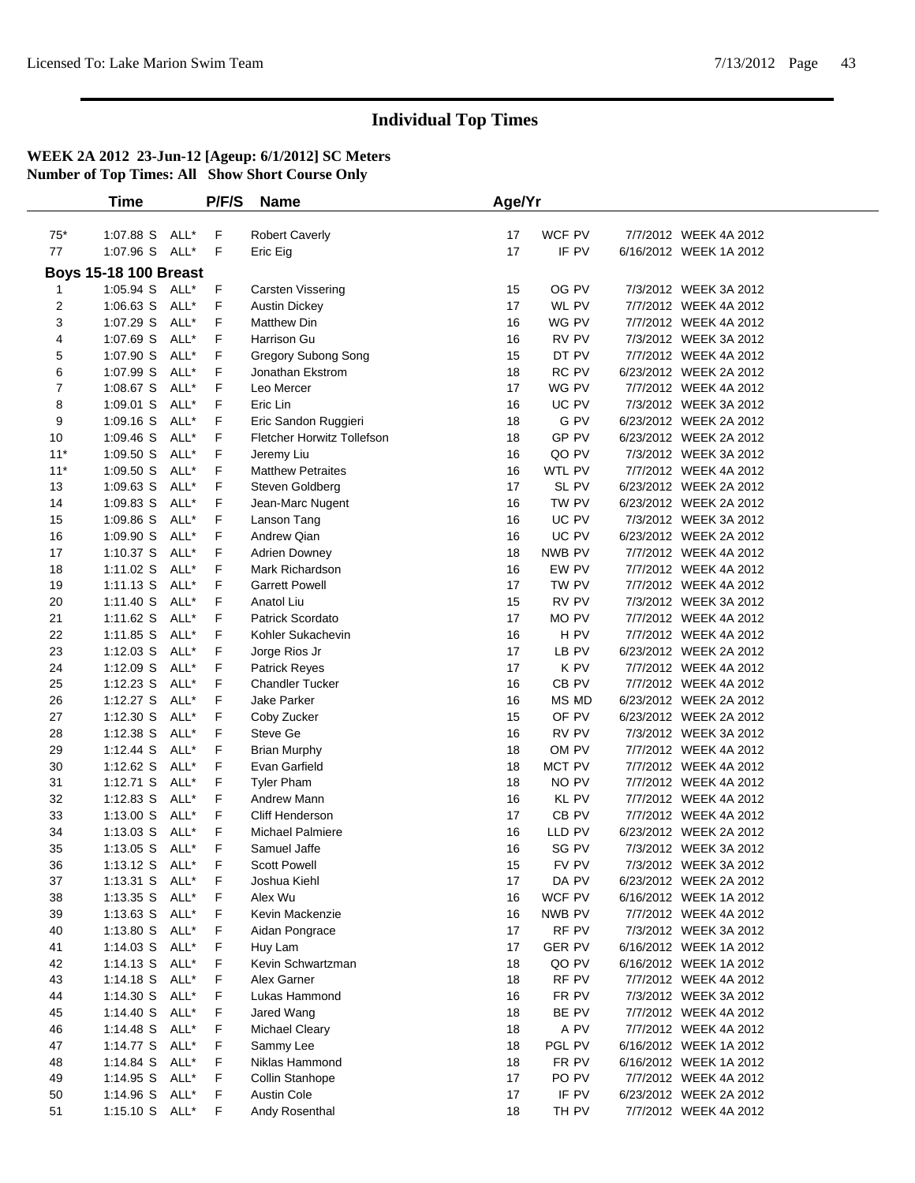# Individual Top Times

**WEEK 2A 2012 23-Jun-12 [Ageup: 6/1/2012] SC Meters**
**Number of Top Times: All Show Short Course Only**

| | Time | | P/F/S | Name | Age/Yr | | | |
|---|---|---|---|---|---|---|---|---|
| 75* | 1:07.88 S | ALL* | F | Robert Caverly | 17 | WCF PV | 7/7/2012 | WEEK 4A 2012 |
| 77 | 1:07.96 S | ALL* | F | Eric Eig | 17 | IF PV | 6/16/2012 | WEEK 1A 2012 |
| **Boys 15-18 100 Breast** | | | | | | | | |
| 1 | 1:05.94 S | ALL* | F | Carsten Vissering | 15 | OG PV | 7/3/2012 | WEEK 3A 2012 |
| 2 | 1:06.63 S | ALL* | F | Austin Dickey | 17 | WL PV | 7/7/2012 | WEEK 4A 2012 |
| 3 | 1:07.29 S | ALL* | F | Matthew Din | 16 | WG PV | 7/7/2012 | WEEK 4A 2012 |
| 4 | 1:07.69 S | ALL* | F | Harrison Gu | 16 | RV PV | 7/3/2012 | WEEK 3A 2012 |
| 5 | 1:07.90 S | ALL* | F | Gregory Subong Song | 15 | DT PV | 7/7/2012 | WEEK 4A 2012 |
| 6 | 1:07.99 S | ALL* | F | Jonathan Ekstrom | 18 | RC PV | 6/23/2012 | WEEK 2A 2012 |
| 7 | 1:08.67 S | ALL* | F | Leo Mercer | 17 | WG PV | 7/7/2012 | WEEK 4A 2012 |
| 8 | 1:09.01 S | ALL* | F | Eric Lin | 16 | UC PV | 7/3/2012 | WEEK 3A 2012 |
| 9 | 1:09.16 S | ALL* | F | Eric Sandon Ruggieri | 18 | G PV | 6/23/2012 | WEEK 2A 2012 |
| 10 | 1:09.46 S | ALL* | F | Fletcher Horwitz Tollefson | 18 | GP PV | 6/23/2012 | WEEK 2A 2012 |
| 11* | 1:09.50 S | ALL* | F | Jeremy Liu | 16 | QO PV | 7/3/2012 | WEEK 3A 2012 |
| 11* | 1:09.50 S | ALL* | F | Matthew Petraites | 16 | WTL PV | 7/7/2012 | WEEK 4A 2012 |
| 13 | 1:09.63 S | ALL* | F | Steven Goldberg | 17 | SL PV | 6/23/2012 | WEEK 2A 2012 |
| 14 | 1:09.83 S | ALL* | F | Jean-Marc Nugent | 16 | TW PV | 6/23/2012 | WEEK 2A 2012 |
| 15 | 1:09.86 S | ALL* | F | Lanson Tang | 16 | UC PV | 7/3/2012 | WEEK 3A 2012 |
| 16 | 1:09.90 S | ALL* | F | Andrew Qian | 16 | UC PV | 6/23/2012 | WEEK 2A 2012 |
| 17 | 1:10.37 S | ALL* | F | Adrien Downey | 18 | NWB PV | 7/7/2012 | WEEK 4A 2012 |
| 18 | 1:11.02 S | ALL* | F | Mark Richardson | 16 | EW PV | 7/7/2012 | WEEK 4A 2012 |
| 19 | 1:11.13 S | ALL* | F | Garrett Powell | 17 | TW PV | 7/7/2012 | WEEK 4A 2012 |
| 20 | 1:11.40 S | ALL* | F | Anatol Liu | 15 | RV PV | 7/3/2012 | WEEK 3A 2012 |
| 21 | 1:11.62 S | ALL* | F | Patrick Scordato | 17 | MO PV | 7/7/2012 | WEEK 4A 2012 |
| 22 | 1:11.85 S | ALL* | F | Kohler Sukachevin | 16 | H PV | 7/7/2012 | WEEK 4A 2012 |
| 23 | 1:12.03 S | ALL* | F | Jorge Rios Jr | 17 | LB PV | 6/23/2012 | WEEK 2A 2012 |
| 24 | 1:12.09 S | ALL* | F | Patrick Reyes | 17 | K PV | 7/7/2012 | WEEK 4A 2012 |
| 25 | 1:12.23 S | ALL* | F | Chandler Tucker | 16 | CB PV | 7/7/2012 | WEEK 4A 2012 |
| 26 | 1:12.27 S | ALL* | F | Jake Parker | 16 | MS MD | 6/23/2012 | WEEK 2A 2012 |
| 27 | 1:12.30 S | ALL* | F | Coby Zucker | 15 | OF PV | 6/23/2012 | WEEK 2A 2012 |
| 28 | 1:12.38 S | ALL* | F | Steve Ge | 16 | RV PV | 7/3/2012 | WEEK 3A 2012 |
| 29 | 1:12.44 S | ALL* | F | Brian Murphy | 18 | OM PV | 7/7/2012 | WEEK 4A 2012 |
| 30 | 1:12.62 S | ALL* | F | Evan Garfield | 18 | MCT PV | 7/7/2012 | WEEK 4A 2012 |
| 31 | 1:12.71 S | ALL* | F | Tyler Pham | 18 | NO PV | 7/7/2012 | WEEK 4A 2012 |
| 32 | 1:12.83 S | ALL* | F | Andrew Mann | 16 | KL PV | 7/7/2012 | WEEK 4A 2012 |
| 33 | 1:13.00 S | ALL* | F | Cliff Henderson | 17 | CB PV | 7/7/2012 | WEEK 4A 2012 |
| 34 | 1:13.03 S | ALL* | F | Michael Palmiere | 16 | LLD PV | 6/23/2012 | WEEK 2A 2012 |
| 35 | 1:13.05 S | ALL* | F | Samuel Jaffe | 16 | SG PV | 7/3/2012 | WEEK 3A 2012 |
| 36 | 1:13.12 S | ALL* | F | Scott Powell | 15 | FV PV | 7/3/2012 | WEEK 3A 2012 |
| 37 | 1:13.31 S | ALL* | F | Joshua Kiehl | 17 | DA PV | 6/23/2012 | WEEK 2A 2012 |
| 38 | 1:13.35 S | ALL* | F | Alex Wu | 16 | WCF PV | 6/16/2012 | WEEK 1A 2012 |
| 39 | 1:13.63 S | ALL* | F | Kevin Mackenzie | 16 | NWB PV | 7/7/2012 | WEEK 4A 2012 |
| 40 | 1:13.80 S | ALL* | F | Aidan Pongrace | 17 | RF PV | 7/3/2012 | WEEK 3A 2012 |
| 41 | 1:14.03 S | ALL* | F | Huy Lam | 17 | GER PV | 6/16/2012 | WEEK 1A 2012 |
| 42 | 1:14.13 S | ALL* | F | Kevin Schwartzman | 18 | QO PV | 6/16/2012 | WEEK 1A 2012 |
| 43 | 1:14.18 S | ALL* | F | Alex Garner | 18 | RF PV | 7/7/2012 | WEEK 4A 2012 |
| 44 | 1:14.30 S | ALL* | F | Lukas Hammond | 16 | FR PV | 7/3/2012 | WEEK 3A 2012 |
| 45 | 1:14.40 S | ALL* | F | Jared Wang | 18 | BE PV | 7/7/2012 | WEEK 4A 2012 |
| 46 | 1:14.48 S | ALL* | F | Michael Cleary | 18 | A PV | 7/7/2012 | WEEK 4A 2012 |
| 47 | 1:14.77 S | ALL* | F | Sammy Lee | 18 | PGL PV | 6/16/2012 | WEEK 1A 2012 |
| 48 | 1:14.84 S | ALL* | F | Niklas Hammond | 18 | FR PV | 6/16/2012 | WEEK 1A 2012 |
| 49 | 1:14.95 S | ALL* | F | Collin Stanhope | 17 | PO PV | 7/7/2012 | WEEK 4A 2012 |
| 50 | 1:14.96 S | ALL* | F | Austin Cole | 17 | IF PV | 6/23/2012 | WEEK 2A 2012 |
| 51 | 1:15.10 S | ALL* | F | Andy Rosenthal | 18 | TH PV | 7/7/2012 | WEEK 4A 2012 |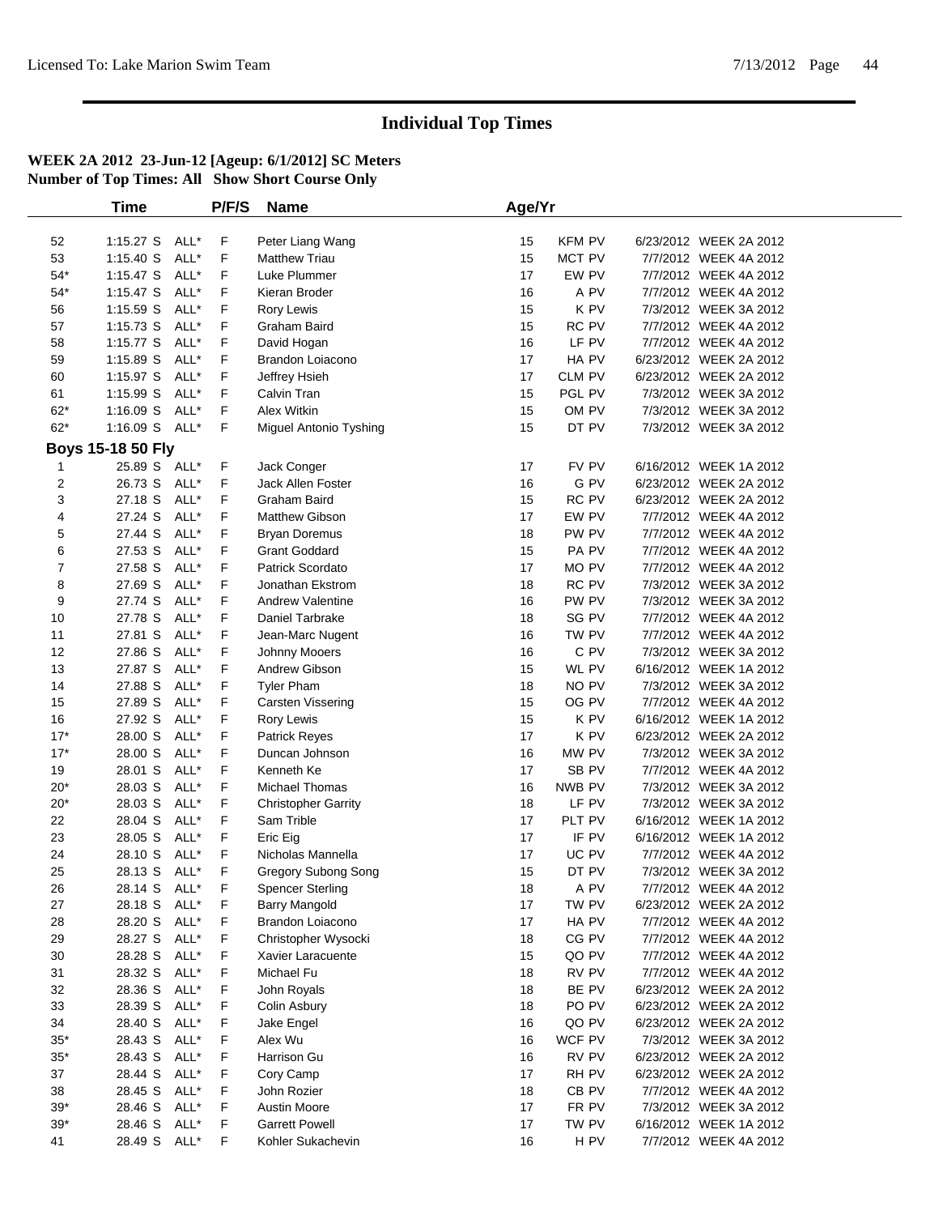# Individual Top Times

**WEEK 2A 2012 23-Jun-12 [Ageup: 6/1/2012] SC Meters**
**Number of Top Times: All Show Short Course Only**

| | Time | | P/F/S | Name | Age/Yr | | | |
|---|---|---|---|---|---|---|---|---|
| 52 | 1:15.27 S | ALL* | F | Peter Liang Wang | 15 | KFM PV | 6/23/2012 | WEEK 2A 2012 |
| 53 | 1:15.40 S | ALL* | F | Matthew Triau | 15 | MCT PV | 7/7/2012 | WEEK 4A 2012 |
| 54* | 1:15.47 S | ALL* | F | Luke Plummer | 17 | EW PV | 7/7/2012 | WEEK 4A 2012 |
| 54* | 1:15.47 S | ALL* | F | Kieran Broder | 16 | A PV | 7/7/2012 | WEEK 4A 2012 |
| 56 | 1:15.59 S | ALL* | F | Rory Lewis | 15 | K PV | 7/3/2012 | WEEK 3A 2012 |
| 57 | 1:15.73 S | ALL* | F | Graham Baird | 15 | RC PV | 7/7/2012 | WEEK 4A 2012 |
| 58 | 1:15.77 S | ALL* | F | David Hogan | 16 | LF PV | 7/7/2012 | WEEK 4A 2012 |
| 59 | 1:15.89 S | ALL* | F | Brandon Loiacono | 17 | HA PV | 6/23/2012 | WEEK 2A 2012 |
| 60 | 1:15.97 S | ALL* | F | Jeffrey Hsieh | 17 | CLM PV | 6/23/2012 | WEEK 2A 2012 |
| 61 | 1:15.99 S | ALL* | F | Calvin Tran | 15 | PGL PV | 7/3/2012 | WEEK 3A 2012 |
| 62* | 1:16.09 S | ALL* | F | Alex Witkin | 15 | OM PV | 7/3/2012 | WEEK 3A 2012 |
| 62* | 1:16.09 S | ALL* | F | Miguel Antonio Tyshing | 15 | DT PV | 7/3/2012 | WEEK 3A 2012 |
| **Boys 15-18 50 Fly** | | | | | | | | |
| 1 | 25.89 S | ALL* | F | Jack Conger | 17 | FV PV | 6/16/2012 | WEEK 1A 2012 |
| 2 | 26.73 S | ALL* | F | Jack Allen Foster | 16 | G PV | 6/23/2012 | WEEK 2A 2012 |
| 3 | 27.18 S | ALL* | F | Graham Baird | 15 | RC PV | 6/23/2012 | WEEK 2A 2012 |
| 4 | 27.24 S | ALL* | F | Matthew Gibson | 17 | EW PV | 7/7/2012 | WEEK 4A 2012 |
| 5 | 27.44 S | ALL* | F | Bryan Doremus | 18 | PW PV | 7/7/2012 | WEEK 4A 2012 |
| 6 | 27.53 S | ALL* | F | Grant Goddard | 15 | PA PV | 7/7/2012 | WEEK 4A 2012 |
| 7 | 27.58 S | ALL* | F | Patrick Scordato | 17 | MO PV | 7/7/2012 | WEEK 4A 2012 |
| 8 | 27.69 S | ALL* | F | Jonathan Ekstrom | 18 | RC PV | 7/3/2012 | WEEK 3A 2012 |
| 9 | 27.74 S | ALL* | F | Andrew Valentine | 16 | PW PV | 7/3/2012 | WEEK 3A 2012 |
| 10 | 27.78 S | ALL* | F | Daniel Tarbrake | 18 | SG PV | 7/7/2012 | WEEK 4A 2012 |
| 11 | 27.81 S | ALL* | F | Jean-Marc Nugent | 16 | TW PV | 7/7/2012 | WEEK 4A 2012 |
| 12 | 27.86 S | ALL* | F | Johnny Mooers | 16 | C PV | 7/3/2012 | WEEK 3A 2012 |
| 13 | 27.87 S | ALL* | F | Andrew Gibson | 15 | WL PV | 6/16/2012 | WEEK 1A 2012 |
| 14 | 27.88 S | ALL* | F | Tyler Pham | 18 | NO PV | 7/3/2012 | WEEK 3A 2012 |
| 15 | 27.89 S | ALL* | F | Carsten Vissering | 15 | OG PV | 7/7/2012 | WEEK 4A 2012 |
| 16 | 27.92 S | ALL* | F | Rory Lewis | 15 | K PV | 6/16/2012 | WEEK 1A 2012 |
| 17* | 28.00 S | ALL* | F | Patrick Reyes | 17 | K PV | 6/23/2012 | WEEK 2A 2012 |
| 17* | 28.00 S | ALL* | F | Duncan Johnson | 16 | MW PV | 7/3/2012 | WEEK 3A 2012 |
| 19 | 28.01 S | ALL* | F | Kenneth Ke | 17 | SB PV | 7/7/2012 | WEEK 4A 2012 |
| 20* | 28.03 S | ALL* | F | Michael Thomas | 16 | NWB PV | 7/3/2012 | WEEK 3A 2012 |
| 20* | 28.03 S | ALL* | F | Christopher Garrity | 18 | LF PV | 7/3/2012 | WEEK 3A 2012 |
| 22 | 28.04 S | ALL* | F | Sam Trible | 17 | PLT PV | 6/16/2012 | WEEK 1A 2012 |
| 23 | 28.05 S | ALL* | F | Eric Eig | 17 | IF PV | 6/16/2012 | WEEK 1A 2012 |
| 24 | 28.10 S | ALL* | F | Nicholas Mannella | 17 | UC PV | 7/7/2012 | WEEK 4A 2012 |
| 25 | 28.13 S | ALL* | F | Gregory Subong Song | 15 | DT PV | 7/3/2012 | WEEK 3A 2012 |
| 26 | 28.14 S | ALL* | F | Spencer Sterling | 18 | A PV | 7/7/2012 | WEEK 4A 2012 |
| 27 | 28.18 S | ALL* | F | Barry Mangold | 17 | TW PV | 6/23/2012 | WEEK 2A 2012 |
| 28 | 28.20 S | ALL* | F | Brandon Loiacono | 17 | HA PV | 7/7/2012 | WEEK 4A 2012 |
| 29 | 28.27 S | ALL* | F | Christopher Wysocki | 18 | CG PV | 7/7/2012 | WEEK 4A 2012 |
| 30 | 28.28 S | ALL* | F | Xavier Laracuente | 15 | QO PV | 7/7/2012 | WEEK 4A 2012 |
| 31 | 28.32 S | ALL* | F | Michael Fu | 18 | RV PV | 7/7/2012 | WEEK 4A 2012 |
| 32 | 28.36 S | ALL* | F | John Royals | 18 | BE PV | 6/23/2012 | WEEK 2A 2012 |
| 33 | 28.39 S | ALL* | F | Colin Asbury | 18 | PO PV | 6/23/2012 | WEEK 2A 2012 |
| 34 | 28.40 S | ALL* | F | Jake Engel | 16 | QO PV | 6/23/2012 | WEEK 2A 2012 |
| 35* | 28.43 S | ALL* | F | Alex Wu | 16 | WCF PV | 7/3/2012 | WEEK 3A 2012 |
| 35* | 28.43 S | ALL* | F | Harrison Gu | 16 | RV PV | 6/23/2012 | WEEK 2A 2012 |
| 37 | 28.44 S | ALL* | F | Cory Camp | 17 | RH PV | 6/23/2012 | WEEK 2A 2012 |
| 38 | 28.45 S | ALL* | F | John Rozier | 18 | CB PV | 7/7/2012 | WEEK 4A 2012 |
| 39* | 28.46 S | ALL* | F | Austin Moore | 17 | FR PV | 7/3/2012 | WEEK 3A 2012 |
| 39* | 28.46 S | ALL* | F | Garrett Powell | 17 | TW PV | 6/16/2012 | WEEK 1A 2012 |
| 41 | 28.49 S | ALL* | F | Kohler Sukachevin | 16 | H PV | 7/7/2012 | WEEK 4A 2012 |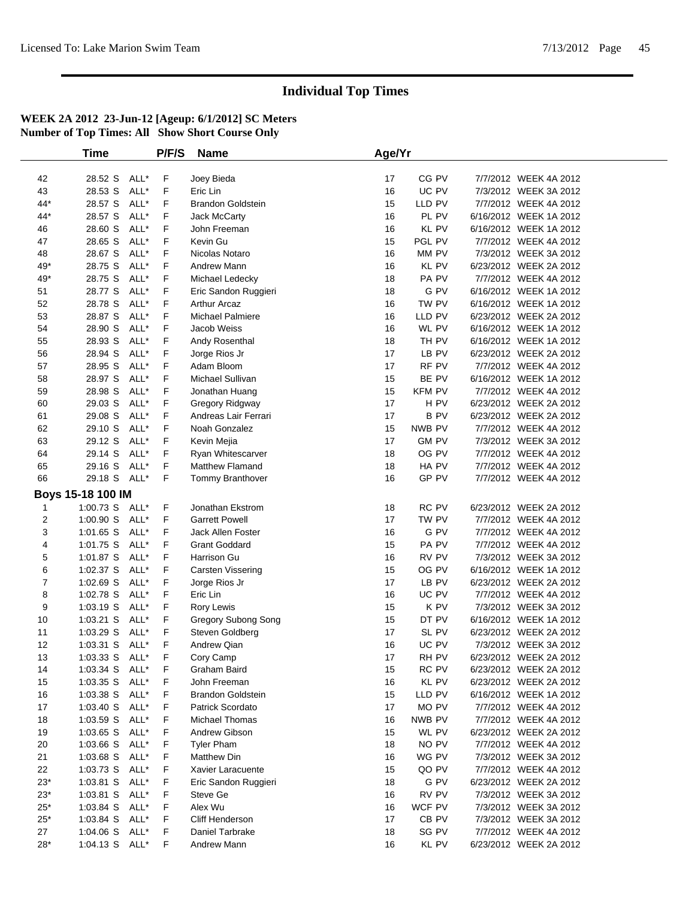# Individual Top Times

**WEEK 2A 2012 23-Jun-12 [Ageup: 6/1/2012] SC Meters**
**Number of Top Times: All Show Short Course Only**

| | Time | | P/F/S | Name | Age/Yr | | |
|---|---|---|---|---|---|---|---|
| 42 | 28.52 S | ALL* | F | Joey Bieda | 17 | CG PV | 7/7/2012 WEEK 4A 2012 |
| 43 | 28.53 S | ALL* | F | Eric Lin | 16 | UC PV | 7/3/2012 WEEK 3A 2012 |
| 44* | 28.57 S | ALL* | F | Brandon Goldstein | 15 | LLD PV | 7/7/2012 WEEK 4A 2012 |
| 44* | 28.57 S | ALL* | F | Jack McCarty | 16 | PL PV | 6/16/2012 WEEK 1A 2012 |
| 46 | 28.60 S | ALL* | F | John Freeman | 16 | KL PV | 6/16/2012 WEEK 1A 2012 |
| 47 | 28.65 S | ALL* | F | Kevin Gu | 15 | PGL PV | 7/7/2012 WEEK 4A 2012 |
| 48 | 28.67 S | ALL* | F | Nicolas Notaro | 16 | MM PV | 7/3/2012 WEEK 3A 2012 |
| 49* | 28.75 S | ALL* | F | Andrew Mann | 16 | KL PV | 6/23/2012 WEEK 2A 2012 |
| 49* | 28.75 S | ALL* | F | Michael Ledecky | 18 | PA PV | 7/7/2012 WEEK 4A 2012 |
| 51 | 28.77 S | ALL* | F | Eric Sandon Ruggieri | 18 | G PV | 6/16/2012 WEEK 1A 2012 |
| 52 | 28.78 S | ALL* | F | Arthur Arcaz | 16 | TW PV | 6/16/2012 WEEK 1A 2012 |
| 53 | 28.87 S | ALL* | F | Michael Palmiere | 16 | LLD PV | 6/23/2012 WEEK 2A 2012 |
| 54 | 28.90 S | ALL* | F | Jacob Weiss | 16 | WL PV | 6/16/2012 WEEK 1A 2012 |
| 55 | 28.93 S | ALL* | F | Andy Rosenthal | 18 | TH PV | 6/16/2012 WEEK 1A 2012 |
| 56 | 28.94 S | ALL* | F | Jorge Rios Jr | 17 | LB PV | 6/23/2012 WEEK 2A 2012 |
| 57 | 28.95 S | ALL* | F | Adam Bloom | 17 | RF PV | 7/7/2012 WEEK 4A 2012 |
| 58 | 28.97 S | ALL* | F | Michael Sullivan | 15 | BE PV | 6/16/2012 WEEK 1A 2012 |
| 59 | 28.98 S | ALL* | F | Jonathan Huang | 15 | KFM PV | 7/7/2012 WEEK 4A 2012 |
| 60 | 29.03 S | ALL* | F | Gregory Ridgway | 17 | H PV | 6/23/2012 WEEK 2A 2012 |
| 61 | 29.08 S | ALL* | F | Andreas Lair Ferrari | 17 | B PV | 6/23/2012 WEEK 2A 2012 |
| 62 | 29.10 S | ALL* | F | Noah Gonzalez | 15 | NWB PV | 7/7/2012 WEEK 4A 2012 |
| 63 | 29.12 S | ALL* | F | Kevin Mejia | 17 | GM PV | 7/3/2012 WEEK 3A 2012 |
| 64 | 29.14 S | ALL* | F | Ryan Whitescarver | 18 | OG PV | 7/7/2012 WEEK 4A 2012 |
| 65 | 29.16 S | ALL* | F | Matthew Flamand | 18 | HA PV | 7/7/2012 WEEK 4A 2012 |
| 66 | 29.18 S | ALL* | F | Tommy Branthover | 16 | GP PV | 7/7/2012 WEEK 4A 2012 |

**Boys 15-18 100 IM**

| | Time | | P/F/S | Name | Age/Yr | | |
|---|---|---|---|---|---|---|---|
| 1 | 1:00.73 S | ALL* | F | Jonathan Ekstrom | 18 | RC PV | 6/23/2012 WEEK 2A 2012 |
| 2 | 1:00.90 S | ALL* | F | Garrett Powell | 17 | TW PV | 7/7/2012 WEEK 4A 2012 |
| 3 | 1:01.65 S | ALL* | F | Jack Allen Foster | 16 | G PV | 7/7/2012 WEEK 4A 2012 |
| 4 | 1:01.75 S | ALL* | F | Grant Goddard | 15 | PA PV | 7/7/2012 WEEK 4A 2012 |
| 5 | 1:01.87 S | ALL* | F | Harrison Gu | 16 | RV PV | 7/3/2012 WEEK 3A 2012 |
| 6 | 1:02.37 S | ALL* | F | Carsten Vissering | 15 | OG PV | 6/16/2012 WEEK 1A 2012 |
| 7 | 1:02.69 S | ALL* | F | Jorge Rios Jr | 17 | LB PV | 6/23/2012 WEEK 2A 2012 |
| 8 | 1:02.78 S | ALL* | F | Eric Lin | 16 | UC PV | 7/7/2012 WEEK 4A 2012 |
| 9 | 1:03.19 S | ALL* | F | Rory Lewis | 15 | K PV | 7/3/2012 WEEK 3A 2012 |
| 10 | 1:03.21 S | ALL* | F | Gregory Subong Song | 15 | DT PV | 6/16/2012 WEEK 1A 2012 |
| 11 | 1:03.29 S | ALL* | F | Steven Goldberg | 17 | SL PV | 6/23/2012 WEEK 2A 2012 |
| 12 | 1:03.31 S | ALL* | F | Andrew Qian | 16 | UC PV | 7/3/2012 WEEK 3A 2012 |
| 13 | 1:03.33 S | ALL* | F | Cory Camp | 17 | RH PV | 6/23/2012 WEEK 2A 2012 |
| 14 | 1:03.34 S | ALL* | F | Graham Baird | 15 | RC PV | 6/23/2012 WEEK 2A 2012 |
| 15 | 1:03.35 S | ALL* | F | John Freeman | 16 | KL PV | 6/23/2012 WEEK 2A 2012 |
| 16 | 1:03.38 S | ALL* | F | Brandon Goldstein | 15 | LLD PV | 6/16/2012 WEEK 1A 2012 |
| 17 | 1:03.40 S | ALL* | F | Patrick Scordato | 17 | MO PV | 7/7/2012 WEEK 4A 2012 |
| 18 | 1:03.59 S | ALL* | F | Michael Thomas | 16 | NWB PV | 7/7/2012 WEEK 4A 2012 |
| 19 | 1:03.65 S | ALL* | F | Andrew Gibson | 15 | WL PV | 6/23/2012 WEEK 2A 2012 |
| 20 | 1:03.66 S | ALL* | F | Tyler Pham | 18 | NO PV | 7/7/2012 WEEK 4A 2012 |
| 21 | 1:03.68 S | ALL* | F | Matthew Din | 16 | WG PV | 7/3/2012 WEEK 3A 2012 |
| 22 | 1:03.73 S | ALL* | F | Xavier Laracuente | 15 | QO PV | 7/7/2012 WEEK 4A 2012 |
| 23* | 1:03.81 S | ALL* | F | Eric Sandon Ruggieri | 18 | G PV | 6/23/2012 WEEK 2A 2012 |
| 23* | 1:03.81 S | ALL* | F | Steve Ge | 16 | RV PV | 7/3/2012 WEEK 3A 2012 |
| 25* | 1:03.84 S | ALL* | F | Alex Wu | 16 | WCF PV | 7/3/2012 WEEK 3A 2012 |
| 25* | 1:03.84 S | ALL* | F | Cliff Henderson | 17 | CB PV | 7/3/2012 WEEK 3A 2012 |
| 27 | 1:04.06 S | ALL* | F | Daniel Tarbrake | 18 | SG PV | 7/7/2012 WEEK 4A 2012 |
| 28* | 1:04.13 S | ALL* | F | Andrew Mann | 16 | KL PV | 6/23/2012 WEEK 2A 2012 |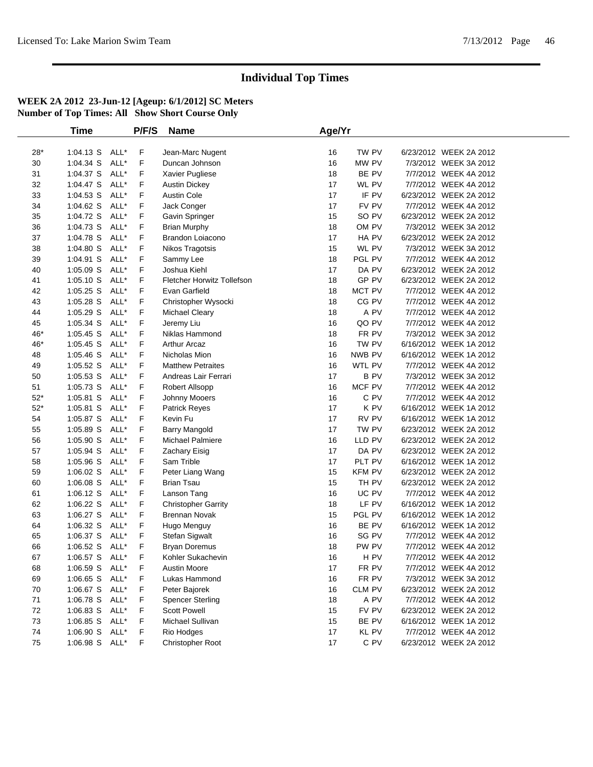# Individual Top Times

**WEEK 2A 2012 23-Jun-12 [Ageup: 6/1/2012] SC Meters**
**Number of Top Times: All Show Short Course Only**

| | Time | | P/F/S | Name | Age/Yr | | | |
|---|---|---|---|---|---|---|---|---|
| 28* | 1:04.13 S | ALL* | F | Jean-Marc Nugent | 16 | TW PV | 6/23/2012 | WEEK 2A 2012 |
| 30 | 1:04.34 S | ALL* | F | Duncan Johnson | 16 | MW PV | 7/3/2012 | WEEK 3A 2012 |
| 31 | 1:04.37 S | ALL* | F | Xavier Pugliese | 18 | BE PV | 7/7/2012 | WEEK 4A 2012 |
| 32 | 1:04.47 S | ALL* | F | Austin Dickey | 17 | WL PV | 7/7/2012 | WEEK 4A 2012 |
| 33 | 1:04.53 S | ALL* | F | Austin Cole | 17 | IF PV | 6/23/2012 | WEEK 2A 2012 |
| 34 | 1:04.62 S | ALL* | F | Jack Conger | 17 | FV PV | 7/7/2012 | WEEK 4A 2012 |
| 35 | 1:04.72 S | ALL* | F | Gavin Springer | 15 | SO PV | 6/23/2012 | WEEK 2A 2012 |
| 36 | 1:04.73 S | ALL* | F | Brian Murphy | 18 | OM PV | 7/3/2012 | WEEK 3A 2012 |
| 37 | 1:04.78 S | ALL* | F | Brandon Loiacono | 17 | HA PV | 6/23/2012 | WEEK 2A 2012 |
| 38 | 1:04.80 S | ALL* | F | Nikos Tragotsis | 15 | WL PV | 7/3/2012 | WEEK 3A 2012 |
| 39 | 1:04.91 S | ALL* | F | Sammy Lee | 18 | PGL PV | 7/7/2012 | WEEK 4A 2012 |
| 40 | 1:05.09 S | ALL* | F | Joshua Kiehl | 17 | DA PV | 6/23/2012 | WEEK 2A 2012 |
| 41 | 1:05.10 S | ALL* | F | Fletcher Horwitz Tollefson | 18 | GP PV | 6/23/2012 | WEEK 2A 2012 |
| 42 | 1:05.25 S | ALL* | F | Evan Garfield | 18 | MCT PV | 7/7/2012 | WEEK 4A 2012 |
| 43 | 1:05.28 S | ALL* | F | Christopher Wysocki | 18 | CG PV | 7/7/2012 | WEEK 4A 2012 |
| 44 | 1:05.29 S | ALL* | F | Michael Cleary | 18 | A PV | 7/7/2012 | WEEK 4A 2012 |
| 45 | 1:05.34 S | ALL* | F | Jeremy Liu | 16 | QO PV | 7/7/2012 | WEEK 4A 2012 |
| 46* | 1:05.45 S | ALL* | F | Niklas Hammond | 18 | FR PV | 7/3/2012 | WEEK 3A 2012 |
| 46* | 1:05.45 S | ALL* | F | Arthur Arcaz | 16 | TW PV | 6/16/2012 | WEEK 1A 2012 |
| 48 | 1:05.46 S | ALL* | F | Nicholas Mion | 16 | NWB PV | 6/16/2012 | WEEK 1A 2012 |
| 49 | 1:05.52 S | ALL* | F | Matthew Petraites | 16 | WTL PV | 7/7/2012 | WEEK 4A 2012 |
| 50 | 1:05.53 S | ALL* | F | Andreas Lair Ferrari | 17 | B PV | 7/3/2012 | WEEK 3A 2012 |
| 51 | 1:05.73 S | ALL* | F | Robert Allsopp | 16 | MCF PV | 7/7/2012 | WEEK 4A 2012 |
| 52* | 1:05.81 S | ALL* | F | Johnny Mooers | 16 | C PV | 7/7/2012 | WEEK 4A 2012 |
| 52* | 1:05.81 S | ALL* | F | Patrick Reyes | 17 | K PV | 6/16/2012 | WEEK 1A 2012 |
| 54 | 1:05.87 S | ALL* | F | Kevin Fu | 17 | RV PV | 6/16/2012 | WEEK 1A 2012 |
| 55 | 1:05.89 S | ALL* | F | Barry Mangold | 17 | TW PV | 6/23/2012 | WEEK 2A 2012 |
| 56 | 1:05.90 S | ALL* | F | Michael Palmiere | 16 | LLD PV | 6/23/2012 | WEEK 2A 2012 |
| 57 | 1:05.94 S | ALL* | F | Zachary Eisig | 17 | DA PV | 6/23/2012 | WEEK 2A 2012 |
| 58 | 1:05.96 S | ALL* | F | Sam Trible | 17 | PLT PV | 6/16/2012 | WEEK 1A 2012 |
| 59 | 1:06.02 S | ALL* | F | Peter Liang Wang | 15 | KFM PV | 6/23/2012 | WEEK 2A 2012 |
| 60 | 1:06.08 S | ALL* | F | Brian Tsau | 15 | TH PV | 6/23/2012 | WEEK 2A 2012 |
| 61 | 1:06.12 S | ALL* | F | Lanson Tang | 16 | UC PV | 7/7/2012 | WEEK 4A 2012 |
| 62 | 1:06.22 S | ALL* | F | Christopher Garrity | 18 | LF PV | 6/16/2012 | WEEK 1A 2012 |
| 63 | 1:06.27 S | ALL* | F | Brennan Novak | 15 | PGL PV | 6/16/2012 | WEEK 1A 2012 |
| 64 | 1:06.32 S | ALL* | F | Hugo Menguy | 16 | BE PV | 6/16/2012 | WEEK 1A 2012 |
| 65 | 1:06.37 S | ALL* | F | Stefan Sigwalt | 16 | SG PV | 7/7/2012 | WEEK 4A 2012 |
| 66 | 1:06.52 S | ALL* | F | Bryan Doremus | 18 | PW PV | 7/7/2012 | WEEK 4A 2012 |
| 67 | 1:06.57 S | ALL* | F | Kohler Sukachevin | 16 | H PV | 7/7/2012 | WEEK 4A 2012 |
| 68 | 1:06.59 S | ALL* | F | Austin Moore | 17 | FR PV | 7/7/2012 | WEEK 4A 2012 |
| 69 | 1:06.65 S | ALL* | F | Lukas Hammond | 16 | FR PV | 7/3/2012 | WEEK 3A 2012 |
| 70 | 1:06.67 S | ALL* | F | Peter Bajorek | 16 | CLM PV | 6/23/2012 | WEEK 2A 2012 |
| 71 | 1:06.78 S | ALL* | F | Spencer Sterling | 18 | A PV | 7/7/2012 | WEEK 4A 2012 |
| 72 | 1:06.83 S | ALL* | F | Scott Powell | 15 | FV PV | 6/23/2012 | WEEK 2A 2012 |
| 73 | 1:06.85 S | ALL* | F | Michael Sullivan | 15 | BE PV | 6/16/2012 | WEEK 1A 2012 |
| 74 | 1:06.90 S | ALL* | F | Rio Hodges | 17 | KL PV | 7/7/2012 | WEEK 4A 2012 |
| 75 | 1:06.98 S | ALL* | F | Christopher Root | 17 | C PV | 6/23/2012 | WEEK 2A 2012 |